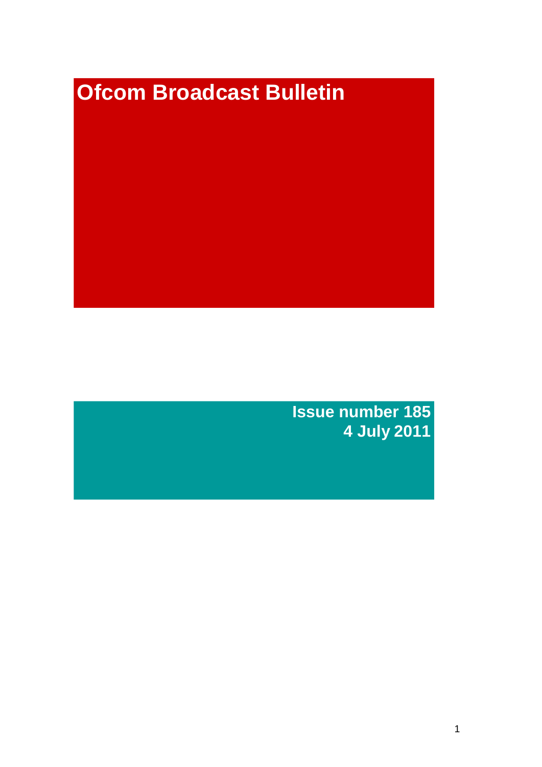# Ofcom Broadcast Bulletin

**Issue number 185**
**4 July 2011**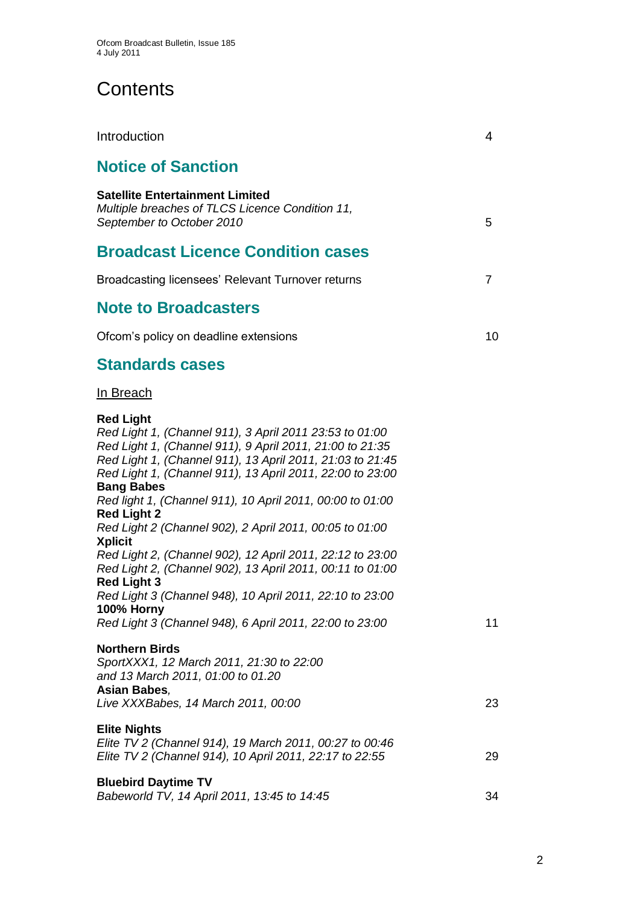# Contents

Introduction 4

## Notice of Sanction

**Satellite Entertainment Limited**
*Multiple breaches of TLCS Licence Condition 11, September to October 2010* 5

## Broadcast Licence Condition cases

Broadcasting licensees' Relevant Turnover returns 7

## Note to Broadcasters

Ofcom's policy on deadline extensions 10

## Standards cases

In Breach

**Red Light**
*Red Light 1, (Channel 911), 3 April 2011 23:53 to 01:00*
*Red Light 1, (Channel 911), 9 April 2011, 21:00 to 21:35*
*Red Light 1, (Channel 911), 13 April 2011, 21:03 to 21:45*
*Red Light 1, (Channel 911), 13 April 2011, 22:00 to 23:00*
**Bang Babes**
*Red light 1, (Channel 911), 10 April 2011, 00:00 to 01:00*
**Red Light 2**
*Red Light 2 (Channel 902), 2 April 2011, 00:05 to 01:00*
**Xplicit**
*Red Light 2, (Channel 902), 12 April 2011, 22:12 to 23:00*
*Red Light 2, (Channel 902), 13 April 2011, 00:11 to 01:00*
**Red Light 3**
*Red Light 3 (Channel 948), 10 April 2011, 22:10 to 23:00*
**100% Horny**
*Red Light 3 (Channel 948), 6 April 2011, 22:00 to 23:00* 11

**Northern Birds**
*SportXXX1, 12 March 2011, 21:30 to 22:00 and 13 March 2011, 01:00 to 01.20*
**Asian Babes**,
*Live XXXBabes, 14 March 2011, 00:00* 23

**Elite Nights**
*Elite TV 2 (Channel 914), 19 March 2011, 00:27 to 00:46*
*Elite TV 2 (Channel 914), 10 April 2011, 22:17 to 22:55* 29

**Bluebird Daytime TV**
*Babeworld TV, 14 April 2011, 13:45 to 14:45* 34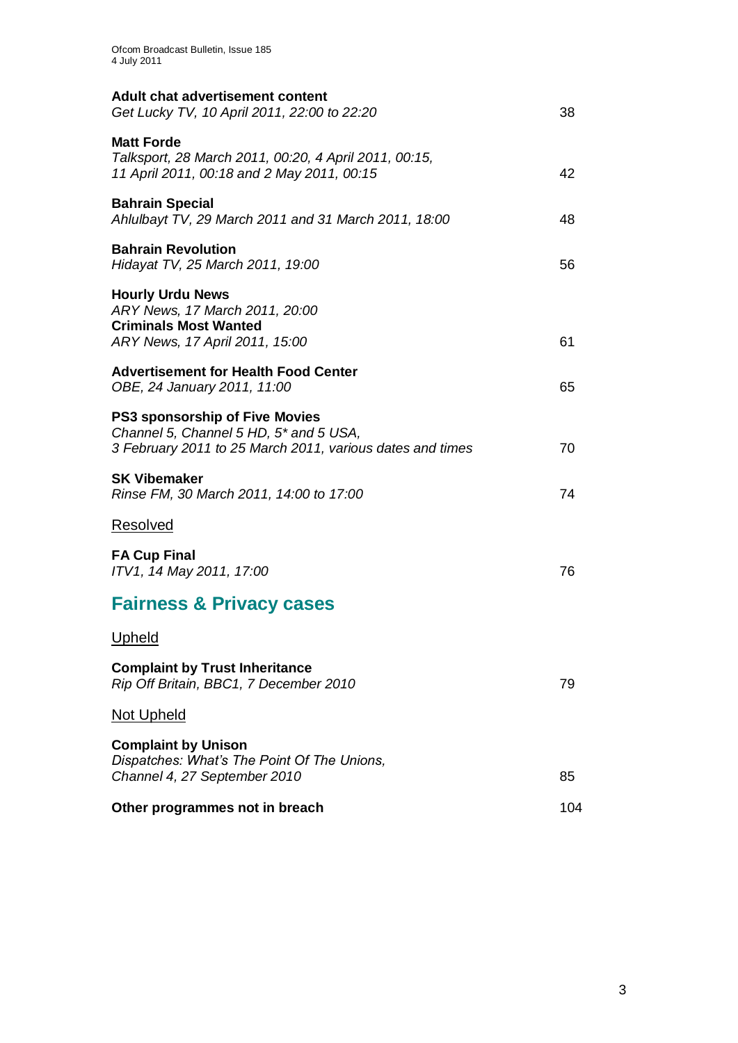**Adult chat advertisement content**
*Get Lucky TV, 10 April 2011, 22:00 to 22:20* 38

**Matt Forde**
*Talksport, 28 March 2011, 00:20, 4 April 2011, 00:15, 11 April 2011, 00:18 and 2 May 2011, 00:15* 42

**Bahrain Special**
*Ahlulbayt TV, 29 March 2011 and 31 March 2011, 18:00* 48

**Bahrain Revolution**
*Hidayat TV, 25 March 2011, 19:00* 56

**Hourly Urdu News**
*ARY News, 17 March 2011, 20:00*
**Criminals Most Wanted**
*ARY News, 17 April 2011, 15:00* 61

**Advertisement for Health Food Center**
*OBE, 24 January 2011, 11:00* 65

**PS3 sponsorship of Five Movies**
*Channel 5, Channel 5 HD, 5* and 5 USA, 3 February 2011 to 25 March 2011, various dates and times* 70

**SK Vibemaker**
*Rinse FM, 30 March 2011, 14:00 to 17:00* 74

<u>Resolved</u>

**FA Cup Final**
*ITV1, 14 May 2011, 17:00* 76

## Fairness & Privacy cases

<u>Upheld</u>

**Complaint by Trust Inheritance**
*Rip Off Britain, BBC1, 7 December 2010* 79

<u>Not Upheld</u>

**Complaint by Unison**
*Dispatches: What's The Point Of The Unions, Channel 4, 27 September 2010* 85

**Other programmes not in breach** 104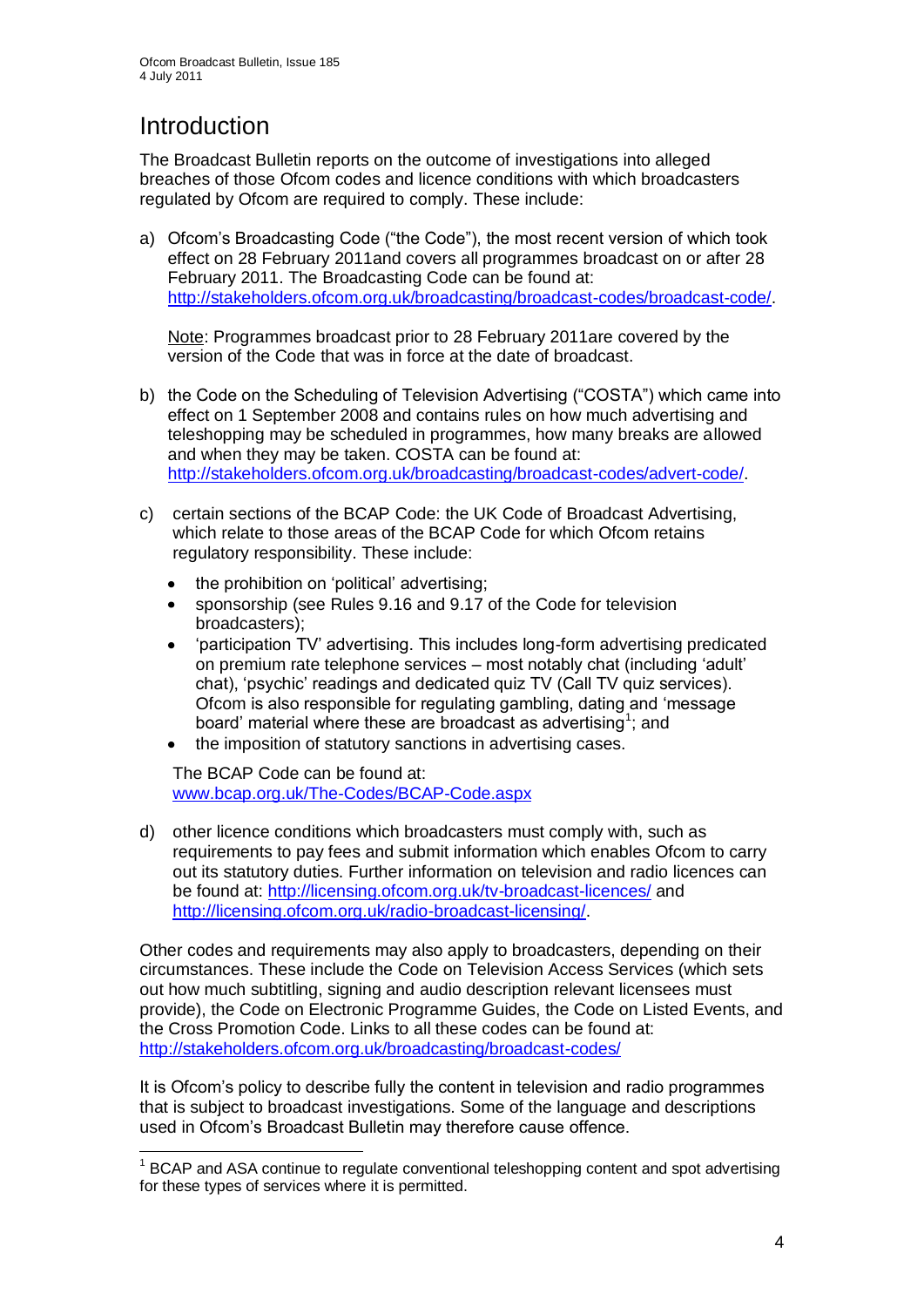# Introduction

The Broadcast Bulletin reports on the outcome of investigations into alleged breaches of those Ofcom codes and licence conditions with which broadcasters regulated by Ofcom are required to comply. These include:

a) Ofcom's Broadcasting Code ("the Code"), the most recent version of which took effect on 28 February 2011and covers all programmes broadcast on or after 28 February 2011. The Broadcasting Code can be found at: http://stakeholders.ofcom.org.uk/broadcasting/broadcast-codes/broadcast-code/.

   Note: Programmes broadcast prior to 28 February 2011are covered by the version of the Code that was in force at the date of broadcast.

b) the Code on the Scheduling of Television Advertising ("COSTA") which came into effect on 1 September 2008 and contains rules on how much advertising and teleshopping may be scheduled in programmes, how many breaks are allowed and when they may be taken. COSTA can be found at: http://stakeholders.ofcom.org.uk/broadcasting/broadcast-codes/advert-code/.

c) certain sections of the BCAP Code: the UK Code of Broadcast Advertising, which relate to those areas of the BCAP Code for which Ofcom retains regulatory responsibility. These include:

   - the prohibition on 'political' advertising;
   - sponsorship (see Rules 9.16 and 9.17 of the Code for television broadcasters);
   - 'participation TV' advertising. This includes long-form advertising predicated on premium rate telephone services – most notably chat (including 'adult' chat), 'psychic' readings and dedicated quiz TV (Call TV quiz services). Ofcom is also responsible for regulating gambling, dating and 'message board' material where these are broadcast as advertising[1]; and
   - the imposition of statutory sanctions in advertising cases.

   The BCAP Code can be found at: www.bcap.org.uk/The-Codes/BCAP-Code.aspx

d) other licence conditions which broadcasters must comply with, such as requirements to pay fees and submit information which enables Ofcom to carry out its statutory duties. Further information on television and radio licences can be found at: http://licensing.ofcom.org.uk/tv-broadcast-licences/ and http://licensing.ofcom.org.uk/radio-broadcast-licensing/.

Other codes and requirements may also apply to broadcasters, depending on their circumstances. These include the Code on Television Access Services (which sets out how much subtitling, signing and audio description relevant licensees must provide), the Code on Electronic Programme Guides, the Code on Listed Events, and the Cross Promotion Code. Links to all these codes can be found at: http://stakeholders.ofcom.org.uk/broadcasting/broadcast-codes/

It is Ofcom's policy to describe fully the content in television and radio programmes that is subject to broadcast investigations. Some of the language and descriptions used in Ofcom's Broadcast Bulletin may therefore cause offence.

[1] BCAP and ASA continue to regulate conventional teleshopping content and spot advertising for these types of services where it is permitted.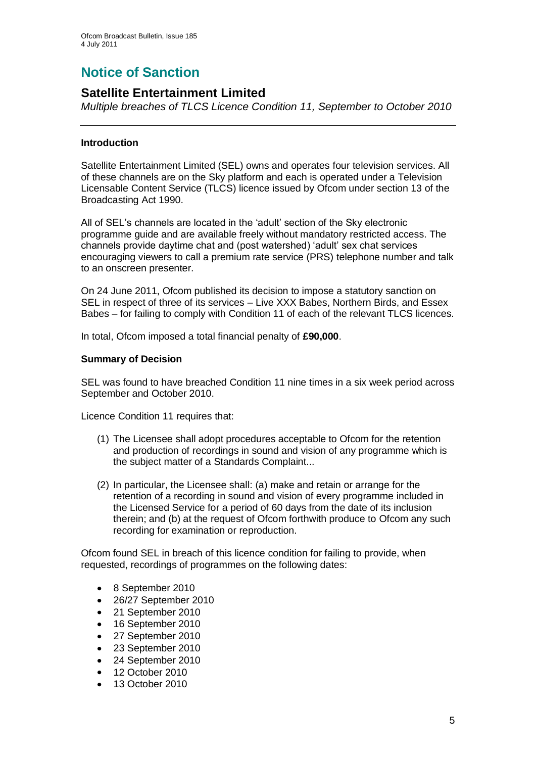# Notice of Sanction

## Satellite Entertainment Limited

*Multiple breaches of TLCS Licence Condition 11, September to October 2010*

---

**Introduction**

Satellite Entertainment Limited (SEL) owns and operates four television services. All of these channels are on the Sky platform and each is operated under a Television Licensable Content Service (TLCS) licence issued by Ofcom under section 13 of the Broadcasting Act 1990.

All of SEL's channels are located in the 'adult' section of the Sky electronic programme guide and are available freely without mandatory restricted access. The channels provide daytime chat and (post watershed) 'adult' sex chat services encouraging viewers to call a premium rate service (PRS) telephone number and talk to an onscreen presenter.

On 24 June 2011, Ofcom published its decision to impose a statutory sanction on SEL in respect of three of its services – Live XXX Babes, Northern Birds, and Essex Babes – for failing to comply with Condition 11 of each of the relevant TLCS licences.

In total, Ofcom imposed a total financial penalty of **£90,000**.

**Summary of Decision**

SEL was found to have breached Condition 11 nine times in a six week period across September and October 2010.

Licence Condition 11 requires that:

(1) The Licensee shall adopt procedures acceptable to Ofcom for the retention and production of recordings in sound and vision of any programme which is the subject matter of a Standards Complaint...

(2) In particular, the Licensee shall: (a) make and retain or arrange for the retention of a recording in sound and vision of every programme included in the Licensed Service for a period of 60 days from the date of its inclusion therein; and (b) at the request of Ofcom forthwith produce to Ofcom any such recording for examination or reproduction.

Ofcom found SEL in breach of this licence condition for failing to provide, when requested, recordings of programmes on the following dates:

- 8 September 2010
- 26/27 September 2010
- 21 September 2010
- 16 September 2010
- 27 September 2010
- 23 September 2010
- 24 September 2010
- 12 October 2010
- 13 October 2010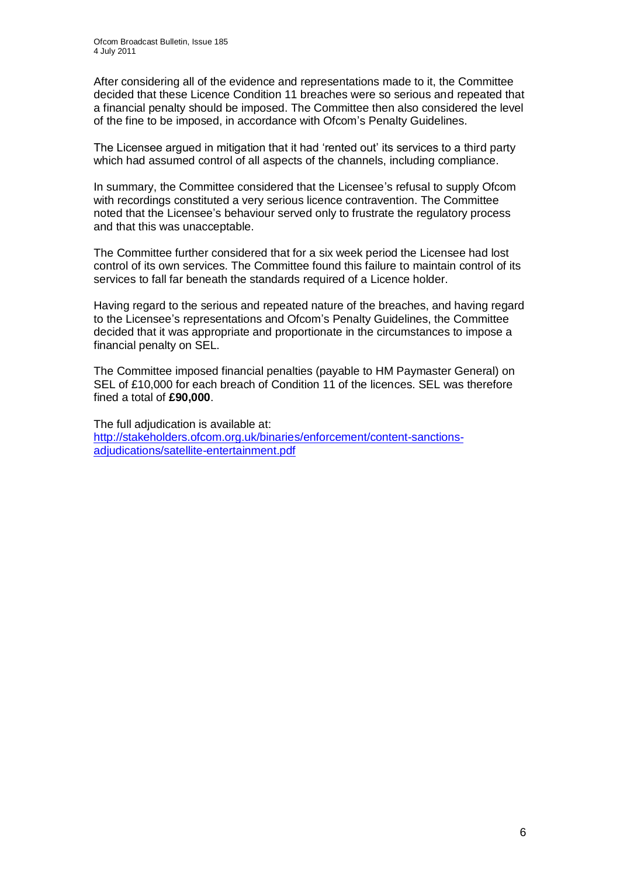After considering all of the evidence and representations made to it, the Committee decided that these Licence Condition 11 breaches were so serious and repeated that a financial penalty should be imposed. The Committee then also considered the level of the fine to be imposed, in accordance with Ofcom's Penalty Guidelines.

The Licensee argued in mitigation that it had 'rented out' its services to a third party which had assumed control of all aspects of the channels, including compliance.

In summary, the Committee considered that the Licensee's refusal to supply Ofcom with recordings constituted a very serious licence contravention. The Committee noted that the Licensee's behaviour served only to frustrate the regulatory process and that this was unacceptable.

The Committee further considered that for a six week period the Licensee had lost control of its own services. The Committee found this failure to maintain control of its services to fall far beneath the standards required of a Licence holder.

Having regard to the serious and repeated nature of the breaches, and having regard to the Licensee's representations and Ofcom's Penalty Guidelines, the Committee decided that it was appropriate and proportionate in the circumstances to impose a financial penalty on SEL.

The Committee imposed financial penalties (payable to HM Paymaster General) on SEL of £10,000 for each breach of Condition 11 of the licences. SEL was therefore fined a total of **£90,000**.

The full adjudication is available at:
[http://stakeholders.ofcom.org.uk/binaries/enforcement/content-sanctions-adjudications/satellite-entertainment.pdf](http://stakeholders.ofcom.org.uk/binaries/enforcement/content-sanctions-adjudications/satellite-entertainment.pdf)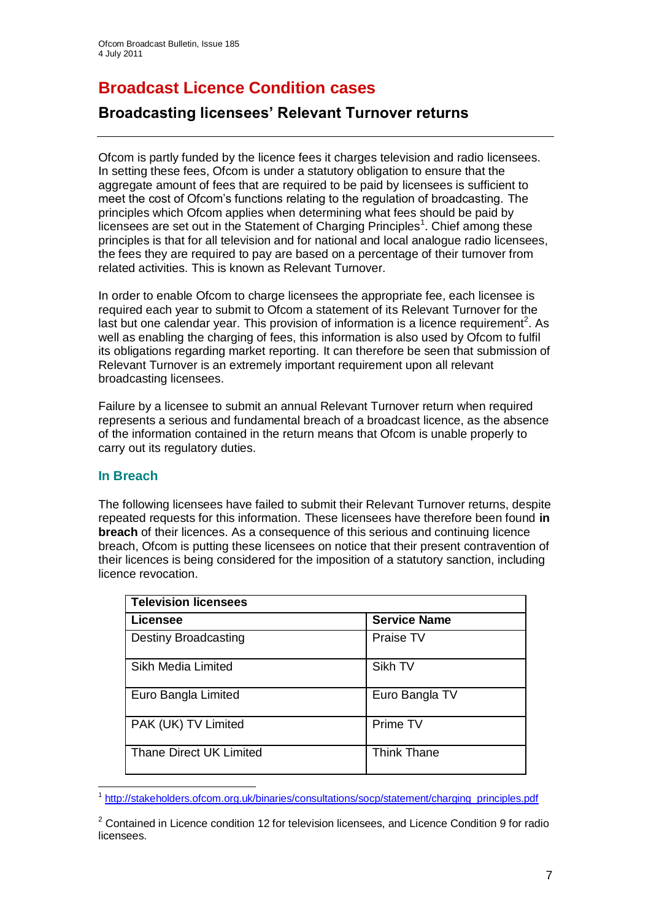# Broadcast Licence Condition cases

## Broadcasting licensees' Relevant Turnover returns

Ofcom is partly funded by the licence fees it charges television and radio licensees. In setting these fees, Ofcom is under a statutory obligation to ensure that the aggregate amount of fees that are required to be paid by licensees is sufficient to meet the cost of Ofcom's functions relating to the regulation of broadcasting. The principles which Ofcom applies when determining what fees should be paid by licensees are set out in the Statement of Charging Principles[1]. Chief among these principles is that for all television and for national and local analogue radio licensees, the fees they are required to pay are based on a percentage of their turnover from related activities. This is known as Relevant Turnover.

In order to enable Ofcom to charge licensees the appropriate fee, each licensee is required each year to submit to Ofcom a statement of its Relevant Turnover for the last but one calendar year. This provision of information is a licence requirement[2]. As well as enabling the charging of fees, this information is also used by Ofcom to fulfil its obligations regarding market reporting. It can therefore be seen that submission of Relevant Turnover is an extremely important requirement upon all relevant broadcasting licensees.

Failure by a licensee to submit an annual Relevant Turnover return when required represents a serious and fundamental breach of a broadcast licence, as the absence of the information contained in the return means that Ofcom is unable properly to carry out its regulatory duties.

### In Breach

The following licensees have failed to submit their Relevant Turnover returns, despite repeated requests for this information. These licensees have therefore been found **in breach** of their licences. As a consequence of this serious and continuing licence breach, Ofcom is putting these licensees on notice that their present contravention of their licences is being considered for the imposition of a statutory sanction, including licence revocation.

| **Television licensees** | |
| --- | --- |
| **Licensee** | **Service Name** |
| Destiny Broadcasting | Praise TV |
| Sikh Media Limited | Sikh TV |
| Euro Bangla Limited | Euro Bangla TV |
| PAK (UK) TV Limited | Prime TV |
| Thane Direct UK Limited | Think Thane |

[1] http://stakeholders.ofcom.org.uk/binaries/consultations/socp/statement/charging_principles.pdf

[2] Contained in Licence condition 12 for television licensees, and Licence Condition 9 for radio licensees.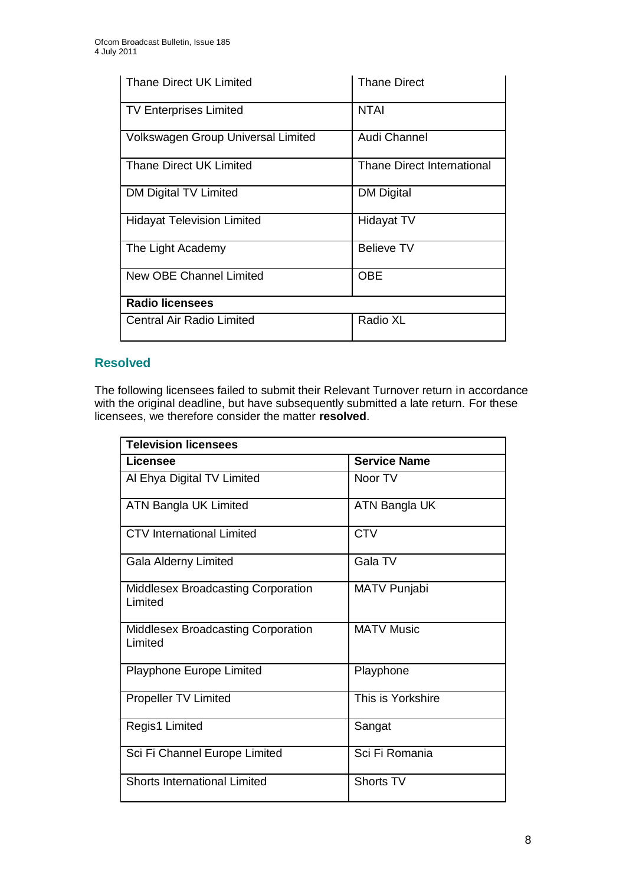| | |
|---|---|
| Thane Direct UK Limited | Thane Direct |
| TV Enterprises Limited | NTAI |
| Volkswagen Group Universal Limited | Audi Channel |
| Thane Direct UK Limited | Thane Direct International |
| DM Digital TV Limited | DM Digital |
| Hidayat Television Limited | Hidayat TV |
| The Light Academy | Believe TV |
| New OBE Channel Limited | OBE |
| **Radio licensees** | |
| Central Air Radio Limited | Radio XL |

## Resolved

The following licensees failed to submit their Relevant Turnover return in accordance with the original deadline, but have subsequently submitted a late return. For these licensees, we therefore consider the matter **resolved**.

| **Television licensees** | |
|---|---|
| **Licensee** | **Service Name** |
| Al Ehya Digital TV Limited | Noor TV |
| ATN Bangla UK Limited | ATN Bangla UK |
| CTV International Limited | CTV |
| Gala Alderny Limited | Gala TV |
| Middlesex Broadcasting Corporation Limited | MATV Punjabi |
| Middlesex Broadcasting Corporation Limited | MATV Music |
| Playphone Europe Limited | Playphone |
| Propeller TV Limited | This is Yorkshire |
| Regis1 Limited | Sangat |
| Sci Fi Channel Europe Limited | Sci Fi Romania |
| Shorts International Limited | Shorts TV |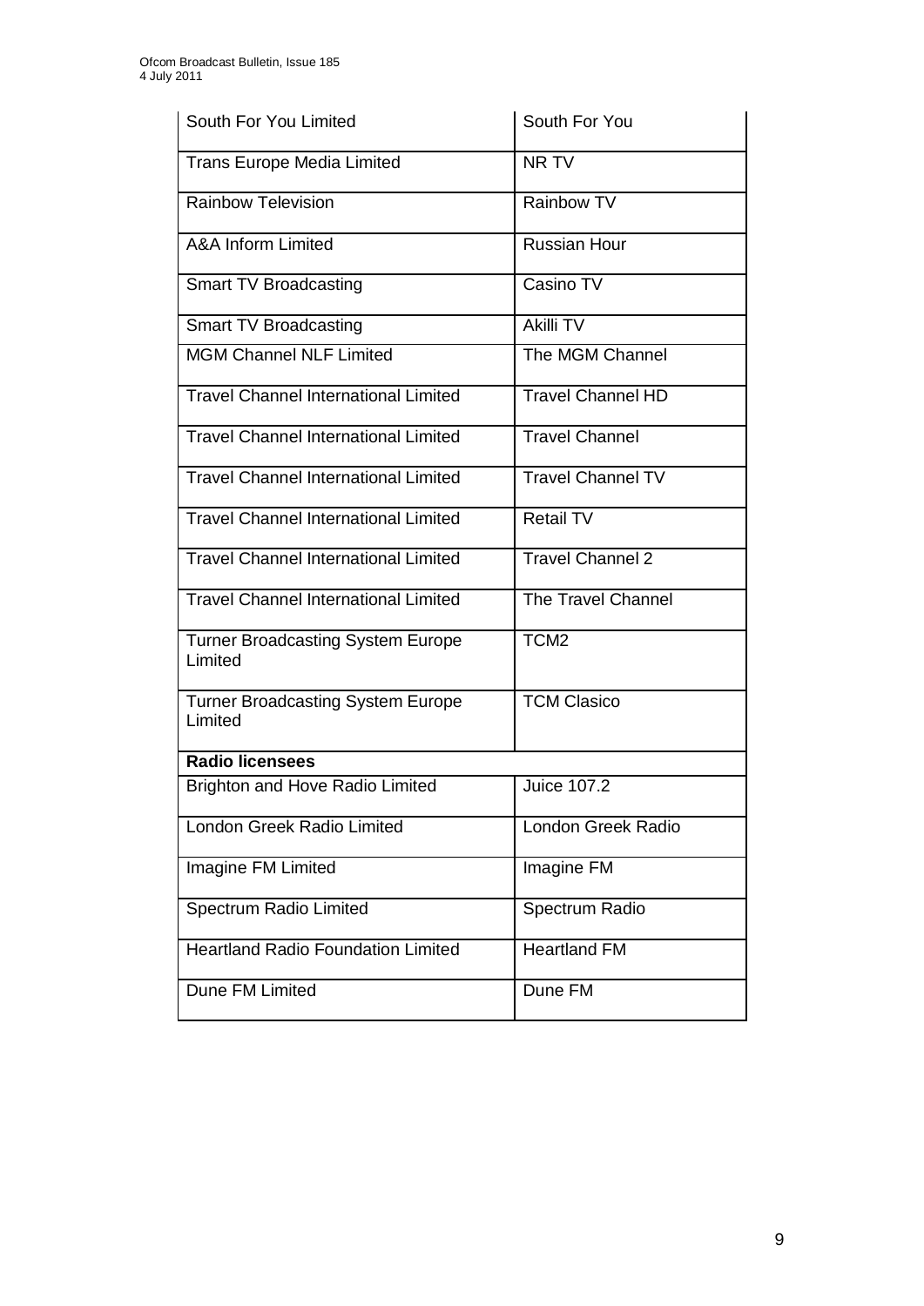| | |
|---|---|
| South For You Limited | South For You |
| Trans Europe Media Limited | NR TV |
| Rainbow Television | Rainbow TV |
| A&A Inform Limited | Russian Hour |
| Smart TV Broadcasting | Casino TV |
| Smart TV Broadcasting | Akilli TV |
| MGM Channel NLF Limited | The MGM Channel |
| Travel Channel International Limited | Travel Channel HD |
| Travel Channel International Limited | Travel Channel |
| Travel Channel International Limited | Travel Channel TV |
| Travel Channel International Limited | Retail TV |
| Travel Channel International Limited | Travel Channel 2 |
| Travel Channel International Limited | The Travel Channel |
| Turner Broadcasting System Europe Limited | TCM2 |
| Turner Broadcasting System Europe Limited | TCM Clasico |
| **Radio licensees** | |
| Brighton and Hove Radio Limited | Juice 107.2 |
| London Greek Radio Limited | London Greek Radio |
| Imagine FM Limited | Imagine FM |
| Spectrum Radio Limited | Spectrum Radio |
| Heartland Radio Foundation Limited | Heartland FM |
| Dune FM Limited | Dune FM |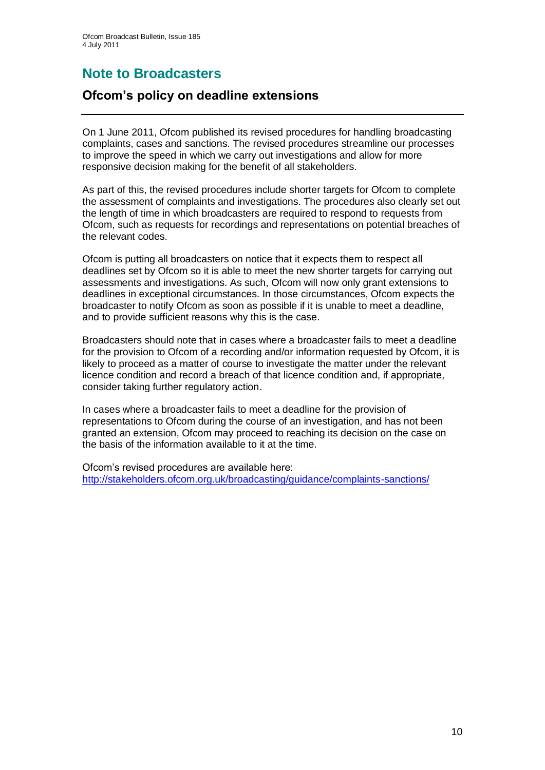# Note to Broadcasters

## Ofcom's policy on deadline extensions

On 1 June 2011, Ofcom published its revised procedures for handling broadcasting complaints, cases and sanctions. The revised procedures streamline our processes to improve the speed in which we carry out investigations and allow for more responsive decision making for the benefit of all stakeholders.

As part of this, the revised procedures include shorter targets for Ofcom to complete the assessment of complaints and investigations. The procedures also clearly set out the length of time in which broadcasters are required to respond to requests from Ofcom, such as requests for recordings and representations on potential breaches of the relevant codes.

Ofcom is putting all broadcasters on notice that it expects them to respect all deadlines set by Ofcom so it is able to meet the new shorter targets for carrying out assessments and investigations. As such, Ofcom will now only grant extensions to deadlines in exceptional circumstances. In those circumstances, Ofcom expects the broadcaster to notify Ofcom as soon as possible if it is unable to meet a deadline, and to provide sufficient reasons why this is the case.

Broadcasters should note that in cases where a broadcaster fails to meet a deadline for the provision to Ofcom of a recording and/or information requested by Ofcom, it is likely to proceed as a matter of course to investigate the matter under the relevant licence condition and record a breach of that licence condition and, if appropriate, consider taking further regulatory action.

In cases where a broadcaster fails to meet a deadline for the provision of representations to Ofcom during the course of an investigation, and has not been granted an extension, Ofcom may proceed to reaching its decision on the case on the basis of the information available to it at the time.

Ofcom's revised procedures are available here:
http://stakeholders.ofcom.org.uk/broadcasting/guidance/complaints-sanctions/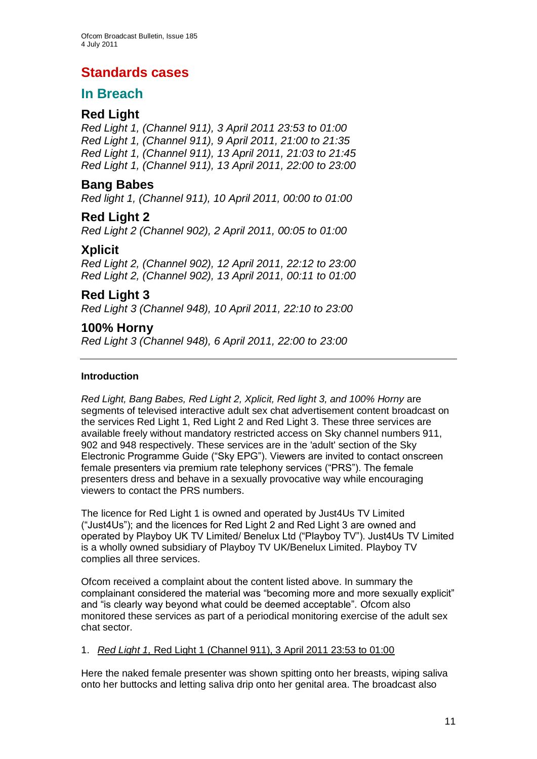# Standards cases

## In Breach

### Red Light

*Red Light 1, (Channel 911), 3 April 2011 23:53 to 01:00*
*Red Light 1, (Channel 911), 9 April 2011, 21:00 to 21:35*
*Red Light 1, (Channel 911), 13 April 2011, 21:03 to 21:45*
*Red Light 1, (Channel 911), 13 April 2011, 22:00 to 23:00*

### Bang Babes

*Red light 1, (Channel 911), 10 April 2011, 00:00 to 01:00*

### Red Light 2

*Red Light 2 (Channel 902), 2 April 2011, 00:05 to 01:00*

### Xplicit

*Red Light 2, (Channel 902), 12 April 2011, 22:12 to 23:00*
*Red Light 2, (Channel 902), 13 April 2011, 00:11 to 01:00*

### Red Light 3

*Red Light 3 (Channel 948), 10 April 2011, 22:10 to 23:00*

### 100% Horny

*Red Light 3 (Channel 948), 6 April 2011, 22:00 to 23:00*

---

**Introduction**

*Red Light, Bang Babes, Red Light 2, Xplicit, Red light 3, and 100% Horny* are segments of televised interactive adult sex chat advertisement content broadcast on the services Red Light 1, Red Light 2 and Red Light 3. These three services are available freely without mandatory restricted access on Sky channel numbers 911, 902 and 948 respectively. These services are in the 'adult' section of the Sky Electronic Programme Guide ("Sky EPG"). Viewers are invited to contact onscreen female presenters via premium rate telephony services ("PRS"). The female presenters dress and behave in a sexually provocative way while encouraging viewers to contact the PRS numbers.

The licence for Red Light 1 is owned and operated by Just4Us TV Limited ("Just4Us"); and the licences for Red Light 2 and Red Light 3 are owned and operated by Playboy UK TV Limited/ Benelux Ltd ("Playboy TV"). Just4Us TV Limited is a wholly owned subsidiary of Playboy TV UK/Benelux Limited. Playboy TV complies all three services.

Ofcom received a complaint about the content listed above. In summary the complainant considered the material was "becoming more and more sexually explicit" and "is clearly way beyond what could be deemed acceptable". Ofcom also monitored these services as part of a periodical monitoring exercise of the adult sex chat sector.

1. *Red Light 1,* Red Light 1 (Channel 911), 3 April 2011 23:53 to 01:00

Here the naked female presenter was shown spitting onto her breasts, wiping saliva onto her buttocks and letting saliva drip onto her genital area. The broadcast also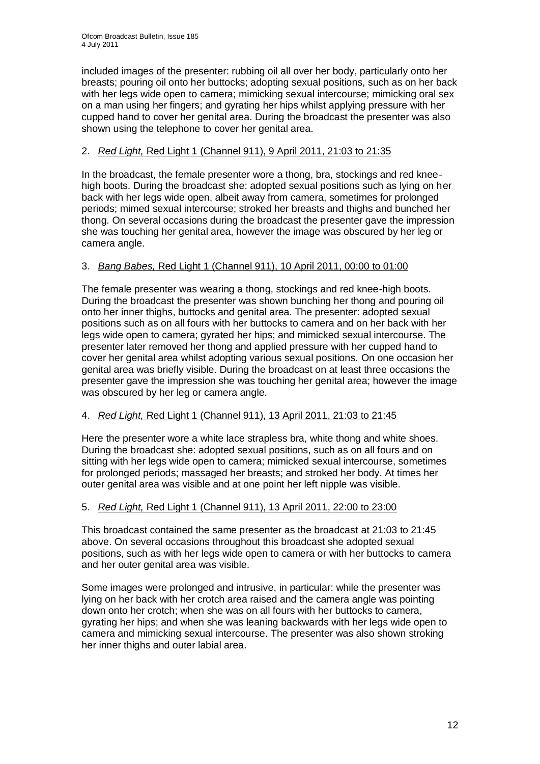included images of the presenter: rubbing oil all over her body, particularly onto her breasts; pouring oil onto her buttocks; adopting sexual positions, such as on her back with her legs wide open to camera; mimicking sexual intercourse; mimicking oral sex on a man using her fingers; and gyrating her hips whilst applying pressure with her cupped hand to cover her genital area. During the broadcast the presenter was also shown using the telephone to cover her genital area.

2. *Red Light,* Red Light 1 (Channel 911), 9 April 2011, 21:03 to 21:35

In the broadcast, the female presenter wore a thong, bra, stockings and red knee-high boots. During the broadcast she: adopted sexual positions such as lying on her back with her legs wide open, albeit away from camera, sometimes for prolonged periods; mimed sexual intercourse; stroked her breasts and thighs and bunched her thong. On several occasions during the broadcast the presenter gave the impression she was touching her genital area, however the image was obscured by her leg or camera angle.

3. *Bang Babes,* Red Light 1 (Channel 911), 10 April 2011, 00:00 to 01:00

The female presenter was wearing a thong, stockings and red knee-high boots. During the broadcast the presenter was shown bunching her thong and pouring oil onto her inner thighs, buttocks and genital area. The presenter: adopted sexual positions such as on all fours with her buttocks to camera and on her back with her legs wide open to camera; gyrated her hips; and mimicked sexual intercourse. The presenter later removed her thong and applied pressure with her cupped hand to cover her genital area whilst adopting various sexual positions. On one occasion her genital area was briefly visible. During the broadcast on at least three occasions the presenter gave the impression she was touching her genital area; however the image was obscured by her leg or camera angle.

4. *Red Light,* Red Light 1 (Channel 911), 13 April 2011, 21:03 to 21:45

Here the presenter wore a white lace strapless bra, white thong and white shoes. During the broadcast she: adopted sexual positions, such as on all fours and on sitting with her legs wide open to camera; mimicked sexual intercourse, sometimes for prolonged periods; massaged her breasts; and stroked her body. At times her outer genital area was visible and at one point her left nipple was visible.

5. *Red Light,* Red Light 1 (Channel 911), 13 April 2011, 22:00 to 23:00

This broadcast contained the same presenter as the broadcast at 21:03 to 21:45 above. On several occasions throughout this broadcast she adopted sexual positions, such as with her legs wide open to camera or with her buttocks to camera and her outer genital area was visible.

Some images were prolonged and intrusive, in particular: while the presenter was lying on her back with her crotch area raised and the camera angle was pointing down onto her crotch; when she was on all fours with her buttocks to camera, gyrating her hips; and when she was leaning backwards with her legs wide open to camera and mimicking sexual intercourse. The presenter was also shown stroking her inner thighs and outer labial area.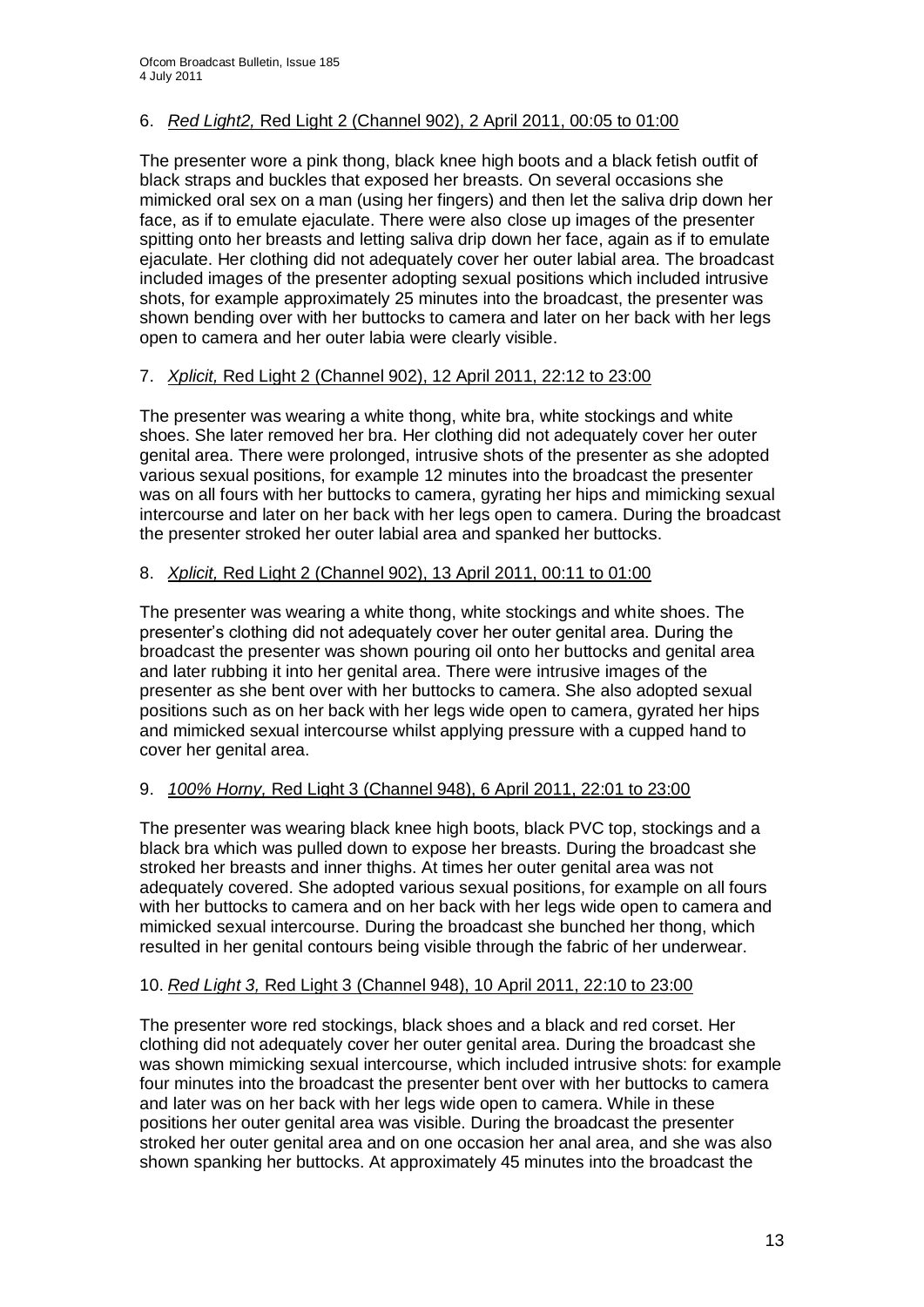6. *Red Light2,* Red Light 2 (Channel 902), 2 April 2011, 00:05 to 01:00

The presenter wore a pink thong, black knee high boots and a black fetish outfit of black straps and buckles that exposed her breasts. On several occasions she mimicked oral sex on a man (using her fingers) and then let the saliva drip down her face, as if to emulate ejaculate. There were also close up images of the presenter spitting onto her breasts and letting saliva drip down her face, again as if to emulate ejaculate. Her clothing did not adequately cover her outer labial area. The broadcast included images of the presenter adopting sexual positions which included intrusive shots, for example approximately 25 minutes into the broadcast, the presenter was shown bending over with her buttocks to camera and later on her back with her legs open to camera and her outer labia were clearly visible.

7. *Xplicit,* Red Light 2 (Channel 902), 12 April 2011, 22:12 to 23:00

The presenter was wearing a white thong, white bra, white stockings and white shoes. She later removed her bra. Her clothing did not adequately cover her outer genital area. There were prolonged, intrusive shots of the presenter as she adopted various sexual positions, for example 12 minutes into the broadcast the presenter was on all fours with her buttocks to camera, gyrating her hips and mimicking sexual intercourse and later on her back with her legs open to camera. During the broadcast the presenter stroked her outer labial area and spanked her buttocks.

8. *Xplicit,* Red Light 2 (Channel 902), 13 April 2011, 00:11 to 01:00

The presenter was wearing a white thong, white stockings and white shoes. The presenter's clothing did not adequately cover her outer genital area. During the broadcast the presenter was shown pouring oil onto her buttocks and genital area and later rubbing it into her genital area. There were intrusive images of the presenter as she bent over with her buttocks to camera. She also adopted sexual positions such as on her back with her legs wide open to camera, gyrated her hips and mimicked sexual intercourse whilst applying pressure with a cupped hand to cover her genital area.

9. *100% Horny,* Red Light 3 (Channel 948), 6 April 2011, 22:01 to 23:00

The presenter was wearing black knee high boots, black PVC top, stockings and a black bra which was pulled down to expose her breasts. During the broadcast she stroked her breasts and inner thighs. At times her outer genital area was not adequately covered. She adopted various sexual positions, for example on all fours with her buttocks to camera and on her back with her legs wide open to camera and mimicked sexual intercourse. During the broadcast she bunched her thong, which resulted in her genital contours being visible through the fabric of her underwear.

10. *Red Light 3,* Red Light 3 (Channel 948), 10 April 2011, 22:10 to 23:00

The presenter wore red stockings, black shoes and a black and red corset. Her clothing did not adequately cover her outer genital area. During the broadcast she was shown mimicking sexual intercourse, which included intrusive shots: for example four minutes into the broadcast the presenter bent over with her buttocks to camera and later was on her back with her legs wide open to camera. While in these positions her outer genital area was visible. During the broadcast the presenter stroked her outer genital area and on one occasion her anal area, and she was also shown spanking her buttocks. At approximately 45 minutes into the broadcast the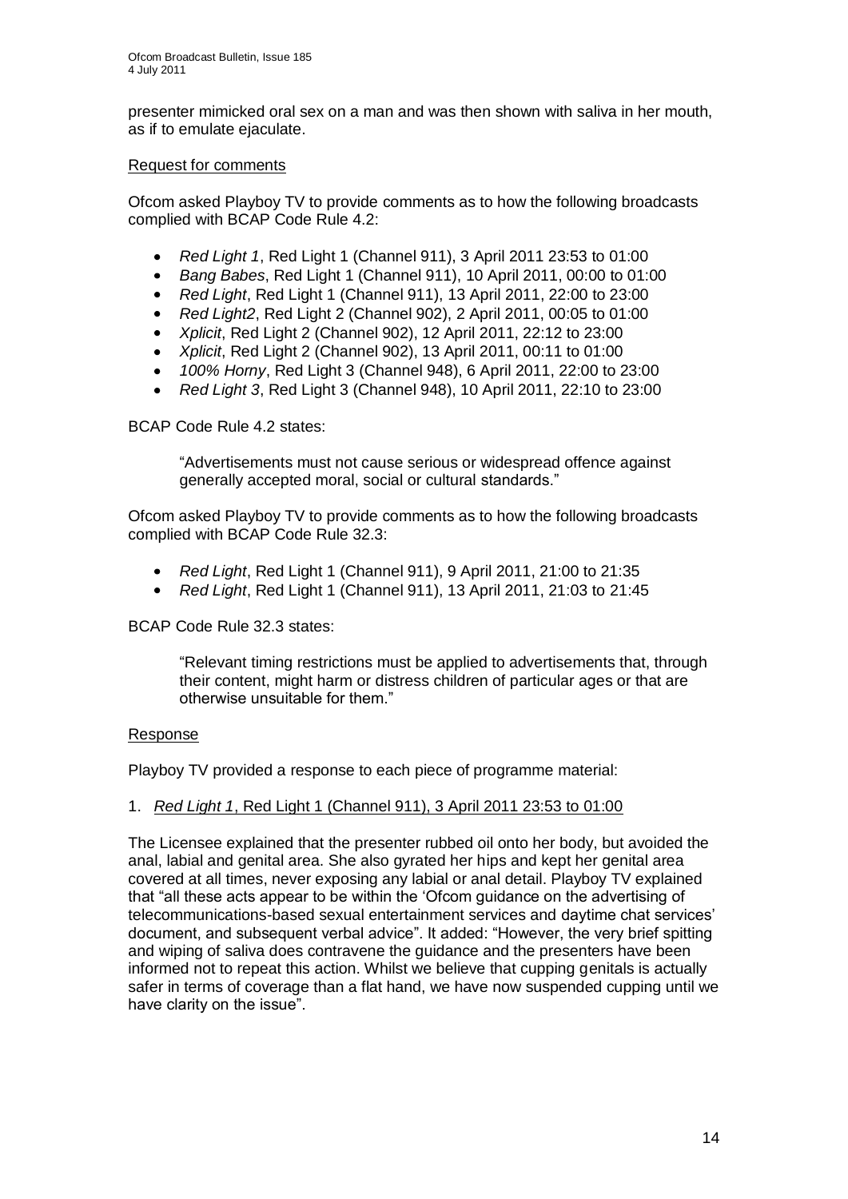presenter mimicked oral sex on a man and was then shown with saliva in her mouth, as if to emulate ejaculate.

Request for comments

Ofcom asked Playboy TV to provide comments as to how the following broadcasts complied with BCAP Code Rule 4.2:

- *Red Light 1*, Red Light 1 (Channel 911), 3 April 2011 23:53 to 01:00
- *Bang Babes*, Red Light 1 (Channel 911), 10 April 2011, 00:00 to 01:00
- *Red Light*, Red Light 1 (Channel 911), 13 April 2011, 22:00 to 23:00
- *Red Light2*, Red Light 2 (Channel 902), 2 April 2011, 00:05 to 01:00
- *Xplicit*, Red Light 2 (Channel 902), 12 April 2011, 22:12 to 23:00
- *Xplicit*, Red Light 2 (Channel 902), 13 April 2011, 00:11 to 01:00
- *100% Horny*, Red Light 3 (Channel 948), 6 April 2011, 22:00 to 23:00
- *Red Light 3*, Red Light 3 (Channel 948), 10 April 2011, 22:10 to 23:00

BCAP Code Rule 4.2 states:

> "Advertisements must not cause serious or widespread offence against generally accepted moral, social or cultural standards."

Ofcom asked Playboy TV to provide comments as to how the following broadcasts complied with BCAP Code Rule 32.3:

- *Red Light*, Red Light 1 (Channel 911), 9 April 2011, 21:00 to 21:35
- *Red Light*, Red Light 1 (Channel 911), 13 April 2011, 21:03 to 21:45

BCAP Code Rule 32.3 states:

> "Relevant timing restrictions must be applied to advertisements that, through their content, might harm or distress children of particular ages or that are otherwise unsuitable for them."

Response

Playboy TV provided a response to each piece of programme material:

1. *Red Light 1*, Red Light 1 (Channel 911), 3 April 2011 23:53 to 01:00

The Licensee explained that the presenter rubbed oil onto her body, but avoided the anal, labial and genital area. She also gyrated her hips and kept her genital area covered at all times, never exposing any labial or anal detail. Playboy TV explained that "all these acts appear to be within the 'Ofcom guidance on the advertising of telecommunications-based sexual entertainment services and daytime chat services' document, and subsequent verbal advice". It added: "However, the very brief spitting and wiping of saliva does contravene the guidance and the presenters have been informed not to repeat this action. Whilst we believe that cupping genitals is actually safer in terms of coverage than a flat hand, we have now suspended cupping until we have clarity on the issue".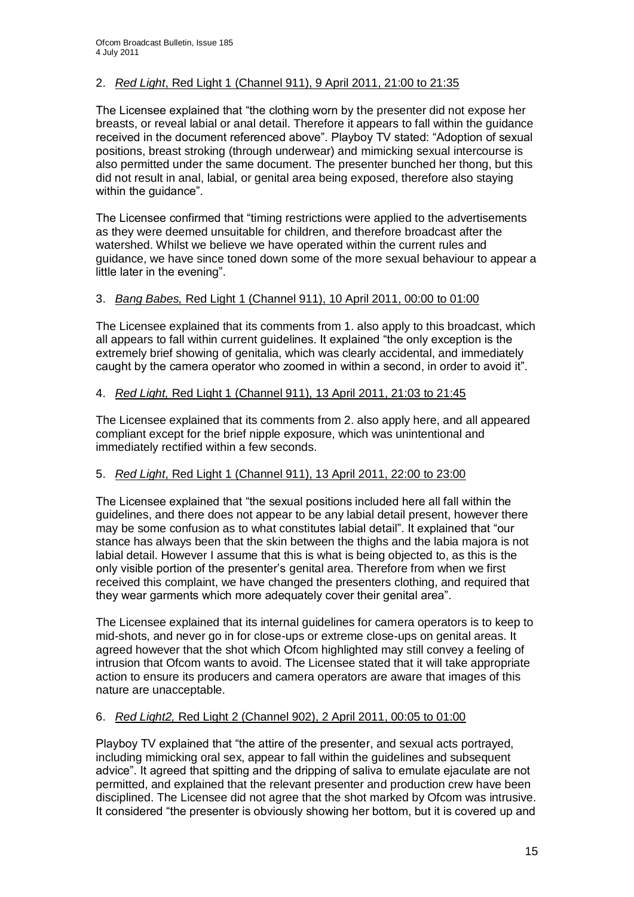2. *Red Light*, Red Light 1 (Channel 911), 9 April 2011, 21:00 to 21:35

The Licensee explained that "the clothing worn by the presenter did not expose her breasts, or reveal labial or anal detail. Therefore it appears to fall within the guidance received in the document referenced above". Playboy TV stated: "Adoption of sexual positions, breast stroking (through underwear) and mimicking sexual intercourse is also permitted under the same document. The presenter bunched her thong, but this did not result in anal, labial, or genital area being exposed, therefore also staying within the guidance".

The Licensee confirmed that "timing restrictions were applied to the advertisements as they were deemed unsuitable for children, and therefore broadcast after the watershed. Whilst we believe we have operated within the current rules and guidance, we have since toned down some of the more sexual behaviour to appear a little later in the evening".

3. *Bang Babes,* Red Light 1 (Channel 911), 10 April 2011, 00:00 to 01:00

The Licensee explained that its comments from 1. also apply to this broadcast, which all appears to fall within current guidelines. It explained "the only exception is the extremely brief showing of genitalia, which was clearly accidental, and immediately caught by the camera operator who zoomed in within a second, in order to avoid it".

4. *Red Light,* Red Light 1 (Channel 911), 13 April 2011, 21:03 to 21:45

The Licensee explained that its comments from 2. also apply here, and all appeared compliant except for the brief nipple exposure, which was unintentional and immediately rectified within a few seconds.

5. *Red Light*, Red Light 1 (Channel 911), 13 April 2011, 22:00 to 23:00

The Licensee explained that "the sexual positions included here all fall within the guidelines, and there does not appear to be any labial detail present, however there may be some confusion as to what constitutes labial detail". It explained that "our stance has always been that the skin between the thighs and the labia majora is not labial detail. However I assume that this is what is being objected to, as this is the only visible portion of the presenter's genital area. Therefore from when we first received this complaint, we have changed the presenters clothing, and required that they wear garments which more adequately cover their genital area".

The Licensee explained that its internal guidelines for camera operators is to keep to mid-shots, and never go in for close-ups or extreme close-ups on genital areas. It agreed however that the shot which Ofcom highlighted may still convey a feeling of intrusion that Ofcom wants to avoid. The Licensee stated that it will take appropriate action to ensure its producers and camera operators are aware that images of this nature are unacceptable.

6. *Red Light2,* Red Light 2 (Channel 902), 2 April 2011, 00:05 to 01:00

Playboy TV explained that "the attire of the presenter, and sexual acts portrayed, including mimicking oral sex, appear to fall within the guidelines and subsequent advice". It agreed that spitting and the dripping of saliva to emulate ejaculate are not permitted, and explained that the relevant presenter and production crew have been disciplined. The Licensee did not agree that the shot marked by Ofcom was intrusive. It considered "the presenter is obviously showing her bottom, but it is covered up and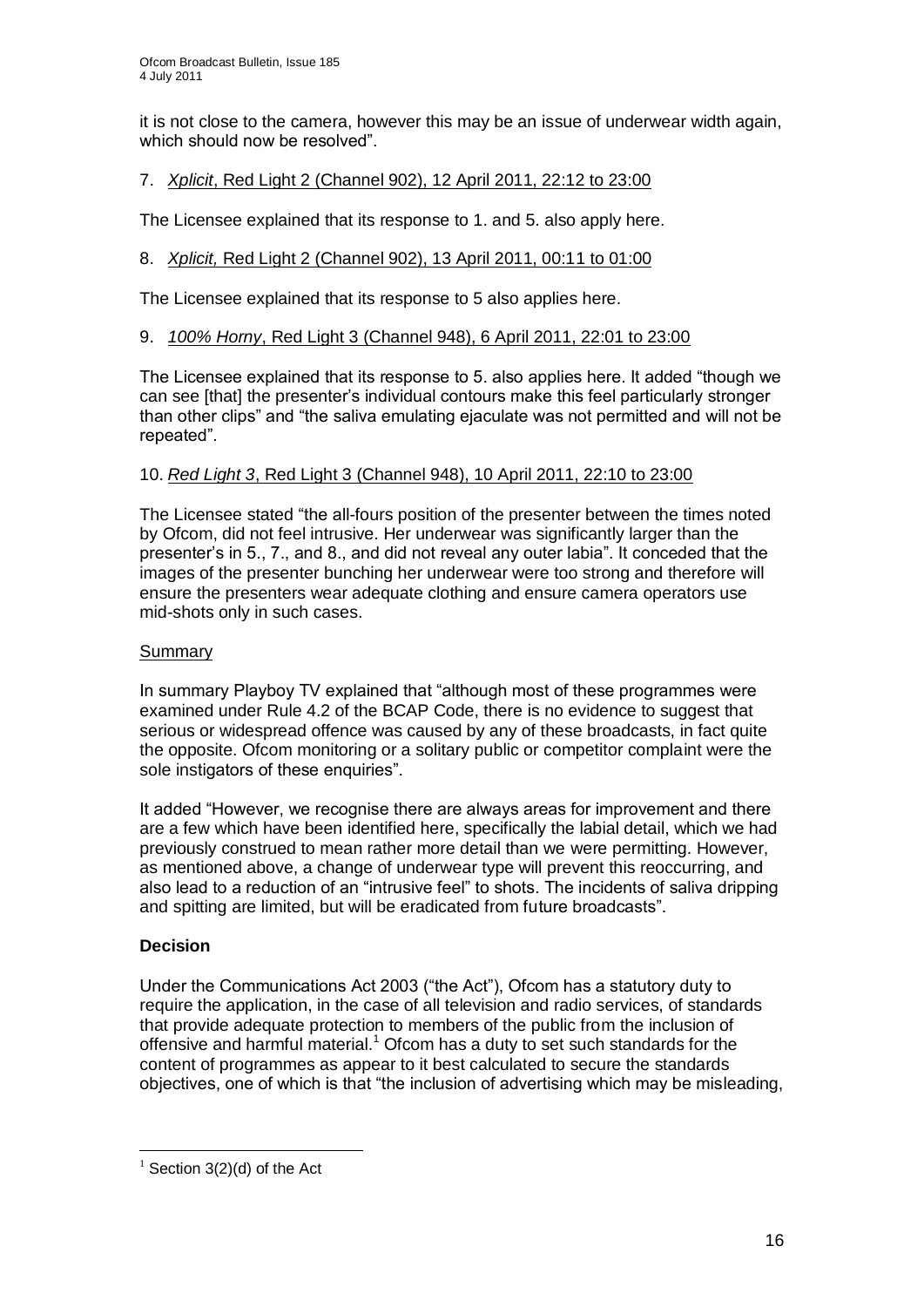it is not close to the camera, however this may be an issue of underwear width again, which should now be resolved".

7. *Xplicit*, Red Light 2 (Channel 902), 12 April 2011, 22:12 to 23:00

The Licensee explained that its response to 1. and 5. also apply here.

8. *Xplicit,* Red Light 2 (Channel 902), 13 April 2011, 00:11 to 01:00

The Licensee explained that its response to 5 also applies here.

9. *100% Horny*, Red Light 3 (Channel 948), 6 April 2011, 22:01 to 23:00

The Licensee explained that its response to 5. also applies here. It added "though we can see [that] the presenter's individual contours make this feel particularly stronger than other clips" and "the saliva emulating ejaculate was not permitted and will not be repeated".

10. *Red Light 3*, Red Light 3 (Channel 948), 10 April 2011, 22:10 to 23:00

The Licensee stated "the all-fours position of the presenter between the times noted by Ofcom, did not feel intrusive. Her underwear was significantly larger than the presenter's in 5., 7., and 8., and did not reveal any outer labia". It conceded that the images of the presenter bunching her underwear were too strong and therefore will ensure the presenters wear adequate clothing and ensure camera operators use mid-shots only in such cases.

Summary

In summary Playboy TV explained that "although most of these programmes were examined under Rule 4.2 of the BCAP Code, there is no evidence to suggest that serious or widespread offence was caused by any of these broadcasts, in fact quite the opposite. Ofcom monitoring or a solitary public or competitor complaint were the sole instigators of these enquiries".

It added "However, we recognise there are always areas for improvement and there are a few which have been identified here, specifically the labial detail, which we had previously construed to mean rather more detail than we were permitting. However, as mentioned above, a change of underwear type will prevent this reoccurring, and also lead to a reduction of an "intrusive feel" to shots. The incidents of saliva dripping and spitting are limited, but will be eradicated from future broadcasts".

**Decision**

Under the Communications Act 2003 ("the Act"), Ofcom has a statutory duty to require the application, in the case of all television and radio services, of standards that provide adequate protection to members of the public from the inclusion of offensive and harmful material.[1] Ofcom has a duty to set such standards for the content of programmes as appear to it best calculated to secure the standards objectives, one of which is that "the inclusion of advertising which may be misleading,

[1] Section 3(2)(d) of the Act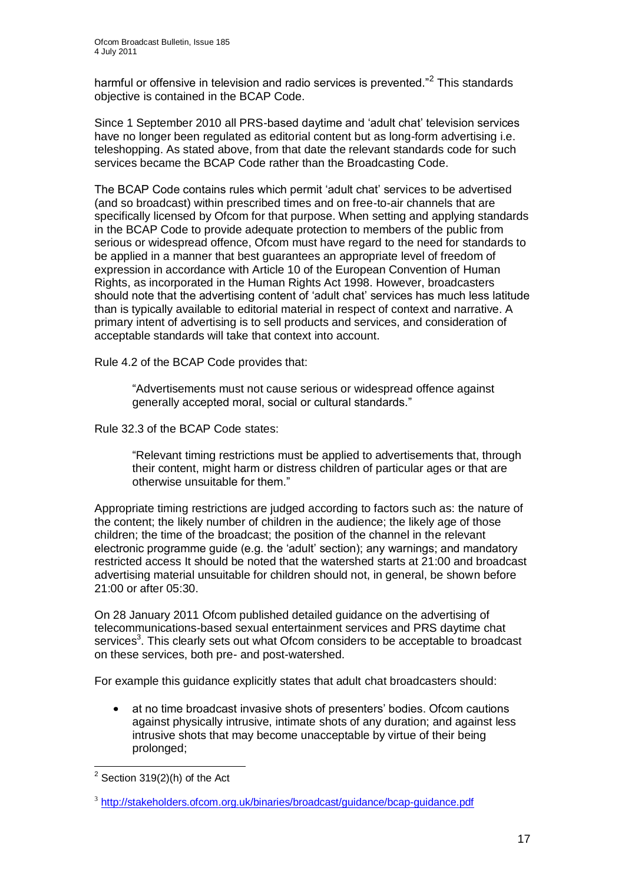harmful or offensive in television and radio services is prevented."[2] This standards objective is contained in the BCAP Code.

Since 1 September 2010 all PRS-based daytime and 'adult chat' television services have no longer been regulated as editorial content but as long-form advertising i.e. teleshopping. As stated above, from that date the relevant standards code for such services became the BCAP Code rather than the Broadcasting Code.

The BCAP Code contains rules which permit 'adult chat' services to be advertised (and so broadcast) within prescribed times and on free-to-air channels that are specifically licensed by Ofcom for that purpose. When setting and applying standards in the BCAP Code to provide adequate protection to members of the public from serious or widespread offence, Ofcom must have regard to the need for standards to be applied in a manner that best guarantees an appropriate level of freedom of expression in accordance with Article 10 of the European Convention of Human Rights, as incorporated in the Human Rights Act 1998. However, broadcasters should note that the advertising content of 'adult chat' services has much less latitude than is typically available to editorial material in respect of context and narrative. A primary intent of advertising is to sell products and services, and consideration of acceptable standards will take that context into account.

Rule 4.2 of the BCAP Code provides that:

> "Advertisements must not cause serious or widespread offence against generally accepted moral, social or cultural standards."

Rule 32.3 of the BCAP Code states:

> "Relevant timing restrictions must be applied to advertisements that, through their content, might harm or distress children of particular ages or that are otherwise unsuitable for them."

Appropriate timing restrictions are judged according to factors such as: the nature of the content; the likely number of children in the audience; the likely age of those children; the time of the broadcast; the position of the channel in the relevant electronic programme guide (e.g. the 'adult' section); any warnings; and mandatory restricted access It should be noted that the watershed starts at 21:00 and broadcast advertising material unsuitable for children should not, in general, be shown before 21:00 or after 05:30.

On 28 January 2011 Ofcom published detailed guidance on the advertising of telecommunications-based sexual entertainment services and PRS daytime chat services[3]. This clearly sets out what Ofcom considers to be acceptable to broadcast on these services, both pre- and post-watershed.

For example this guidance explicitly states that adult chat broadcasters should:

- at no time broadcast invasive shots of presenters' bodies. Ofcom cautions against physically intrusive, intimate shots of any duration; and against less intrusive shots that may become unacceptable by virtue of their being prolonged;

---

[2] Section 319(2)(h) of the Act

[3] http://stakeholders.ofcom.org.uk/binaries/broadcast/guidance/bcap-guidance.pdf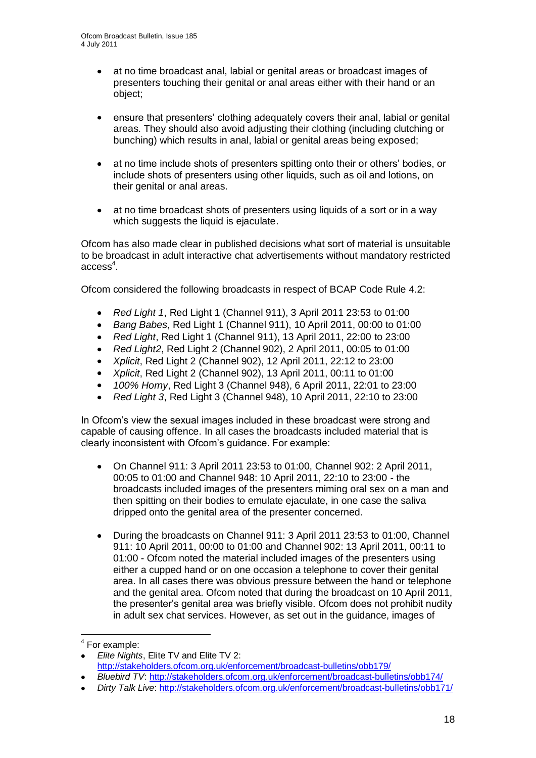- at no time broadcast anal, labial or genital areas or broadcast images of presenters touching their genital or anal areas either with their hand or an object;

- ensure that presenters' clothing adequately covers their anal, labial or genital areas. They should also avoid adjusting their clothing (including clutching or bunching) which results in anal, labial or genital areas being exposed;

- at no time include shots of presenters spitting onto their or others' bodies, or include shots of presenters using other liquids, such as oil and lotions, on their genital or anal areas.

- at no time broadcast shots of presenters using liquids of a sort or in a way which suggests the liquid is ejaculate.

Ofcom has also made clear in published decisions what sort of material is unsuitable to be broadcast in adult interactive chat advertisements without mandatory restricted access[4].

Ofcom considered the following broadcasts in respect of BCAP Code Rule 4.2:

- *Red Light 1*, Red Light 1 (Channel 911), 3 April 2011 23:53 to 01:00
- *Bang Babes*, Red Light 1 (Channel 911), 10 April 2011, 00:00 to 01:00
- *Red Light*, Red Light 1 (Channel 911), 13 April 2011, 22:00 to 23:00
- *Red Light2*, Red Light 2 (Channel 902), 2 April 2011, 00:05 to 01:00
- *Xplicit*, Red Light 2 (Channel 902), 12 April 2011, 22:12 to 23:00
- *Xplicit*, Red Light 2 (Channel 902), 13 April 2011, 00:11 to 01:00
- *100% Horny*, Red Light 3 (Channel 948), 6 April 2011, 22:01 to 23:00
- *Red Light 3*, Red Light 3 (Channel 948), 10 April 2011, 22:10 to 23:00

In Ofcom's view the sexual images included in these broadcast were strong and capable of causing offence. In all cases the broadcasts included material that is clearly inconsistent with Ofcom's guidance. For example:

- On Channel 911: 3 April 2011 23:53 to 01:00, Channel 902: 2 April 2011, 00:05 to 01:00 and Channel 948: 10 April 2011, 22:10 to 23:00 - the broadcasts included images of the presenters miming oral sex on a man and then spitting on their bodies to emulate ejaculate, in one case the saliva dripped onto the genital area of the presenter concerned.

- During the broadcasts on Channel 911: 3 April 2011 23:53 to 01:00, Channel 911: 10 April 2011, 00:00 to 01:00 and Channel 902: 13 April 2011, 00:11 to 01:00 - Ofcom noted the material included images of the presenters using either a cupped hand or on one occasion a telephone to cover their genital area. In all cases there was obvious pressure between the hand or telephone and the genital area. Ofcom noted that during the broadcast on 10 April 2011, the presenter's genital area was briefly visible. Ofcom does not prohibit nudity in adult sex chat services. However, as set out in the guidance, images of

[4] For example:

- *Elite Nights*, Elite TV and Elite TV 2: http://stakeholders.ofcom.org.uk/enforcement/broadcast-bulletins/obb179/
- *Bluebird TV*: http://stakeholders.ofcom.org.uk/enforcement/broadcast-bulletins/obb174/
- *Dirty Talk Live*: http://stakeholders.ofcom.org.uk/enforcement/broadcast-bulletins/obb171/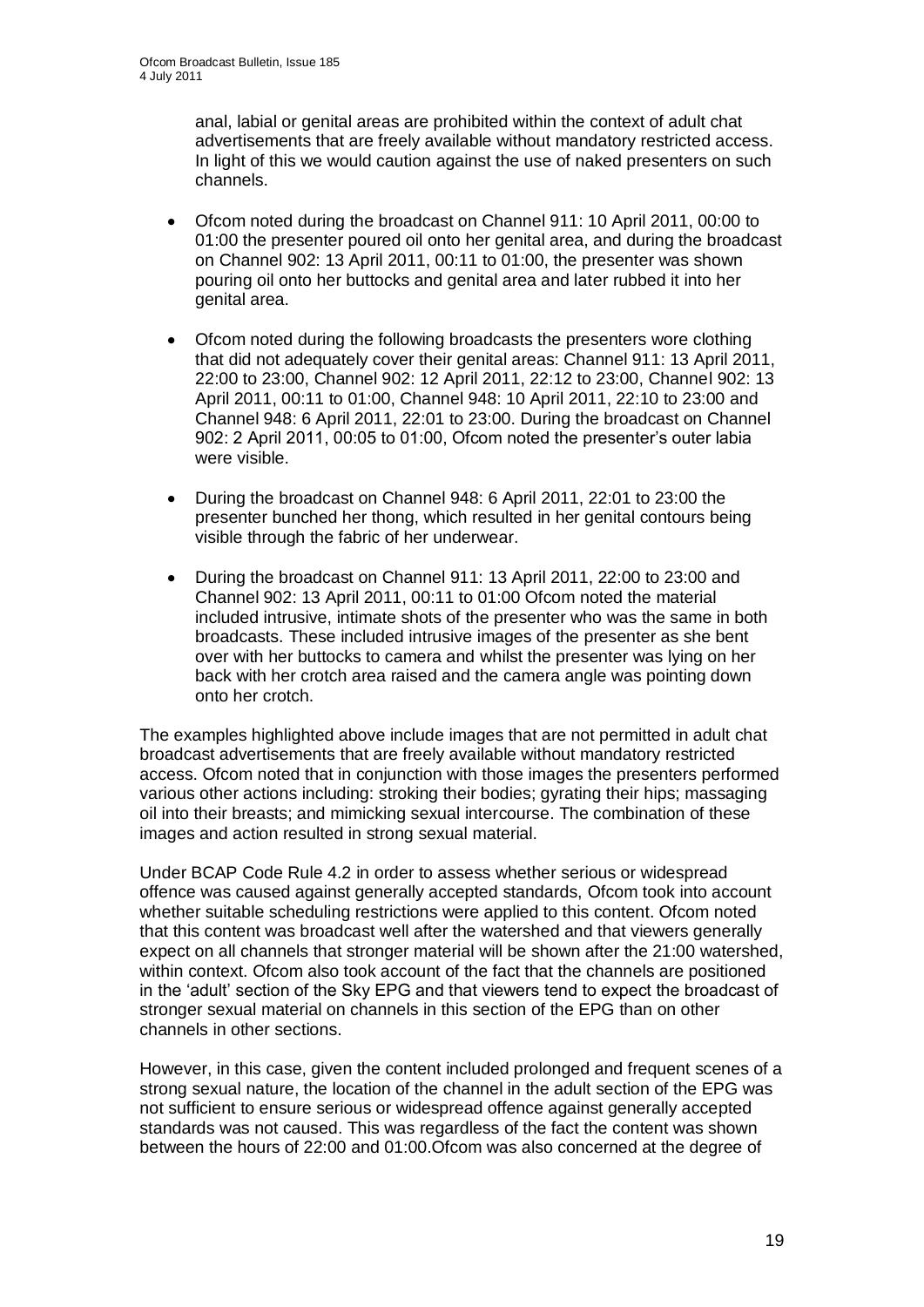anal, labial or genital areas are prohibited within the context of adult chat advertisements that are freely available without mandatory restricted access. In light of this we would caution against the use of naked presenters on such channels.

- Ofcom noted during the broadcast on Channel 911: 10 April 2011, 00:00 to 01:00 the presenter poured oil onto her genital area, and during the broadcast on Channel 902: 13 April 2011, 00:11 to 01:00, the presenter was shown pouring oil onto her buttocks and genital area and later rubbed it into her genital area.
- Ofcom noted during the following broadcasts the presenters wore clothing that did not adequately cover their genital areas: Channel 911: 13 April 2011, 22:00 to 23:00, Channel 902: 12 April 2011, 22:12 to 23:00, Channel 902: 13 April 2011, 00:11 to 01:00, Channel 948: 10 April 2011, 22:10 to 23:00 and Channel 948: 6 April 2011, 22:01 to 23:00. During the broadcast on Channel 902: 2 April 2011, 00:05 to 01:00, Ofcom noted the presenter's outer labia were visible.
- During the broadcast on Channel 948: 6 April 2011, 22:01 to 23:00 the presenter bunched her thong, which resulted in her genital contours being visible through the fabric of her underwear.
- During the broadcast on Channel 911: 13 April 2011, 22:00 to 23:00 and Channel 902: 13 April 2011, 00:11 to 01:00 Ofcom noted the material included intrusive, intimate shots of the presenter who was the same in both broadcasts. These included intrusive images of the presenter as she bent over with her buttocks to camera and whilst the presenter was lying on her back with her crotch area raised and the camera angle was pointing down onto her crotch.

The examples highlighted above include images that are not permitted in adult chat broadcast advertisements that are freely available without mandatory restricted access. Ofcom noted that in conjunction with those images the presenters performed various other actions including: stroking their bodies; gyrating their hips; massaging oil into their breasts; and mimicking sexual intercourse. The combination of these images and action resulted in strong sexual material.

Under BCAP Code Rule 4.2 in order to assess whether serious or widespread offence was caused against generally accepted standards, Ofcom took into account whether suitable scheduling restrictions were applied to this content. Ofcom noted that this content was broadcast well after the watershed and that viewers generally expect on all channels that stronger material will be shown after the 21:00 watershed, within context. Ofcom also took account of the fact that the channels are positioned in the 'adult' section of the Sky EPG and that viewers tend to expect the broadcast of stronger sexual material on channels in this section of the EPG than on other channels in other sections.

However, in this case, given the content included prolonged and frequent scenes of a strong sexual nature, the location of the channel in the adult section of the EPG was not sufficient to ensure serious or widespread offence against generally accepted standards was not caused. This was regardless of the fact the content was shown between the hours of 22:00 and 01:00.Ofcom was also concerned at the degree of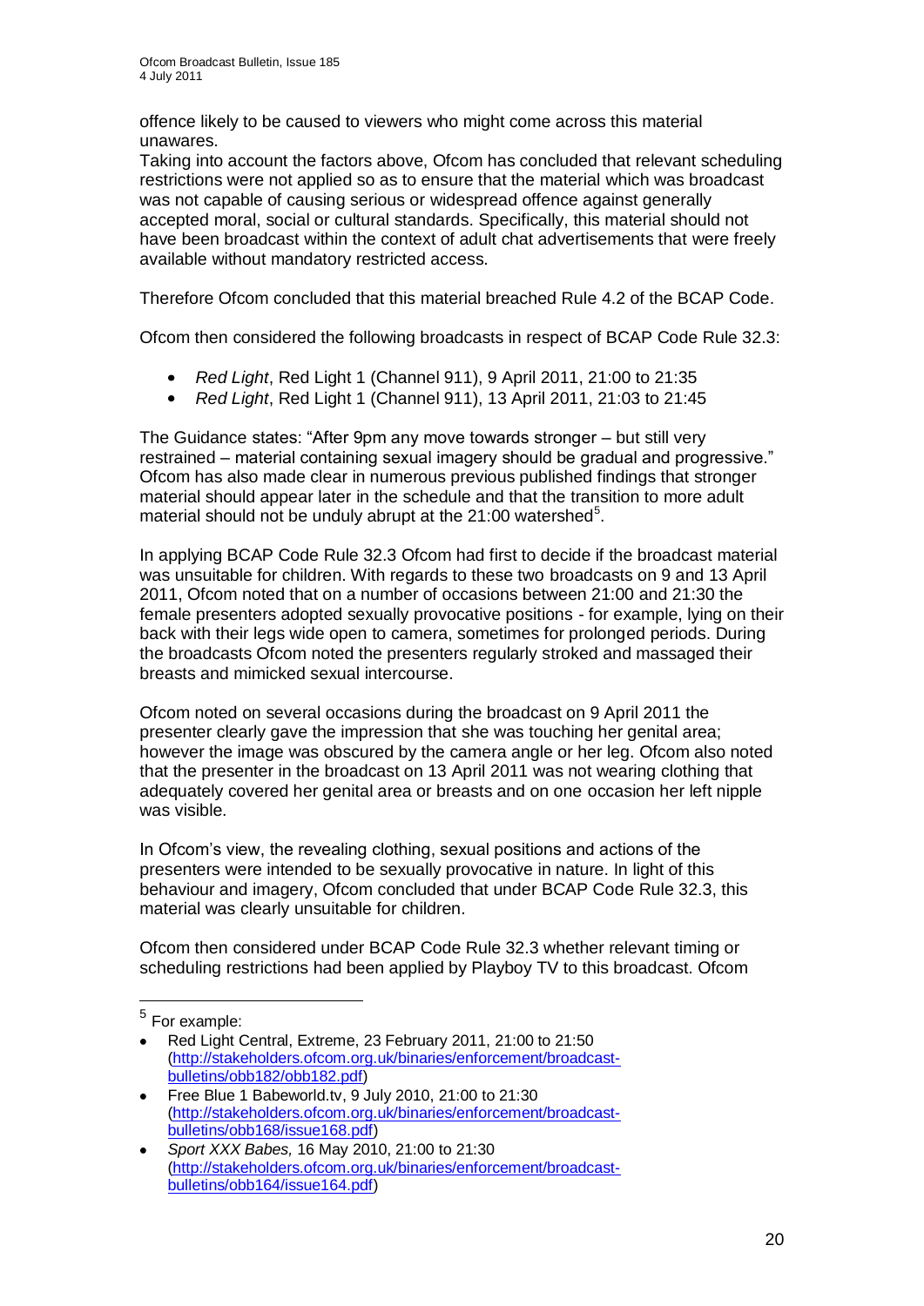offence likely to be caused to viewers who might come across this material unawares.

Taking into account the factors above, Ofcom has concluded that relevant scheduling restrictions were not applied so as to ensure that the material which was broadcast was not capable of causing serious or widespread offence against generally accepted moral, social or cultural standards. Specifically, this material should not have been broadcast within the context of adult chat advertisements that were freely available without mandatory restricted access.

Therefore Ofcom concluded that this material breached Rule 4.2 of the BCAP Code.

Ofcom then considered the following broadcasts in respect of BCAP Code Rule 32.3:

- *Red Light*, Red Light 1 (Channel 911), 9 April 2011, 21:00 to 21:35
- *Red Light*, Red Light 1 (Channel 911), 13 April 2011, 21:03 to 21:45

The Guidance states: "After 9pm any move towards stronger – but still very restrained – material containing sexual imagery should be gradual and progressive." Ofcom has also made clear in numerous previous published findings that stronger material should appear later in the schedule and that the transition to more adult material should not be unduly abrupt at the 21:00 watershed[5].

In applying BCAP Code Rule 32.3 Ofcom had first to decide if the broadcast material was unsuitable for children. With regards to these two broadcasts on 9 and 13 April 2011, Ofcom noted that on a number of occasions between 21:00 and 21:30 the female presenters adopted sexually provocative positions - for example, lying on their back with their legs wide open to camera, sometimes for prolonged periods. During the broadcasts Ofcom noted the presenters regularly stroked and massaged their breasts and mimicked sexual intercourse.

Ofcom noted on several occasions during the broadcast on 9 April 2011 the presenter clearly gave the impression that she was touching her genital area; however the image was obscured by the camera angle or her leg. Ofcom also noted that the presenter in the broadcast on 13 April 2011 was not wearing clothing that adequately covered her genital area or breasts and on one occasion her left nipple was visible.

In Ofcom's view, the revealing clothing, sexual positions and actions of the presenters were intended to be sexually provocative in nature. In light of this behaviour and imagery, Ofcom concluded that under BCAP Code Rule 32.3, this material was clearly unsuitable for children.

Ofcom then considered under BCAP Code Rule 32.3 whether relevant timing or scheduling restrictions had been applied by Playboy TV to this broadcast. Ofcom

---

[5] For example:

- Red Light Central, Extreme, 23 February 2011, 21:00 to 21:50 (http://stakeholders.ofcom.org.uk/binaries/enforcement/broadcast-bulletins/obb182/obb182.pdf)
- Free Blue 1 Babeworld.tv, 9 July 2010, 21:00 to 21:30 (http://stakeholders.ofcom.org.uk/binaries/enforcement/broadcast-bulletins/obb168/issue168.pdf)
- *Sport XXX Babes,* 16 May 2010, 21:00 to 21:30 (http://stakeholders.ofcom.org.uk/binaries/enforcement/broadcast-bulletins/obb164/issue164.pdf)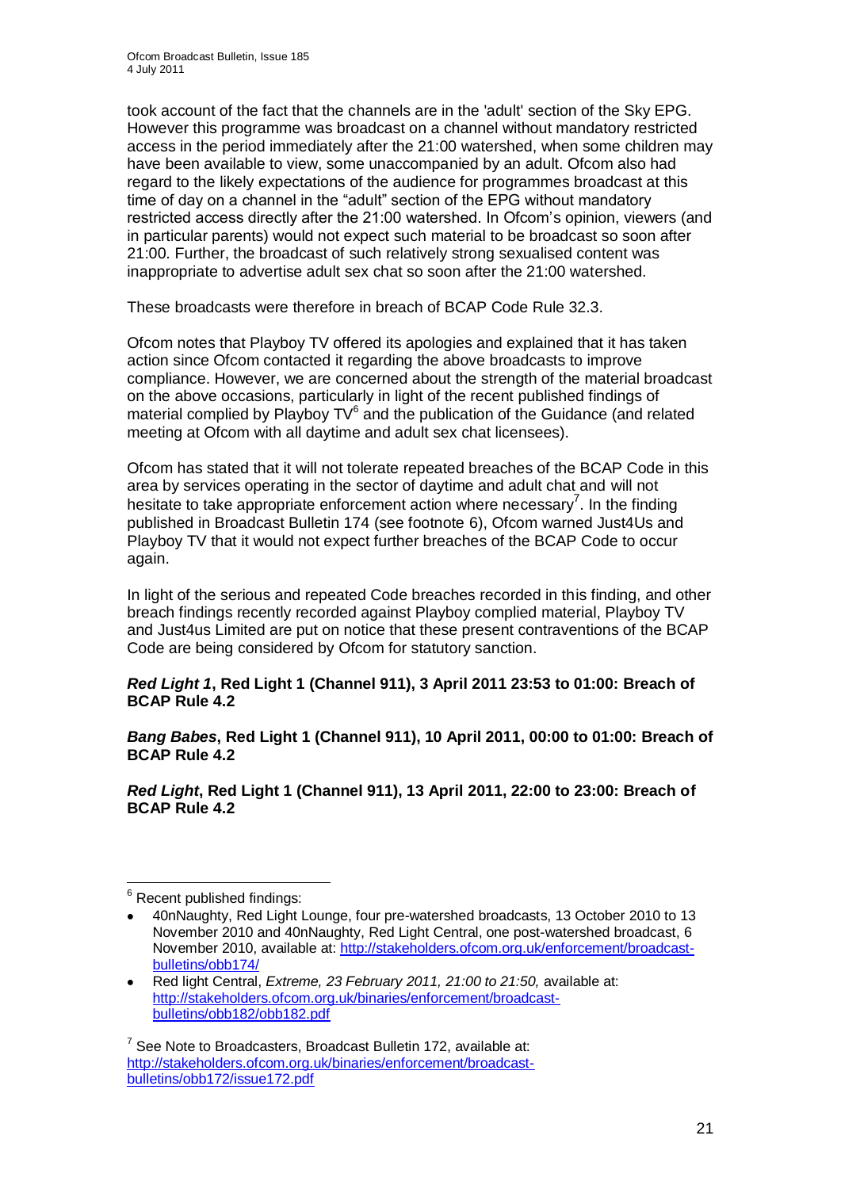took account of the fact that the channels are in the 'adult' section of the Sky EPG. However this programme was broadcast on a channel without mandatory restricted access in the period immediately after the 21:00 watershed, when some children may have been available to view, some unaccompanied by an adult. Ofcom also had regard to the likely expectations of the audience for programmes broadcast at this time of day on a channel in the "adult" section of the EPG without mandatory restricted access directly after the 21:00 watershed. In Ofcom's opinion, viewers (and in particular parents) would not expect such material to be broadcast so soon after 21:00. Further, the broadcast of such relatively strong sexualised content was inappropriate to advertise adult sex chat so soon after the 21:00 watershed.

These broadcasts were therefore in breach of BCAP Code Rule 32.3.

Ofcom notes that Playboy TV offered its apologies and explained that it has taken action since Ofcom contacted it regarding the above broadcasts to improve compliance. However, we are concerned about the strength of the material broadcast on the above occasions, particularly in light of the recent published findings of material complied by Playboy TV[6] and the publication of the Guidance (and related meeting at Ofcom with all daytime and adult sex chat licensees).

Ofcom has stated that it will not tolerate repeated breaches of the BCAP Code in this area by services operating in the sector of daytime and adult chat and will not hesitate to take appropriate enforcement action where necessary[7]. In the finding published in Broadcast Bulletin 174 (see footnote 6), Ofcom warned Just4Us and Playboy TV that it would not expect further breaches of the BCAP Code to occur again.

In light of the serious and repeated Code breaches recorded in this finding, and other breach findings recently recorded against Playboy complied material, Playboy TV and Just4us Limited are put on notice that these present contraventions of the BCAP Code are being considered by Ofcom for statutory sanction.

**_Red Light 1_, Red Light 1 (Channel 911), 3 April 2011 23:53 to 01:00: Breach of BCAP Rule 4.2**

**_Bang Babes_, Red Light 1 (Channel 911), 10 April 2011, 00:00 to 01:00: Breach of BCAP Rule 4.2**

**_Red Light_, Red Light 1 (Channel 911), 13 April 2011, 22:00 to 23:00: Breach of BCAP Rule 4.2**

---

[6] Recent published findings:

- 40nNaughty, Red Light Lounge, four pre-watershed broadcasts, 13 October 2010 to 13 November 2010 and 40nNaughty, Red Light Central, one post-watershed broadcast, 6 November 2010, available at: http://stakeholders.ofcom.org.uk/enforcement/broadcast-bulletins/obb174/
- Red light Central, *Extreme, 23 February 2011, 21:00 to 21:50,* available at: http://stakeholders.ofcom.org.uk/binaries/enforcement/broadcast-bulletins/obb182/obb182.pdf

[7] See Note to Broadcasters, Broadcast Bulletin 172, available at: http://stakeholders.ofcom.org.uk/binaries/enforcement/broadcast-bulletins/obb172/issue172.pdf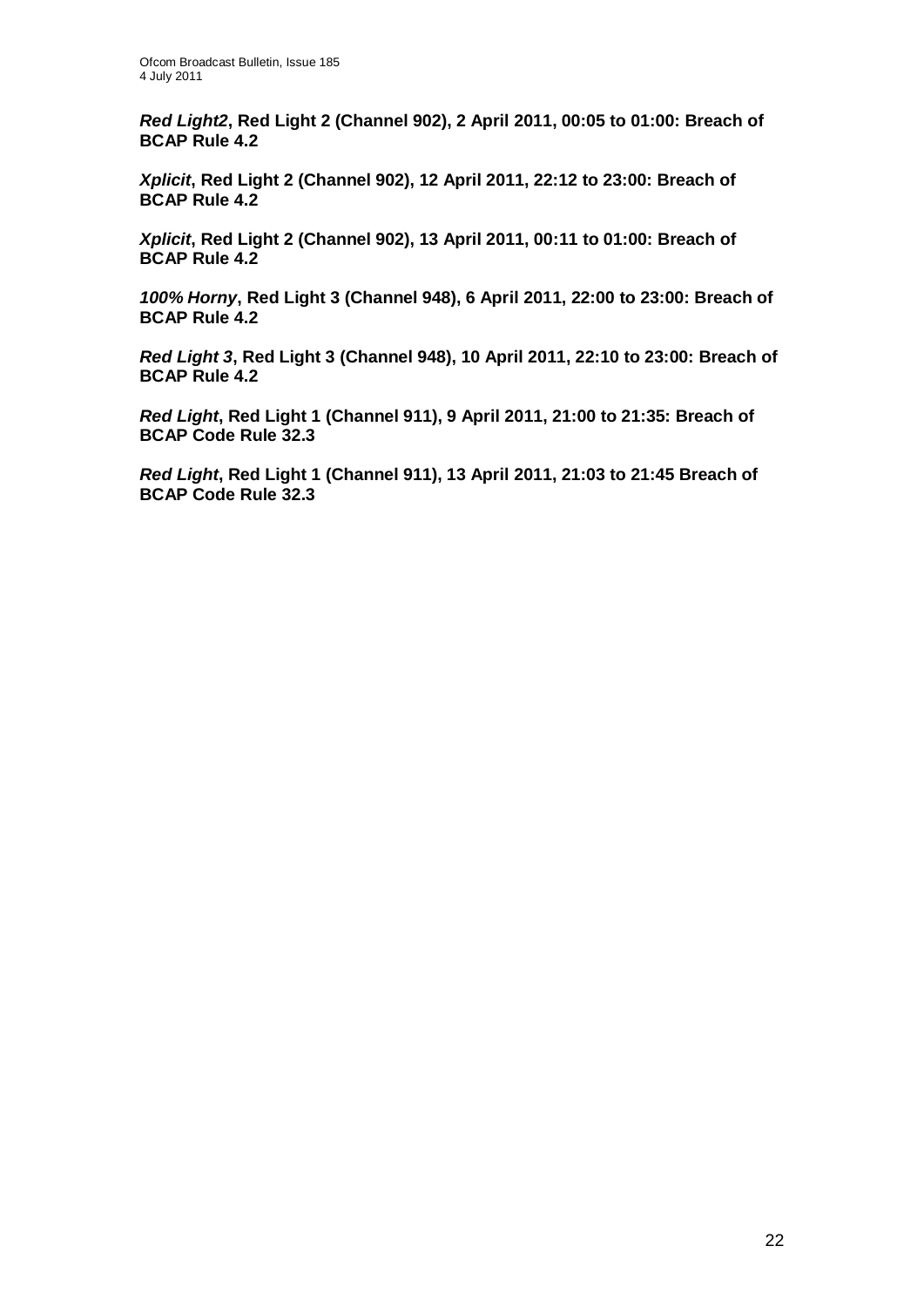***Red Light2*, Red Light 2 (Channel 902), 2 April 2011, 00:05 to 01:00: Breach of BCAP Rule 4.2**

***Xplicit*, Red Light 2 (Channel 902), 12 April 2011, 22:12 to 23:00: Breach of BCAP Rule 4.2**

***Xplicit*, Red Light 2 (Channel 902), 13 April 2011, 00:11 to 01:00: Breach of BCAP Rule 4.2**

***100% Horny*, Red Light 3 (Channel 948), 6 April 2011, 22:00 to 23:00: Breach of BCAP Rule 4.2**

***Red Light 3*, Red Light 3 (Channel 948), 10 April 2011, 22:10 to 23:00: Breach of BCAP Rule 4.2**

***Red Light*, Red Light 1 (Channel 911), 9 April 2011, 21:00 to 21:35: Breach of BCAP Code Rule 32.3**

***Red Light*, Red Light 1 (Channel 911), 13 April 2011, 21:03 to 21:45 Breach of BCAP Code Rule 32.3**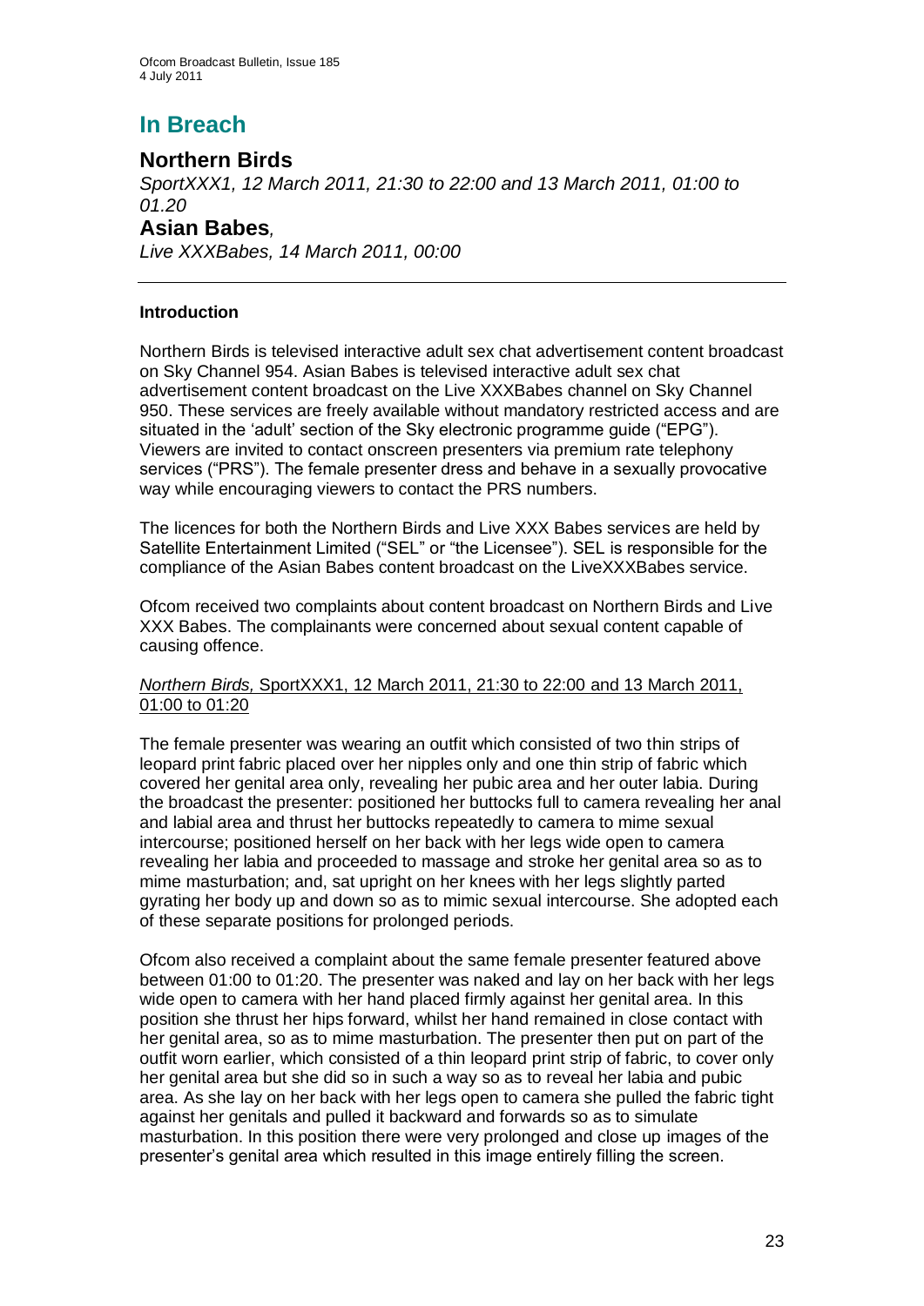## In Breach

### Northern Birds

*SportXXX1, 12 March 2011, 21:30 to 22:00 and 13 March 2011, 01:00 to 01.20*

### Asian Babes*,*

*Live XXXBabes, 14 March 2011, 00:00*

---

**Introduction**

Northern Birds is televised interactive adult sex chat advertisement content broadcast on Sky Channel 954. Asian Babes is televised interactive adult sex chat advertisement content broadcast on the Live XXXBabes channel on Sky Channel 950. These services are freely available without mandatory restricted access and are situated in the 'adult' section of the Sky electronic programme guide ("EPG"). Viewers are invited to contact onscreen presenters via premium rate telephony services ("PRS"). The female presenter dress and behave in a sexually provocative way while encouraging viewers to contact the PRS numbers.

The licences for both the Northern Birds and Live XXX Babes services are held by Satellite Entertainment Limited ("SEL" or "the Licensee"). SEL is responsible for the compliance of the Asian Babes content broadcast on the LiveXXXBabes service.

Ofcom received two complaints about content broadcast on Northern Birds and Live XXX Babes. The complainants were concerned about sexual content capable of causing offence.

*Northern Birds,* SportXXX1, 12 March 2011, 21:30 to 22:00 and 13 March 2011, 01:00 to 01:20

The female presenter was wearing an outfit which consisted of two thin strips of leopard print fabric placed over her nipples only and one thin strip of fabric which covered her genital area only, revealing her pubic area and her outer labia. During the broadcast the presenter: positioned her buttocks full to camera revealing her anal and labial area and thrust her buttocks repeatedly to camera to mime sexual intercourse; positioned herself on her back with her legs wide open to camera revealing her labia and proceeded to massage and stroke her genital area so as to mime masturbation; and, sat upright on her knees with her legs slightly parted gyrating her body up and down so as to mimic sexual intercourse. She adopted each of these separate positions for prolonged periods.

Ofcom also received a complaint about the same female presenter featured above between 01:00 to 01:20. The presenter was naked and lay on her back with her legs wide open to camera with her hand placed firmly against her genital area. In this position she thrust her hips forward, whilst her hand remained in close contact with her genital area, so as to mime masturbation. The presenter then put on part of the outfit worn earlier, which consisted of a thin leopard print strip of fabric, to cover only her genital area but she did so in such a way so as to reveal her labia and pubic area. As she lay on her back with her legs open to camera she pulled the fabric tight against her genitals and pulled it backward and forwards so as to simulate masturbation. In this position there were very prolonged and close up images of the presenter's genital area which resulted in this image entirely filling the screen.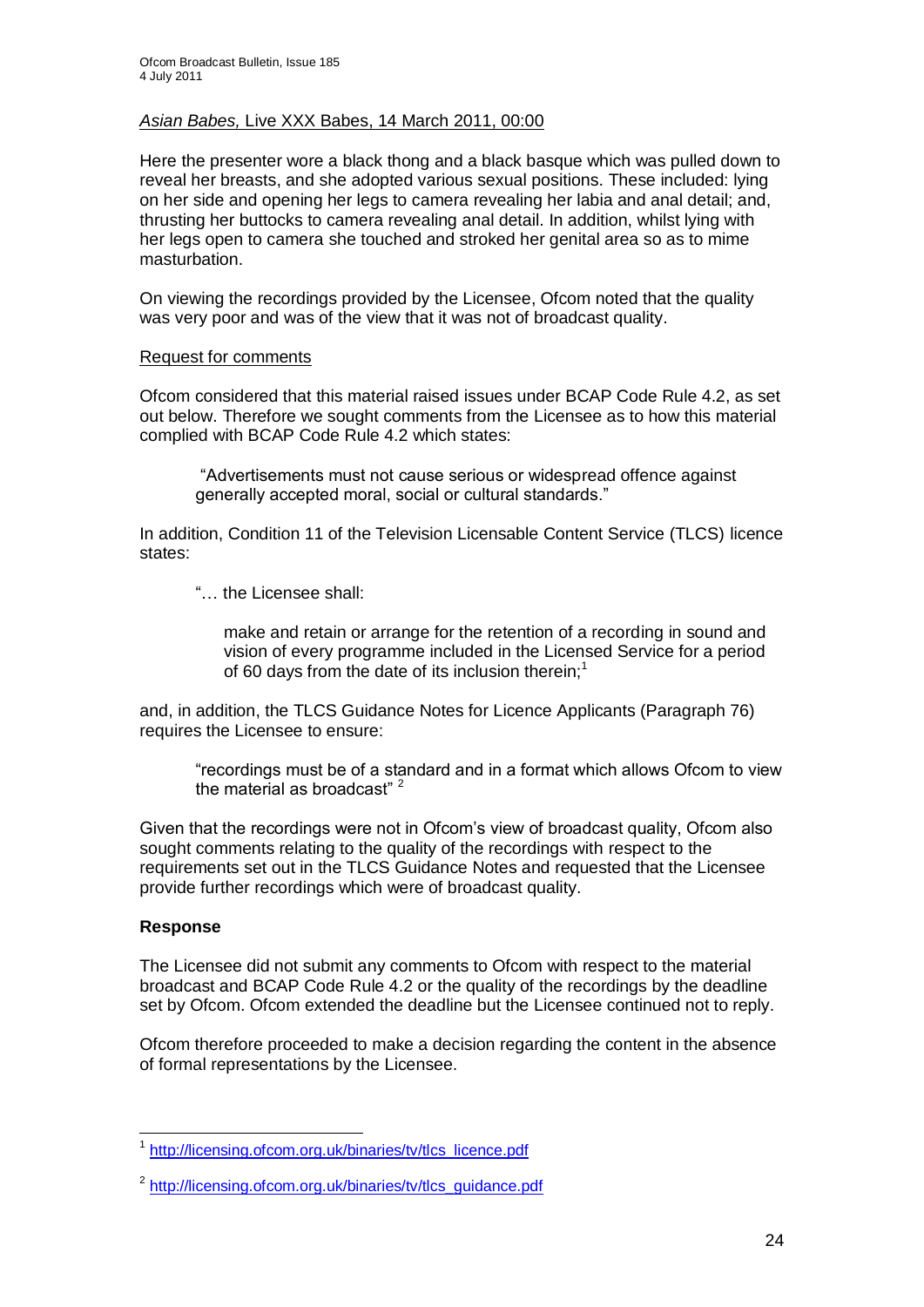*Asian Babes,* Live XXX Babes, 14 March 2011, 00:00

Here the presenter wore a black thong and a black basque which was pulled down to reveal her breasts, and she adopted various sexual positions. These included: lying on her side and opening her legs to camera revealing her labia and anal detail; and, thrusting her buttocks to camera revealing anal detail. In addition, whilst lying with her legs open to camera she touched and stroked her genital area so as to mime masturbation.

On viewing the recordings provided by the Licensee, Ofcom noted that the quality was very poor and was of the view that it was not of broadcast quality.

Request for comments

Ofcom considered that this material raised issues under BCAP Code Rule 4.2, as set out below. Therefore we sought comments from the Licensee as to how this material complied with BCAP Code Rule 4.2 which states:

> "Advertisements must not cause serious or widespread offence against generally accepted moral, social or cultural standards."

In addition, Condition 11 of the Television Licensable Content Service (TLCS) licence states:

> "… the Licensee shall:
>
> > make and retain or arrange for the retention of a recording in sound and vision of every programme included in the Licensed Service for a period of 60 days from the date of its inclusion therein;[1]

and, in addition, the TLCS Guidance Notes for Licence Applicants (Paragraph 76) requires the Licensee to ensure:

> "recordings must be of a standard and in a format which allows Ofcom to view the material as broadcast" [2]

Given that the recordings were not in Ofcom's view of broadcast quality, Ofcom also sought comments relating to the quality of the recordings with respect to the requirements set out in the TLCS Guidance Notes and requested that the Licensee provide further recordings which were of broadcast quality.

**Response**

The Licensee did not submit any comments to Ofcom with respect to the material broadcast and BCAP Code Rule 4.2 or the quality of the recordings by the deadline set by Ofcom. Ofcom extended the deadline but the Licensee continued not to reply.

Ofcom therefore proceeded to make a decision regarding the content in the absence of formal representations by the Licensee.

[1] http://licensing.ofcom.org.uk/binaries/tv/tlcs_licence.pdf

[2] http://licensing.ofcom.org.uk/binaries/tv/tlcs_guidance.pdf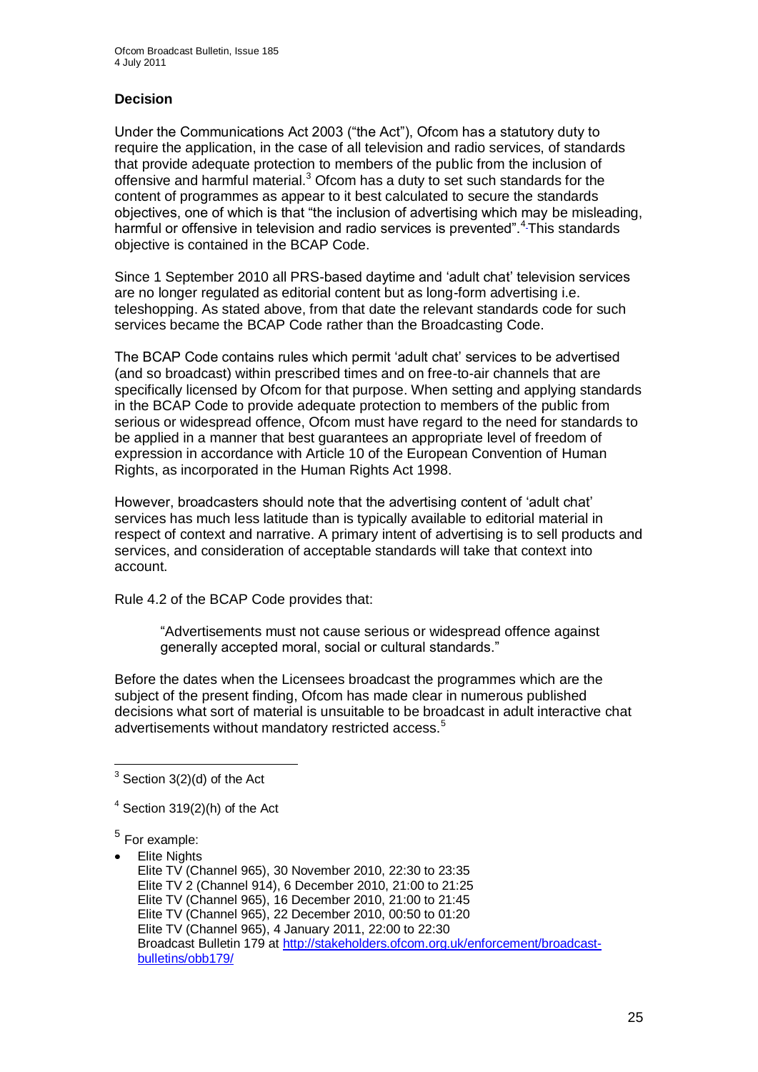### Decision

Under the Communications Act 2003 ("the Act"), Ofcom has a statutory duty to require the application, in the case of all television and radio services, of standards that provide adequate protection to members of the public from the inclusion of offensive and harmful material.[3] Ofcom has a duty to set such standards for the content of programmes as appear to it best calculated to secure the standards objectives, one of which is that "the inclusion of advertising which may be misleading, harmful or offensive in television and radio services is prevented".[4] This standards objective is contained in the BCAP Code.

Since 1 September 2010 all PRS-based daytime and 'adult chat' television services are no longer regulated as editorial content but as long-form advertising i.e. teleshopping. As stated above, from that date the relevant standards code for such services became the BCAP Code rather than the Broadcasting Code.

The BCAP Code contains rules which permit 'adult chat' services to be advertised (and so broadcast) within prescribed times and on free-to-air channels that are specifically licensed by Ofcom for that purpose. When setting and applying standards in the BCAP Code to provide adequate protection to members of the public from serious or widespread offence, Ofcom must have regard to the need for standards to be applied in a manner that best guarantees an appropriate level of freedom of expression in accordance with Article 10 of the European Convention of Human Rights, as incorporated in the Human Rights Act 1998.

However, broadcasters should note that the advertising content of 'adult chat' services has much less latitude than is typically available to editorial material in respect of context and narrative. A primary intent of advertising is to sell products and services, and consideration of acceptable standards will take that context into account.

Rule 4.2 of the BCAP Code provides that:

> "Advertisements must not cause serious or widespread offence against generally accepted moral, social or cultural standards."

Before the dates when the Licensees broadcast the programmes which are the subject of the present finding, Ofcom has made clear in numerous published decisions what sort of material is unsuitable to be broadcast in adult interactive chat advertisements without mandatory restricted access.[5]

---

[3] Section 3(2)(d) of the Act

[4] Section 319(2)(h) of the Act

[5] For example:

- Elite Nights
  Elite TV (Channel 965), 30 November 2010, 22:30 to 23:35
  Elite TV 2 (Channel 914), 6 December 2010, 21:00 to 21:25
  Elite TV (Channel 965), 16 December 2010, 21:00 to 21:45
  Elite TV (Channel 965), 22 December 2010, 00:50 to 01:20
  Elite TV (Channel 965), 4 January 2011, 22:00 to 22:30
  Broadcast Bulletin 179 at http://stakeholders.ofcom.org.uk/enforcement/broadcast-bulletins/obb179/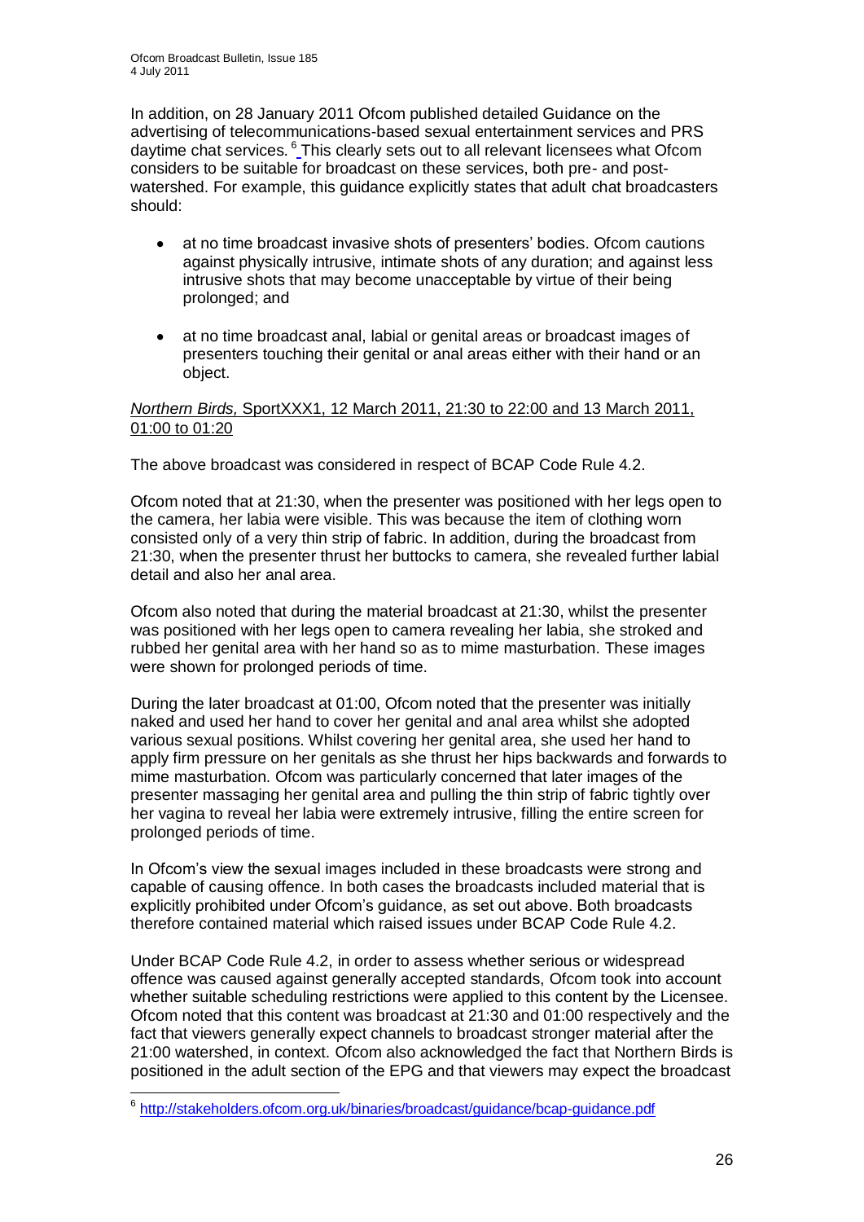In addition, on 28 January 2011 Ofcom published detailed Guidance on the advertising of telecommunications-based sexual entertainment services and PRS daytime chat services.[6] This clearly sets out to all relevant licensees what Ofcom considers to be suitable for broadcast on these services, both pre- and post-watershed. For example, this guidance explicitly states that adult chat broadcasters should:

- at no time broadcast invasive shots of presenters' bodies. Ofcom cautions against physically intrusive, intimate shots of any duration; and against less intrusive shots that may become unacceptable by virtue of their being prolonged; and
- at no time broadcast anal, labial or genital areas or broadcast images of presenters touching their genital or anal areas either with their hand or an object.

*Northern Birds,* SportXXX1, 12 March 2011, 21:30 to 22:00 and 13 March 2011, 01:00 to 01:20

The above broadcast was considered in respect of BCAP Code Rule 4.2.

Ofcom noted that at 21:30, when the presenter was positioned with her legs open to the camera, her labia were visible. This was because the item of clothing worn consisted only of a very thin strip of fabric. In addition, during the broadcast from 21:30, when the presenter thrust her buttocks to camera, she revealed further labial detail and also her anal area.

Ofcom also noted that during the material broadcast at 21:30, whilst the presenter was positioned with her legs open to camera revealing her labia, she stroked and rubbed her genital area with her hand so as to mime masturbation. These images were shown for prolonged periods of time.

During the later broadcast at 01:00, Ofcom noted that the presenter was initially naked and used her hand to cover her genital and anal area whilst she adopted various sexual positions. Whilst covering her genital area, she used her hand to apply firm pressure on her genitals as she thrust her hips backwards and forwards to mime masturbation. Ofcom was particularly concerned that later images of the presenter massaging her genital area and pulling the thin strip of fabric tightly over her vagina to reveal her labia were extremely intrusive, filling the entire screen for prolonged periods of time.

In Ofcom's view the sexual images included in these broadcasts were strong and capable of causing offence. In both cases the broadcasts included material that is explicitly prohibited under Ofcom's guidance, as set out above. Both broadcasts therefore contained material which raised issues under BCAP Code Rule 4.2.

Under BCAP Code Rule 4.2, in order to assess whether serious or widespread offence was caused against generally accepted standards, Ofcom took into account whether suitable scheduling restrictions were applied to this content by the Licensee. Ofcom noted that this content was broadcast at 21:30 and 01:00 respectively and the fact that viewers generally expect channels to broadcast stronger material after the 21:00 watershed, in context. Ofcom also acknowledged the fact that Northern Birds is positioned in the adult section of the EPG and that viewers may expect the broadcast

[6] http://stakeholders.ofcom.org.uk/binaries/broadcast/guidance/bcap-guidance.pdf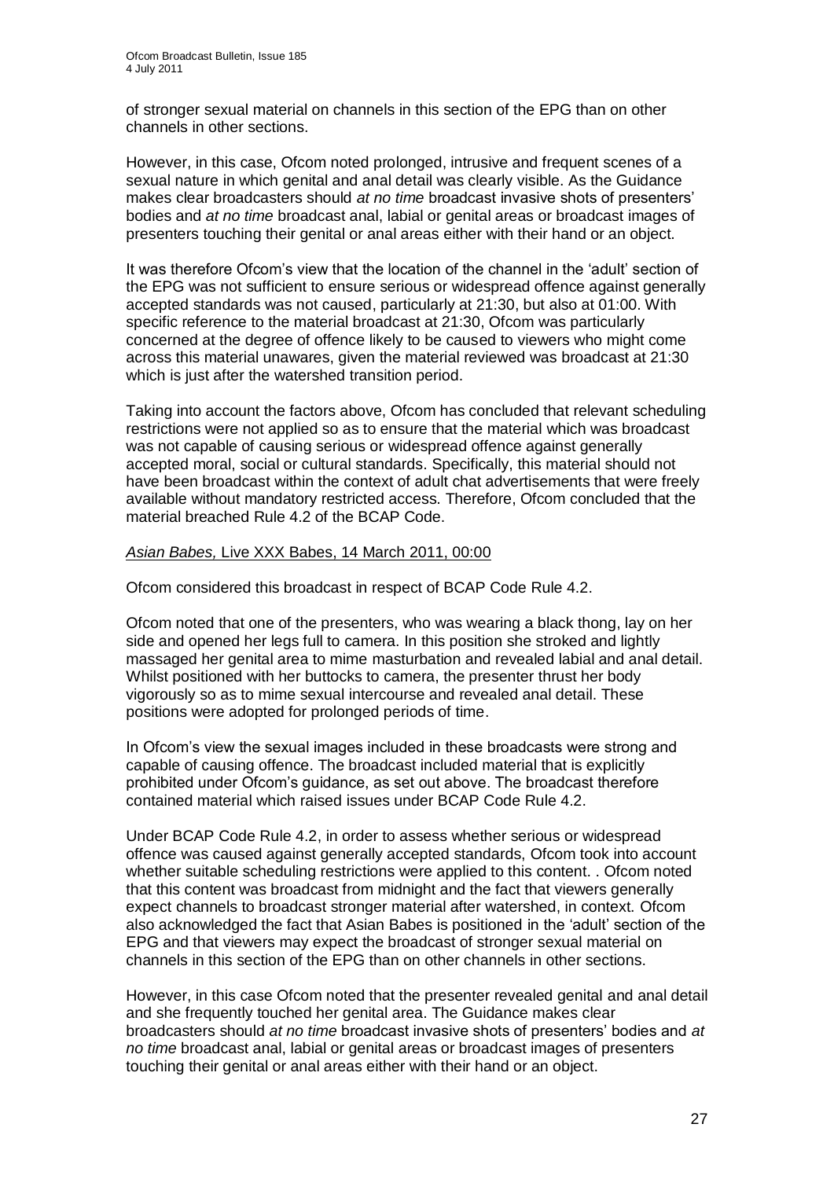of stronger sexual material on channels in this section of the EPG than on other channels in other sections.

However, in this case, Ofcom noted prolonged, intrusive and frequent scenes of a sexual nature in which genital and anal detail was clearly visible. As the Guidance makes clear broadcasters should *at no time* broadcast invasive shots of presenters' bodies and *at no time* broadcast anal, labial or genital areas or broadcast images of presenters touching their genital or anal areas either with their hand or an object.

It was therefore Ofcom's view that the location of the channel in the 'adult' section of the EPG was not sufficient to ensure serious or widespread offence against generally accepted standards was not caused, particularly at 21:30, but also at 01:00. With specific reference to the material broadcast at 21:30, Ofcom was particularly concerned at the degree of offence likely to be caused to viewers who might come across this material unawares, given the material reviewed was broadcast at 21:30 which is just after the watershed transition period.

Taking into account the factors above, Ofcom has concluded that relevant scheduling restrictions were not applied so as to ensure that the material which was broadcast was not capable of causing serious or widespread offence against generally accepted moral, social or cultural standards. Specifically, this material should not have been broadcast within the context of adult chat advertisements that were freely available without mandatory restricted access. Therefore, Ofcom concluded that the material breached Rule 4.2 of the BCAP Code.

*Asian Babes,* Live XXX Babes, 14 March 2011, 00:00

Ofcom considered this broadcast in respect of BCAP Code Rule 4.2.

Ofcom noted that one of the presenters, who was wearing a black thong, lay on her side and opened her legs full to camera. In this position she stroked and lightly massaged her genital area to mime masturbation and revealed labial and anal detail. Whilst positioned with her buttocks to camera, the presenter thrust her body vigorously so as to mime sexual intercourse and revealed anal detail. These positions were adopted for prolonged periods of time.

In Ofcom's view the sexual images included in these broadcasts were strong and capable of causing offence. The broadcast included material that is explicitly prohibited under Ofcom's guidance, as set out above. The broadcast therefore contained material which raised issues under BCAP Code Rule 4.2.

Under BCAP Code Rule 4.2, in order to assess whether serious or widespread offence was caused against generally accepted standards, Ofcom took into account whether suitable scheduling restrictions were applied to this content. . Ofcom noted that this content was broadcast from midnight and the fact that viewers generally expect channels to broadcast stronger material after watershed, in context. Ofcom also acknowledged the fact that Asian Babes is positioned in the 'adult' section of the EPG and that viewers may expect the broadcast of stronger sexual material on channels in this section of the EPG than on other channels in other sections.

However, in this case Ofcom noted that the presenter revealed genital and anal detail and she frequently touched her genital area. The Guidance makes clear broadcasters should *at no time* broadcast invasive shots of presenters' bodies and *at no time* broadcast anal, labial or genital areas or broadcast images of presenters touching their genital or anal areas either with their hand or an object.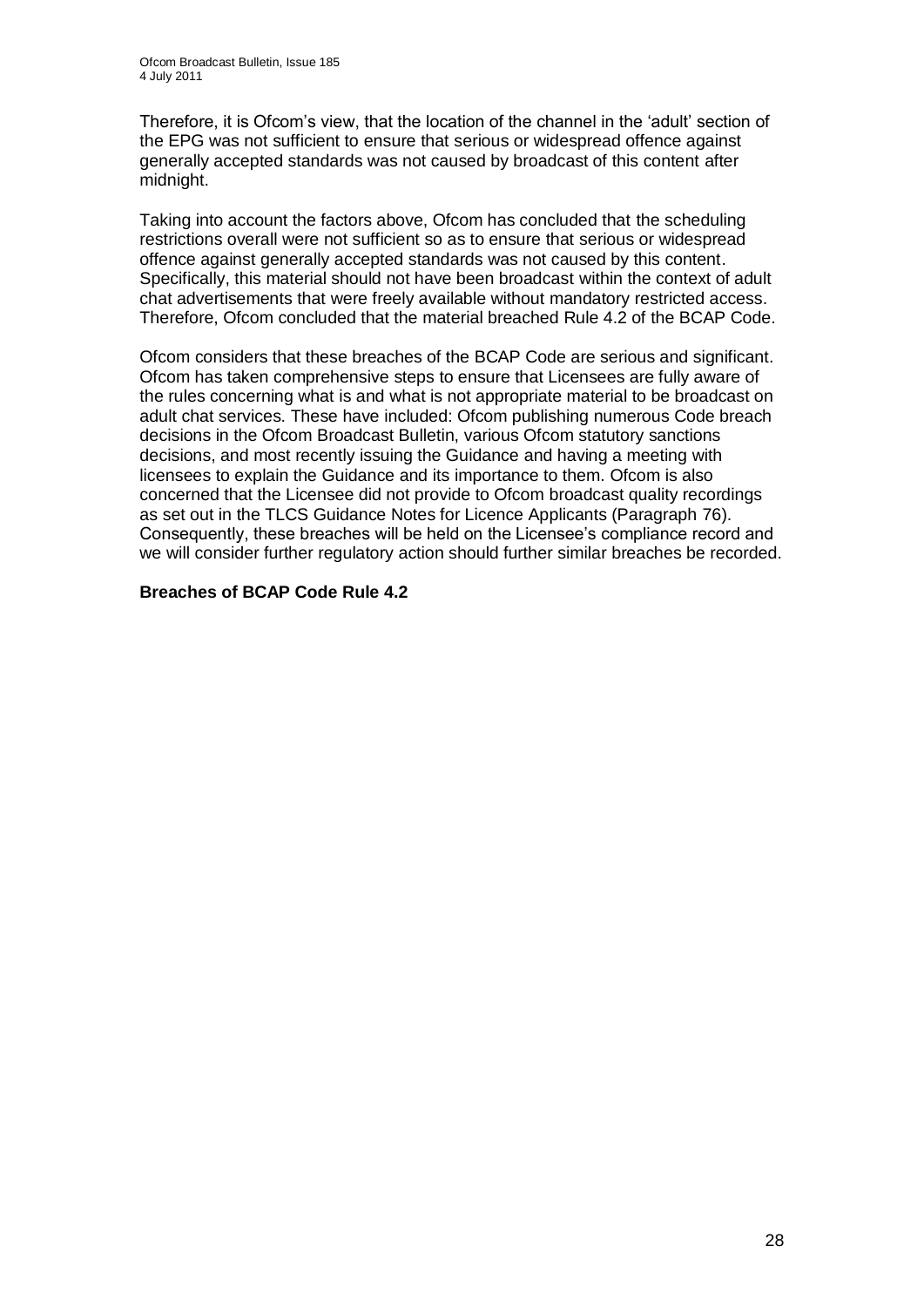Therefore, it is Ofcom's view, that the location of the channel in the 'adult' section of the EPG was not sufficient to ensure that serious or widespread offence against generally accepted standards was not caused by broadcast of this content after midnight.

Taking into account the factors above, Ofcom has concluded that the scheduling restrictions overall were not sufficient so as to ensure that serious or widespread offence against generally accepted standards was not caused by this content. Specifically, this material should not have been broadcast within the context of adult chat advertisements that were freely available without mandatory restricted access. Therefore, Ofcom concluded that the material breached Rule 4.2 of the BCAP Code.

Ofcom considers that these breaches of the BCAP Code are serious and significant. Ofcom has taken comprehensive steps to ensure that Licensees are fully aware of the rules concerning what is and what is not appropriate material to be broadcast on adult chat services. These have included: Ofcom publishing numerous Code breach decisions in the Ofcom Broadcast Bulletin, various Ofcom statutory sanctions decisions, and most recently issuing the Guidance and having a meeting with licensees to explain the Guidance and its importance to them. Ofcom is also concerned that the Licensee did not provide to Ofcom broadcast quality recordings as set out in the TLCS Guidance Notes for Licence Applicants (Paragraph 76). Consequently, these breaches will be held on the Licensee's compliance record and we will consider further regulatory action should further similar breaches be recorded.

**Breaches of BCAP Code Rule 4.2**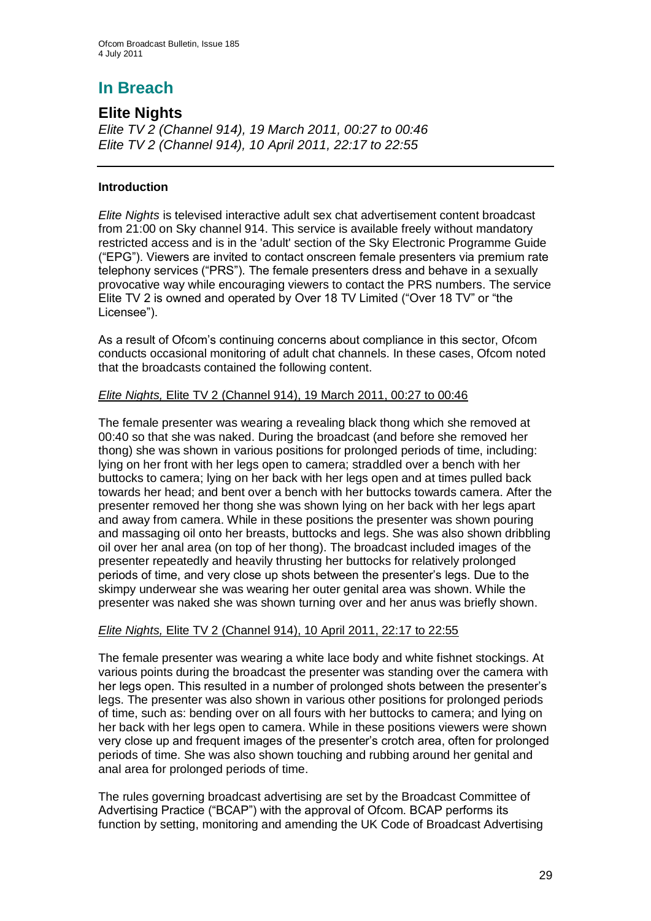# In Breach

## Elite Nights

*Elite TV 2 (Channel 914), 19 March 2011, 00:27 to 00:46*
*Elite TV 2 (Channel 914), 10 April 2011, 22:17 to 22:55*

---

**Introduction**

*Elite Nights* is televised interactive adult sex chat advertisement content broadcast from 21:00 on Sky channel 914. This service is available freely without mandatory restricted access and is in the 'adult' section of the Sky Electronic Programme Guide ("EPG"). Viewers are invited to contact onscreen female presenters via premium rate telephony services ("PRS"). The female presenters dress and behave in a sexually provocative way while encouraging viewers to contact the PRS numbers. The service Elite TV 2 is owned and operated by Over 18 TV Limited ("Over 18 TV" or "the Licensee").

As a result of Ofcom's continuing concerns about compliance in this sector, Ofcom conducts occasional monitoring of adult chat channels. In these cases, Ofcom noted that the broadcasts contained the following content.

*Elite Nights,* Elite TV 2 (Channel 914), 19 March 2011, 00:27 to 00:46

The female presenter was wearing a revealing black thong which she removed at 00:40 so that she was naked. During the broadcast (and before she removed her thong) she was shown in various positions for prolonged periods of time, including: lying on her front with her legs open to camera; straddled over a bench with her buttocks to camera; lying on her back with her legs open and at times pulled back towards her head; and bent over a bench with her buttocks towards camera. After the presenter removed her thong she was shown lying on her back with her legs apart and away from camera. While in these positions the presenter was shown pouring and massaging oil onto her breasts, buttocks and legs. She was also shown dribbling oil over her anal area (on top of her thong). The broadcast included images of the presenter repeatedly and heavily thrusting her buttocks for relatively prolonged periods of time, and very close up shots between the presenter's legs. Due to the skimpy underwear she was wearing her outer genital area was shown. While the presenter was naked she was shown turning over and her anus was briefly shown.

*Elite Nights,* Elite TV 2 (Channel 914), 10 April 2011, 22:17 to 22:55

The female presenter was wearing a white lace body and white fishnet stockings. At various points during the broadcast the presenter was standing over the camera with her legs open. This resulted in a number of prolonged shots between the presenter's legs. The presenter was also shown in various other positions for prolonged periods of time, such as: bending over on all fours with her buttocks to camera; and lying on her back with her legs open to camera. While in these positions viewers were shown very close up and frequent images of the presenter's crotch area, often for prolonged periods of time. She was also shown touching and rubbing around her genital and anal area for prolonged periods of time.

The rules governing broadcast advertising are set by the Broadcast Committee of Advertising Practice ("BCAP") with the approval of Ofcom. BCAP performs its function by setting, monitoring and amending the UK Code of Broadcast Advertising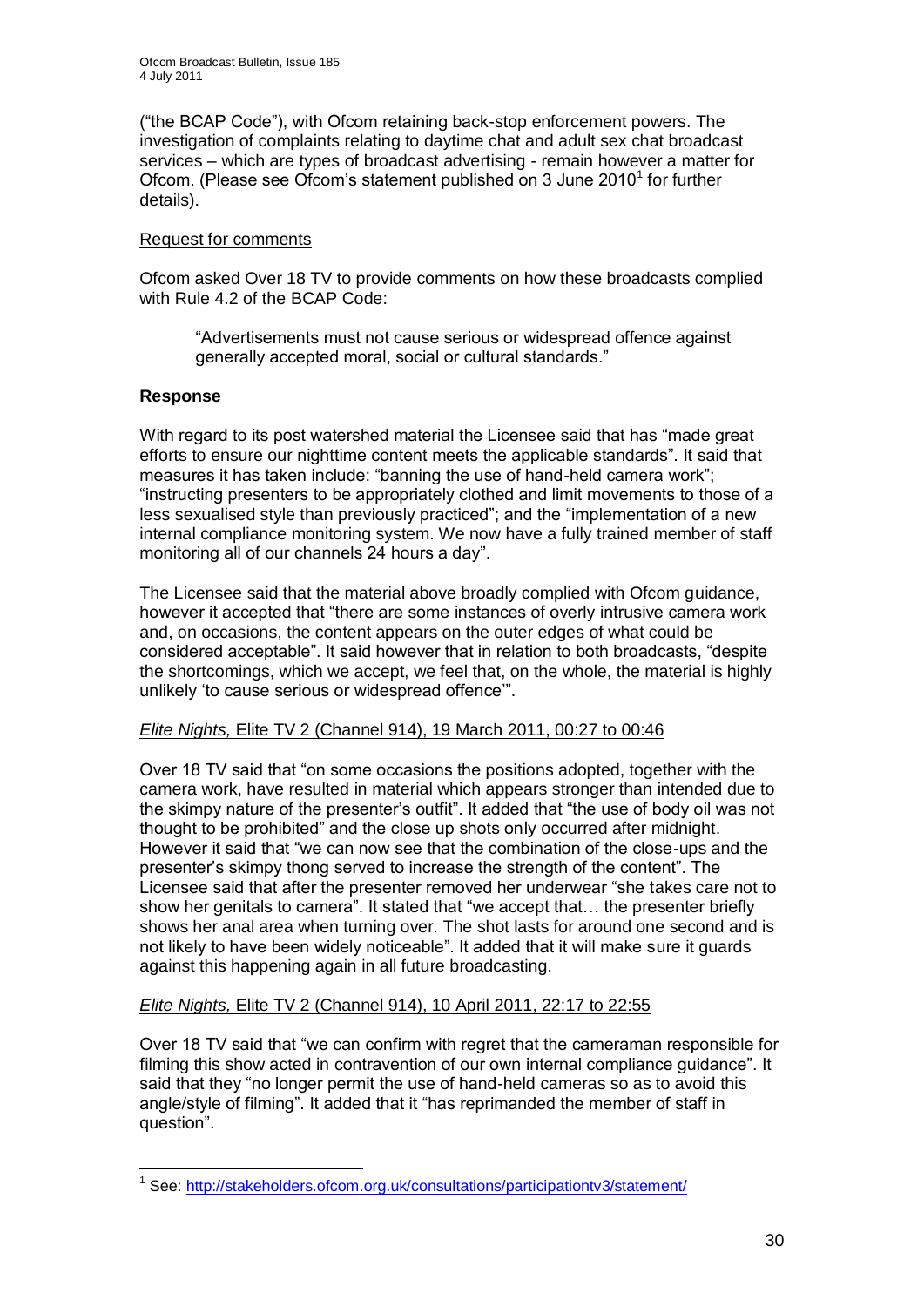("the BCAP Code"), with Ofcom retaining back-stop enforcement powers. The investigation of complaints relating to daytime chat and adult sex chat broadcast services – which are types of broadcast advertising - remain however a matter for Ofcom. (Please see Ofcom's statement published on 3 June 2010[1] for further details).

Request for comments

Ofcom asked Over 18 TV to provide comments on how these broadcasts complied with Rule 4.2 of the BCAP Code:

> "Advertisements must not cause serious or widespread offence against generally accepted moral, social or cultural standards."

**Response**

With regard to its post watershed material the Licensee said that has "made great efforts to ensure our nighttime content meets the applicable standards". It said that measures it has taken include: "banning the use of hand-held camera work"; "instructing presenters to be appropriately clothed and limit movements to those of a less sexualised style than previously practiced"; and the "implementation of a new internal compliance monitoring system. We now have a fully trained member of staff monitoring all of our channels 24 hours a day".

The Licensee said that the material above broadly complied with Ofcom guidance, however it accepted that "there are some instances of overly intrusive camera work and, on occasions, the content appears on the outer edges of what could be considered acceptable". It said however that in relation to both broadcasts, "despite the shortcomings, which we accept, we feel that, on the whole, the material is highly unlikely 'to cause serious or widespread offence'".

*Elite Nights,* Elite TV 2 (Channel 914), 19 March 2011, 00:27 to 00:46

Over 18 TV said that "on some occasions the positions adopted, together with the camera work, have resulted in material which appears stronger than intended due to the skimpy nature of the presenter's outfit". It added that "the use of body oil was not thought to be prohibited" and the close up shots only occurred after midnight. However it said that "we can now see that the combination of the close-ups and the presenter's skimpy thong served to increase the strength of the content". The Licensee said that after the presenter removed her underwear "she takes care not to show her genitals to camera". It stated that "we accept that… the presenter briefly shows her anal area when turning over. The shot lasts for around one second and is not likely to have been widely noticeable". It added that it will make sure it guards against this happening again in all future broadcasting.

*Elite Nights,* Elite TV 2 (Channel 914), 10 April 2011, 22:17 to 22:55

Over 18 TV said that "we can confirm with regret that the cameraman responsible for filming this show acted in contravention of our own internal compliance guidance". It said that they "no longer permit the use of hand-held cameras so as to avoid this angle/style of filming". It added that it "has reprimanded the member of staff in question".

[1] See: http://stakeholders.ofcom.org.uk/consultations/participationtv3/statement/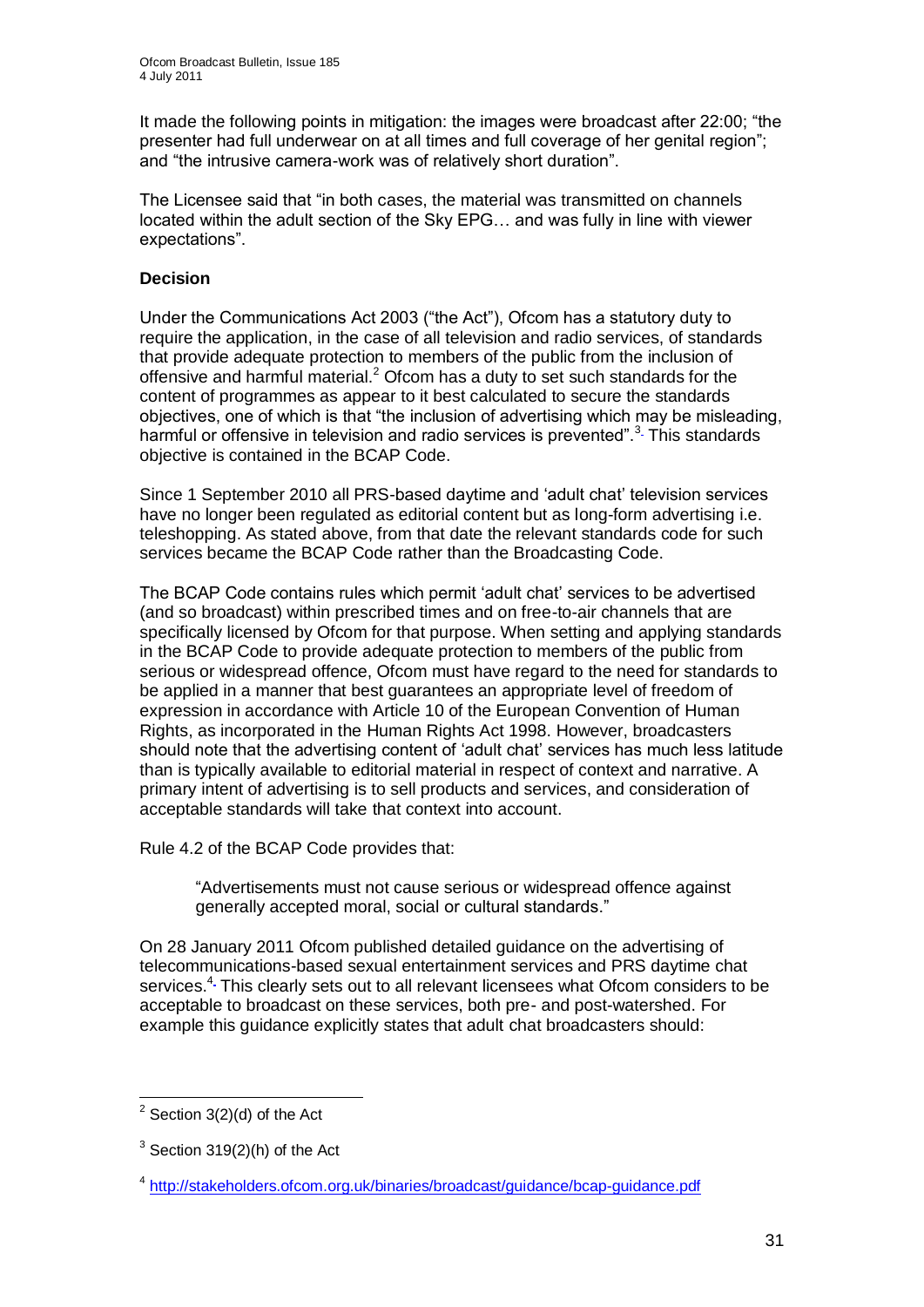It made the following points in mitigation: the images were broadcast after 22:00; "the presenter had full underwear on at all times and full coverage of her genital region"; and "the intrusive camera-work was of relatively short duration".

The Licensee said that "in both cases, the material was transmitted on channels located within the adult section of the Sky EPG… and was fully in line with viewer expectations".

**Decision**

Under the Communications Act 2003 ("the Act"), Ofcom has a statutory duty to require the application, in the case of all television and radio services, of standards that provide adequate protection to members of the public from the inclusion of offensive and harmful material.[2] Ofcom has a duty to set such standards for the content of programmes as appear to it best calculated to secure the standards objectives, one of which is that "the inclusion of advertising which may be misleading, harmful or offensive in television and radio services is prevented".[3] This standards objective is contained in the BCAP Code.

Since 1 September 2010 all PRS-based daytime and 'adult chat' television services have no longer been regulated as editorial content but as long-form advertising i.e. teleshopping. As stated above, from that date the relevant standards code for such services became the BCAP Code rather than the Broadcasting Code.

The BCAP Code contains rules which permit 'adult chat' services to be advertised (and so broadcast) within prescribed times and on free-to-air channels that are specifically licensed by Ofcom for that purpose. When setting and applying standards in the BCAP Code to provide adequate protection to members of the public from serious or widespread offence, Ofcom must have regard to the need for standards to be applied in a manner that best guarantees an appropriate level of freedom of expression in accordance with Article 10 of the European Convention of Human Rights, as incorporated in the Human Rights Act 1998. However, broadcasters should note that the advertising content of 'adult chat' services has much less latitude than is typically available to editorial material in respect of context and narrative. A primary intent of advertising is to sell products and services, and consideration of acceptable standards will take that context into account.

Rule 4.2 of the BCAP Code provides that:

> "Advertisements must not cause serious or widespread offence against generally accepted moral, social or cultural standards."

On 28 January 2011 Ofcom published detailed guidance on the advertising of telecommunications-based sexual entertainment services and PRS daytime chat services.[4] This clearly sets out to all relevant licensees what Ofcom considers to be acceptable to broadcast on these services, both pre- and post-watershed. For example this guidance explicitly states that adult chat broadcasters should:

---

[2] Section 3(2)(d) of the Act

[3] Section 319(2)(h) of the Act

[4] http://stakeholders.ofcom.org.uk/binaries/broadcast/guidance/bcap-guidance.pdf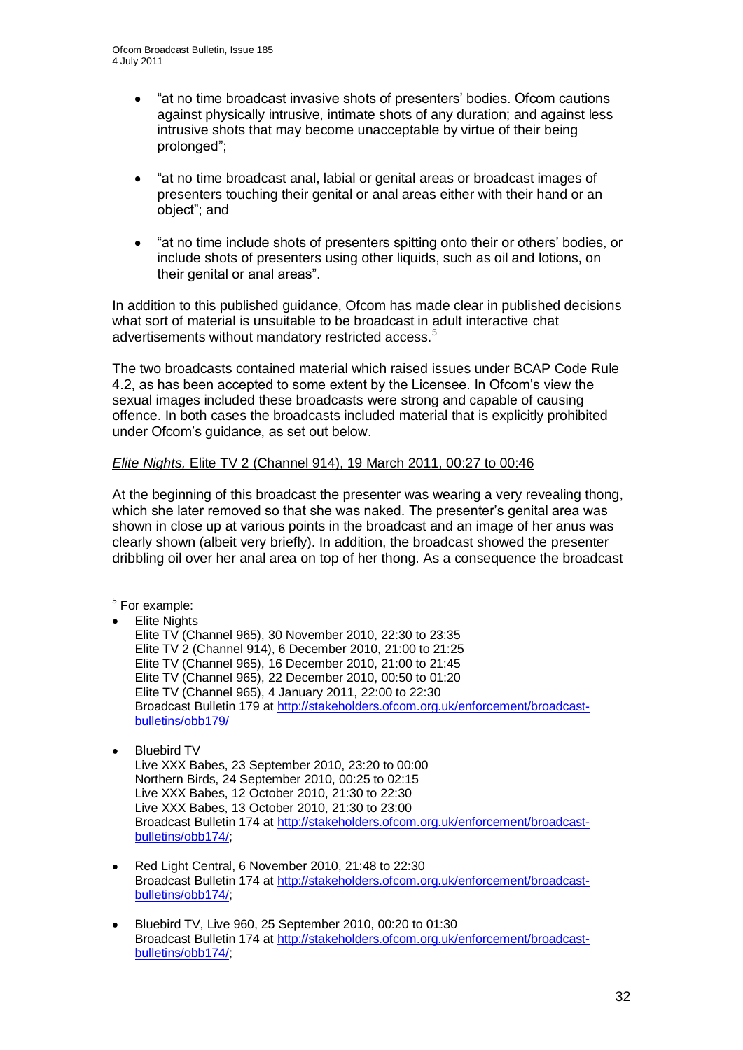- "at no time broadcast invasive shots of presenters' bodies. Ofcom cautions against physically intrusive, intimate shots of any duration; and against less intrusive shots that may become unacceptable by virtue of their being prolonged";

- "at no time broadcast anal, labial or genital areas or broadcast images of presenters touching their genital or anal areas either with their hand or an object"; and

- "at no time include shots of presenters spitting onto their or others' bodies, or include shots of presenters using other liquids, such as oil and lotions, on their genital or anal areas".

In addition to this published guidance, Ofcom has made clear in published decisions what sort of material is unsuitable to be broadcast in adult interactive chat advertisements without mandatory restricted access.[5]

The two broadcasts contained material which raised issues under BCAP Code Rule 4.2, as has been accepted to some extent by the Licensee. In Ofcom's view the sexual images included these broadcasts were strong and capable of causing offence. In both cases the broadcasts included material that is explicitly prohibited under Ofcom's guidance, as set out below.

*Elite Nights,* Elite TV 2 (Channel 914), 19 March 2011, 00:27 to 00:46

At the beginning of this broadcast the presenter was wearing a very revealing thong, which she later removed so that she was naked. The presenter's genital area was shown in close up at various points in the broadcast and an image of her anus was clearly shown (albeit very briefly). In addition, the broadcast showed the presenter dribbling oil over her anal area on top of her thong. As a consequence the broadcast

---

[5] For example:

- Elite Nights
  Elite TV (Channel 965), 30 November 2010, 22:30 to 23:35
  Elite TV 2 (Channel 914), 6 December 2010, 21:00 to 21:25
  Elite TV (Channel 965), 16 December 2010, 21:00 to 21:45
  Elite TV (Channel 965), 22 December 2010, 00:50 to 01:20
  Elite TV (Channel 965), 4 January 2011, 22:00 to 22:30
  Broadcast Bulletin 179 at http://stakeholders.ofcom.org.uk/enforcement/broadcast-bulletins/obb179/

- Bluebird TV
  Live XXX Babes, 23 September 2010, 23:20 to 00:00
  Northern Birds, 24 September 2010, 00:25 to 02:15
  Live XXX Babes, 12 October 2010, 21:30 to 22:30
  Live XXX Babes, 13 October 2010, 21:30 to 23:00
  Broadcast Bulletin 174 at http://stakeholders.ofcom.org.uk/enforcement/broadcast-bulletins/obb174/;

- Red Light Central, 6 November 2010, 21:48 to 22:30
  Broadcast Bulletin 174 at http://stakeholders.ofcom.org.uk/enforcement/broadcast-bulletins/obb174/;

- Bluebird TV, Live 960, 25 September 2010, 00:20 to 01:30
  Broadcast Bulletin 174 at http://stakeholders.ofcom.org.uk/enforcement/broadcast-bulletins/obb174/;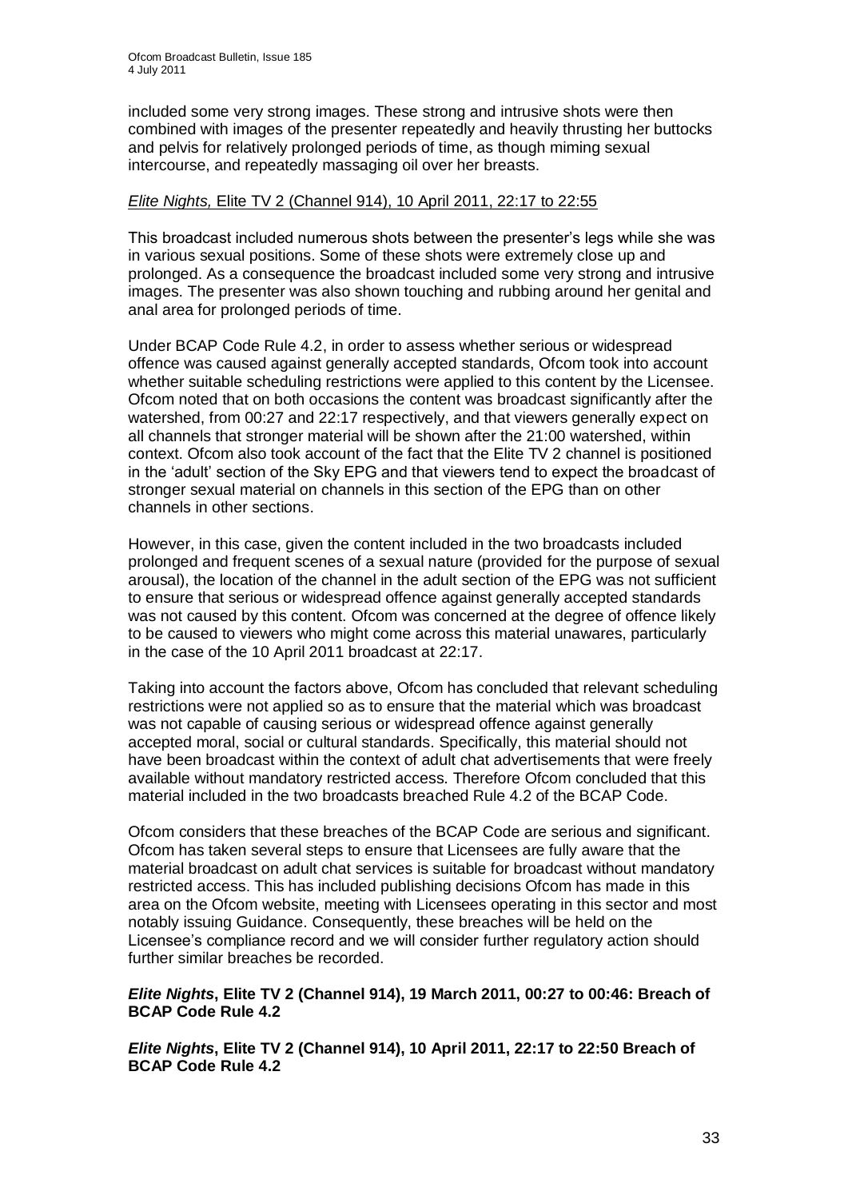included some very strong images. These strong and intrusive shots were then combined with images of the presenter repeatedly and heavily thrusting her buttocks and pelvis for relatively prolonged periods of time, as though miming sexual intercourse, and repeatedly massaging oil over her breasts.

*Elite Nights,* Elite TV 2 (Channel 914), 10 April 2011, 22:17 to 22:55

This broadcast included numerous shots between the presenter's legs while she was in various sexual positions. Some of these shots were extremely close up and prolonged. As a consequence the broadcast included some very strong and intrusive images. The presenter was also shown touching and rubbing around her genital and anal area for prolonged periods of time.

Under BCAP Code Rule 4.2, in order to assess whether serious or widespread offence was caused against generally accepted standards, Ofcom took into account whether suitable scheduling restrictions were applied to this content by the Licensee. Ofcom noted that on both occasions the content was broadcast significantly after the watershed, from 00:27 and 22:17 respectively, and that viewers generally expect on all channels that stronger material will be shown after the 21:00 watershed, within context. Ofcom also took account of the fact that the Elite TV 2 channel is positioned in the 'adult' section of the Sky EPG and that viewers tend to expect the broadcast of stronger sexual material on channels in this section of the EPG than on other channels in other sections.

However, in this case, given the content included in the two broadcasts included prolonged and frequent scenes of a sexual nature (provided for the purpose of sexual arousal), the location of the channel in the adult section of the EPG was not sufficient to ensure that serious or widespread offence against generally accepted standards was not caused by this content. Ofcom was concerned at the degree of offence likely to be caused to viewers who might come across this material unawares, particularly in the case of the 10 April 2011 broadcast at 22:17.

Taking into account the factors above, Ofcom has concluded that relevant scheduling restrictions were not applied so as to ensure that the material which was broadcast was not capable of causing serious or widespread offence against generally accepted moral, social or cultural standards. Specifically, this material should not have been broadcast within the context of adult chat advertisements that were freely available without mandatory restricted access. Therefore Ofcom concluded that this material included in the two broadcasts breached Rule 4.2 of the BCAP Code.

Ofcom considers that these breaches of the BCAP Code are serious and significant. Ofcom has taken several steps to ensure that Licensees are fully aware that the material broadcast on adult chat services is suitable for broadcast without mandatory restricted access. This has included publishing decisions Ofcom has made in this area on the Ofcom website, meeting with Licensees operating in this sector and most notably issuing Guidance. Consequently, these breaches will be held on the Licensee's compliance record and we will consider further regulatory action should further similar breaches be recorded.

***Elite Nights*, Elite TV 2 (Channel 914), 19 March 2011, 00:27 to 00:46: Breach of BCAP Code Rule 4.2**

***Elite Nights*, Elite TV 2 (Channel 914), 10 April 2011, 22:17 to 22:50 Breach of BCAP Code Rule 4.2**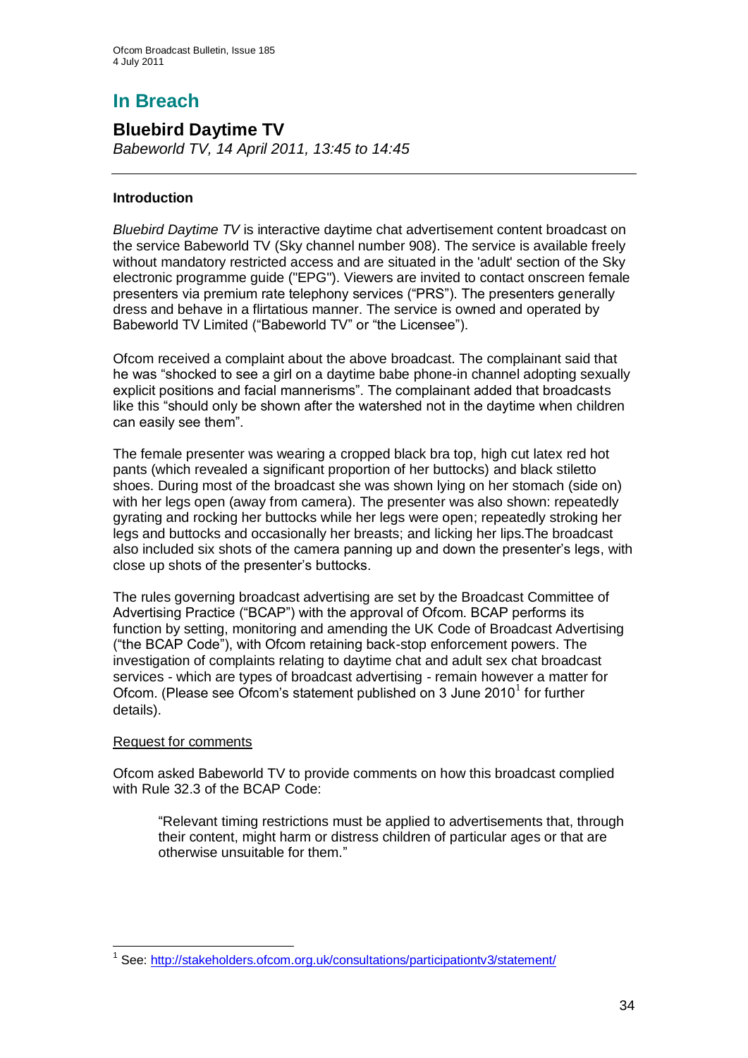# In Breach

## Bluebird Daytime TV

*Babeworld TV, 14 April 2011, 13:45 to 14:45*

### Introduction

*Bluebird Daytime TV* is interactive daytime chat advertisement content broadcast on the service Babeworld TV (Sky channel number 908). The service is available freely without mandatory restricted access and are situated in the 'adult' section of the Sky electronic programme guide ("EPG"). Viewers are invited to contact onscreen female presenters via premium rate telephony services ("PRS"). The presenters generally dress and behave in a flirtatious manner. The service is owned and operated by Babeworld TV Limited ("Babeworld TV" or "the Licensee").

Ofcom received a complaint about the above broadcast. The complainant said that he was "shocked to see a girl on a daytime babe phone-in channel adopting sexually explicit positions and facial mannerisms". The complainant added that broadcasts like this "should only be shown after the watershed not in the daytime when children can easily see them".

The female presenter was wearing a cropped black bra top, high cut latex red hot pants (which revealed a significant proportion of her buttocks) and black stiletto shoes. During most of the broadcast she was shown lying on her stomach (side on) with her legs open (away from camera). The presenter was also shown: repeatedly gyrating and rocking her buttocks while her legs were open; repeatedly stroking her legs and buttocks and occasionally her breasts; and licking her lips.The broadcast also included six shots of the camera panning up and down the presenter's legs, with close up shots of the presenter's buttocks.

The rules governing broadcast advertising are set by the Broadcast Committee of Advertising Practice ("BCAP") with the approval of Ofcom. BCAP performs its function by setting, monitoring and amending the UK Code of Broadcast Advertising ("the BCAP Code"), with Ofcom retaining back-stop enforcement powers. The investigation of complaints relating to daytime chat and adult sex chat broadcast services - which are types of broadcast advertising - remain however a matter for Ofcom. (Please see Ofcom's statement published on 3 June 2010[1] for further details).

Request for comments

Ofcom asked Babeworld TV to provide comments on how this broadcast complied with Rule 32.3 of the BCAP Code:

> "Relevant timing restrictions must be applied to advertisements that, through their content, might harm or distress children of particular ages or that are otherwise unsuitable for them."

---

[1] See: http://stakeholders.ofcom.org.uk/consultations/participationtv3/statement/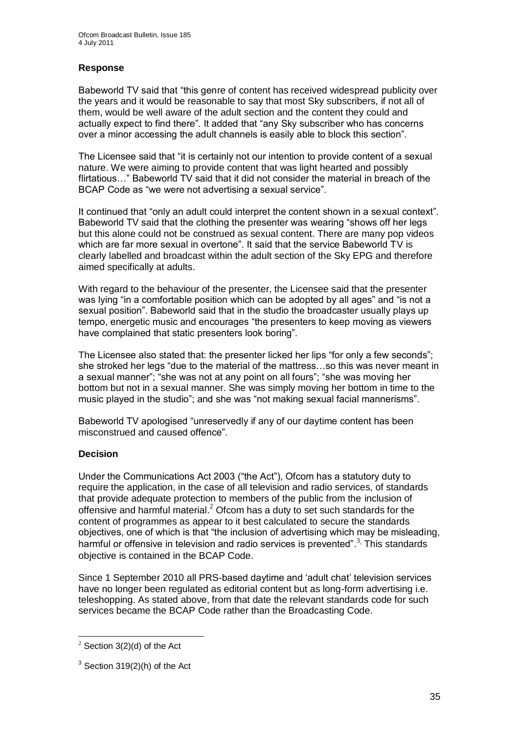### Response

Babeworld TV said that "this genre of content has received widespread publicity over the years and it would be reasonable to say that most Sky subscribers, if not all of them, would be well aware of the adult section and the content they could and actually expect to find there". It added that "any Sky subscriber who has concerns over a minor accessing the adult channels is easily able to block this section".

The Licensee said that "it is certainly not our intention to provide content of a sexual nature. We were aiming to provide content that was light hearted and possibly flirtatious…" Babeworld TV said that it did not consider the material in breach of the BCAP Code as "we were not advertising a sexual service".

It continued that "only an adult could interpret the content shown in a sexual context". Babeworld TV said that the clothing the presenter was wearing "shows off her legs but this alone could not be construed as sexual content. There are many pop videos which are far more sexual in overtone". It said that the service Babeworld TV is clearly labelled and broadcast within the adult section of the Sky EPG and therefore aimed specifically at adults.

With regard to the behaviour of the presenter, the Licensee said that the presenter was lying "in a comfortable position which can be adopted by all ages" and "is not a sexual position". Babeworld said that in the studio the broadcaster usually plays up tempo, energetic music and encourages "the presenters to keep moving as viewers have complained that static presenters look boring".

The Licensee also stated that: the presenter licked her lips "for only a few seconds"; she stroked her legs "due to the material of the mattress…so this was never meant in a sexual manner"; "she was not at any point on all fours"; "she was moving her bottom but not in a sexual manner. She was simply moving her bottom in time to the music played in the studio"; and she was "not making sexual facial mannerisms".

Babeworld TV apologised "unreservedly if any of our daytime content has been misconstrued and caused offence".

### Decision

Under the Communications Act 2003 ("the Act"), Ofcom has a statutory duty to require the application, in the case of all television and radio services, of standards that provide adequate protection to members of the public from the inclusion of offensive and harmful material.[2] Ofcom has a duty to set such standards for the content of programmes as appear to it best calculated to secure the standards objectives, one of which is that "the inclusion of advertising which may be misleading, harmful or offensive in television and radio services is prevented".[3] This standards objective is contained in the BCAP Code.

Since 1 September 2010 all PRS-based daytime and 'adult chat' television services have no longer been regulated as editorial content but as long-form advertising i.e. teleshopping. As stated above, from that date the relevant standards code for such services became the BCAP Code rather than the Broadcasting Code.

---

[2] Section 3(2)(d) of the Act

[3] Section 319(2)(h) of the Act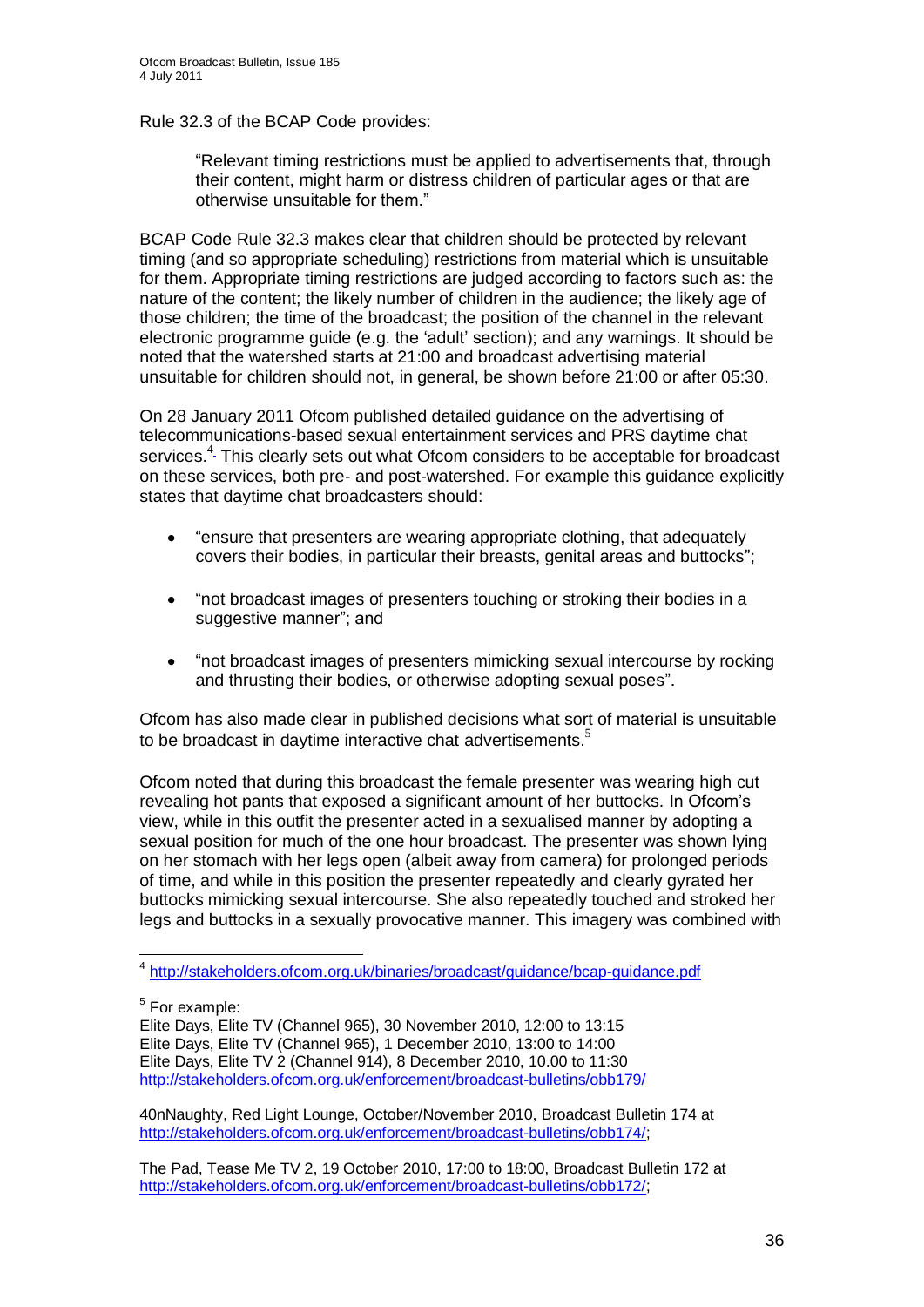Rule 32.3 of the BCAP Code provides:

> "Relevant timing restrictions must be applied to advertisements that, through their content, might harm or distress children of particular ages or that are otherwise unsuitable for them."

BCAP Code Rule 32.3 makes clear that children should be protected by relevant timing (and so appropriate scheduling) restrictions from material which is unsuitable for them. Appropriate timing restrictions are judged according to factors such as: the nature of the content; the likely number of children in the audience; the likely age of those children; the time of the broadcast; the position of the channel in the relevant electronic programme guide (e.g. the 'adult' section); and any warnings. It should be noted that the watershed starts at 21:00 and broadcast advertising material unsuitable for children should not, in general, be shown before 21:00 or after 05:30.

On 28 January 2011 Ofcom published detailed guidance on the advertising of telecommunications-based sexual entertainment services and PRS daytime chat services.[4] This clearly sets out what Ofcom considers to be acceptable for broadcast on these services, both pre- and post-watershed. For example this guidance explicitly states that daytime chat broadcasters should:

- "ensure that presenters are wearing appropriate clothing, that adequately covers their bodies, in particular their breasts, genital areas and buttocks";
- "not broadcast images of presenters touching or stroking their bodies in a suggestive manner"; and
- "not broadcast images of presenters mimicking sexual intercourse by rocking and thrusting their bodies, or otherwise adopting sexual poses".

Ofcom has also made clear in published decisions what sort of material is unsuitable to be broadcast in daytime interactive chat advertisements.[5]

Ofcom noted that during this broadcast the female presenter was wearing high cut revealing hot pants that exposed a significant amount of her buttocks. In Ofcom's view, while in this outfit the presenter acted in a sexualised manner by adopting a sexual position for much of the one hour broadcast. The presenter was shown lying on her stomach with her legs open (albeit away from camera) for prolonged periods of time, and while in this position the presenter repeatedly and clearly gyrated her buttocks mimicking sexual intercourse. She also repeatedly touched and stroked her legs and buttocks in a sexually provocative manner. This imagery was combined with

---

[4] http://stakeholders.ofcom.org.uk/binaries/broadcast/guidance/bcap-guidance.pdf

[5] For example:

Elite Days, Elite TV (Channel 965), 30 November 2010, 12:00 to 13:15
Elite Days, Elite TV (Channel 965), 1 December 2010, 13:00 to 14:00
Elite Days, Elite TV 2 (Channel 914), 8 December 2010, 10.00 to 11:30
http://stakeholders.ofcom.org.uk/enforcement/broadcast-bulletins/obb179/

40nNaughty, Red Light Lounge, October/November 2010, Broadcast Bulletin 174 at http://stakeholders.ofcom.org.uk/enforcement/broadcast-bulletins/obb174/;

The Pad, Tease Me TV 2, 19 October 2010, 17:00 to 18:00, Broadcast Bulletin 172 at http://stakeholders.ofcom.org.uk/enforcement/broadcast-bulletins/obb172/;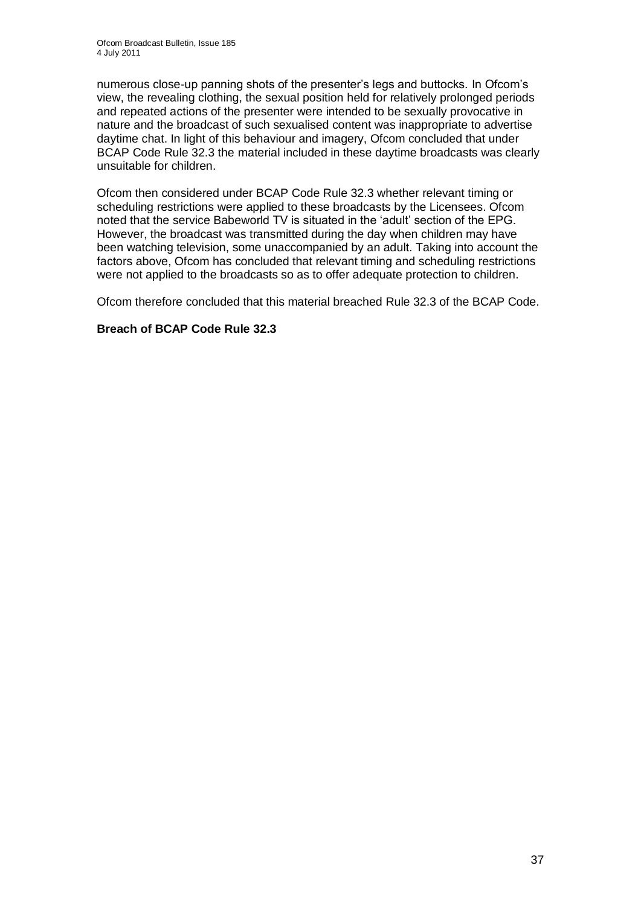numerous close-up panning shots of the presenter's legs and buttocks. In Ofcom's view, the revealing clothing, the sexual position held for relatively prolonged periods and repeated actions of the presenter were intended to be sexually provocative in nature and the broadcast of such sexualised content was inappropriate to advertise daytime chat. In light of this behaviour and imagery, Ofcom concluded that under BCAP Code Rule 32.3 the material included in these daytime broadcasts was clearly unsuitable for children.

Ofcom then considered under BCAP Code Rule 32.3 whether relevant timing or scheduling restrictions were applied to these broadcasts by the Licensees. Ofcom noted that the service Babeworld TV is situated in the 'adult' section of the EPG. However, the broadcast was transmitted during the day when children may have been watching television, some unaccompanied by an adult. Taking into account the factors above, Ofcom has concluded that relevant timing and scheduling restrictions were not applied to the broadcasts so as to offer adequate protection to children.

Ofcom therefore concluded that this material breached Rule 32.3 of the BCAP Code.

**Breach of BCAP Code Rule 32.3**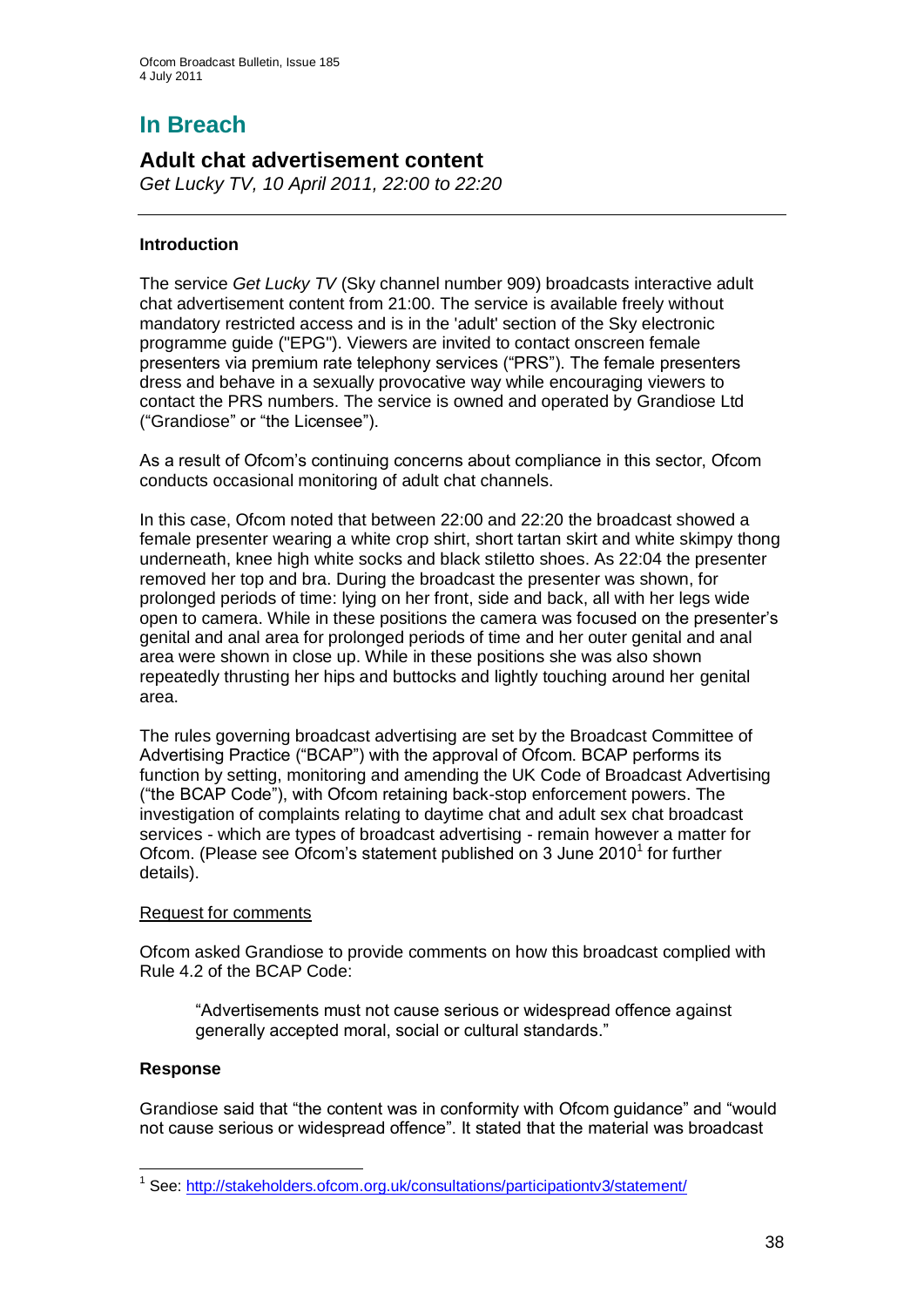# In Breach

## Adult chat advertisement content

*Get Lucky TV, 10 April 2011, 22:00 to 22:20*

### Introduction

The service *Get Lucky TV* (Sky channel number 909) broadcasts interactive adult chat advertisement content from 21:00. The service is available freely without mandatory restricted access and is in the 'adult' section of the Sky electronic programme guide ("EPG"). Viewers are invited to contact onscreen female presenters via premium rate telephony services ("PRS"). The female presenters dress and behave in a sexually provocative way while encouraging viewers to contact the PRS numbers. The service is owned and operated by Grandiose Ltd ("Grandiose" or "the Licensee").

As a result of Ofcom's continuing concerns about compliance in this sector, Ofcom conducts occasional monitoring of adult chat channels.

In this case, Ofcom noted that between 22:00 and 22:20 the broadcast showed a female presenter wearing a white crop shirt, short tartan skirt and white skimpy thong underneath, knee high white socks and black stiletto shoes. As 22:04 the presenter removed her top and bra. During the broadcast the presenter was shown, for prolonged periods of time: lying on her front, side and back, all with her legs wide open to camera. While in these positions the camera was focused on the presenter's genital and anal area for prolonged periods of time and her outer genital and anal area were shown in close up. While in these positions she was also shown repeatedly thrusting her hips and buttocks and lightly touching around her genital area.

The rules governing broadcast advertising are set by the Broadcast Committee of Advertising Practice ("BCAP") with the approval of Ofcom. BCAP performs its function by setting, monitoring and amending the UK Code of Broadcast Advertising ("the BCAP Code"), with Ofcom retaining back-stop enforcement powers. The investigation of complaints relating to daytime chat and adult sex chat broadcast services - which are types of broadcast advertising - remain however a matter for Ofcom. (Please see Ofcom's statement published on 3 June 2010[1] for further details).

Request for comments

Ofcom asked Grandiose to provide comments on how this broadcast complied with Rule 4.2 of the BCAP Code:

> "Advertisements must not cause serious or widespread offence against generally accepted moral, social or cultural standards."

### Response

Grandiose said that "the content was in conformity with Ofcom guidance" and "would not cause serious or widespread offence". It stated that the material was broadcast

[1] See: http://stakeholders.ofcom.org.uk/consultations/participationtv3/statement/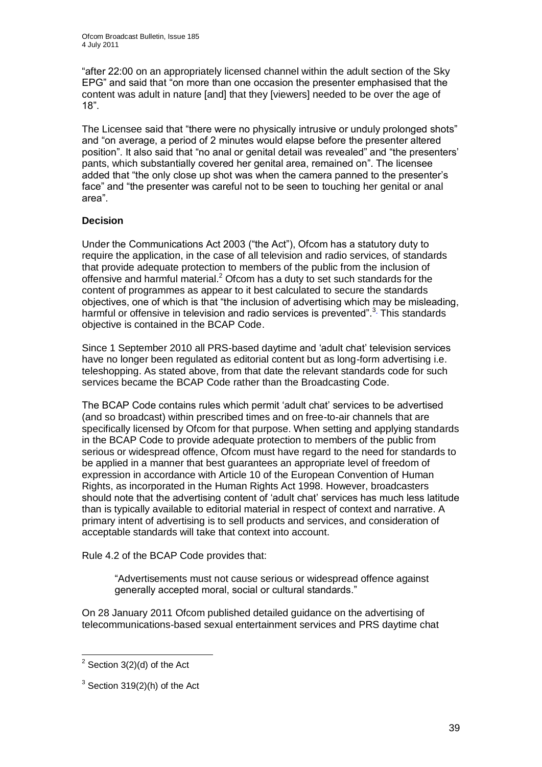"after 22:00 on an appropriately licensed channel within the adult section of the Sky EPG" and said that "on more than one occasion the presenter emphasised that the content was adult in nature [and] that they [viewers] needed to be over the age of 18".

The Licensee said that "there were no physically intrusive or unduly prolonged shots" and "on average, a period of 2 minutes would elapse before the presenter altered position". It also said that "no anal or genital detail was revealed" and "the presenters' pants, which substantially covered her genital area, remained on". The licensee added that "the only close up shot was when the camera panned to the presenter's face" and "the presenter was careful not to be seen to touching her genital or anal area".

**Decision**

Under the Communications Act 2003 ("the Act"), Ofcom has a statutory duty to require the application, in the case of all television and radio services, of standards that provide adequate protection to members of the public from the inclusion of offensive and harmful material.[2] Ofcom has a duty to set such standards for the content of programmes as appear to it best calculated to secure the standards objectives, one of which is that "the inclusion of advertising which may be misleading, harmful or offensive in television and radio services is prevented".[3] This standards objective is contained in the BCAP Code.

Since 1 September 2010 all PRS-based daytime and 'adult chat' television services have no longer been regulated as editorial content but as long-form advertising i.e. teleshopping. As stated above, from that date the relevant standards code for such services became the BCAP Code rather than the Broadcasting Code.

The BCAP Code contains rules which permit 'adult chat' services to be advertised (and so broadcast) within prescribed times and on free-to-air channels that are specifically licensed by Ofcom for that purpose. When setting and applying standards in the BCAP Code to provide adequate protection to members of the public from serious or widespread offence, Ofcom must have regard to the need for standards to be applied in a manner that best guarantees an appropriate level of freedom of expression in accordance with Article 10 of the European Convention of Human Rights, as incorporated in the Human Rights Act 1998. However, broadcasters should note that the advertising content of 'adult chat' services has much less latitude than is typically available to editorial material in respect of context and narrative. A primary intent of advertising is to sell products and services, and consideration of acceptable standards will take that context into account.

Rule 4.2 of the BCAP Code provides that:

> "Advertisements must not cause serious or widespread offence against generally accepted moral, social or cultural standards."

On 28 January 2011 Ofcom published detailed guidance on the advertising of telecommunications-based sexual entertainment services and PRS daytime chat

[2] Section 3(2)(d) of the Act

[3] Section 319(2)(h) of the Act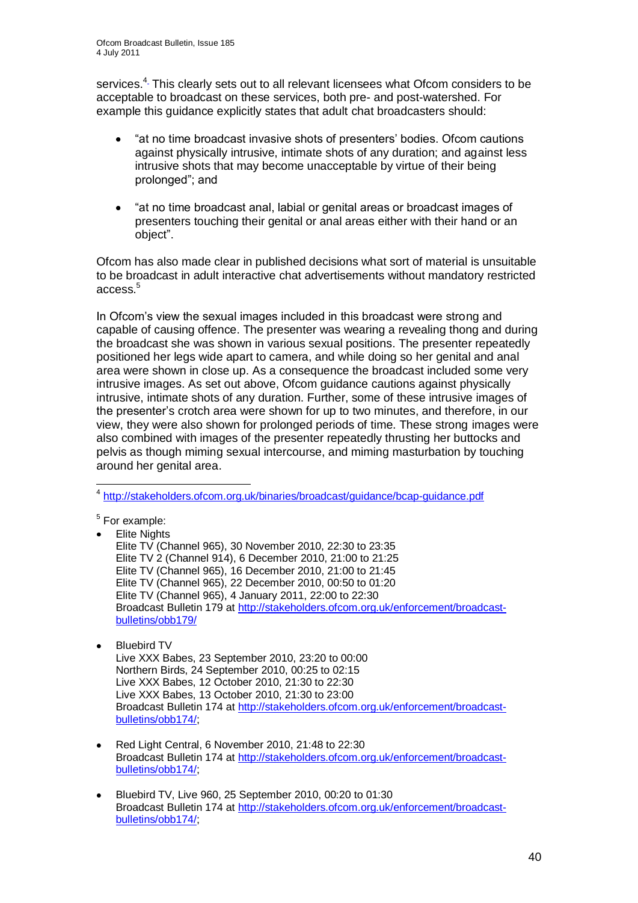services.[4] This clearly sets out to all relevant licensees what Ofcom considers to be acceptable to broadcast on these services, both pre- and post-watershed. For example this guidance explicitly states that adult chat broadcasters should:

- "at no time broadcast invasive shots of presenters' bodies. Ofcom cautions against physically intrusive, intimate shots of any duration; and against less intrusive shots that may become unacceptable by virtue of their being prolonged"; and
- "at no time broadcast anal, labial or genital areas or broadcast images of presenters touching their genital or anal areas either with their hand or an object".

Ofcom has also made clear in published decisions what sort of material is unsuitable to be broadcast in adult interactive chat advertisements without mandatory restricted access.[5]

In Ofcom's view the sexual images included in this broadcast were strong and capable of causing offence. The presenter was wearing a revealing thong and during the broadcast she was shown in various sexual positions. The presenter repeatedly positioned her legs wide apart to camera, and while doing so her genital and anal area were shown in close up. As a consequence the broadcast included some very intrusive images. As set out above, Ofcom guidance cautions against physically intrusive, intimate shots of any duration. Further, some of these intrusive images of the presenter's crotch area were shown for up to two minutes, and therefore, in our view, they were also shown for prolonged periods of time. These strong images were also combined with images of the presenter repeatedly thrusting her buttocks and pelvis as though miming sexual intercourse, and miming masturbation by touching around her genital area.

---

[4] http://stakeholders.ofcom.org.uk/binaries/broadcast/guidance/bcap-guidance.pdf

[5] For example:

- Elite Nights
  Elite TV (Channel 965), 30 November 2010, 22:30 to 23:35
  Elite TV 2 (Channel 914), 6 December 2010, 21:00 to 21:25
  Elite TV (Channel 965), 16 December 2010, 21:00 to 21:45
  Elite TV (Channel 965), 22 December 2010, 00:50 to 01:20
  Elite TV (Channel 965), 4 January 2011, 22:00 to 22:30
  Broadcast Bulletin 179 at http://stakeholders.ofcom.org.uk/enforcement/broadcast-bulletins/obb179/

- Bluebird TV
  Live XXX Babes, 23 September 2010, 23:20 to 00:00
  Northern Birds, 24 September 2010, 00:25 to 02:15
  Live XXX Babes, 12 October 2010, 21:30 to 22:30
  Live XXX Babes, 13 October 2010, 21:30 to 23:00
  Broadcast Bulletin 174 at http://stakeholders.ofcom.org.uk/enforcement/broadcast-bulletins/obb174/;

- Red Light Central, 6 November 2010, 21:48 to 22:30
  Broadcast Bulletin 174 at http://stakeholders.ofcom.org.uk/enforcement/broadcast-bulletins/obb174/;

- Bluebird TV, Live 960, 25 September 2010, 00:20 to 01:30
  Broadcast Bulletin 174 at http://stakeholders.ofcom.org.uk/enforcement/broadcast-bulletins/obb174/;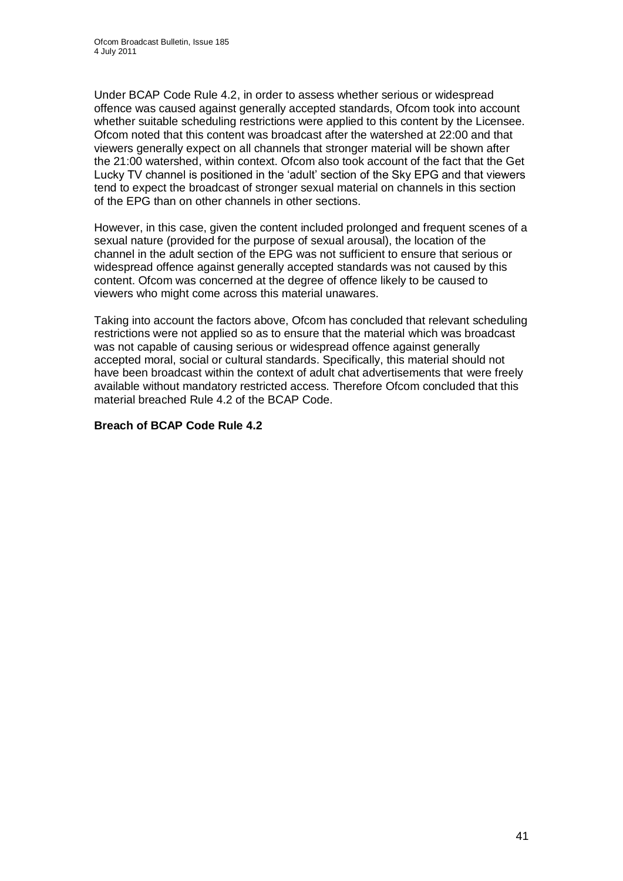Under BCAP Code Rule 4.2, in order to assess whether serious or widespread offence was caused against generally accepted standards, Ofcom took into account whether suitable scheduling restrictions were applied to this content by the Licensee. Ofcom noted that this content was broadcast after the watershed at 22:00 and that viewers generally expect on all channels that stronger material will be shown after the 21:00 watershed, within context. Ofcom also took account of the fact that the Get Lucky TV channel is positioned in the 'adult' section of the Sky EPG and that viewers tend to expect the broadcast of stronger sexual material on channels in this section of the EPG than on other channels in other sections.

However, in this case, given the content included prolonged and frequent scenes of a sexual nature (provided for the purpose of sexual arousal), the location of the channel in the adult section of the EPG was not sufficient to ensure that serious or widespread offence against generally accepted standards was not caused by this content. Ofcom was concerned at the degree of offence likely to be caused to viewers who might come across this material unawares.

Taking into account the factors above, Ofcom has concluded that relevant scheduling restrictions were not applied so as to ensure that the material which was broadcast was not capable of causing serious or widespread offence against generally accepted moral, social or cultural standards. Specifically, this material should not have been broadcast within the context of adult chat advertisements that were freely available without mandatory restricted access. Therefore Ofcom concluded that this material breached Rule 4.2 of the BCAP Code.

**Breach of BCAP Code Rule 4.2**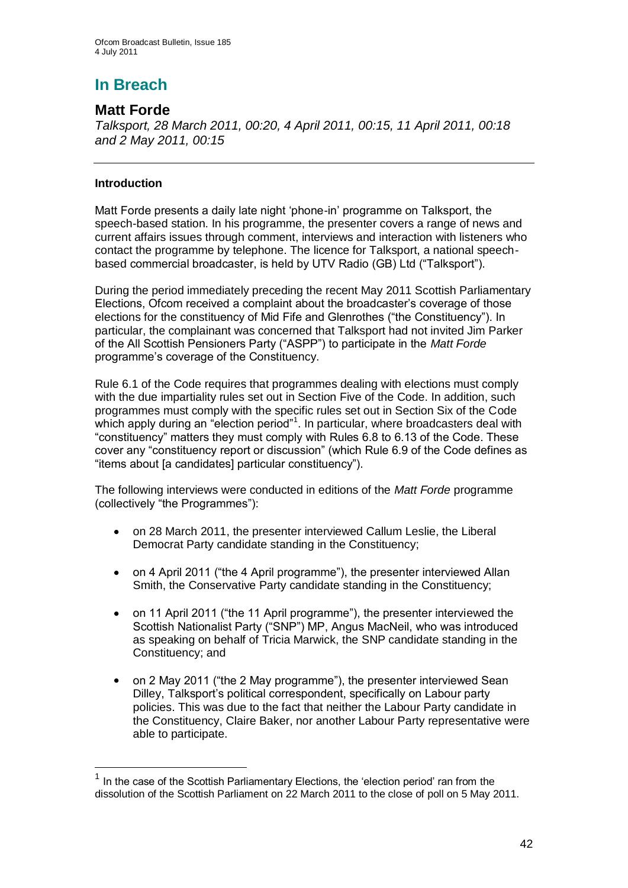# In Breach

## Matt Forde

*Talksport, 28 March 2011, 00:20, 4 April 2011, 00:15, 11 April 2011, 00:18 and 2 May 2011, 00:15*

---

**Introduction**

Matt Forde presents a daily late night 'phone-in' programme on Talksport, the speech-based station. In his programme, the presenter covers a range of news and current affairs issues through comment, interviews and interaction with listeners who contact the programme by telephone. The licence for Talksport, a national speech-based commercial broadcaster, is held by UTV Radio (GB) Ltd ("Talksport").

During the period immediately preceding the recent May 2011 Scottish Parliamentary Elections, Ofcom received a complaint about the broadcaster's coverage of those elections for the constituency of Mid Fife and Glenrothes ("the Constituency"). In particular, the complainant was concerned that Talksport had not invited Jim Parker of the All Scottish Pensioners Party ("ASPP") to participate in the *Matt Forde* programme's coverage of the Constituency.

Rule 6.1 of the Code requires that programmes dealing with elections must comply with the due impartiality rules set out in Section Five of the Code. In addition, such programmes must comply with the specific rules set out in Section Six of the Code which apply during an "election period"[1]. In particular, where broadcasters deal with "constituency" matters they must comply with Rules 6.8 to 6.13 of the Code. These cover any "constituency report or discussion" (which Rule 6.9 of the Code defines as "items about [a candidates] particular constituency").

The following interviews were conducted in editions of the *Matt Forde* programme (collectively "the Programmes"):

- on 28 March 2011, the presenter interviewed Callum Leslie, the Liberal Democrat Party candidate standing in the Constituency;
- on 4 April 2011 ("the 4 April programme"), the presenter interviewed Allan Smith, the Conservative Party candidate standing in the Constituency;
- on 11 April 2011 ("the 11 April programme"), the presenter interviewed the Scottish Nationalist Party ("SNP") MP, Angus MacNeil, who was introduced as speaking on behalf of Tricia Marwick, the SNP candidate standing in the Constituency; and
- on 2 May 2011 ("the 2 May programme"), the presenter interviewed Sean Dilley, Talksport's political correspondent, specifically on Labour party policies. This was due to the fact that neither the Labour Party candidate in the Constituency, Claire Baker, nor another Labour Party representative were able to participate.

---

[1] In the case of the Scottish Parliamentary Elections, the 'election period' ran from the dissolution of the Scottish Parliament on 22 March 2011 to the close of poll on 5 May 2011.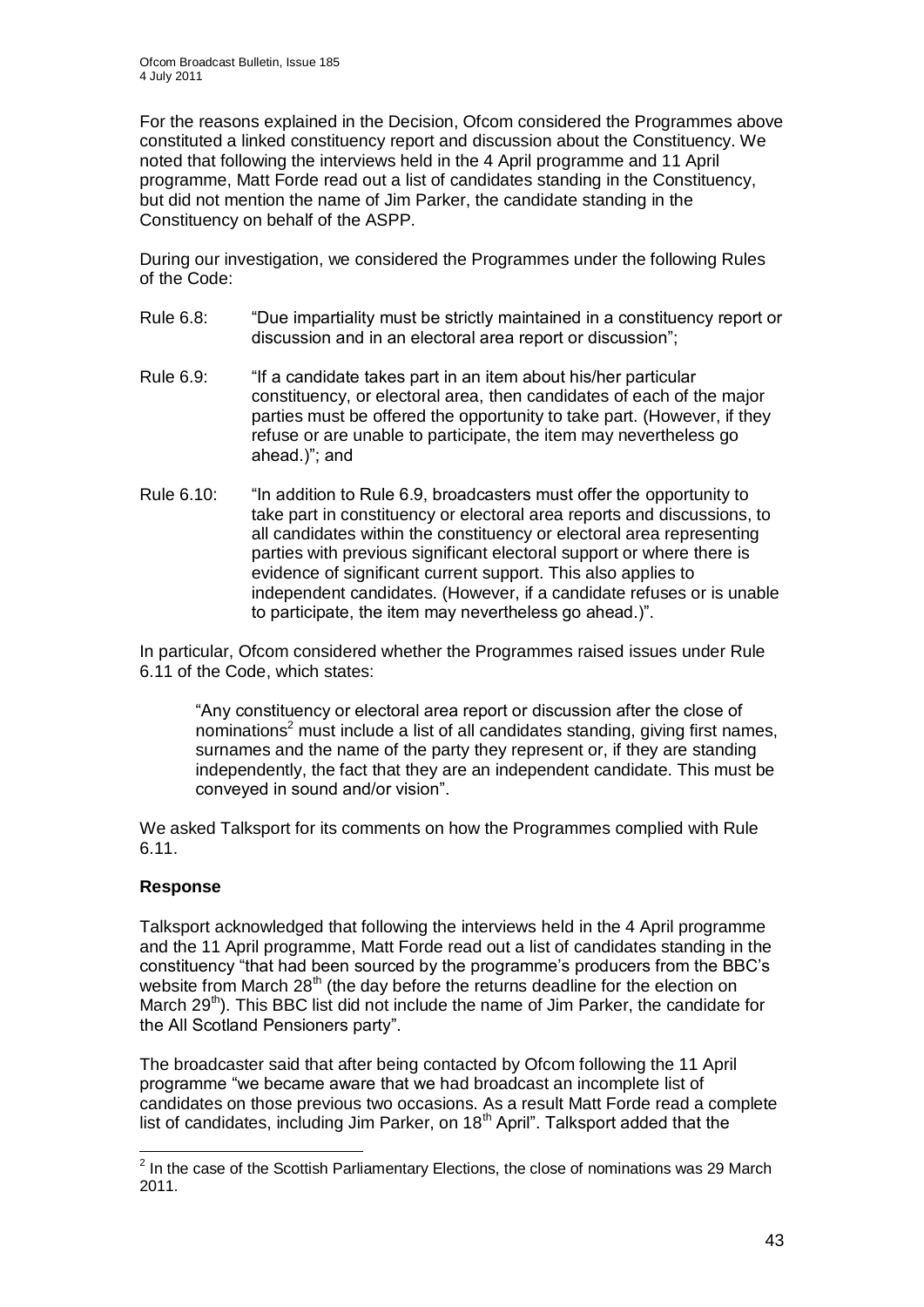For the reasons explained in the Decision, Ofcom considered the Programmes above constituted a linked constituency report and discussion about the Constituency. We noted that following the interviews held in the 4 April programme and 11 April programme, Matt Forde read out a list of candidates standing in the Constituency, but did not mention the name of Jim Parker, the candidate standing in the Constituency on behalf of the ASPP.

During our investigation, we considered the Programmes under the following Rules of the Code:

Rule 6.8: "Due impartiality must be strictly maintained in a constituency report or discussion and in an electoral area report or discussion";

Rule 6.9: "If a candidate takes part in an item about his/her particular constituency, or electoral area, then candidates of each of the major parties must be offered the opportunity to take part. (However, if they refuse or are unable to participate, the item may nevertheless go ahead.)"; and

Rule 6.10: "In addition to Rule 6.9, broadcasters must offer the opportunity to take part in constituency or electoral area reports and discussions, to all candidates within the constituency or electoral area representing parties with previous significant electoral support or where there is evidence of significant current support. This also applies to independent candidates. (However, if a candidate refuses or is unable to participate, the item may nevertheless go ahead.)".

In particular, Ofcom considered whether the Programmes raised issues under Rule 6.11 of the Code, which states:

> "Any constituency or electoral area report or discussion after the close of nominations[2] must include a list of all candidates standing, giving first names, surnames and the name of the party they represent or, if they are standing independently, the fact that they are an independent candidate. This must be conveyed in sound and/or vision".

We asked Talksport for its comments on how the Programmes complied with Rule 6.11.

**Response**

Talksport acknowledged that following the interviews held in the 4 April programme and the 11 April programme, Matt Forde read out a list of candidates standing in the constituency "that had been sourced by the programme's producers from the BBC's website from March 28th (the day before the returns deadline for the election on March 29th). This BBC list did not include the name of Jim Parker, the candidate for the All Scotland Pensioners party".

The broadcaster said that after being contacted by Ofcom following the 11 April programme "we became aware that we had broadcast an incomplete list of candidates on those previous two occasions. As a result Matt Forde read a complete list of candidates, including Jim Parker, on 18th April". Talksport added that the

[2] In the case of the Scottish Parliamentary Elections, the close of nominations was 29 March 2011.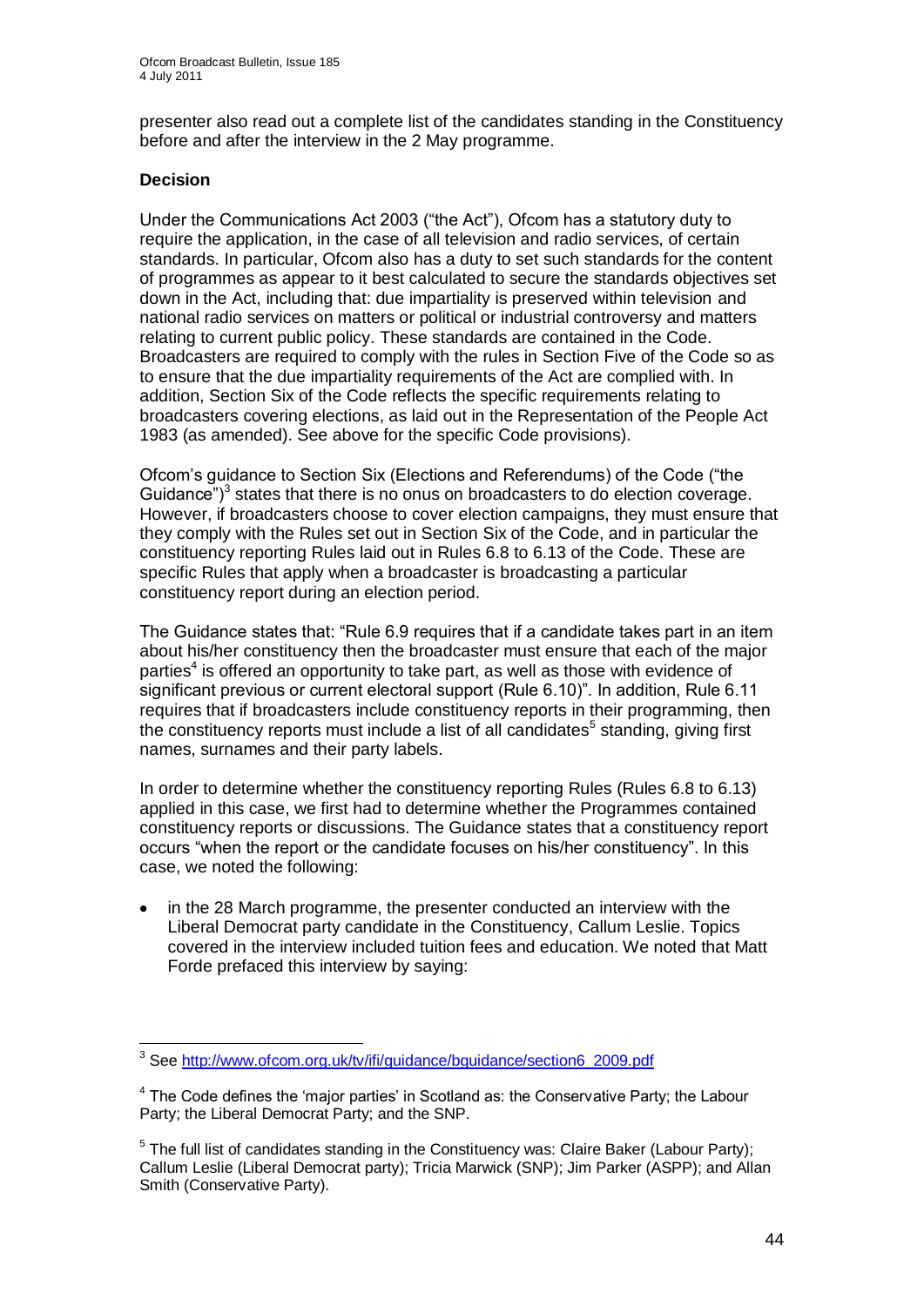presenter also read out a complete list of the candidates standing in the Constituency before and after the interview in the 2 May programme.

**Decision**

Under the Communications Act 2003 ("the Act"), Ofcom has a statutory duty to require the application, in the case of all television and radio services, of certain standards. In particular, Ofcom also has a duty to set such standards for the content of programmes as appear to it best calculated to secure the standards objectives set down in the Act, including that: due impartiality is preserved within television and national radio services on matters or political or industrial controversy and matters relating to current public policy. These standards are contained in the Code. Broadcasters are required to comply with the rules in Section Five of the Code so as to ensure that the due impartiality requirements of the Act are complied with. In addition, Section Six of the Code reflects the specific requirements relating to broadcasters covering elections, as laid out in the Representation of the People Act 1983 (as amended). See above for the specific Code provisions).

Ofcom's guidance to Section Six (Elections and Referendums) of the Code ("the Guidance")[3] states that there is no onus on broadcasters to do election coverage. However, if broadcasters choose to cover election campaigns, they must ensure that they comply with the Rules set out in Section Six of the Code, and in particular the constituency reporting Rules laid out in Rules 6.8 to 6.13 of the Code. These are specific Rules that apply when a broadcaster is broadcasting a particular constituency report during an election period.

The Guidance states that: "Rule 6.9 requires that if a candidate takes part in an item about his/her constituency then the broadcaster must ensure that each of the major parties[4] is offered an opportunity to take part, as well as those with evidence of significant previous or current electoral support (Rule 6.10)". In addition, Rule 6.11 requires that if broadcasters include constituency reports in their programming, then the constituency reports must include a list of all candidates[5] standing, giving first names, surnames and their party labels.

In order to determine whether the constituency reporting Rules (Rules 6.8 to 6.13) applied in this case, we first had to determine whether the Programmes contained constituency reports or discussions. The Guidance states that a constituency report occurs "when the report or the candidate focuses on his/her constituency". In this case, we noted the following:

- in the 28 March programme, the presenter conducted an interview with the Liberal Democrat party candidate in the Constituency, Callum Leslie. Topics covered in the interview included tuition fees and education. We noted that Matt Forde prefaced this interview by saying:

---

[3] See http://www.ofcom.org.uk/tv/ifi/guidance/bguidance/section6_2009.pdf

[4] The Code defines the 'major parties' in Scotland as: the Conservative Party; the Labour Party; the Liberal Democrat Party; and the SNP.

[5] The full list of candidates standing in the Constituency was: Claire Baker (Labour Party); Callum Leslie (Liberal Democrat party); Tricia Marwick (SNP); Jim Parker (ASPP); and Allan Smith (Conservative Party).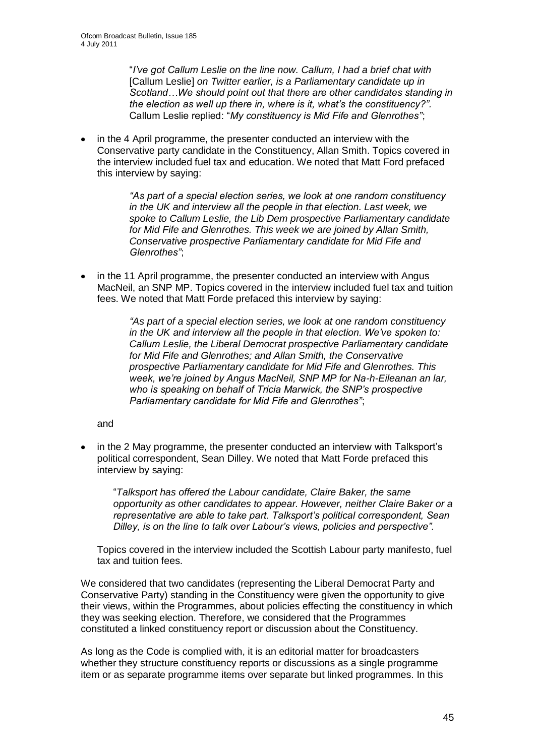"*I've got Callum Leslie on the line now. Callum, I had a brief chat with* [Callum Leslie] *on Twitter earlier, is a Parliamentary candidate up in Scotland…We should point out that there are other candidates standing in the election as well up there in, where is it, what's the constituency?"*. Callum Leslie replied: "*My constituency is Mid Fife and Glenrothes"*;

- in the 4 April programme, the presenter conducted an interview with the Conservative party candidate in the Constituency, Allan Smith. Topics covered in the interview included fuel tax and education. We noted that Matt Ford prefaced this interview by saying:

  > *"As part of a special election series, we look at one random constituency in the UK and interview all the people in that election. Last week, we spoke to Callum Leslie, the Lib Dem prospective Parliamentary candidate for Mid Fife and Glenrothes. This week we are joined by Allan Smith, Conservative prospective Parliamentary candidate for Mid Fife and Glenrothes"*;

- in the 11 April programme, the presenter conducted an interview with Angus MacNeil, an SNP MP. Topics covered in the interview included fuel tax and tuition fees. We noted that Matt Forde prefaced this interview by saying:

  > *"As part of a special election series, we look at one random constituency in the UK and interview all the people in that election. We've spoken to: Callum Leslie, the Liberal Democrat prospective Parliamentary candidate for Mid Fife and Glenrothes; and Allan Smith, the Conservative prospective Parliamentary candidate for Mid Fife and Glenrothes. This week, we're joined by Angus MacNeil, SNP MP for Na-h-Eileanan an lar, who is speaking on behalf of Tricia Marwick, the SNP's prospective Parliamentary candidate for Mid Fife and Glenrothes"*;

  and

- in the 2 May programme, the presenter conducted an interview with Talksport's political correspondent, Sean Dilley. We noted that Matt Forde prefaced this interview by saying:

  > "*Talksport has offered the Labour candidate, Claire Baker, the same opportunity as other candidates to appear. However, neither Claire Baker or a representative are able to take part. Talksport's political correspondent, Sean Dilley, is on the line to talk over Labour's views, policies and perspective"*.

  Topics covered in the interview included the Scottish Labour party manifesto, fuel tax and tuition fees.

We considered that two candidates (representing the Liberal Democrat Party and Conservative Party) standing in the Constituency were given the opportunity to give their views, within the Programmes, about policies effecting the constituency in which they was seeking election. Therefore, we considered that the Programmes constituted a linked constituency report or discussion about the Constituency.

As long as the Code is complied with, it is an editorial matter for broadcasters whether they structure constituency reports or discussions as a single programme item or as separate programme items over separate but linked programmes. In this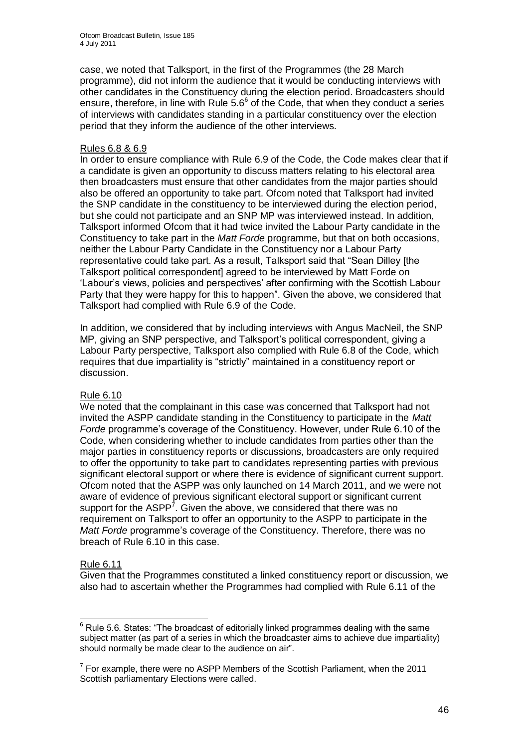case, we noted that Talksport, in the first of the Programmes (the 28 March programme), did not inform the audience that it would be conducting interviews with other candidates in the Constituency during the election period. Broadcasters should ensure, therefore, in line with Rule 5.6[6] of the Code, that when they conduct a series of interviews with candidates standing in a particular constituency over the election period that they inform the audience of the other interviews.

Rules 6.8 & 6.9

In order to ensure compliance with Rule 6.9 of the Code, the Code makes clear that if a candidate is given an opportunity to discuss matters relating to his electoral area then broadcasters must ensure that other candidates from the major parties should also be offered an opportunity to take part. Ofcom noted that Talksport had invited the SNP candidate in the constituency to be interviewed during the election period, but she could not participate and an SNP MP was interviewed instead. In addition, Talksport informed Ofcom that it had twice invited the Labour Party candidate in the Constituency to take part in the *Matt Forde* programme, but that on both occasions, neither the Labour Party Candidate in the Constituency nor a Labour Party representative could take part. As a result, Talksport said that "Sean Dilley [the Talksport political correspondent] agreed to be interviewed by Matt Forde on 'Labour's views, policies and perspectives' after confirming with the Scottish Labour Party that they were happy for this to happen". Given the above, we considered that Talksport had complied with Rule 6.9 of the Code.

In addition, we considered that by including interviews with Angus MacNeil, the SNP MP, giving an SNP perspective, and Talksport's political correspondent, giving a Labour Party perspective, Talksport also complied with Rule 6.8 of the Code, which requires that due impartiality is "strictly" maintained in a constituency report or discussion.

Rule 6.10

We noted that the complainant in this case was concerned that Talksport had not invited the ASPP candidate standing in the Constituency to participate in the *Matt Forde* programme's coverage of the Constituency. However, under Rule 6.10 of the Code, when considering whether to include candidates from parties other than the major parties in constituency reports or discussions, broadcasters are only required to offer the opportunity to take part to candidates representing parties with previous significant electoral support or where there is evidence of significant current support. Ofcom noted that the ASPP was only launched on 14 March 2011, and we were not aware of evidence of previous significant electoral support or significant current support for the ASPP[7]. Given the above, we considered that there was no requirement on Talksport to offer an opportunity to the ASPP to participate in the *Matt Forde* programme's coverage of the Constituency. Therefore, there was no breach of Rule 6.10 in this case.

Rule 6.11

Given that the Programmes constituted a linked constituency report or discussion, we also had to ascertain whether the Programmes had complied with Rule 6.11 of the

[6] Rule 5.6. States: "The broadcast of editorially linked programmes dealing with the same subject matter (as part of a series in which the broadcaster aims to achieve due impartiality) should normally be made clear to the audience on air".

[7] For example, there were no ASPP Members of the Scottish Parliament, when the 2011 Scottish parliamentary Elections were called.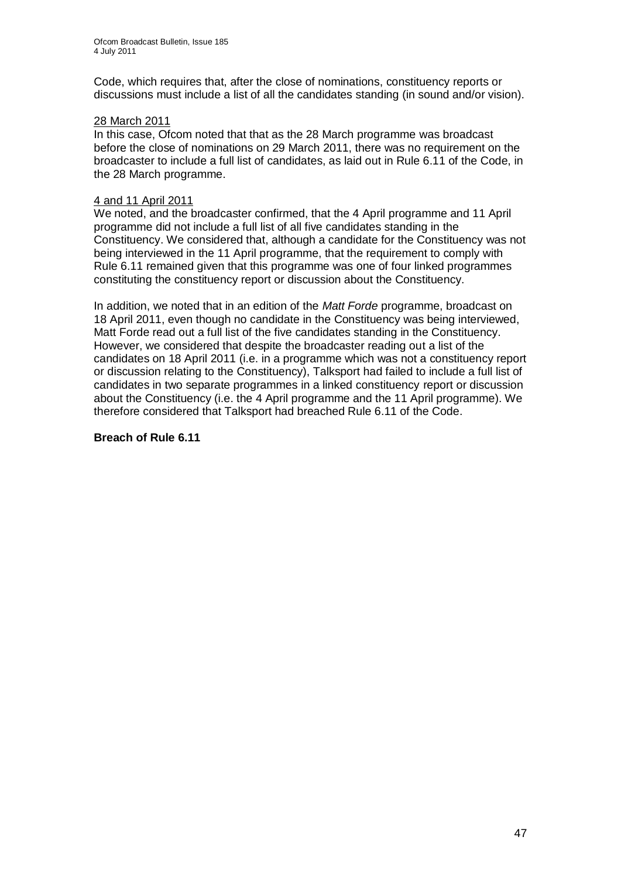Code, which requires that, after the close of nominations, constituency reports or discussions must include a list of all the candidates standing (in sound and/or vision).

28 March 2011

In this case, Ofcom noted that that as the 28 March programme was broadcast before the close of nominations on 29 March 2011, there was no requirement on the broadcaster to include a full list of candidates, as laid out in Rule 6.11 of the Code, in the 28 March programme.

4 and 11 April 2011

We noted, and the broadcaster confirmed, that the 4 April programme and 11 April programme did not include a full list of all five candidates standing in the Constituency. We considered that, although a candidate for the Constituency was not being interviewed in the 11 April programme, that the requirement to comply with Rule 6.11 remained given that this programme was one of four linked programmes constituting the constituency report or discussion about the Constituency.

In addition, we noted that in an edition of the *Matt Forde* programme, broadcast on 18 April 2011, even though no candidate in the Constituency was being interviewed, Matt Forde read out a full list of the five candidates standing in the Constituency. However, we considered that despite the broadcaster reading out a list of the candidates on 18 April 2011 (i.e. in a programme which was not a constituency report or discussion relating to the Constituency), Talksport had failed to include a full list of candidates in two separate programmes in a linked constituency report or discussion about the Constituency (i.e. the 4 April programme and the 11 April programme). We therefore considered that Talksport had breached Rule 6.11 of the Code.

**Breach of Rule 6.11**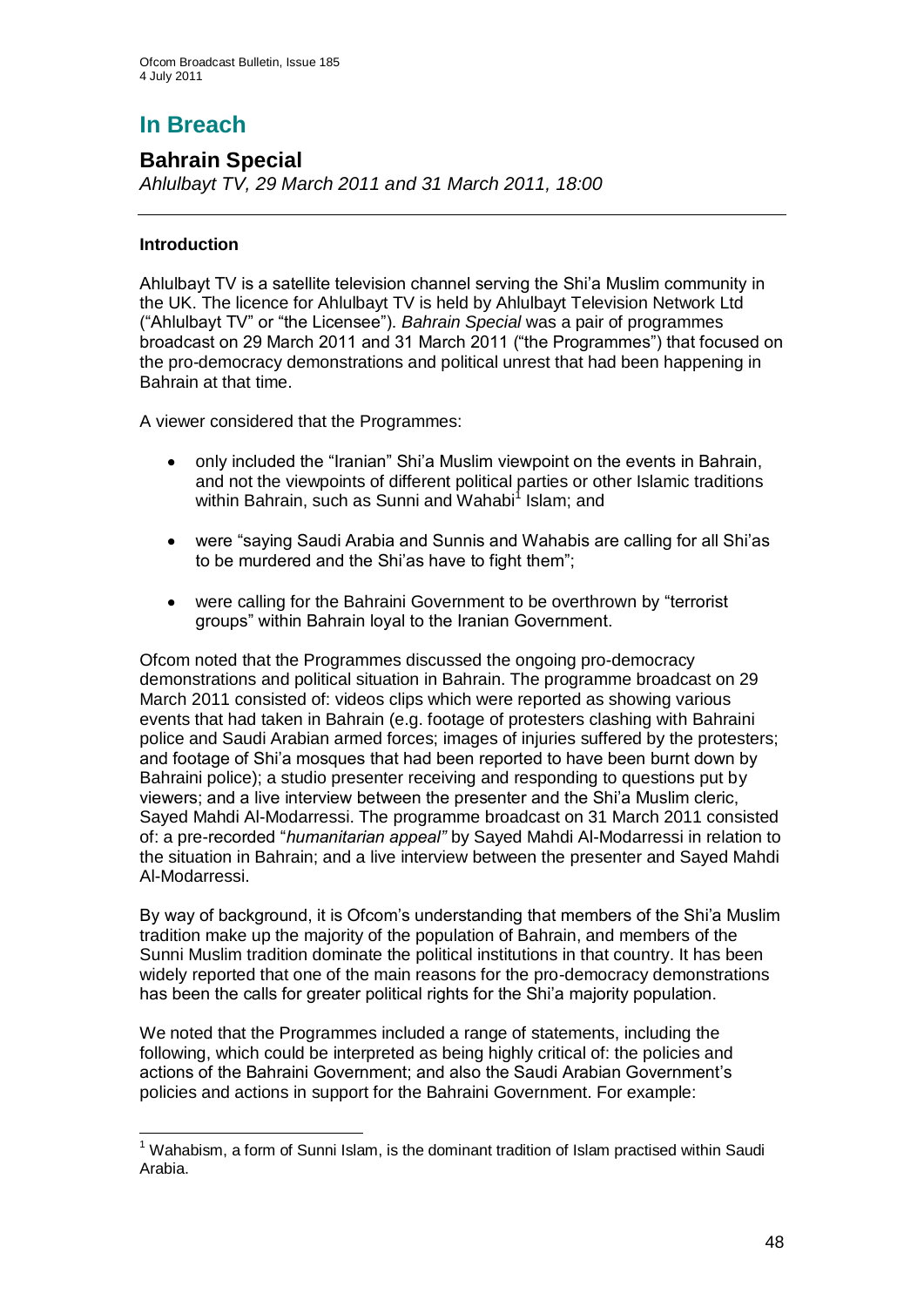# In Breach

## Bahrain Special

*Ahlulbayt TV, 29 March 2011 and 31 March 2011, 18:00*

---

### Introduction

Ahlulbayt TV is a satellite television channel serving the Shi'a Muslim community in the UK. The licence for Ahlulbayt TV is held by Ahlulbayt Television Network Ltd ("Ahlulbayt TV" or "the Licensee"). *Bahrain Special* was a pair of programmes broadcast on 29 March 2011 and 31 March 2011 ("the Programmes") that focused on the pro-democracy demonstrations and political unrest that had been happening in Bahrain at that time.

A viewer considered that the Programmes:

- only included the "Iranian" Shi'a Muslim viewpoint on the events in Bahrain, and not the viewpoints of different political parties or other Islamic traditions within Bahrain, such as Sunni and Wahabi[1] Islam; and
- were "saying Saudi Arabia and Sunnis and Wahabis are calling for all Shi'as to be murdered and the Shi'as have to fight them";
- were calling for the Bahraini Government to be overthrown by "terrorist groups" within Bahrain loyal to the Iranian Government.

Ofcom noted that the Programmes discussed the ongoing pro-democracy demonstrations and political situation in Bahrain. The programme broadcast on 29 March 2011 consisted of: videos clips which were reported as showing various events that had taken in Bahrain (e.g. footage of protesters clashing with Bahraini police and Saudi Arabian armed forces; images of injuries suffered by the protesters; and footage of Shi'a mosques that had been reported to have been burnt down by Bahraini police); a studio presenter receiving and responding to questions put by viewers; and a live interview between the presenter and the Shi'a Muslim cleric, Sayed Mahdi Al-Modarressi. The programme broadcast on 31 March 2011 consisted of: a pre-recorded "*humanitarian appeal"* by Sayed Mahdi Al-Modarressi in relation to the situation in Bahrain; and a live interview between the presenter and Sayed Mahdi Al-Modarressi.

By way of background, it is Ofcom's understanding that members of the Shi'a Muslim tradition make up the majority of the population of Bahrain, and members of the Sunni Muslim tradition dominate the political institutions in that country. It has been widely reported that one of the main reasons for the pro-democracy demonstrations has been the calls for greater political rights for the Shi'a majority population.

We noted that the Programmes included a range of statements, including the following, which could be interpreted as being highly critical of: the policies and actions of the Bahraini Government; and also the Saudi Arabian Government's policies and actions in support for the Bahraini Government. For example:

---

[1] Wahabism, a form of Sunni Islam, is the dominant tradition of Islam practised within Saudi Arabia.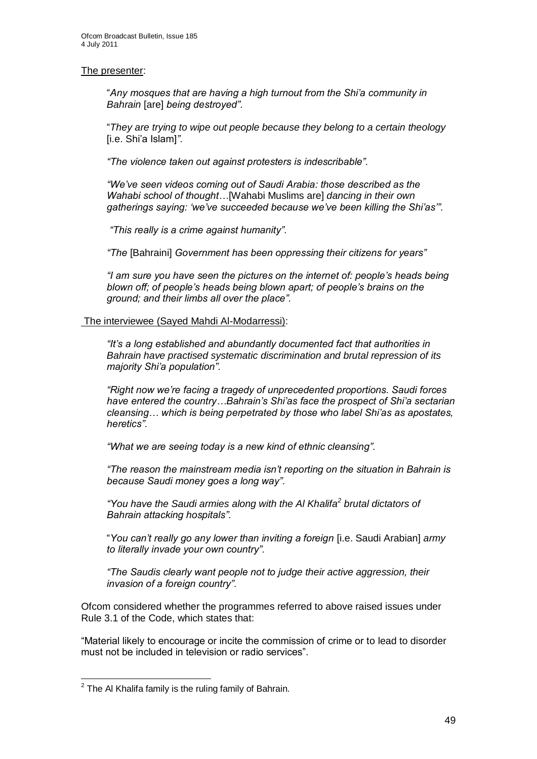The presenter:

> "*Any mosques that are having a high turnout from the Shi'a community in Bahrain* [are] *being destroyed"*.
>
> "*They are trying to wipe out people because they belong to a certain theology* [i.e. Shi'a Islam]*"*.
>
> *"The violence taken out against protesters is indescribable"*.
>
> *"We've seen videos coming out of Saudi Arabia: those described as the Wahabi school of thought…*[Wahabi Muslims are] *dancing in their own gatherings saying: 'we've succeeded because we've been killing the Shi'as'"*.
>
> *"This really is a crime against humanity"*.
>
> *"The* [Bahraini] *Government has been oppressing their citizens for years"*
>
> *"I am sure you have seen the pictures on the internet of: people's heads being blown off; of people's heads being blown apart; of people's brains on the ground; and their limbs all over the place"*.

The interviewee (Sayed Mahdi Al-Modarressi):

> *"It's a long established and abundantly documented fact that authorities in Bahrain have practised systematic discrimination and brutal repression of its majority Shi'a population"*.
>
> *"Right now we're facing a tragedy of unprecedented proportions. Saudi forces have entered the country…Bahrain's Shi'as face the prospect of Shi'a sectarian cleansing… which is being perpetrated by those who label Shi'as as apostates, heretics"*.
>
> *"What we are seeing today is a new kind of ethnic cleansing"*.
>
> *"The reason the mainstream media isn't reporting on the situation in Bahrain is because Saudi money goes a long way"*.
>
> *"You have the Saudi armies along with the Al Khalifa[2] brutal dictators of Bahrain attacking hospitals"*.
>
> "*You can't really go any lower than inviting a foreign* [i.e. Saudi Arabian] *army to literally invade your own country"*.
>
> *"The Saudis clearly want people not to judge their active aggression, their invasion of a foreign country"*.

Ofcom considered whether the programmes referred to above raised issues under Rule 3.1 of the Code, which states that:

"Material likely to encourage or incite the commission of crime or to lead to disorder must not be included in television or radio services".

---

[2] The Al Khalifa family is the ruling family of Bahrain.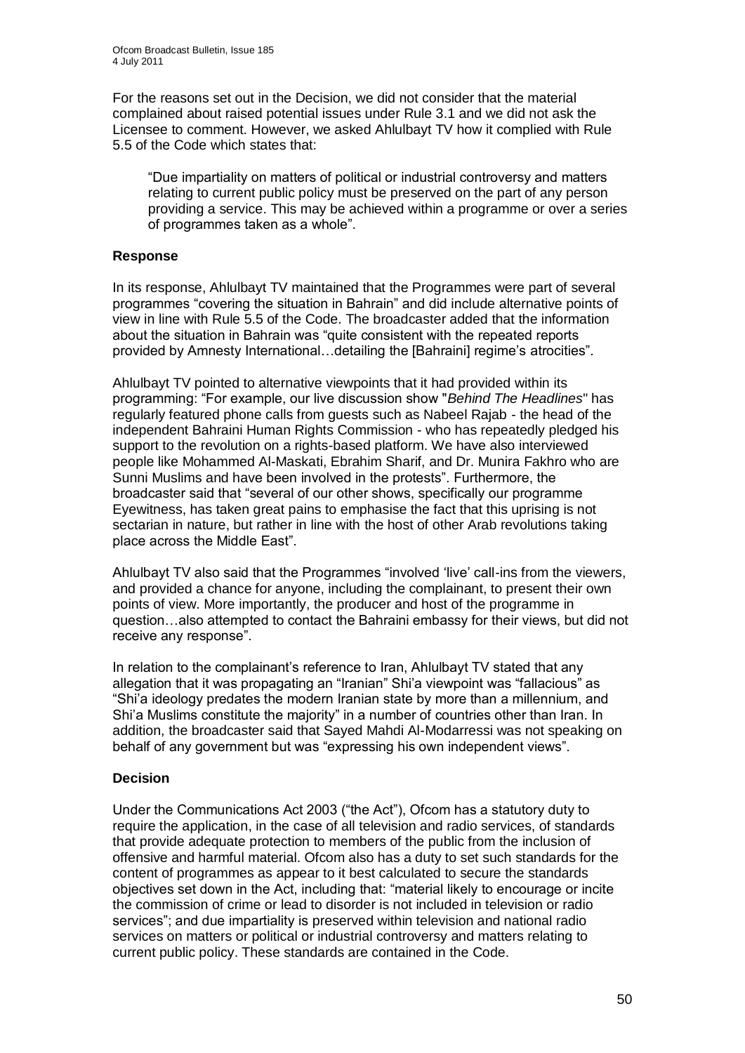For the reasons set out in the Decision, we did not consider that the material complained about raised potential issues under Rule 3.1 and we did not ask the Licensee to comment. However, we asked Ahlulbayt TV how it complied with Rule 5.5 of the Code which states that:

> "Due impartiality on matters of political or industrial controversy and matters relating to current public policy must be preserved on the part of any person providing a service. This may be achieved within a programme or over a series of programmes taken as a whole".

**Response**

In its response, Ahlulbayt TV maintained that the Programmes were part of several programmes "covering the situation in Bahrain" and did include alternative points of view in line with Rule 5.5 of the Code. The broadcaster added that the information about the situation in Bahrain was "quite consistent with the repeated reports provided by Amnesty International…detailing the [Bahraini] regime's atrocities".

Ahlulbayt TV pointed to alternative viewpoints that it had provided within its programming: "For example, our live discussion show "*Behind The Headlines*" has regularly featured phone calls from guests such as Nabeel Rajab - the head of the independent Bahraini Human Rights Commission - who has repeatedly pledged his support to the revolution on a rights-based platform. We have also interviewed people like Mohammed Al-Maskati, Ebrahim Sharif, and Dr. Munira Fakhro who are Sunni Muslims and have been involved in the protests". Furthermore, the broadcaster said that "several of our other shows, specifically our programme Eyewitness, has taken great pains to emphasise the fact that this uprising is not sectarian in nature, but rather in line with the host of other Arab revolutions taking place across the Middle East".

Ahlulbayt TV also said that the Programmes "involved 'live' call-ins from the viewers, and provided a chance for anyone, including the complainant, to present their own points of view. More importantly, the producer and host of the programme in question…also attempted to contact the Bahraini embassy for their views, but did not receive any response".

In relation to the complainant's reference to Iran, Ahlulbayt TV stated that any allegation that it was propagating an "Iranian" Shi'a viewpoint was "fallacious" as "Shi'a ideology predates the modern Iranian state by more than a millennium, and Shi'a Muslims constitute the majority" in a number of countries other than Iran. In addition, the broadcaster said that Sayed Mahdi Al-Modarressi was not speaking on behalf of any government but was "expressing his own independent views".

**Decision**

Under the Communications Act 2003 ("the Act"), Ofcom has a statutory duty to require the application, in the case of all television and radio services, of standards that provide adequate protection to members of the public from the inclusion of offensive and harmful material. Ofcom also has a duty to set such standards for the content of programmes as appear to it best calculated to secure the standards objectives set down in the Act, including that: "material likely to encourage or incite the commission of crime or lead to disorder is not included in television or radio services"; and due impartiality is preserved within television and national radio services on matters or political or industrial controversy and matters relating to current public policy. These standards are contained in the Code.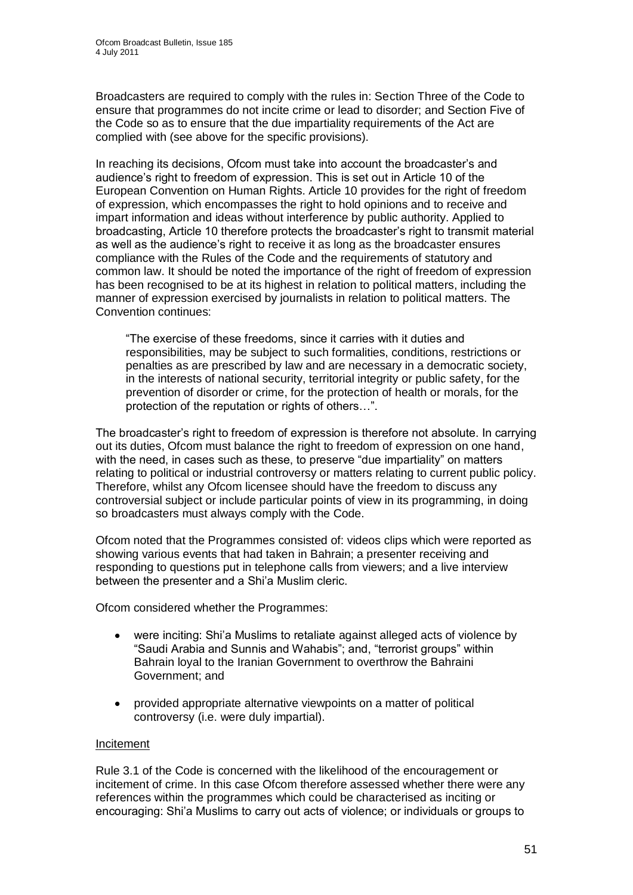Broadcasters are required to comply with the rules in: Section Three of the Code to ensure that programmes do not incite crime or lead to disorder; and Section Five of the Code so as to ensure that the due impartiality requirements of the Act are complied with (see above for the specific provisions).

In reaching its decisions, Ofcom must take into account the broadcaster's and audience's right to freedom of expression. This is set out in Article 10 of the European Convention on Human Rights. Article 10 provides for the right of freedom of expression, which encompasses the right to hold opinions and to receive and impart information and ideas without interference by public authority. Applied to broadcasting, Article 10 therefore protects the broadcaster's right to transmit material as well as the audience's right to receive it as long as the broadcaster ensures compliance with the Rules of the Code and the requirements of statutory and common law. It should be noted the importance of the right of freedom of expression has been recognised to be at its highest in relation to political matters, including the manner of expression exercised by journalists in relation to political matters. The Convention continues:

> "The exercise of these freedoms, since it carries with it duties and responsibilities, may be subject to such formalities, conditions, restrictions or penalties as are prescribed by law and are necessary in a democratic society, in the interests of national security, territorial integrity or public safety, for the prevention of disorder or crime, for the protection of health or morals, for the protection of the reputation or rights of others…".

The broadcaster's right to freedom of expression is therefore not absolute. In carrying out its duties, Ofcom must balance the right to freedom of expression on one hand, with the need, in cases such as these, to preserve "due impartiality" on matters relating to political or industrial controversy or matters relating to current public policy. Therefore, whilst any Ofcom licensee should have the freedom to discuss any controversial subject or include particular points of view in its programming, in doing so broadcasters must always comply with the Code.

Ofcom noted that the Programmes consisted of: videos clips which were reported as showing various events that had taken in Bahrain; a presenter receiving and responding to questions put in telephone calls from viewers; and a live interview between the presenter and a Shi'a Muslim cleric.

Ofcom considered whether the Programmes:

- were inciting: Shi'a Muslims to retaliate against alleged acts of violence by "Saudi Arabia and Sunnis and Wahabis"; and, "terrorist groups" within Bahrain loyal to the Iranian Government to overthrow the Bahraini Government; and
- provided appropriate alternative viewpoints on a matter of political controversy (i.e. were duly impartial).

<u>Incitement</u>

Rule 3.1 of the Code is concerned with the likelihood of the encouragement or incitement of crime. In this case Ofcom therefore assessed whether there were any references within the programmes which could be characterised as inciting or encouraging: Shi'a Muslims to carry out acts of violence; or individuals or groups to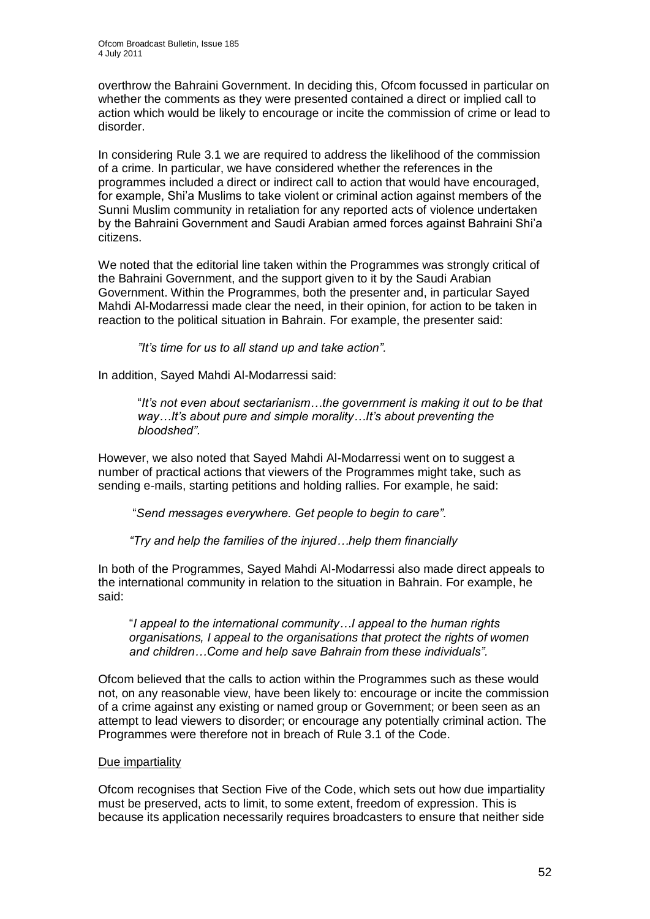overthrow the Bahraini Government. In deciding this, Ofcom focussed in particular on whether the comments as they were presented contained a direct or implied call to action which would be likely to encourage or incite the commission of crime or lead to disorder.

In considering Rule 3.1 we are required to address the likelihood of the commission of a crime. In particular, we have considered whether the references in the programmes included a direct or indirect call to action that would have encouraged, for example, Shi'a Muslims to take violent or criminal action against members of the Sunni Muslim community in retaliation for any reported acts of violence undertaken by the Bahraini Government and Saudi Arabian armed forces against Bahraini Shi'a citizens.

We noted that the editorial line taken within the Programmes was strongly critical of the Bahraini Government, and the support given to it by the Saudi Arabian Government. Within the Programmes, both the presenter and, in particular Sayed Mahdi Al-Modarressi made clear the need, in their opinion, for action to be taken in reaction to the political situation in Bahrain. For example, the presenter said:

> *"It's time for us to all stand up and take action".*

In addition, Sayed Mahdi Al-Modarressi said:

> "*It's not even about sectarianism…the government is making it out to be that way…It's about pure and simple morality…It's about preventing the bloodshed".*

However, we also noted that Sayed Mahdi Al-Modarressi went on to suggest a number of practical actions that viewers of the Programmes might take, such as sending e-mails, starting petitions and holding rallies. For example, he said:

> "*Send messages everywhere. Get people to begin to care".*
>
> *"Try and help the families of the injured…help them financially*

In both of the Programmes, Sayed Mahdi Al-Modarressi also made direct appeals to the international community in relation to the situation in Bahrain. For example, he said:

> "*I appeal to the international community…I appeal to the human rights organisations, I appeal to the organisations that protect the rights of women and children…Come and help save Bahrain from these individuals".*

Ofcom believed that the calls to action within the Programmes such as these would not, on any reasonable view, have been likely to: encourage or incite the commission of a crime against any existing or named group or Government; or been seen as an attempt to lead viewers to disorder; or encourage any potentially criminal action. The Programmes were therefore not in breach of Rule 3.1 of the Code.

## Due impartiality

Ofcom recognises that Section Five of the Code, which sets out how due impartiality must be preserved, acts to limit, to some extent, freedom of expression. This is because its application necessarily requires broadcasters to ensure that neither side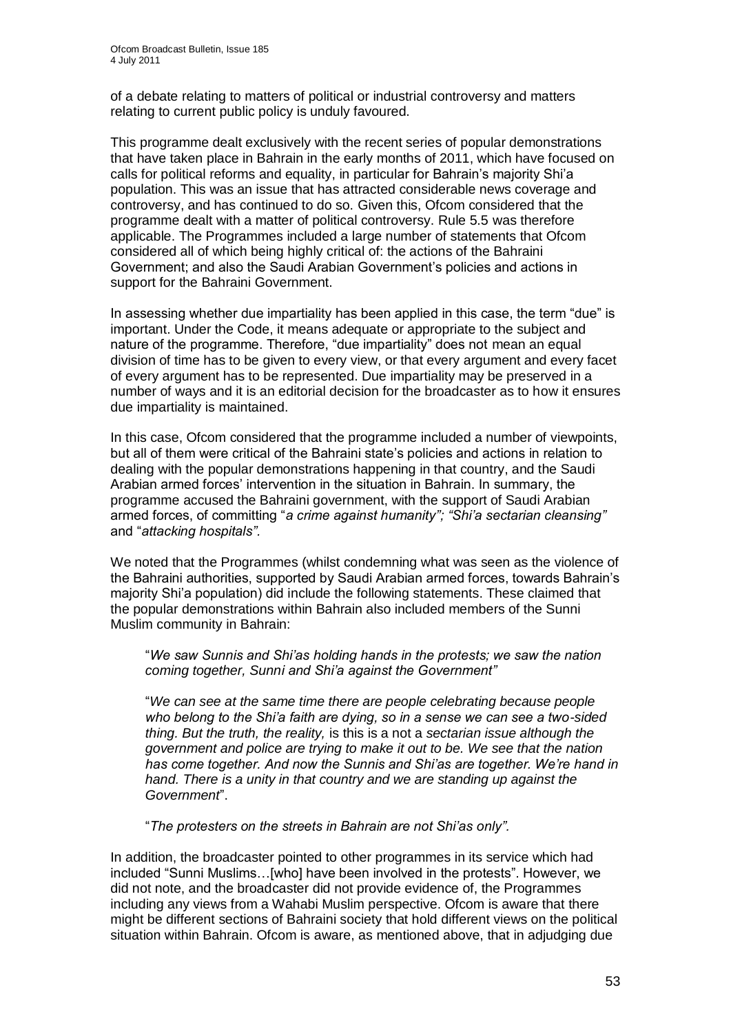of a debate relating to matters of political or industrial controversy and matters relating to current public policy is unduly favoured.

This programme dealt exclusively with the recent series of popular demonstrations that have taken place in Bahrain in the early months of 2011, which have focused on calls for political reforms and equality, in particular for Bahrain's majority Shi'a population. This was an issue that has attracted considerable news coverage and controversy, and has continued to do so. Given this, Ofcom considered that the programme dealt with a matter of political controversy. Rule 5.5 was therefore applicable. The Programmes included a large number of statements that Ofcom considered all of which being highly critical of: the actions of the Bahraini Government; and also the Saudi Arabian Government's policies and actions in support for the Bahraini Government.

In assessing whether due impartiality has been applied in this case, the term "due" is important. Under the Code, it means adequate or appropriate to the subject and nature of the programme. Therefore, "due impartiality" does not mean an equal division of time has to be given to every view, or that every argument and every facet of every argument has to be represented. Due impartiality may be preserved in a number of ways and it is an editorial decision for the broadcaster as to how it ensures due impartiality is maintained.

In this case, Ofcom considered that the programme included a number of viewpoints, but all of them were critical of the Bahraini state's policies and actions in relation to dealing with the popular demonstrations happening in that country, and the Saudi Arabian armed forces' intervention in the situation in Bahrain. In summary, the programme accused the Bahraini government, with the support of Saudi Arabian armed forces, of committing "*a crime against humanity"; "Shi'a sectarian cleansing"* and "*attacking hospitals".*

We noted that the Programmes (whilst condemning what was seen as the violence of the Bahraini authorities, supported by Saudi Arabian armed forces, towards Bahrain's majority Shi'a population) did include the following statements. These claimed that the popular demonstrations within Bahrain also included members of the Sunni Muslim community in Bahrain:

> "*We saw Sunnis and Shi'as holding hands in the protests; we saw the nation coming together, Sunni and Shi'a against the Government"*
>
> "*We can see at the same time there are people celebrating because people who belong to the Shi'a faith are dying, so in a sense we can see a two-sided thing. But the truth, the reality,* is this is a not a *sectarian issue although the government and police are trying to make it out to be. We see that the nation has come together. And now the Sunnis and Shi'as are together. We're hand in hand. There is a unity in that country and we are standing up against the Government*".
>
> "*The protesters on the streets in Bahrain are not Shi'as only".*

In addition, the broadcaster pointed to other programmes in its service which had included "Sunni Muslims…[who] have been involved in the protests". However, we did not note, and the broadcaster did not provide evidence of, the Programmes including any views from a Wahabi Muslim perspective. Ofcom is aware that there might be different sections of Bahraini society that hold different views on the political situation within Bahrain. Ofcom is aware, as mentioned above, that in adjudging due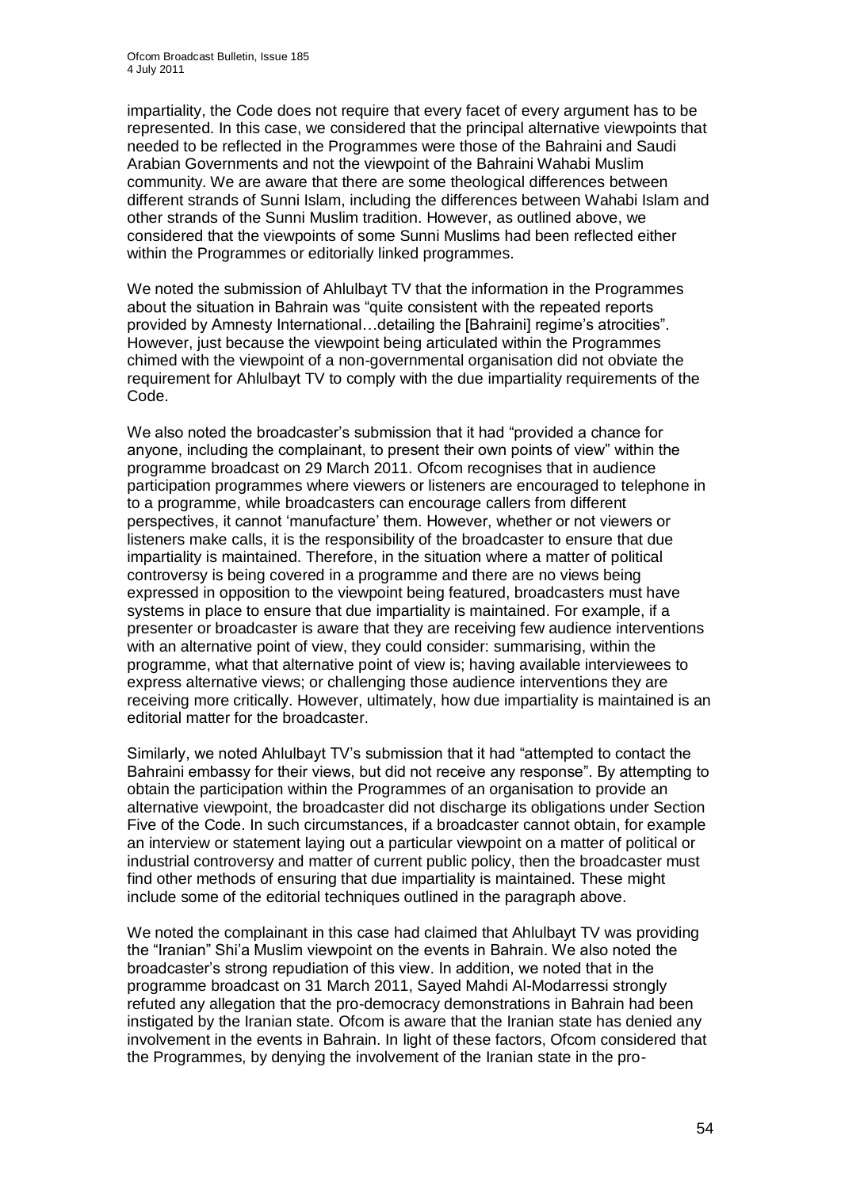impartiality, the Code does not require that every facet of every argument has to be represented. In this case, we considered that the principal alternative viewpoints that needed to be reflected in the Programmes were those of the Bahraini and Saudi Arabian Governments and not the viewpoint of the Bahraini Wahabi Muslim community. We are aware that there are some theological differences between different strands of Sunni Islam, including the differences between Wahabi Islam and other strands of the Sunni Muslim tradition. However, as outlined above, we considered that the viewpoints of some Sunni Muslims had been reflected either within the Programmes or editorially linked programmes.

We noted the submission of Ahlulbayt TV that the information in the Programmes about the situation in Bahrain was "quite consistent with the repeated reports provided by Amnesty International…detailing the [Bahraini] regime's atrocities". However, just because the viewpoint being articulated within the Programmes chimed with the viewpoint of a non-governmental organisation did not obviate the requirement for Ahlulbayt TV to comply with the due impartiality requirements of the Code.

We also noted the broadcaster's submission that it had "provided a chance for anyone, including the complainant, to present their own points of view" within the programme broadcast on 29 March 2011. Ofcom recognises that in audience participation programmes where viewers or listeners are encouraged to telephone in to a programme, while broadcasters can encourage callers from different perspectives, it cannot 'manufacture' them. However, whether or not viewers or listeners make calls, it is the responsibility of the broadcaster to ensure that due impartiality is maintained. Therefore, in the situation where a matter of political controversy is being covered in a programme and there are no views being expressed in opposition to the viewpoint being featured, broadcasters must have systems in place to ensure that due impartiality is maintained. For example, if a presenter or broadcaster is aware that they are receiving few audience interventions with an alternative point of view, they could consider: summarising, within the programme, what that alternative point of view is; having available interviewees to express alternative views; or challenging those audience interventions they are receiving more critically. However, ultimately, how due impartiality is maintained is an editorial matter for the broadcaster.

Similarly, we noted Ahlulbayt TV's submission that it had "attempted to contact the Bahraini embassy for their views, but did not receive any response". By attempting to obtain the participation within the Programmes of an organisation to provide an alternative viewpoint, the broadcaster did not discharge its obligations under Section Five of the Code. In such circumstances, if a broadcaster cannot obtain, for example an interview or statement laying out a particular viewpoint on a matter of political or industrial controversy and matter of current public policy, then the broadcaster must find other methods of ensuring that due impartiality is maintained. These might include some of the editorial techniques outlined in the paragraph above.

We noted the complainant in this case had claimed that Ahlulbayt TV was providing the "Iranian" Shi'a Muslim viewpoint on the events in Bahrain. We also noted the broadcaster's strong repudiation of this view. In addition, we noted that in the programme broadcast on 31 March 2011, Sayed Mahdi Al-Modarressi strongly refuted any allegation that the pro-democracy demonstrations in Bahrain had been instigated by the Iranian state. Ofcom is aware that the Iranian state has denied any involvement in the events in Bahrain. In light of these factors, Ofcom considered that the Programmes, by denying the involvement of the Iranian state in the pro-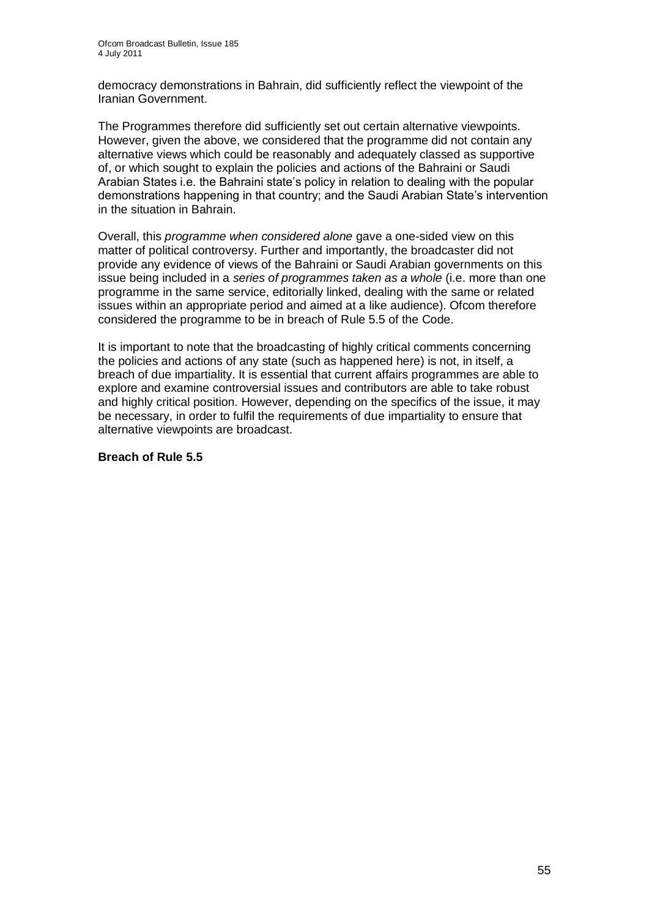democracy demonstrations in Bahrain, did sufficiently reflect the viewpoint of the Iranian Government.

The Programmes therefore did sufficiently set out certain alternative viewpoints. However, given the above, we considered that the programme did not contain any alternative views which could be reasonably and adequately classed as supportive of, or which sought to explain the policies and actions of the Bahraini or Saudi Arabian States i.e. the Bahraini state's policy in relation to dealing with the popular demonstrations happening in that country; and the Saudi Arabian State's intervention in the situation in Bahrain.

Overall, this *programme when considered alone* gave a one-sided view on this matter of political controversy. Further and importantly, the broadcaster did not provide any evidence of views of the Bahraini or Saudi Arabian governments on this issue being included in a *series of programmes taken as a whole* (i.e. more than one programme in the same service, editorially linked, dealing with the same or related issues within an appropriate period and aimed at a like audience). Ofcom therefore considered the programme to be in breach of Rule 5.5 of the Code.

It is important to note that the broadcasting of highly critical comments concerning the policies and actions of any state (such as happened here) is not, in itself, a breach of due impartiality. It is essential that current affairs programmes are able to explore and examine controversial issues and contributors are able to take robust and highly critical position. However, depending on the specifics of the issue, it may be necessary, in order to fulfil the requirements of due impartiality to ensure that alternative viewpoints are broadcast.

**Breach of Rule 5.5**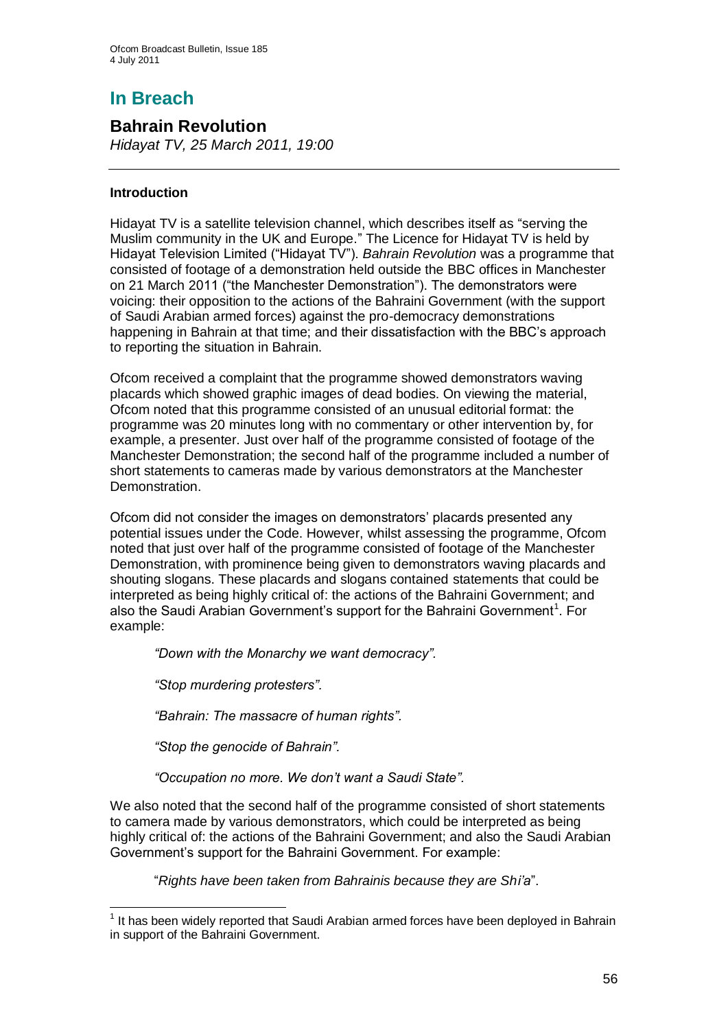# In Breach

## Bahrain Revolution

*Hidayat TV, 25 March 2011, 19:00*

### Introduction

Hidayat TV is a satellite television channel, which describes itself as "serving the Muslim community in the UK and Europe." The Licence for Hidayat TV is held by Hidayat Television Limited ("Hidayat TV"). *Bahrain Revolution* was a programme that consisted of footage of a demonstration held outside the BBC offices in Manchester on 21 March 2011 ("the Manchester Demonstration"). The demonstrators were voicing: their opposition to the actions of the Bahraini Government (with the support of Saudi Arabian armed forces) against the pro-democracy demonstrations happening in Bahrain at that time; and their dissatisfaction with the BBC's approach to reporting the situation in Bahrain.

Ofcom received a complaint that the programme showed demonstrators waving placards which showed graphic images of dead bodies. On viewing the material, Ofcom noted that this programme consisted of an unusual editorial format: the programme was 20 minutes long with no commentary or other intervention by, for example, a presenter. Just over half of the programme consisted of footage of the Manchester Demonstration; the second half of the programme included a number of short statements to cameras made by various demonstrators at the Manchester Demonstration.

Ofcom did not consider the images on demonstrators' placards presented any potential issues under the Code. However, whilst assessing the programme, Ofcom noted that just over half of the programme consisted of footage of the Manchester Demonstration, with prominence being given to demonstrators waving placards and shouting slogans. These placards and slogans contained statements that could be interpreted as being highly critical of: the actions of the Bahraini Government; and also the Saudi Arabian Government's support for the Bahraini Government[1]. For example:

> *"Down with the Monarchy we want democracy".*
>
> *"Stop murdering protesters".*
>
> *"Bahrain: The massacre of human rights".*
>
> *"Stop the genocide of Bahrain".*
>
> *"Occupation no more. We don't want a Saudi State".*

We also noted that the second half of the programme consisted of short statements to camera made by various demonstrators, which could be interpreted as being highly critical of: the actions of the Bahraini Government; and also the Saudi Arabian Government's support for the Bahraini Government. For example:

> "*Rights have been taken from Bahrainis because they are Shi'a*".

---

[1] It has been widely reported that Saudi Arabian armed forces have been deployed in Bahrain in support of the Bahraini Government.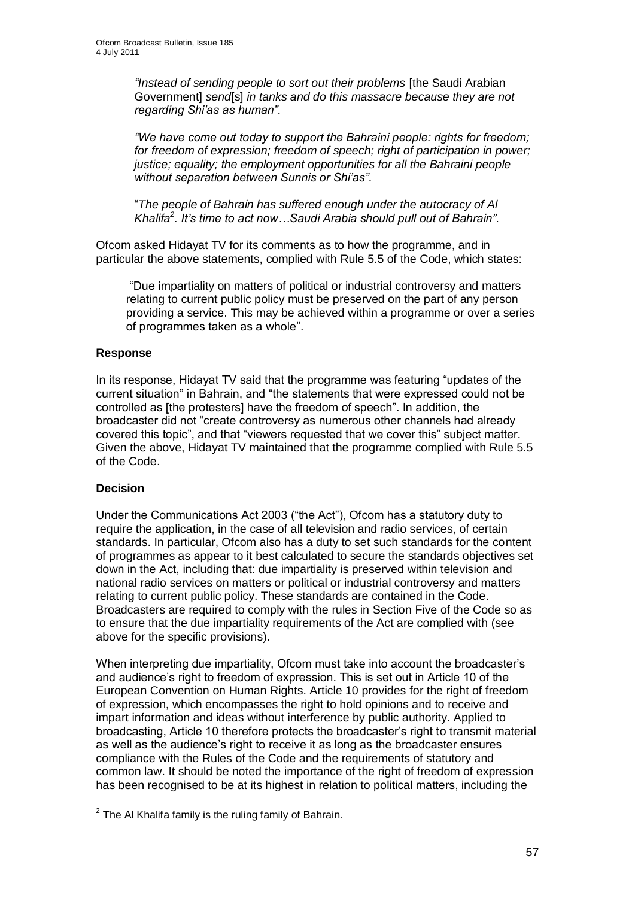*"Instead of sending people to sort out their problems* [the Saudi Arabian Government] *send*[s] *in tanks and do this massacre because they are not regarding Shi'as as human".*

*"We have come out today to support the Bahraini people: rights for freedom; for freedom of expression; freedom of speech; right of participation in power; justice; equality; the employment opportunities for all the Bahraini people without separation between Sunnis or Shi'as".*

"*The people of Bahrain has suffered enough under the autocracy of Al Khalifa*[2]*. It's time to act now…Saudi Arabia should pull out of Bahrain"*.

Ofcom asked Hidayat TV for its comments as to how the programme, and in particular the above statements, complied with Rule 5.5 of the Code, which states:

"Due impartiality on matters of political or industrial controversy and matters relating to current public policy must be preserved on the part of any person providing a service. This may be achieved within a programme or over a series of programmes taken as a whole".

**Response**

In its response, Hidayat TV said that the programme was featuring "updates of the current situation" in Bahrain, and "the statements that were expressed could not be controlled as [the protesters] have the freedom of speech". In addition, the broadcaster did not "create controversy as numerous other channels had already covered this topic", and that "viewers requested that we cover this" subject matter. Given the above, Hidayat TV maintained that the programme complied with Rule 5.5 of the Code.

**Decision**

Under the Communications Act 2003 ("the Act"), Ofcom has a statutory duty to require the application, in the case of all television and radio services, of certain standards. In particular, Ofcom also has a duty to set such standards for the content of programmes as appear to it best calculated to secure the standards objectives set down in the Act, including that: due impartiality is preserved within television and national radio services on matters or political or industrial controversy and matters relating to current public policy. These standards are contained in the Code. Broadcasters are required to comply with the rules in Section Five of the Code so as to ensure that the due impartiality requirements of the Act are complied with (see above for the specific provisions).

When interpreting due impartiality, Ofcom must take into account the broadcaster's and audience's right to freedom of expression. This is set out in Article 10 of the European Convention on Human Rights. Article 10 provides for the right of freedom of expression, which encompasses the right to hold opinions and to receive and impart information and ideas without interference by public authority. Applied to broadcasting, Article 10 therefore protects the broadcaster's right to transmit material as well as the audience's right to receive it as long as the broadcaster ensures compliance with the Rules of the Code and the requirements of statutory and common law. It should be noted the importance of the right of freedom of expression has been recognised to be at its highest in relation to political matters, including the

[2] The Al Khalifa family is the ruling family of Bahrain.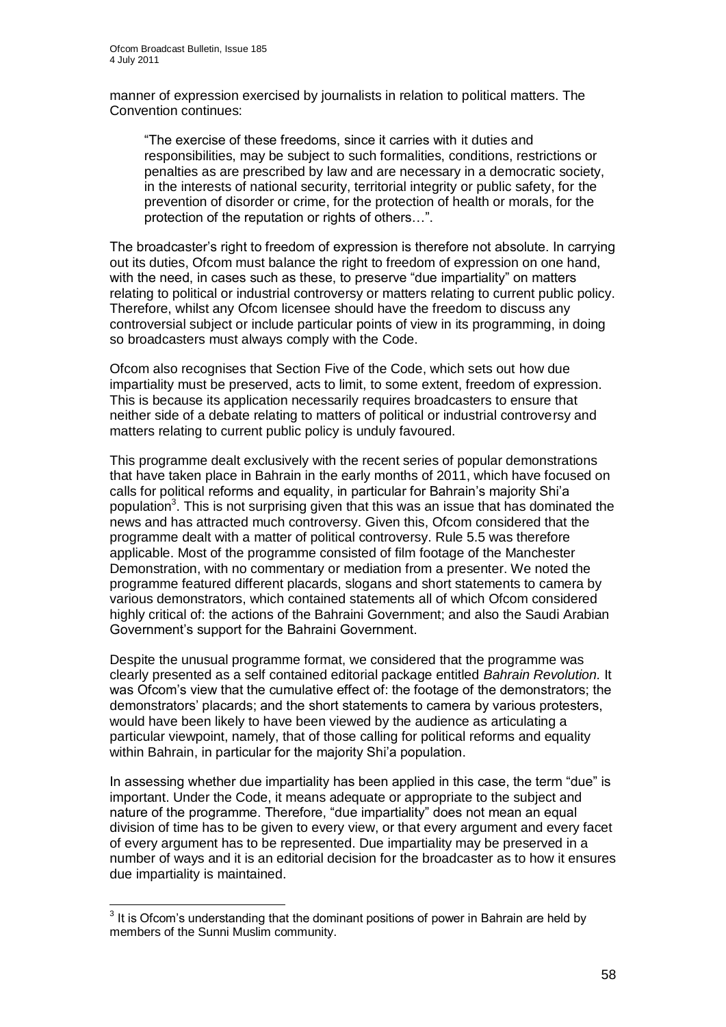manner of expression exercised by journalists in relation to political matters. The Convention continues:

> "The exercise of these freedoms, since it carries with it duties and responsibilities, may be subject to such formalities, conditions, restrictions or penalties as are prescribed by law and are necessary in a democratic society, in the interests of national security, territorial integrity or public safety, for the prevention of disorder or crime, for the protection of health or morals, for the protection of the reputation or rights of others…".

The broadcaster's right to freedom of expression is therefore not absolute. In carrying out its duties, Ofcom must balance the right to freedom of expression on one hand, with the need, in cases such as these, to preserve "due impartiality" on matters relating to political or industrial controversy or matters relating to current public policy. Therefore, whilst any Ofcom licensee should have the freedom to discuss any controversial subject or include particular points of view in its programming, in doing so broadcasters must always comply with the Code.

Ofcom also recognises that Section Five of the Code, which sets out how due impartiality must be preserved, acts to limit, to some extent, freedom of expression. This is because its application necessarily requires broadcasters to ensure that neither side of a debate relating to matters of political or industrial controversy and matters relating to current public policy is unduly favoured.

This programme dealt exclusively with the recent series of popular demonstrations that have taken place in Bahrain in the early months of 2011, which have focused on calls for political reforms and equality, in particular for Bahrain's majority Shi'a population[3]. This is not surprising given that this was an issue that has dominated the news and has attracted much controversy. Given this, Ofcom considered that the programme dealt with a matter of political controversy. Rule 5.5 was therefore applicable. Most of the programme consisted of film footage of the Manchester Demonstration, with no commentary or mediation from a presenter. We noted the programme featured different placards, slogans and short statements to camera by various demonstrators, which contained statements all of which Ofcom considered highly critical of: the actions of the Bahraini Government; and also the Saudi Arabian Government's support for the Bahraini Government.

Despite the unusual programme format, we considered that the programme was clearly presented as a self contained editorial package entitled *Bahrain Revolution.* It was Ofcom's view that the cumulative effect of: the footage of the demonstrators; the demonstrators' placards; and the short statements to camera by various protesters, would have been likely to have been viewed by the audience as articulating a particular viewpoint, namely, that of those calling for political reforms and equality within Bahrain, in particular for the majority Shi'a population.

In assessing whether due impartiality has been applied in this case, the term "due" is important. Under the Code, it means adequate or appropriate to the subject and nature of the programme. Therefore, "due impartiality" does not mean an equal division of time has to be given to every view, or that every argument and every facet of every argument has to be represented. Due impartiality may be preserved in a number of ways and it is an editorial decision for the broadcaster as to how it ensures due impartiality is maintained.

[3] It is Ofcom's understanding that the dominant positions of power in Bahrain are held by members of the Sunni Muslim community.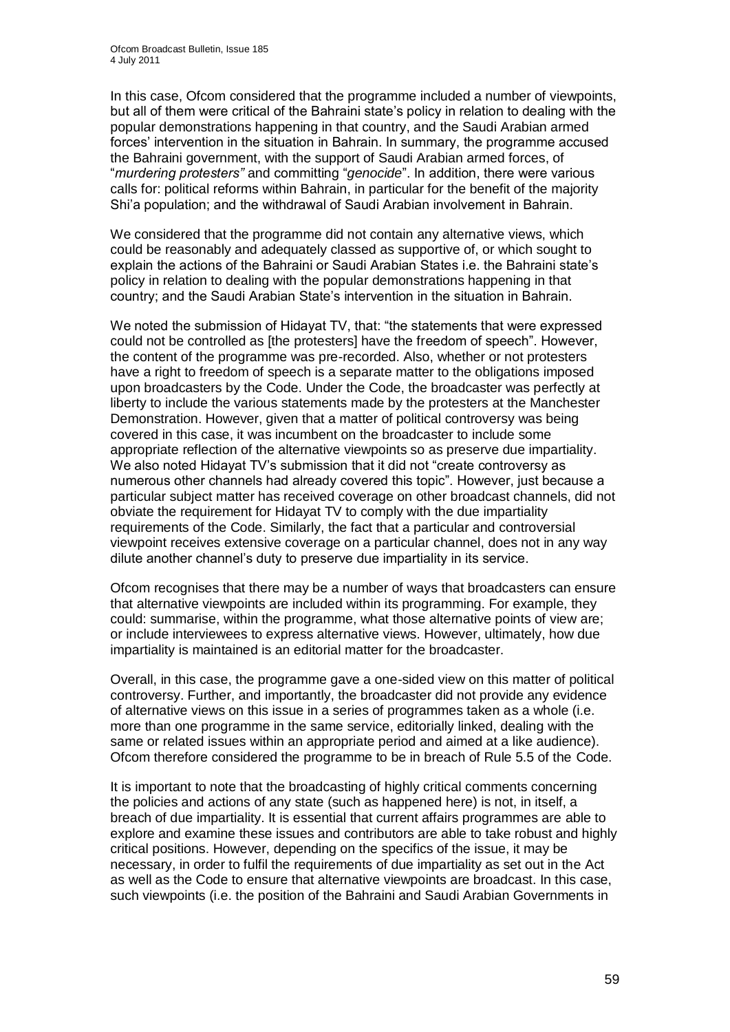In this case, Ofcom considered that the programme included a number of viewpoints, but all of them were critical of the Bahraini state's policy in relation to dealing with the popular demonstrations happening in that country, and the Saudi Arabian armed forces' intervention in the situation in Bahrain. In summary, the programme accused the Bahraini government, with the support of Saudi Arabian armed forces, of "*murdering protesters"* and committing "*genocide*". In addition, there were various calls for: political reforms within Bahrain, in particular for the benefit of the majority Shi'a population; and the withdrawal of Saudi Arabian involvement in Bahrain.

We considered that the programme did not contain any alternative views, which could be reasonably and adequately classed as supportive of, or which sought to explain the actions of the Bahraini or Saudi Arabian States i.e. the Bahraini state's policy in relation to dealing with the popular demonstrations happening in that country; and the Saudi Arabian State's intervention in the situation in Bahrain.

We noted the submission of Hidayat TV, that: "the statements that were expressed could not be controlled as [the protesters] have the freedom of speech". However, the content of the programme was pre-recorded. Also, whether or not protesters have a right to freedom of speech is a separate matter to the obligations imposed upon broadcasters by the Code. Under the Code, the broadcaster was perfectly at liberty to include the various statements made by the protesters at the Manchester Demonstration. However, given that a matter of political controversy was being covered in this case, it was incumbent on the broadcaster to include some appropriate reflection of the alternative viewpoints so as preserve due impartiality. We also noted Hidayat TV's submission that it did not "create controversy as numerous other channels had already covered this topic". However, just because a particular subject matter has received coverage on other broadcast channels, did not obviate the requirement for Hidayat TV to comply with the due impartiality requirements of the Code. Similarly, the fact that a particular and controversial viewpoint receives extensive coverage on a particular channel, does not in any way dilute another channel's duty to preserve due impartiality in its service.

Ofcom recognises that there may be a number of ways that broadcasters can ensure that alternative viewpoints are included within its programming. For example, they could: summarise, within the programme, what those alternative points of view are; or include interviewees to express alternative views. However, ultimately, how due impartiality is maintained is an editorial matter for the broadcaster.

Overall, in this case, the programme gave a one-sided view on this matter of political controversy. Further, and importantly, the broadcaster did not provide any evidence of alternative views on this issue in a series of programmes taken as a whole (i.e. more than one programme in the same service, editorially linked, dealing with the same or related issues within an appropriate period and aimed at a like audience). Ofcom therefore considered the programme to be in breach of Rule 5.5 of the Code.

It is important to note that the broadcasting of highly critical comments concerning the policies and actions of any state (such as happened here) is not, in itself, a breach of due impartiality. It is essential that current affairs programmes are able to explore and examine these issues and contributors are able to take robust and highly critical positions. However, depending on the specifics of the issue, it may be necessary, in order to fulfil the requirements of due impartiality as set out in the Act as well as the Code to ensure that alternative viewpoints are broadcast. In this case, such viewpoints (i.e. the position of the Bahraini and Saudi Arabian Governments in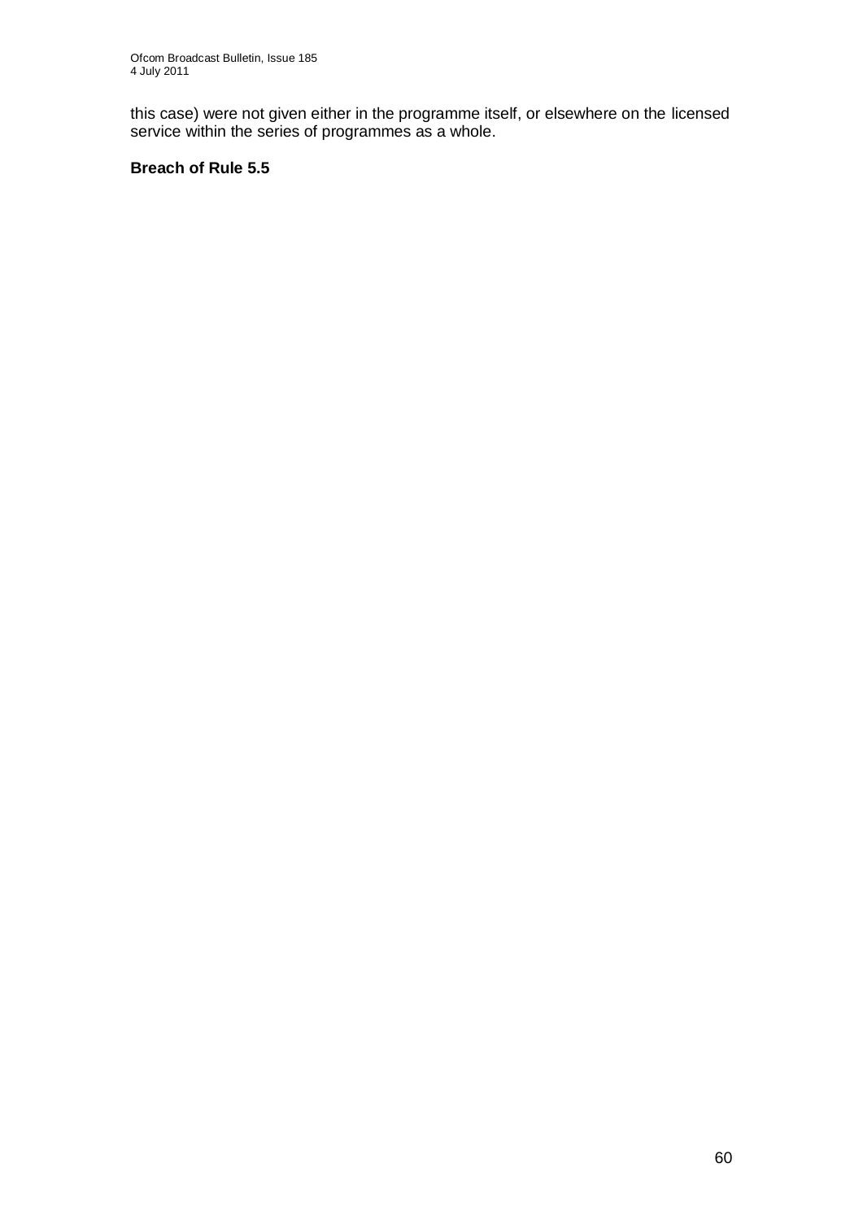this case) were not given either in the programme itself, or elsewhere on the licensed service within the series of programmes as a whole.

**Breach of Rule 5.5**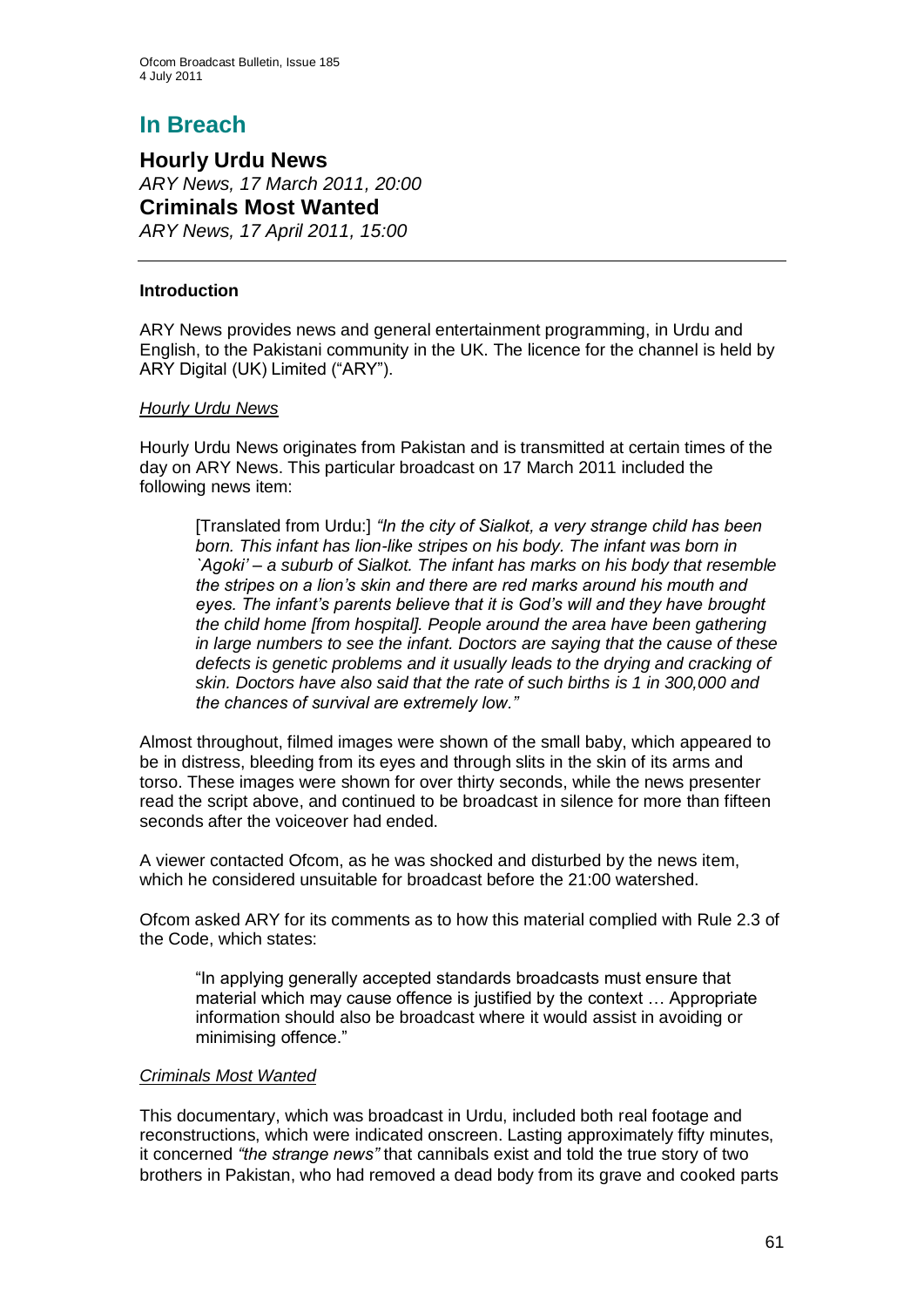# In Breach

## Hourly Urdu News

*ARY News, 17 March 2011, 20:00*

## Criminals Most Wanted

*ARY News, 17 April 2011, 15:00*

---

### Introduction

ARY News provides news and general entertainment programming, in Urdu and English, to the Pakistani community in the UK. The licence for the channel is held by ARY Digital (UK) Limited ("ARY").

#### *Hourly Urdu News*

Hourly Urdu News originates from Pakistan and is transmitted at certain times of the day on ARY News. This particular broadcast on 17 March 2011 included the following news item:

> [Translated from Urdu:] *"In the city of Sialkot, a very strange child has been born. This infant has lion-like stripes on his body. The infant was born in `Agoki' – a suburb of Sialkot. The infant has marks on his body that resemble the stripes on a lion's skin and there are red marks around his mouth and eyes. The infant's parents believe that it is God's will and they have brought the child home [from hospital]. People around the area have been gathering in large numbers to see the infant. Doctors are saying that the cause of these defects is genetic problems and it usually leads to the drying and cracking of skin. Doctors have also said that the rate of such births is 1 in 300,000 and the chances of survival are extremely low."*

Almost throughout, filmed images were shown of the small baby, which appeared to be in distress, bleeding from its eyes and through slits in the skin of its arms and torso. These images were shown for over thirty seconds, while the news presenter read the script above, and continued to be broadcast in silence for more than fifteen seconds after the voiceover had ended.

A viewer contacted Ofcom, as he was shocked and disturbed by the news item, which he considered unsuitable for broadcast before the 21:00 watershed.

Ofcom asked ARY for its comments as to how this material complied with Rule 2.3 of the Code, which states:

> "In applying generally accepted standards broadcasts must ensure that material which may cause offence is justified by the context … Appropriate information should also be broadcast where it would assist in avoiding or minimising offence."

#### *Criminals Most Wanted*

This documentary, which was broadcast in Urdu, included both real footage and reconstructions, which were indicated onscreen. Lasting approximately fifty minutes, it concerned *"the strange news"* that cannibals exist and told the true story of two brothers in Pakistan, who had removed a dead body from its grave and cooked parts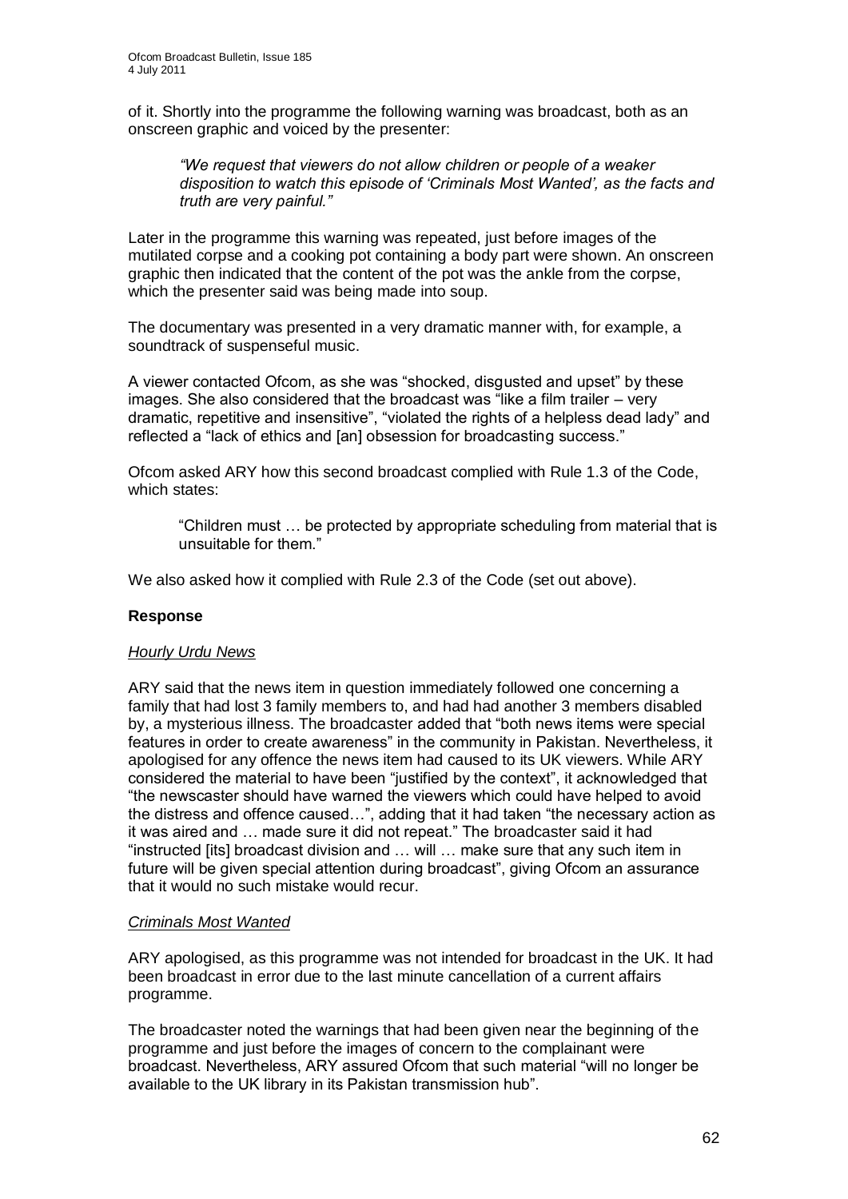of it. Shortly into the programme the following warning was broadcast, both as an onscreen graphic and voiced by the presenter:

> *"We request that viewers do not allow children or people of a weaker disposition to watch this episode of 'Criminals Most Wanted', as the facts and truth are very painful."*

Later in the programme this warning was repeated, just before images of the mutilated corpse and a cooking pot containing a body part were shown. An onscreen graphic then indicated that the content of the pot was the ankle from the corpse, which the presenter said was being made into soup.

The documentary was presented in a very dramatic manner with, for example, a soundtrack of suspenseful music.

A viewer contacted Ofcom, as she was "shocked, disgusted and upset" by these images. She also considered that the broadcast was "like a film trailer – very dramatic, repetitive and insensitive", "violated the rights of a helpless dead lady" and reflected a "lack of ethics and [an] obsession for broadcasting success."

Ofcom asked ARY how this second broadcast complied with Rule 1.3 of the Code, which states:

> "Children must … be protected by appropriate scheduling from material that is unsuitable for them."

We also asked how it complied with Rule 2.3 of the Code (set out above).

**Response**

*Hourly Urdu News*

ARY said that the news item in question immediately followed one concerning a family that had lost 3 family members to, and had had another 3 members disabled by, a mysterious illness. The broadcaster added that "both news items were special features in order to create awareness" in the community in Pakistan. Nevertheless, it apologised for any offence the news item had caused to its UK viewers. While ARY considered the material to have been "justified by the context", it acknowledged that "the newscaster should have warned the viewers which could have helped to avoid the distress and offence caused…", adding that it had taken "the necessary action as it was aired and … made sure it did not repeat." The broadcaster said it had "instructed [its] broadcast division and … will … make sure that any such item in future will be given special attention during broadcast", giving Ofcom an assurance that it would no such mistake would recur.

*Criminals Most Wanted*

ARY apologised, as this programme was not intended for broadcast in the UK. It had been broadcast in error due to the last minute cancellation of a current affairs programme.

The broadcaster noted the warnings that had been given near the beginning of the programme and just before the images of concern to the complainant were broadcast. Nevertheless, ARY assured Ofcom that such material "will no longer be available to the UK library in its Pakistan transmission hub".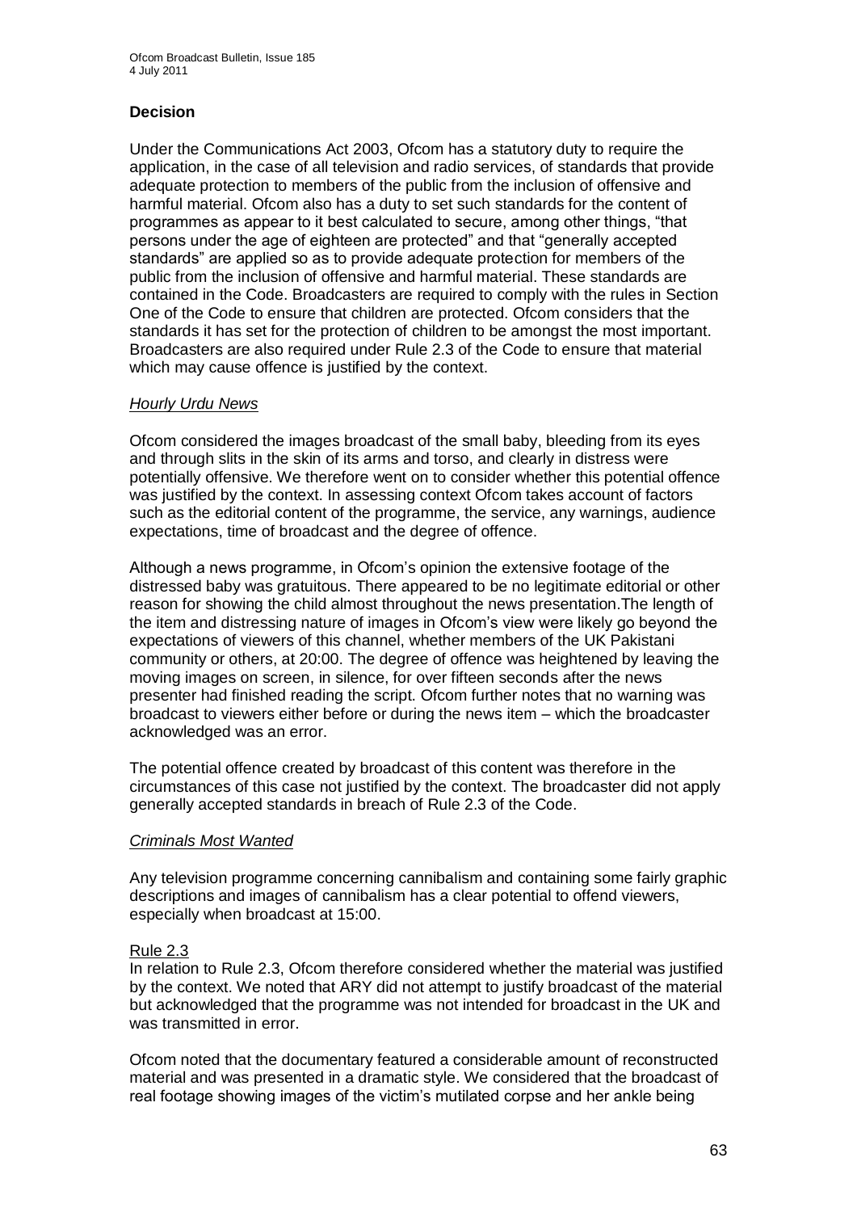## Decision

Under the Communications Act 2003, Ofcom has a statutory duty to require the application, in the case of all television and radio services, of standards that provide adequate protection to members of the public from the inclusion of offensive and harmful material. Ofcom also has a duty to set such standards for the content of programmes as appear to it best calculated to secure, among other things, "that persons under the age of eighteen are protected" and that "generally accepted standards" are applied so as to provide adequate protection for members of the public from the inclusion of offensive and harmful material. These standards are contained in the Code. Broadcasters are required to comply with the rules in Section One of the Code to ensure that children are protected. Ofcom considers that the standards it has set for the protection of children to be amongst the most important. Broadcasters are also required under Rule 2.3 of the Code to ensure that material which may cause offence is justified by the context.

*Hourly Urdu News*

Ofcom considered the images broadcast of the small baby, bleeding from its eyes and through slits in the skin of its arms and torso, and clearly in distress were potentially offensive. We therefore went on to consider whether this potential offence was justified by the context. In assessing context Ofcom takes account of factors such as the editorial content of the programme, the service, any warnings, audience expectations, time of broadcast and the degree of offence.

Although a news programme, in Ofcom's opinion the extensive footage of the distressed baby was gratuitous. There appeared to be no legitimate editorial or other reason for showing the child almost throughout the news presentation.The length of the item and distressing nature of images in Ofcom's view were likely go beyond the expectations of viewers of this channel, whether members of the UK Pakistani community or others, at 20:00. The degree of offence was heightened by leaving the moving images on screen, in silence, for over fifteen seconds after the news presenter had finished reading the script. Ofcom further notes that no warning was broadcast to viewers either before or during the news item – which the broadcaster acknowledged was an error.

The potential offence created by broadcast of this content was therefore in the circumstances of this case not justified by the context. The broadcaster did not apply generally accepted standards in breach of Rule 2.3 of the Code.

*Criminals Most Wanted*

Any television programme concerning cannibalism and containing some fairly graphic descriptions and images of cannibalism has a clear potential to offend viewers, especially when broadcast at 15:00.

Rule 2.3

In relation to Rule 2.3, Ofcom therefore considered whether the material was justified by the context. We noted that ARY did not attempt to justify broadcast of the material but acknowledged that the programme was not intended for broadcast in the UK and was transmitted in error.

Ofcom noted that the documentary featured a considerable amount of reconstructed material and was presented in a dramatic style. We considered that the broadcast of real footage showing images of the victim's mutilated corpse and her ankle being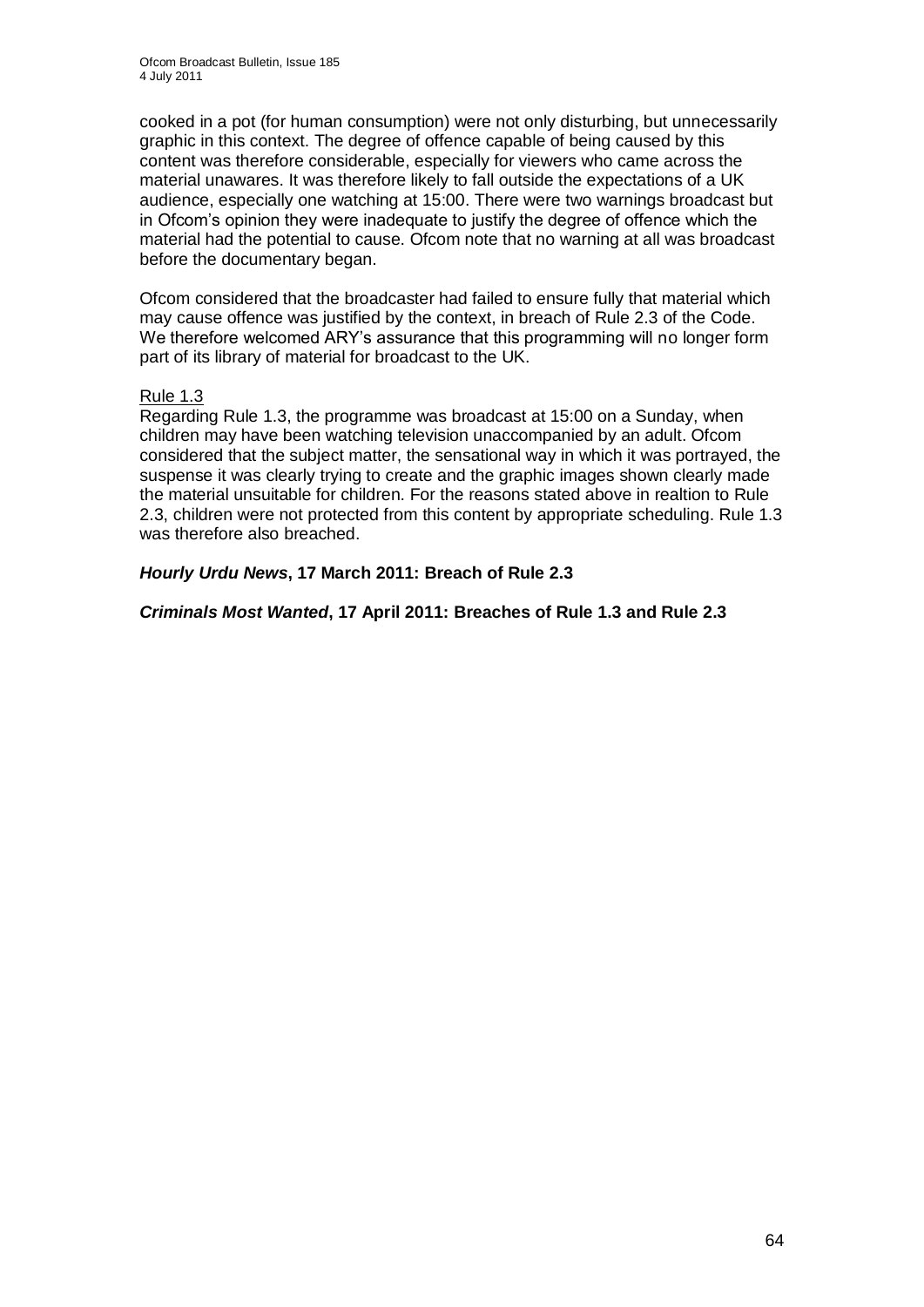cooked in a pot (for human consumption) were not only disturbing, but unnecessarily graphic in this context. The degree of offence capable of being caused by this content was therefore considerable, especially for viewers who came across the material unawares. It was therefore likely to fall outside the expectations of a UK audience, especially one watching at 15:00. There were two warnings broadcast but in Ofcom's opinion they were inadequate to justify the degree of offence which the material had the potential to cause. Ofcom note that no warning at all was broadcast before the documentary began.

Ofcom considered that the broadcaster had failed to ensure fully that material which may cause offence was justified by the context, in breach of Rule 2.3 of the Code. We therefore welcomed ARY's assurance that this programming will no longer form part of its library of material for broadcast to the UK.

Rule 1.3

Regarding Rule 1.3, the programme was broadcast at 15:00 on a Sunday, when children may have been watching television unaccompanied by an adult. Ofcom considered that the subject matter, the sensational way in which it was portrayed, the suspense it was clearly trying to create and the graphic images shown clearly made the material unsuitable for children. For the reasons stated above in realtion to Rule 2.3, children were not protected from this content by appropriate scheduling. Rule 1.3 was therefore also breached.

***Hourly Urdu News*, 17 March 2011: Breach of Rule 2.3**

***Criminals Most Wanted*, 17 April 2011: Breaches of Rule 1.3 and Rule 2.3**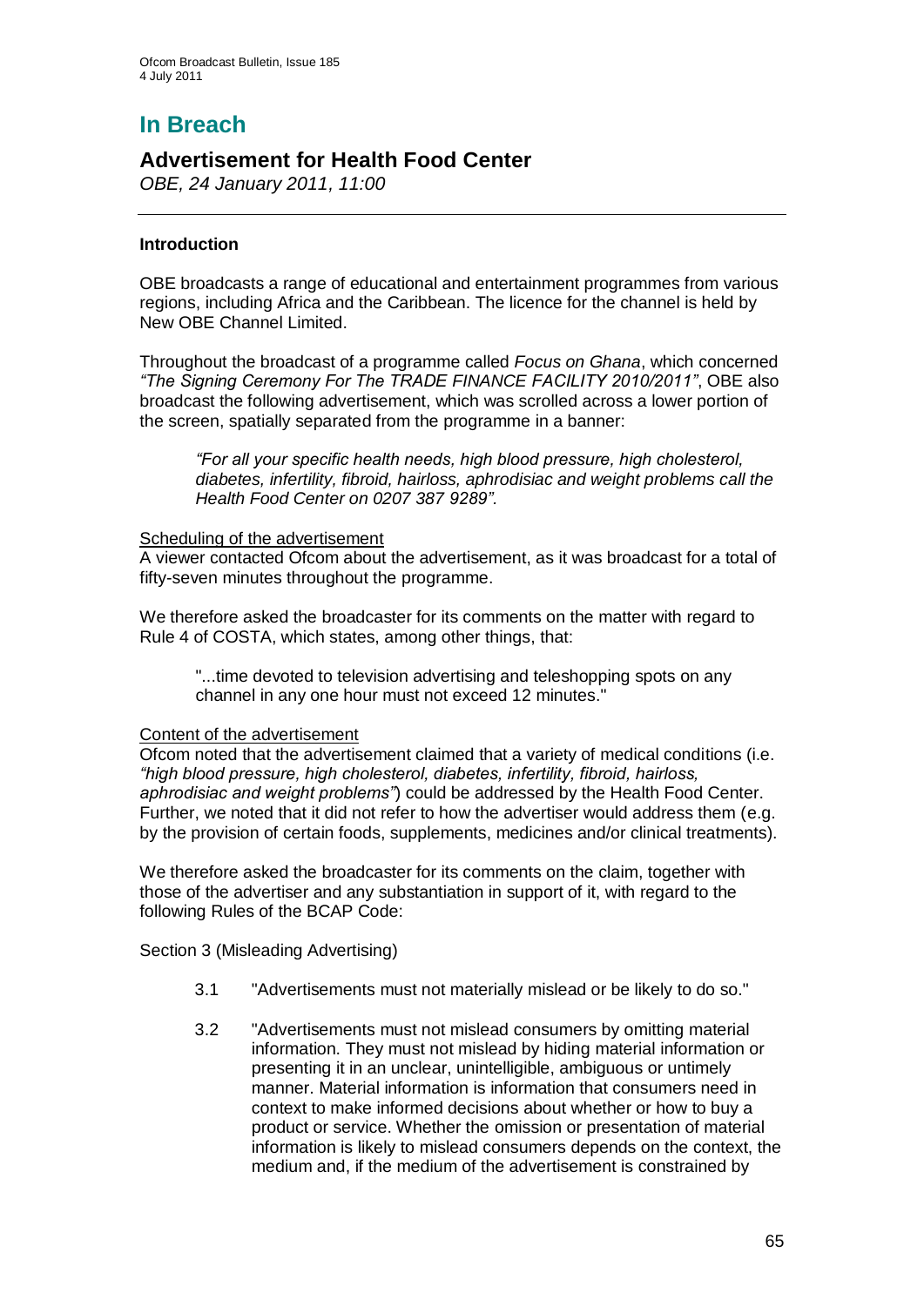# In Breach

## Advertisement for Health Food Center

*OBE, 24 January 2011, 11:00*

---

### Introduction

OBE broadcasts a range of educational and entertainment programmes from various regions, including Africa and the Caribbean. The licence for the channel is held by New OBE Channel Limited.

Throughout the broadcast of a programme called *Focus on Ghana*, which concerned *"The Signing Ceremony For The TRADE FINANCE FACILITY 2010/2011"*, OBE also broadcast the following advertisement, which was scrolled across a lower portion of the screen, spatially separated from the programme in a banner:

> *"For all your specific health needs, high blood pressure, high cholesterol, diabetes, infertility, fibroid, hairloss, aphrodisiac and weight problems call the Health Food Center on 0207 387 9289".*

Scheduling of the advertisement

A viewer contacted Ofcom about the advertisement, as it was broadcast for a total of fifty-seven minutes throughout the programme.

We therefore asked the broadcaster for its comments on the matter with regard to Rule 4 of COSTA, which states, among other things, that:

> "...time devoted to television advertising and teleshopping spots on any channel in any one hour must not exceed 12 minutes."

Content of the advertisement

Ofcom noted that the advertisement claimed that a variety of medical conditions (i.e. *"high blood pressure, high cholesterol, diabetes, infertility, fibroid, hairloss, aphrodisiac and weight problems"*) could be addressed by the Health Food Center. Further, we noted that it did not refer to how the advertiser would address them (e.g. by the provision of certain foods, supplements, medicines and/or clinical treatments).

We therefore asked the broadcaster for its comments on the claim, together with those of the advertiser and any substantiation in support of it, with regard to the following Rules of the BCAP Code:

Section 3 (Misleading Advertising)

> 3.1 "Advertisements must not materially mislead or be likely to do so."
>
> 3.2 "Advertisements must not mislead consumers by omitting material information. They must not mislead by hiding material information or presenting it in an unclear, unintelligible, ambiguous or untimely manner. Material information is information that consumers need in context to make informed decisions about whether or how to buy a product or service. Whether the omission or presentation of material information is likely to mislead consumers depends on the context, the medium and, if the medium of the advertisement is constrained by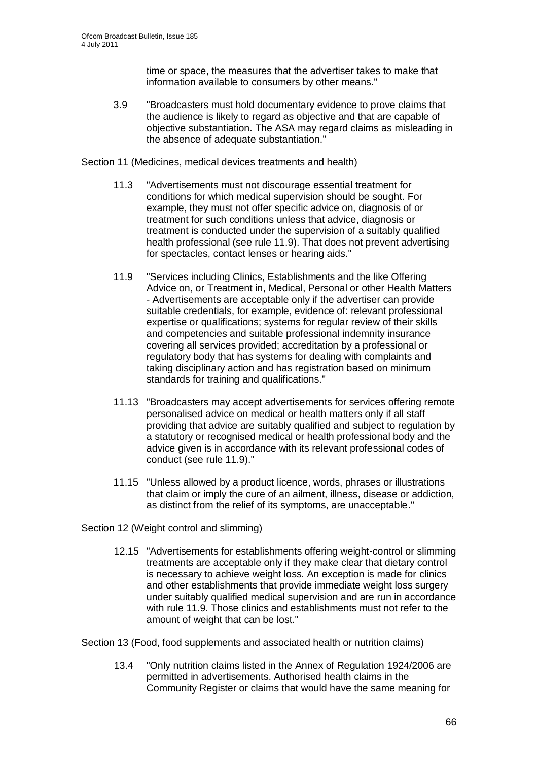time or space, the measures that the advertiser takes to make that information available to consumers by other means."

3.9 "Broadcasters must hold documentary evidence to prove claims that the audience is likely to regard as objective and that are capable of objective substantiation. The ASA may regard claims as misleading in the absence of adequate substantiation."

Section 11 (Medicines, medical devices treatments and health)

11.3 "Advertisements must not discourage essential treatment for conditions for which medical supervision should be sought. For example, they must not offer specific advice on, diagnosis of or treatment for such conditions unless that advice, diagnosis or treatment is conducted under the supervision of a suitably qualified health professional (see rule 11.9). That does not prevent advertising for spectacles, contact lenses or hearing aids."

11.9 "Services including Clinics, Establishments and the like Offering Advice on, or Treatment in, Medical, Personal or other Health Matters - Advertisements are acceptable only if the advertiser can provide suitable credentials, for example, evidence of: relevant professional expertise or qualifications; systems for regular review of their skills and competencies and suitable professional indemnity insurance covering all services provided; accreditation by a professional or regulatory body that has systems for dealing with complaints and taking disciplinary action and has registration based on minimum standards for training and qualifications."

11.13 "Broadcasters may accept advertisements for services offering remote personalised advice on medical or health matters only if all staff providing that advice are suitably qualified and subject to regulation by a statutory or recognised medical or health professional body and the advice given is in accordance with its relevant professional codes of conduct (see rule 11.9)."

11.15 "Unless allowed by a product licence, words, phrases or illustrations that claim or imply the cure of an ailment, illness, disease or addiction, as distinct from the relief of its symptoms, are unacceptable."

Section 12 (Weight control and slimming)

12.15 "Advertisements for establishments offering weight-control or slimming treatments are acceptable only if they make clear that dietary control is necessary to achieve weight loss. An exception is made for clinics and other establishments that provide immediate weight loss surgery under suitably qualified medical supervision and are run in accordance with rule 11.9. Those clinics and establishments must not refer to the amount of weight that can be lost."

Section 13 (Food, food supplements and associated health or nutrition claims)

13.4 "Only nutrition claims listed in the Annex of Regulation 1924/2006 are permitted in advertisements. Authorised health claims in the Community Register or claims that would have the same meaning for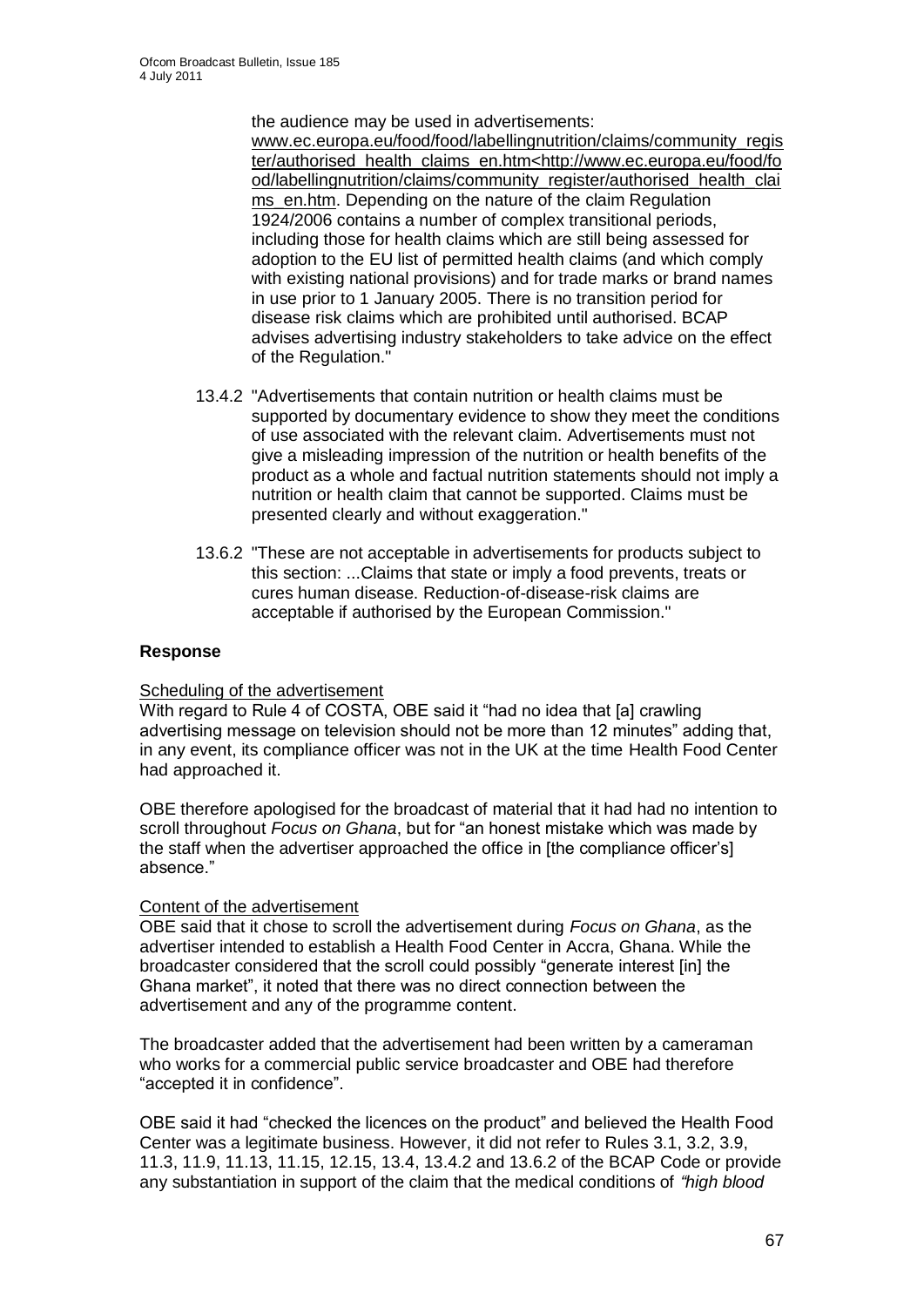the audience may be used in advertisements: www.ec.europa.eu/food/food/labellingnutrition/claims/community_register/authorised_health_claims_en.htm<http://www.ec.europa.eu/food/food/labellingnutrition/claims/community_register/authorised_health_claims_en.htm. Depending on the nature of the claim Regulation 1924/2006 contains a number of complex transitional periods, including those for health claims which are still being assessed for adoption to the EU list of permitted health claims (and which comply with existing national provisions) and for trade marks or brand names in use prior to 1 January 2005. There is no transition period for disease risk claims which are prohibited until authorised. BCAP advises advertising industry stakeholders to take advice on the effect of the Regulation."

13.4.2 "Advertisements that contain nutrition or health claims must be supported by documentary evidence to show they meet the conditions of use associated with the relevant claim. Advertisements must not give a misleading impression of the nutrition or health benefits of the product as a whole and factual nutrition statements should not imply a nutrition or health claim that cannot be supported. Claims must be presented clearly and without exaggeration."

13.6.2 "These are not acceptable in advertisements for products subject to this section: ...Claims that state or imply a food prevents, treats or cures human disease. Reduction-of-disease-risk claims are acceptable if authorised by the European Commission."

## Response

Scheduling of the advertisement

With regard to Rule 4 of COSTA, OBE said it "had no idea that [a] crawling advertising message on television should not be more than 12 minutes" adding that, in any event, its compliance officer was not in the UK at the time Health Food Center had approached it.

OBE therefore apologised for the broadcast of material that it had had no intention to scroll throughout *Focus on Ghana*, but for "an honest mistake which was made by the staff when the advertiser approached the office in [the compliance officer's] absence."

Content of the advertisement

OBE said that it chose to scroll the advertisement during *Focus on Ghana*, as the advertiser intended to establish a Health Food Center in Accra, Ghana. While the broadcaster considered that the scroll could possibly "generate interest [in] the Ghana market", it noted that there was no direct connection between the advertisement and any of the programme content.

The broadcaster added that the advertisement had been written by a cameraman who works for a commercial public service broadcaster and OBE had therefore "accepted it in confidence".

OBE said it had "checked the licences on the product" and believed the Health Food Center was a legitimate business. However, it did not refer to Rules 3.1, 3.2, 3.9, 11.3, 11.9, 11.13, 11.15, 12.15, 13.4, 13.4.2 and 13.6.2 of the BCAP Code or provide any substantiation in support of the claim that the medical conditions of *"high blood*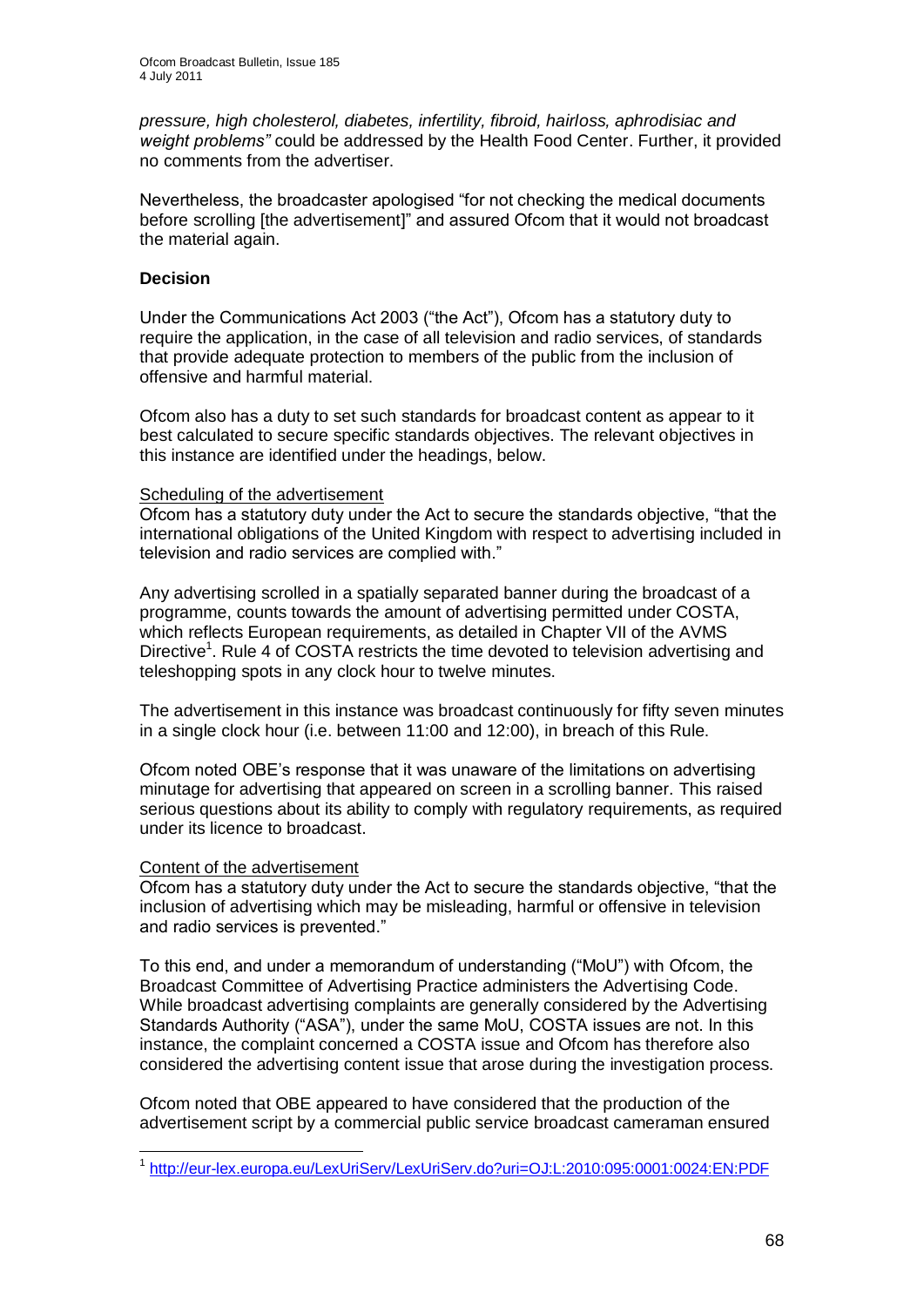*pressure, high cholesterol, diabetes, infertility, fibroid, hairloss, aphrodisiac and weight problems"* could be addressed by the Health Food Center. Further, it provided no comments from the advertiser.

Nevertheless, the broadcaster apologised "for not checking the medical documents before scrolling [the advertisement]" and assured Ofcom that it would not broadcast the material again.

**Decision**

Under the Communications Act 2003 ("the Act"), Ofcom has a statutory duty to require the application, in the case of all television and radio services, of standards that provide adequate protection to members of the public from the inclusion of offensive and harmful material.

Ofcom also has a duty to set such standards for broadcast content as appear to it best calculated to secure specific standards objectives. The relevant objectives in this instance are identified under the headings, below.

Scheduling of the advertisement

Ofcom has a statutory duty under the Act to secure the standards objective, "that the international obligations of the United Kingdom with respect to advertising included in television and radio services are complied with."

Any advertising scrolled in a spatially separated banner during the broadcast of a programme, counts towards the amount of advertising permitted under COSTA, which reflects European requirements, as detailed in Chapter VII of the AVMS Directive[1]. Rule 4 of COSTA restricts the time devoted to television advertising and teleshopping spots in any clock hour to twelve minutes.

The advertisement in this instance was broadcast continuously for fifty seven minutes in a single clock hour (i.e. between 11:00 and 12:00), in breach of this Rule.

Ofcom noted OBE's response that it was unaware of the limitations on advertising minutage for advertising that appeared on screen in a scrolling banner. This raised serious questions about its ability to comply with regulatory requirements, as required under its licence to broadcast.

Content of the advertisement

Ofcom has a statutory duty under the Act to secure the standards objective, "that the inclusion of advertising which may be misleading, harmful or offensive in television and radio services is prevented."

To this end, and under a memorandum of understanding ("MoU") with Ofcom, the Broadcast Committee of Advertising Practice administers the Advertising Code. While broadcast advertising complaints are generally considered by the Advertising Standards Authority ("ASA"), under the same MoU, COSTA issues are not. In this instance, the complaint concerned a COSTA issue and Ofcom has therefore also considered the advertising content issue that arose during the investigation process.

Ofcom noted that OBE appeared to have considered that the production of the advertisement script by a commercial public service broadcast cameraman ensured

[1] http://eur-lex.europa.eu/LexUriServ/LexUriServ.do?uri=OJ:L:2010:095:0001:0024:EN:PDF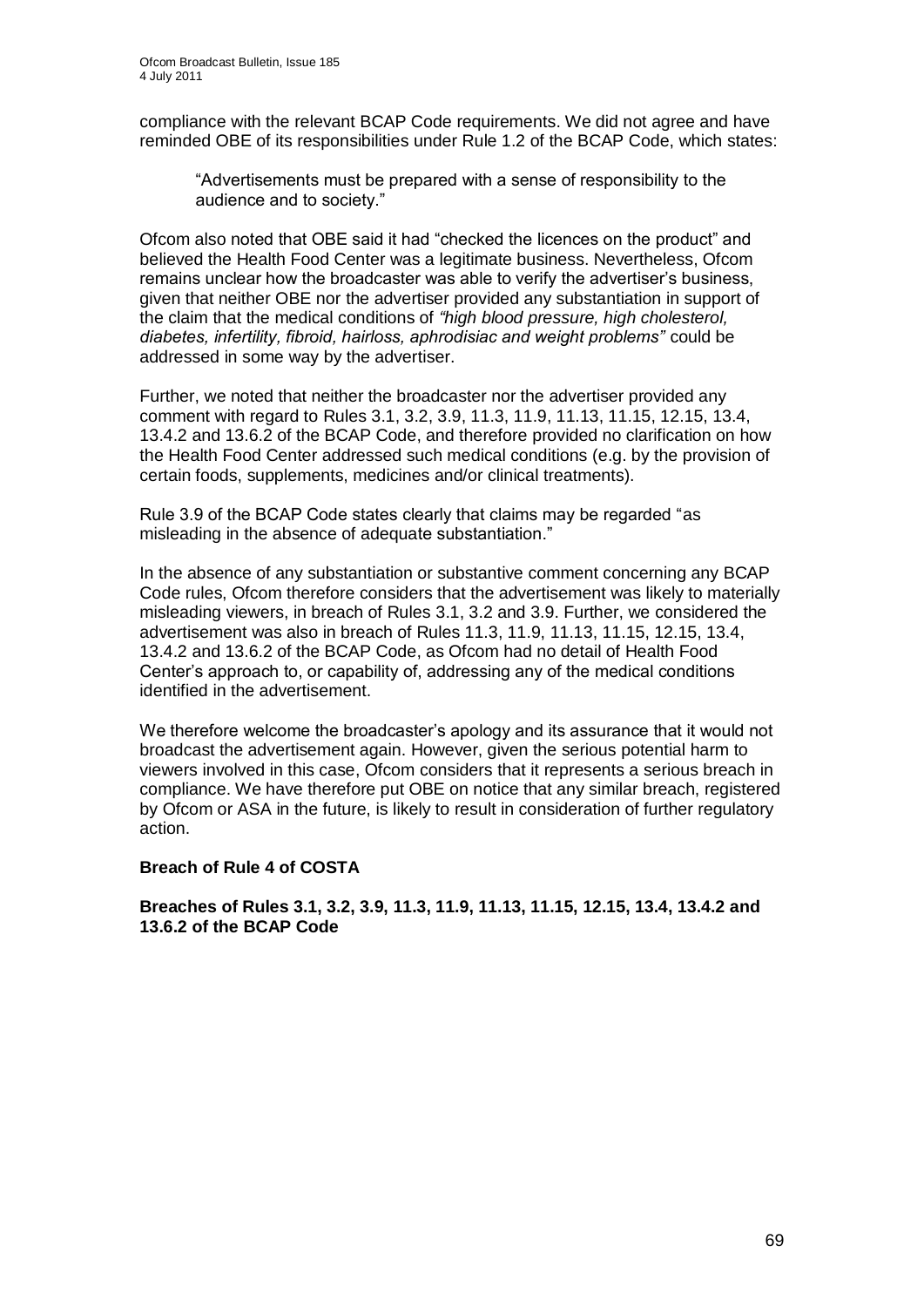compliance with the relevant BCAP Code requirements. We did not agree and have reminded OBE of its responsibilities under Rule 1.2 of the BCAP Code, which states:

> "Advertisements must be prepared with a sense of responsibility to the audience and to society."

Ofcom also noted that OBE said it had "checked the licences on the product" and believed the Health Food Center was a legitimate business. Nevertheless, Ofcom remains unclear how the broadcaster was able to verify the advertiser's business, given that neither OBE nor the advertiser provided any substantiation in support of the claim that the medical conditions of *"high blood pressure, high cholesterol, diabetes, infertility, fibroid, hairloss, aphrodisiac and weight problems"* could be addressed in some way by the advertiser.

Further, we noted that neither the broadcaster nor the advertiser provided any comment with regard to Rules 3.1, 3.2, 3.9, 11.3, 11.9, 11.13, 11.15, 12.15, 13.4, 13.4.2 and 13.6.2 of the BCAP Code, and therefore provided no clarification on how the Health Food Center addressed such medical conditions (e.g. by the provision of certain foods, supplements, medicines and/or clinical treatments).

Rule 3.9 of the BCAP Code states clearly that claims may be regarded "as misleading in the absence of adequate substantiation."

In the absence of any substantiation or substantive comment concerning any BCAP Code rules, Ofcom therefore considers that the advertisement was likely to materially misleading viewers, in breach of Rules 3.1, 3.2 and 3.9. Further, we considered the advertisement was also in breach of Rules 11.3, 11.9, 11.13, 11.15, 12.15, 13.4, 13.4.2 and 13.6.2 of the BCAP Code, as Ofcom had no detail of Health Food Center's approach to, or capability of, addressing any of the medical conditions identified in the advertisement.

We therefore welcome the broadcaster's apology and its assurance that it would not broadcast the advertisement again. However, given the serious potential harm to viewers involved in this case, Ofcom considers that it represents a serious breach in compliance. We have therefore put OBE on notice that any similar breach, registered by Ofcom or ASA in the future, is likely to result in consideration of further regulatory action.

**Breach of Rule 4 of COSTA**

**Breaches of Rules 3.1, 3.2, 3.9, 11.3, 11.9, 11.13, 11.15, 12.15, 13.4, 13.4.2 and 13.6.2 of the BCAP Code**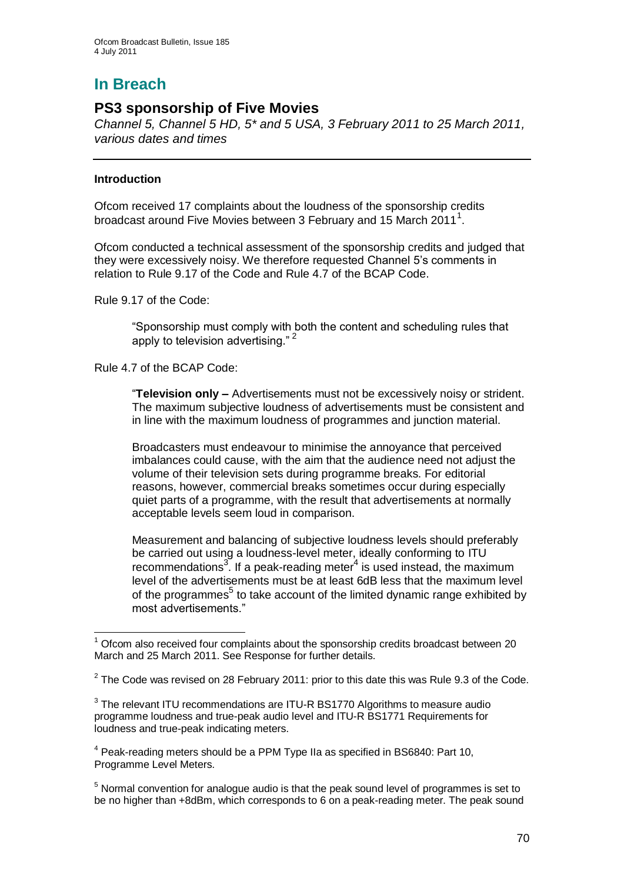# In Breach

## PS3 sponsorship of Five Movies

*Channel 5, Channel 5 HD, 5\* and 5 USA, 3 February 2011 to 25 March 2011, various dates and times*

---

### Introduction

Ofcom received 17 complaints about the loudness of the sponsorship credits broadcast around Five Movies between 3 February and 15 March 2011[1].

Ofcom conducted a technical assessment of the sponsorship credits and judged that they were excessively noisy. We therefore requested Channel 5's comments in relation to Rule 9.17 of the Code and Rule 4.7 of the BCAP Code.

Rule 9.17 of the Code:

> "Sponsorship must comply with both the content and scheduling rules that apply to television advertising." [2]

Rule 4.7 of the BCAP Code:

> "**Television only –** Advertisements must not be excessively noisy or strident. The maximum subjective loudness of advertisements must be consistent and in line with the maximum loudness of programmes and junction material.
>
> Broadcasters must endeavour to minimise the annoyance that perceived imbalances could cause, with the aim that the audience need not adjust the volume of their television sets during programme breaks. For editorial reasons, however, commercial breaks sometimes occur during especially quiet parts of a programme, with the result that advertisements at normally acceptable levels seem loud in comparison.
>
> Measurement and balancing of subjective loudness levels should preferably be carried out using a loudness-level meter, ideally conforming to ITU recommendations[3]. If a peak-reading meter[4] is used instead, the maximum level of the advertisements must be at least 6dB less that the maximum level of the programmes[5] to take account of the limited dynamic range exhibited by most advertisements."

---

[1] Ofcom also received four complaints about the sponsorship credits broadcast between 20 March and 25 March 2011. See Response for further details.

[2] The Code was revised on 28 February 2011: prior to this date this was Rule 9.3 of the Code.

[3] The relevant ITU recommendations are ITU-R BS1770 Algorithms to measure audio programme loudness and true-peak audio level and ITU-R BS1771 Requirements for loudness and true-peak indicating meters.

[4] Peak-reading meters should be a PPM Type IIa as specified in BS6840: Part 10, Programme Level Meters.

[5] Normal convention for analogue audio is that the peak sound level of programmes is set to be no higher than +8dBm, which corresponds to 6 on a peak-reading meter. The peak sound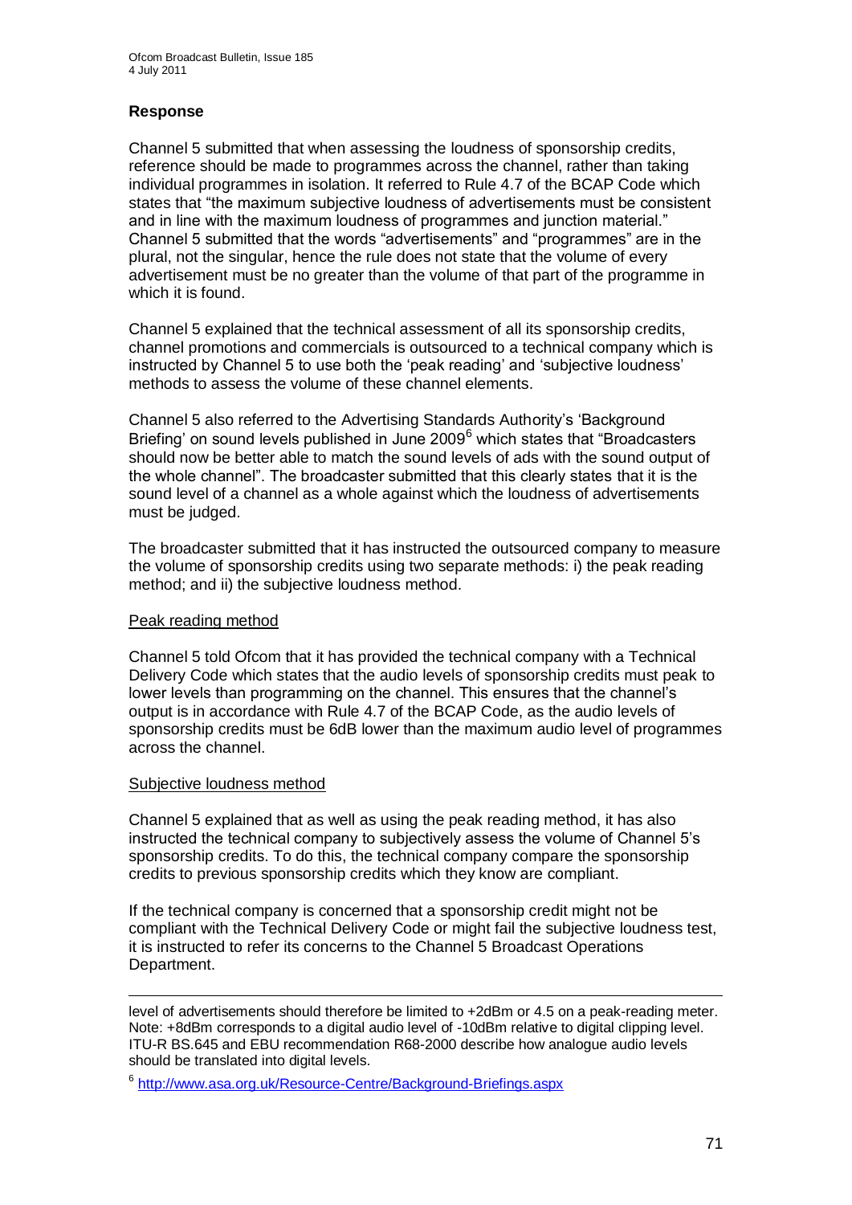**Response**

Channel 5 submitted that when assessing the loudness of sponsorship credits, reference should be made to programmes across the channel, rather than taking individual programmes in isolation. It referred to Rule 4.7 of the BCAP Code which states that "the maximum subjective loudness of advertisements must be consistent and in line with the maximum loudness of programmes and junction material." Channel 5 submitted that the words "advertisements" and "programmes" are in the plural, not the singular, hence the rule does not state that the volume of every advertisement must be no greater than the volume of that part of the programme in which it is found.

Channel 5 explained that the technical assessment of all its sponsorship credits, channel promotions and commercials is outsourced to a technical company which is instructed by Channel 5 to use both the 'peak reading' and 'subjective loudness' methods to assess the volume of these channel elements.

Channel 5 also referred to the Advertising Standards Authority's 'Background Briefing' on sound levels published in June 2009[6] which states that "Broadcasters should now be better able to match the sound levels of ads with the sound output of the whole channel". The broadcaster submitted that this clearly states that it is the sound level of a channel as a whole against which the loudness of advertisements must be judged.

The broadcaster submitted that it has instructed the outsourced company to measure the volume of sponsorship credits using two separate methods: i) the peak reading method; and ii) the subjective loudness method.

<u>Peak reading method</u>

Channel 5 told Ofcom that it has provided the technical company with a Technical Delivery Code which states that the audio levels of sponsorship credits must peak to lower levels than programming on the channel. This ensures that the channel's output is in accordance with Rule 4.7 of the BCAP Code, as the audio levels of sponsorship credits must be 6dB lower than the maximum audio level of programmes across the channel.

<u>Subjective loudness method</u>

Channel 5 explained that as well as using the peak reading method, it has also instructed the technical company to subjectively assess the volume of Channel 5's sponsorship credits. To do this, the technical company compare the sponsorship credits to previous sponsorship credits which they know are compliant.

If the technical company is concerned that a sponsorship credit might not be compliant with the Technical Delivery Code or might fail the subjective loudness test, it is instructed to refer its concerns to the Channel 5 Broadcast Operations Department.

---

level of advertisements should therefore be limited to +2dBm or 4.5 on a peak-reading meter. Note: +8dBm corresponds to a digital audio level of -10dBm relative to digital clipping level. ITU-R BS.645 and EBU recommendation R68-2000 describe how analogue audio levels should be translated into digital levels.

[6] http://www.asa.org.uk/Resource-Centre/Background-Briefings.aspx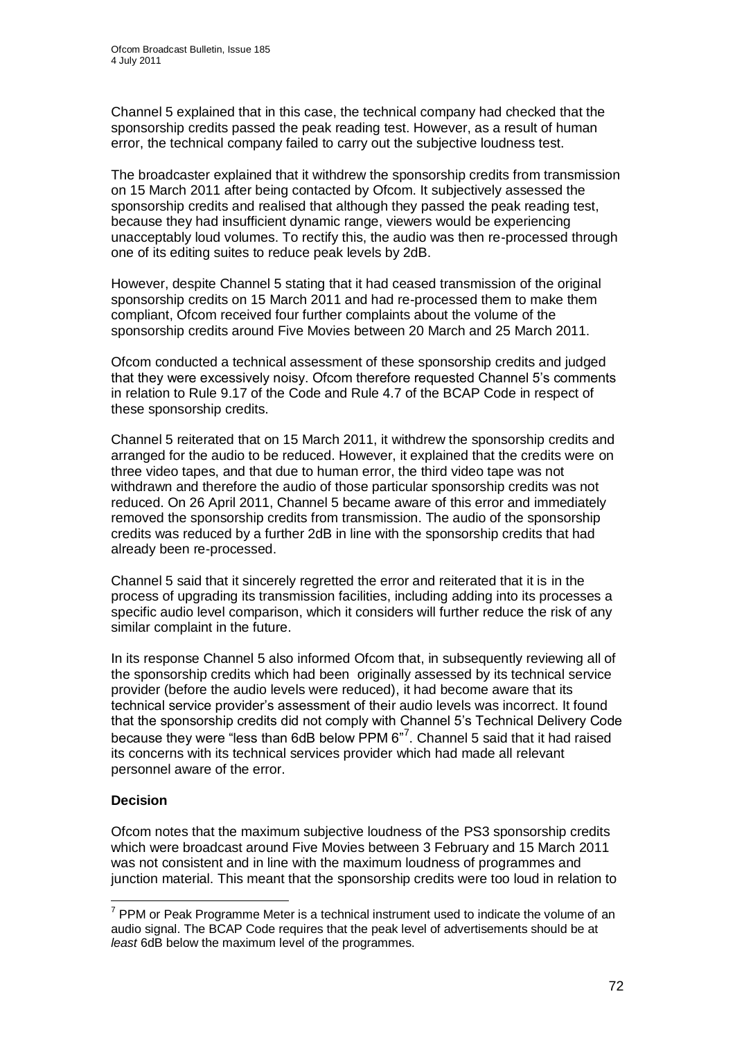Channel 5 explained that in this case, the technical company had checked that the sponsorship credits passed the peak reading test. However, as a result of human error, the technical company failed to carry out the subjective loudness test.

The broadcaster explained that it withdrew the sponsorship credits from transmission on 15 March 2011 after being contacted by Ofcom. It subjectively assessed the sponsorship credits and realised that although they passed the peak reading test, because they had insufficient dynamic range, viewers would be experiencing unacceptably loud volumes. To rectify this, the audio was then re-processed through one of its editing suites to reduce peak levels by 2dB.

However, despite Channel 5 stating that it had ceased transmission of the original sponsorship credits on 15 March 2011 and had re-processed them to make them compliant, Ofcom received four further complaints about the volume of the sponsorship credits around Five Movies between 20 March and 25 March 2011.

Ofcom conducted a technical assessment of these sponsorship credits and judged that they were excessively noisy. Ofcom therefore requested Channel 5's comments in relation to Rule 9.17 of the Code and Rule 4.7 of the BCAP Code in respect of these sponsorship credits.

Channel 5 reiterated that on 15 March 2011, it withdrew the sponsorship credits and arranged for the audio to be reduced. However, it explained that the credits were on three video tapes, and that due to human error, the third video tape was not withdrawn and therefore the audio of those particular sponsorship credits was not reduced. On 26 April 2011, Channel 5 became aware of this error and immediately removed the sponsorship credits from transmission. The audio of the sponsorship credits was reduced by a further 2dB in line with the sponsorship credits that had already been re-processed.

Channel 5 said that it sincerely regretted the error and reiterated that it is in the process of upgrading its transmission facilities, including adding into its processes a specific audio level comparison, which it considers will further reduce the risk of any similar complaint in the future.

In its response Channel 5 also informed Ofcom that, in subsequently reviewing all of the sponsorship credits which had been originally assessed by its technical service provider (before the audio levels were reduced), it had become aware that its technical service provider's assessment of their audio levels was incorrect. It found that the sponsorship credits did not comply with Channel 5's Technical Delivery Code because they were "less than 6dB below PPM 6"[7]. Channel 5 said that it had raised its concerns with its technical services provider which had made all relevant personnel aware of the error.

**Decision**

Ofcom notes that the maximum subjective loudness of the PS3 sponsorship credits which were broadcast around Five Movies between 3 February and 15 March 2011 was not consistent and in line with the maximum loudness of programmes and junction material. This meant that the sponsorship credits were too loud in relation to

[7] PPM or Peak Programme Meter is a technical instrument used to indicate the volume of an audio signal. The BCAP Code requires that the peak level of advertisements should be at *least* 6dB below the maximum level of the programmes.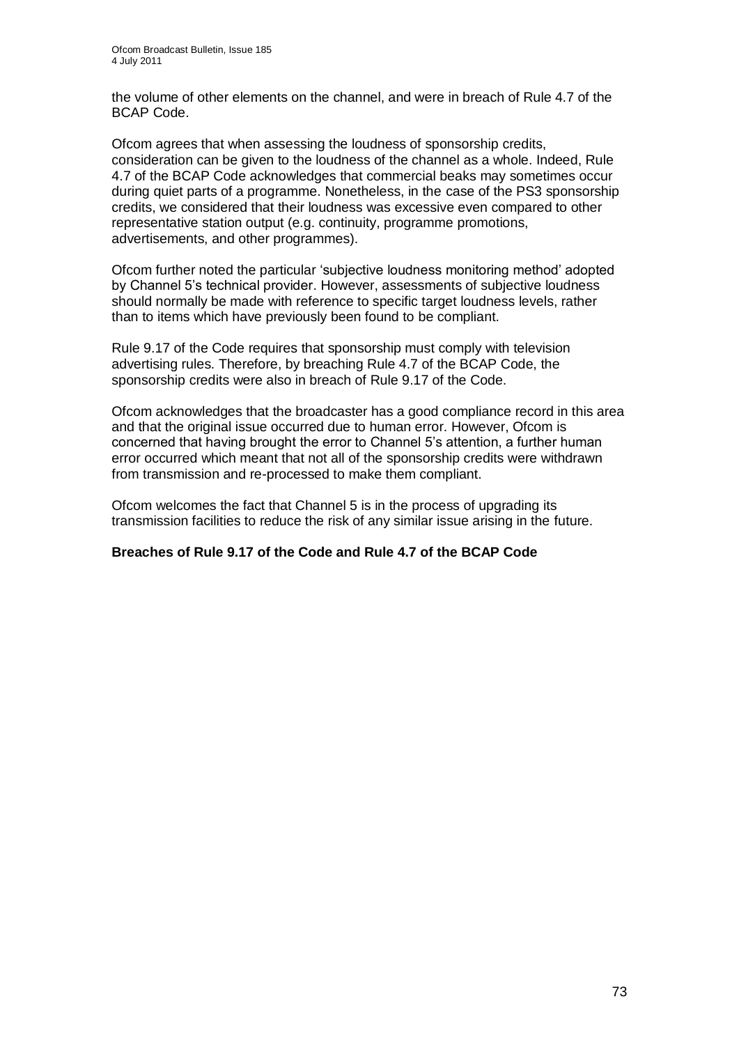the volume of other elements on the channel, and were in breach of Rule 4.7 of the BCAP Code.

Ofcom agrees that when assessing the loudness of sponsorship credits, consideration can be given to the loudness of the channel as a whole. Indeed, Rule 4.7 of the BCAP Code acknowledges that commercial beaks may sometimes occur during quiet parts of a programme. Nonetheless, in the case of the PS3 sponsorship credits, we considered that their loudness was excessive even compared to other representative station output (e.g. continuity, programme promotions, advertisements, and other programmes).

Ofcom further noted the particular 'subjective loudness monitoring method' adopted by Channel 5's technical provider. However, assessments of subjective loudness should normally be made with reference to specific target loudness levels, rather than to items which have previously been found to be compliant.

Rule 9.17 of the Code requires that sponsorship must comply with television advertising rules. Therefore, by breaching Rule 4.7 of the BCAP Code, the sponsorship credits were also in breach of Rule 9.17 of the Code.

Ofcom acknowledges that the broadcaster has a good compliance record in this area and that the original issue occurred due to human error. However, Ofcom is concerned that having brought the error to Channel 5's attention, a further human error occurred which meant that not all of the sponsorship credits were withdrawn from transmission and re-processed to make them compliant.

Ofcom welcomes the fact that Channel 5 is in the process of upgrading its transmission facilities to reduce the risk of any similar issue arising in the future.

**Breaches of Rule 9.17 of the Code and Rule 4.7 of the BCAP Code**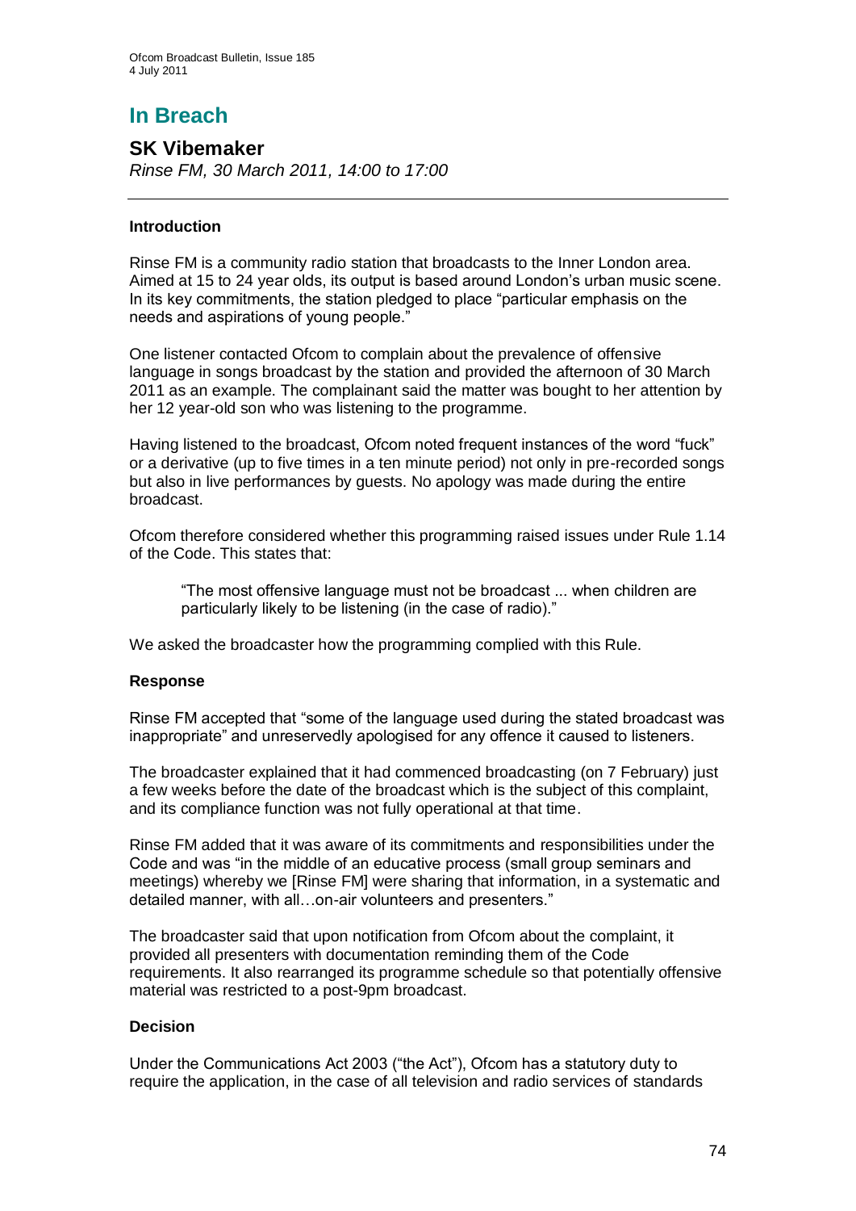# In Breach

## SK Vibemaker

*Rinse FM, 30 March 2011, 14:00 to 17:00*

---

### Introduction

Rinse FM is a community radio station that broadcasts to the Inner London area. Aimed at 15 to 24 year olds, its output is based around London's urban music scene. In its key commitments, the station pledged to place "particular emphasis on the needs and aspirations of young people."

One listener contacted Ofcom to complain about the prevalence of offensive language in songs broadcast by the station and provided the afternoon of 30 March 2011 as an example. The complainant said the matter was bought to her attention by her 12 year-old son who was listening to the programme.

Having listened to the broadcast, Ofcom noted frequent instances of the word "fuck" or a derivative (up to five times in a ten minute period) not only in pre-recorded songs but also in live performances by guests. No apology was made during the entire broadcast.

Ofcom therefore considered whether this programming raised issues under Rule 1.14 of the Code. This states that:

> "The most offensive language must not be broadcast ... when children are particularly likely to be listening (in the case of radio)."

We asked the broadcaster how the programming complied with this Rule.

### Response

Rinse FM accepted that "some of the language used during the stated broadcast was inappropriate" and unreservedly apologised for any offence it caused to listeners.

The broadcaster explained that it had commenced broadcasting (on 7 February) just a few weeks before the date of the broadcast which is the subject of this complaint, and its compliance function was not fully operational at that time.

Rinse FM added that it was aware of its commitments and responsibilities under the Code and was "in the middle of an educative process (small group seminars and meetings) whereby we [Rinse FM] were sharing that information, in a systematic and detailed manner, with all…on-air volunteers and presenters."

The broadcaster said that upon notification from Ofcom about the complaint, it provided all presenters with documentation reminding them of the Code requirements. It also rearranged its programme schedule so that potentially offensive material was restricted to a post-9pm broadcast.

### Decision

Under the Communications Act 2003 ("the Act"), Ofcom has a statutory duty to require the application, in the case of all television and radio services of standards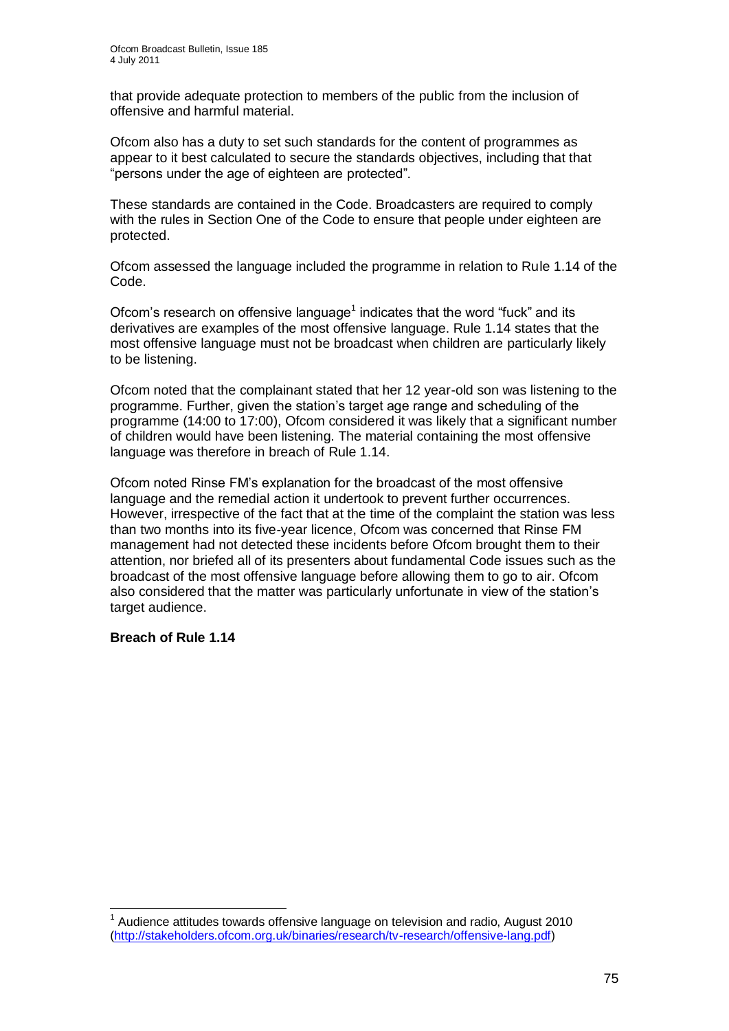that provide adequate protection to members of the public from the inclusion of offensive and harmful material.

Ofcom also has a duty to set such standards for the content of programmes as appear to it best calculated to secure the standards objectives, including that that "persons under the age of eighteen are protected".

These standards are contained in the Code. Broadcasters are required to comply with the rules in Section One of the Code to ensure that people under eighteen are protected.

Ofcom assessed the language included the programme in relation to Rule 1.14 of the Code.

Ofcom's research on offensive language[1] indicates that the word "fuck" and its derivatives are examples of the most offensive language. Rule 1.14 states that the most offensive language must not be broadcast when children are particularly likely to be listening.

Ofcom noted that the complainant stated that her 12 year-old son was listening to the programme. Further, given the station's target age range and scheduling of the programme (14:00 to 17:00), Ofcom considered it was likely that a significant number of children would have been listening. The material containing the most offensive language was therefore in breach of Rule 1.14.

Ofcom noted Rinse FM's explanation for the broadcast of the most offensive language and the remedial action it undertook to prevent further occurrences. However, irrespective of the fact that at the time of the complaint the station was less than two months into its five-year licence, Ofcom was concerned that Rinse FM management had not detected these incidents before Ofcom brought them to their attention, nor briefed all of its presenters about fundamental Code issues such as the broadcast of the most offensive language before allowing them to go to air. Ofcom also considered that the matter was particularly unfortunate in view of the station's target audience.

**Breach of Rule 1.14**

---

[1] Audience attitudes towards offensive language on television and radio, August 2010 (http://stakeholders.ofcom.org.uk/binaries/research/tv-research/offensive-lang.pdf)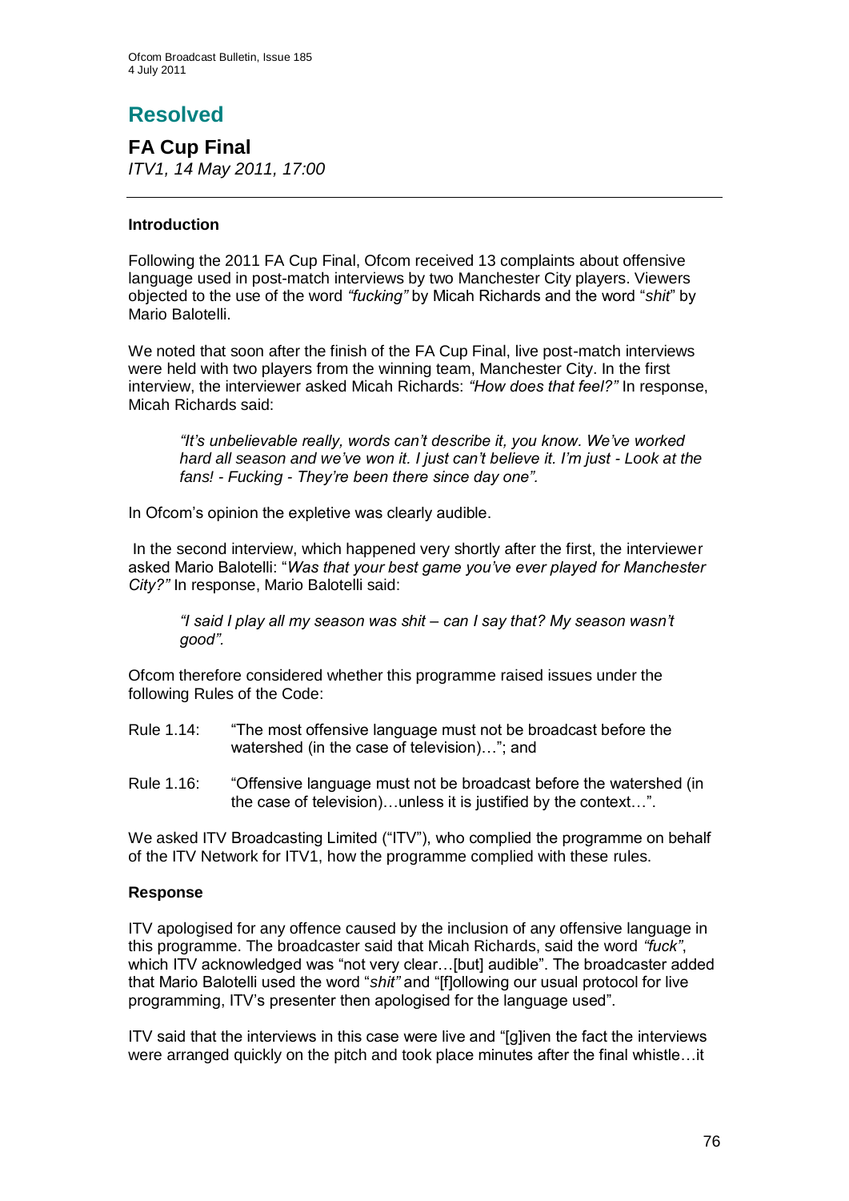# Resolved

## FA Cup Final

*ITV1, 14 May 2011, 17:00*

---

### Introduction

Following the 2011 FA Cup Final, Ofcom received 13 complaints about offensive language used in post-match interviews by two Manchester City players. Viewers objected to the use of the word *"fucking"* by Micah Richards and the word "*shit*" by Mario Balotelli.

We noted that soon after the finish of the FA Cup Final, live post-match interviews were held with two players from the winning team, Manchester City. In the first interview, the interviewer asked Micah Richards: *"How does that feel?"* In response, Micah Richards said:

> *"It's unbelievable really, words can't describe it, you know. We've worked hard all season and we've won it. I just can't believe it. I'm just - Look at the fans! - Fucking - They're been there since day one".*

In Ofcom's opinion the expletive was clearly audible.

In the second interview, which happened very shortly after the first, the interviewer asked Mario Balotelli: "*Was that your best game you've ever played for Manchester City?"* In response, Mario Balotelli said:

> *"I said I play all my season was shit – can I say that? My season wasn't good".*

Ofcom therefore considered whether this programme raised issues under the following Rules of the Code:

Rule 1.14: "The most offensive language must not be broadcast before the watershed (in the case of television)…"; and

Rule 1.16: "Offensive language must not be broadcast before the watershed (in the case of television)…unless it is justified by the context…".

We asked ITV Broadcasting Limited ("ITV"), who complied the programme on behalf of the ITV Network for ITV1, how the programme complied with these rules.

### Response

ITV apologised for any offence caused by the inclusion of any offensive language in this programme. The broadcaster said that Micah Richards, said the word *"fuck"*, which ITV acknowledged was "not very clear…[but] audible". The broadcaster added that Mario Balotelli used the word "*shit"* and "[f]ollowing our usual protocol for live programming, ITV's presenter then apologised for the language used".

ITV said that the interviews in this case were live and "[g]iven the fact the interviews were arranged quickly on the pitch and took place minutes after the final whistle…it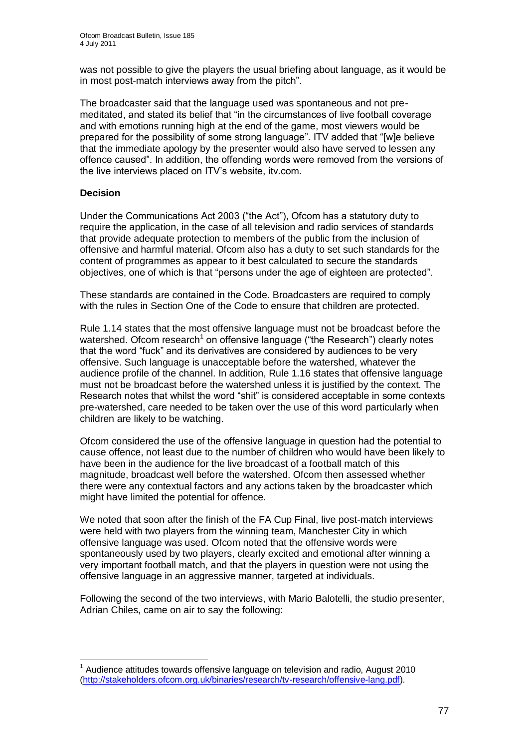was not possible to give the players the usual briefing about language, as it would be in most post-match interviews away from the pitch".

The broadcaster said that the language used was spontaneous and not pre-meditated, and stated its belief that "in the circumstances of live football coverage and with emotions running high at the end of the game, most viewers would be prepared for the possibility of some strong language". ITV added that "[w]e believe that the immediate apology by the presenter would also have served to lessen any offence caused". In addition, the offending words were removed from the versions of the live interviews placed on ITV's website, itv.com.

**Decision**

Under the Communications Act 2003 ("the Act"), Ofcom has a statutory duty to require the application, in the case of all television and radio services of standards that provide adequate protection to members of the public from the inclusion of offensive and harmful material. Ofcom also has a duty to set such standards for the content of programmes as appear to it best calculated to secure the standards objectives, one of which is that "persons under the age of eighteen are protected".

These standards are contained in the Code. Broadcasters are required to comply with the rules in Section One of the Code to ensure that children are protected.

Rule 1.14 states that the most offensive language must not be broadcast before the watershed. Ofcom research[1] on offensive language ("the Research") clearly notes that the word "fuck" and its derivatives are considered by audiences to be very offensive. Such language is unacceptable before the watershed, whatever the audience profile of the channel. In addition, Rule 1.16 states that offensive language must not be broadcast before the watershed unless it is justified by the context. The Research notes that whilst the word "shit" is considered acceptable in some contexts pre-watershed, care needed to be taken over the use of this word particularly when children are likely to be watching.

Ofcom considered the use of the offensive language in question had the potential to cause offence, not least due to the number of children who would have been likely to have been in the audience for the live broadcast of a football match of this magnitude, broadcast well before the watershed. Ofcom then assessed whether there were any contextual factors and any actions taken by the broadcaster which might have limited the potential for offence.

We noted that soon after the finish of the FA Cup Final, live post-match interviews were held with two players from the winning team, Manchester City in which offensive language was used. Ofcom noted that the offensive words were spontaneously used by two players, clearly excited and emotional after winning a very important football match, and that the players in question were not using the offensive language in an aggressive manner, targeted at individuals.

Following the second of the two interviews, with Mario Balotelli, the studio presenter, Adrian Chiles, came on air to say the following:

---

[1] Audience attitudes towards offensive language on television and radio, August 2010 (http://stakeholders.ofcom.org.uk/binaries/research/tv-research/offensive-lang.pdf).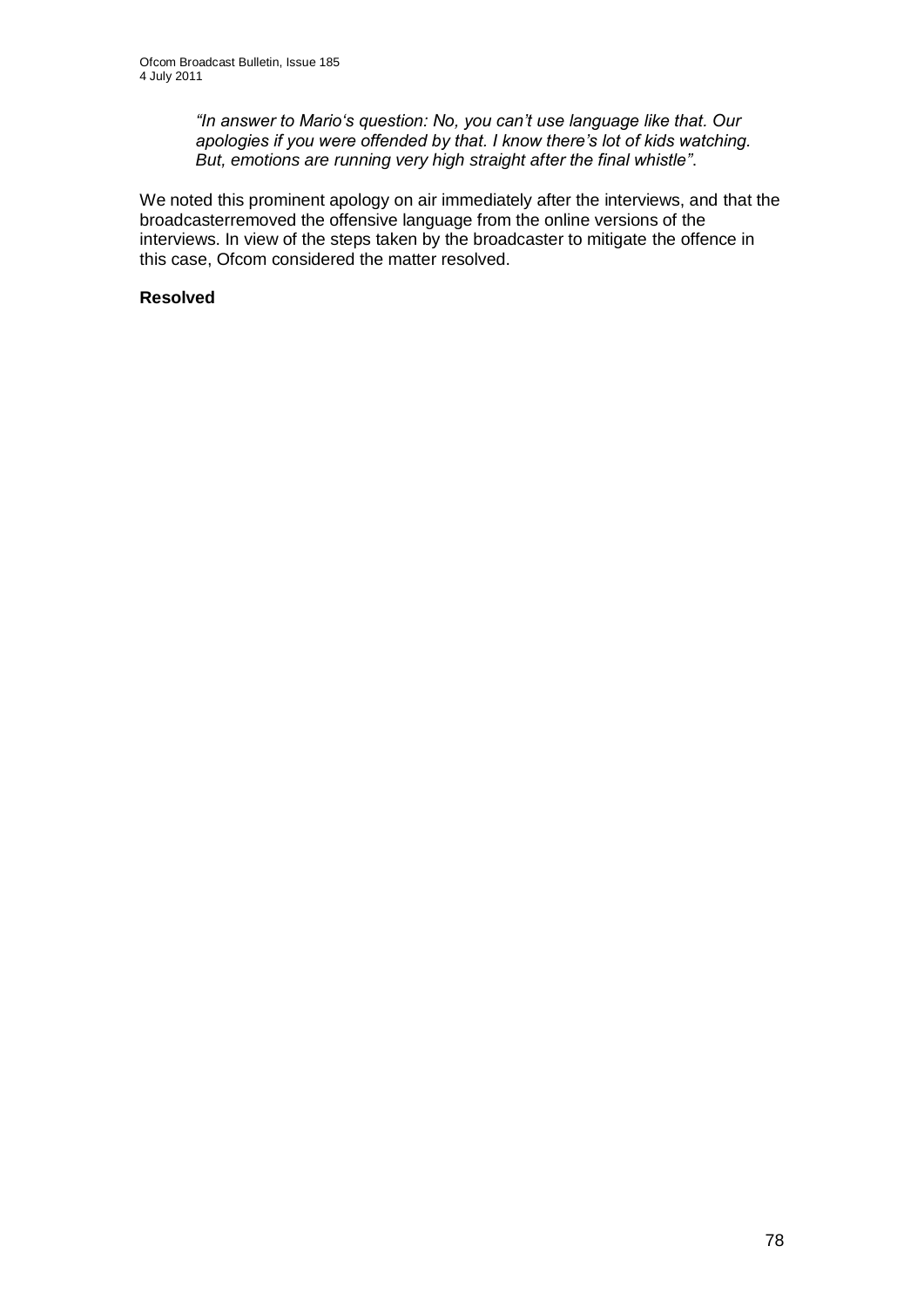*"In answer to Mario's question: No, you can't use language like that. Our apologies if you were offended by that. I know there's lot of kids watching. But, emotions are running very high straight after the final whistle"*.

We noted this prominent apology on air immediately after the interviews, and that the broadcasterremoved the offensive language from the online versions of the interviews. In view of the steps taken by the broadcaster to mitigate the offence in this case, Ofcom considered the matter resolved.

**Resolved**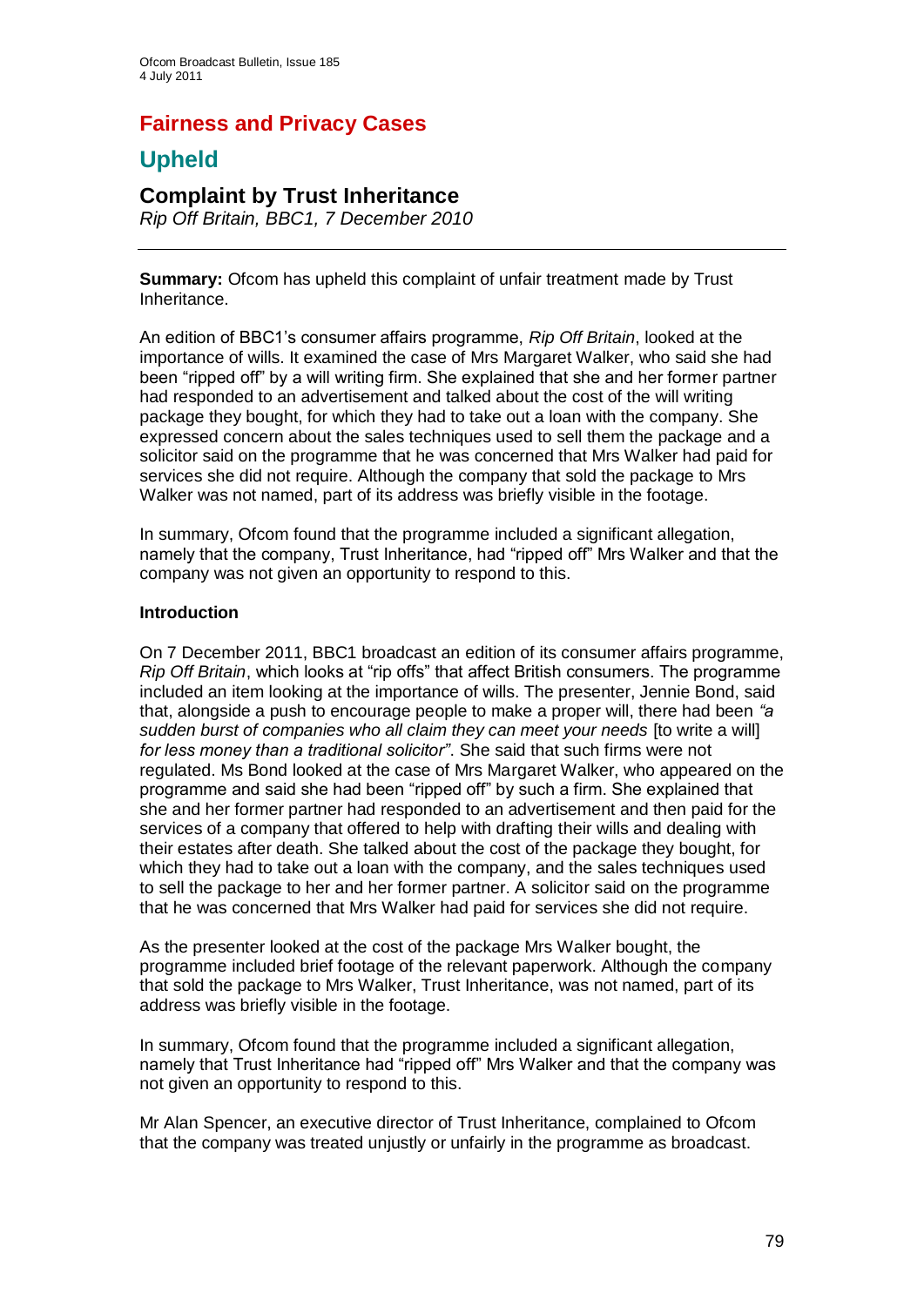# Fairness and Privacy Cases

## Upheld

### Complaint by Trust Inheritance

*Rip Off Britain, BBC1, 7 December 2010*

---

**Summary:** Ofcom has upheld this complaint of unfair treatment made by Trust Inheritance.

An edition of BBC1's consumer affairs programme, *Rip Off Britain*, looked at the importance of wills. It examined the case of Mrs Margaret Walker, who said she had been "ripped off" by a will writing firm. She explained that she and her former partner had responded to an advertisement and talked about the cost of the will writing package they bought, for which they had to take out a loan with the company. She expressed concern about the sales techniques used to sell them the package and a solicitor said on the programme that he was concerned that Mrs Walker had paid for services she did not require. Although the company that sold the package to Mrs Walker was not named, part of its address was briefly visible in the footage.

In summary, Ofcom found that the programme included a significant allegation, namely that the company, Trust Inheritance, had "ripped off" Mrs Walker and that the company was not given an opportunity to respond to this.

**Introduction**

On 7 December 2011, BBC1 broadcast an edition of its consumer affairs programme, *Rip Off Britain*, which looks at "rip offs" that affect British consumers. The programme included an item looking at the importance of wills. The presenter, Jennie Bond, said that, alongside a push to encourage people to make a proper will, there had been *"a sudden burst of companies who all claim they can meet your needs* [to write a will] *for less money than a traditional solicitor"*. She said that such firms were not regulated. Ms Bond looked at the case of Mrs Margaret Walker, who appeared on the programme and said she had been "ripped off" by such a firm. She explained that she and her former partner had responded to an advertisement and then paid for the services of a company that offered to help with drafting their wills and dealing with their estates after death. She talked about the cost of the package they bought, for which they had to take out a loan with the company, and the sales techniques used to sell the package to her and her former partner. A solicitor said on the programme that he was concerned that Mrs Walker had paid for services she did not require.

As the presenter looked at the cost of the package Mrs Walker bought, the programme included brief footage of the relevant paperwork. Although the company that sold the package to Mrs Walker, Trust Inheritance, was not named, part of its address was briefly visible in the footage.

In summary, Ofcom found that the programme included a significant allegation, namely that Trust Inheritance had "ripped off" Mrs Walker and that the company was not given an opportunity to respond to this.

Mr Alan Spencer, an executive director of Trust Inheritance, complained to Ofcom that the company was treated unjustly or unfairly in the programme as broadcast.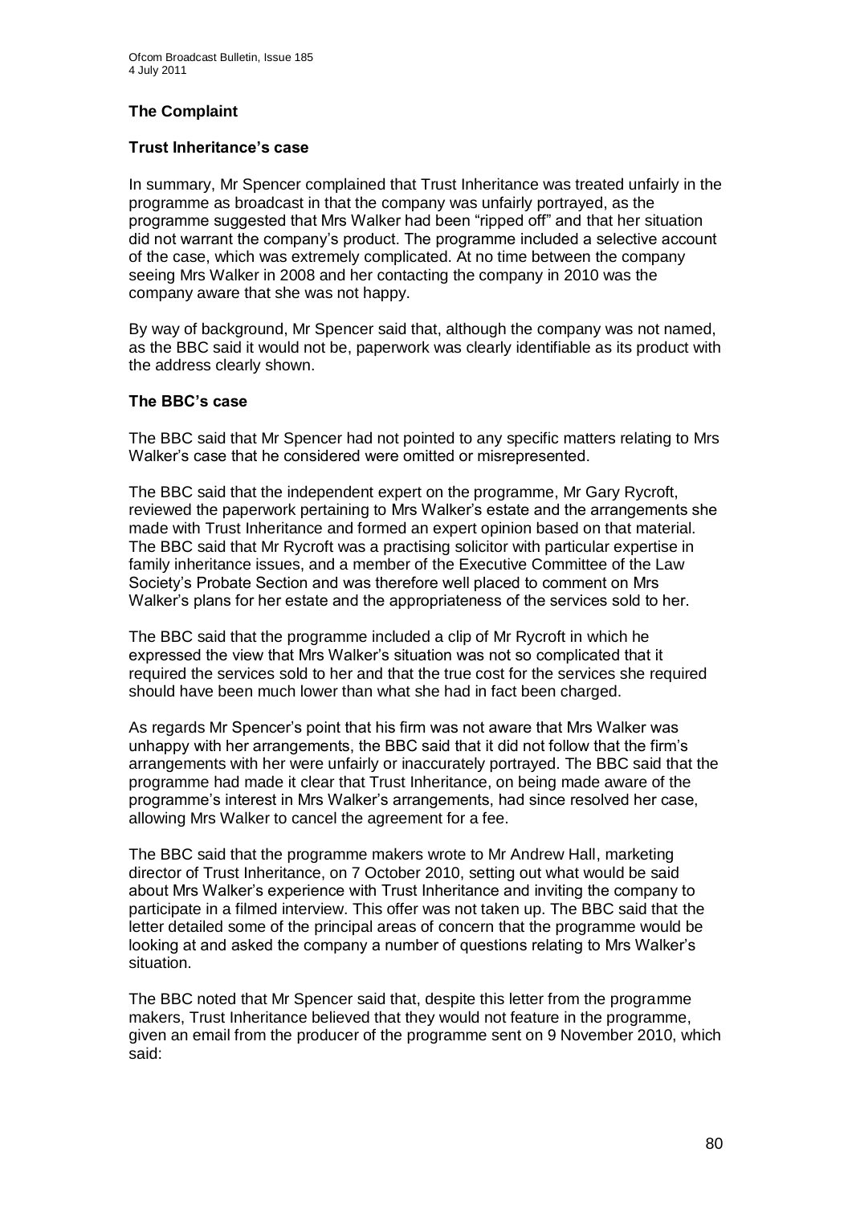## The Complaint

### Trust Inheritance's case

In summary, Mr Spencer complained that Trust Inheritance was treated unfairly in the programme as broadcast in that the company was unfairly portrayed, as the programme suggested that Mrs Walker had been "ripped off" and that her situation did not warrant the company's product. The programme included a selective account of the case, which was extremely complicated. At no time between the company seeing Mrs Walker in 2008 and her contacting the company in 2010 was the company aware that she was not happy.

By way of background, Mr Spencer said that, although the company was not named, as the BBC said it would not be, paperwork was clearly identifiable as its product with the address clearly shown.

### The BBC's case

The BBC said that Mr Spencer had not pointed to any specific matters relating to Mrs Walker's case that he considered were omitted or misrepresented.

The BBC said that the independent expert on the programme, Mr Gary Rycroft, reviewed the paperwork pertaining to Mrs Walker's estate and the arrangements she made with Trust Inheritance and formed an expert opinion based on that material. The BBC said that Mr Rycroft was a practising solicitor with particular expertise in family inheritance issues, and a member of the Executive Committee of the Law Society's Probate Section and was therefore well placed to comment on Mrs Walker's plans for her estate and the appropriateness of the services sold to her.

The BBC said that the programme included a clip of Mr Rycroft in which he expressed the view that Mrs Walker's situation was not so complicated that it required the services sold to her and that the true cost for the services she required should have been much lower than what she had in fact been charged.

As regards Mr Spencer's point that his firm was not aware that Mrs Walker was unhappy with her arrangements, the BBC said that it did not follow that the firm's arrangements with her were unfairly or inaccurately portrayed. The BBC said that the programme had made it clear that Trust Inheritance, on being made aware of the programme's interest in Mrs Walker's arrangements, had since resolved her case, allowing Mrs Walker to cancel the agreement for a fee.

The BBC said that the programme makers wrote to Mr Andrew Hall, marketing director of Trust Inheritance, on 7 October 2010, setting out what would be said about Mrs Walker's experience with Trust Inheritance and inviting the company to participate in a filmed interview. This offer was not taken up. The BBC said that the letter detailed some of the principal areas of concern that the programme would be looking at and asked the company a number of questions relating to Mrs Walker's situation.

The BBC noted that Mr Spencer said that, despite this letter from the programme makers, Trust Inheritance believed that they would not feature in the programme, given an email from the producer of the programme sent on 9 November 2010, which said: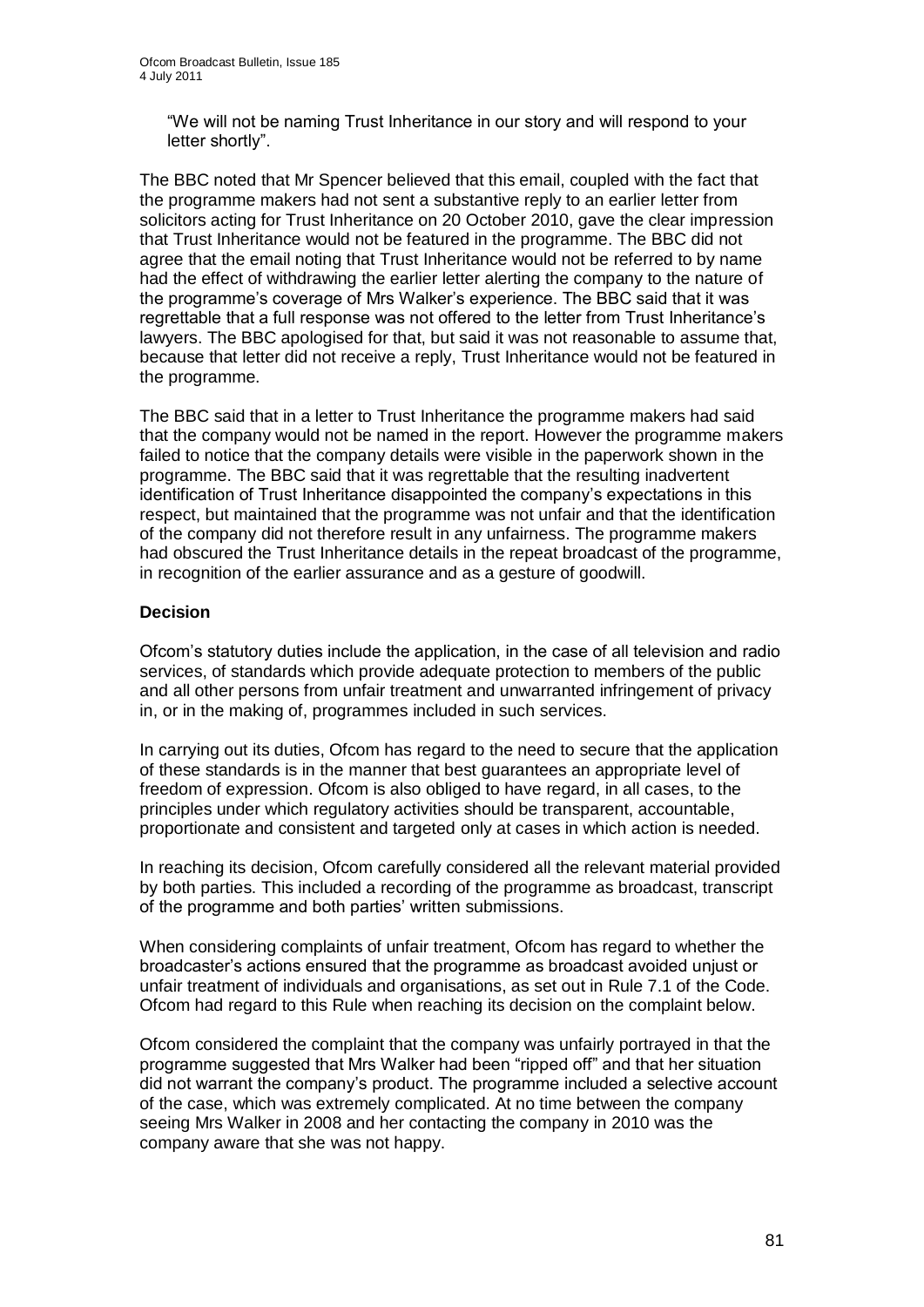"We will not be naming Trust Inheritance in our story and will respond to your letter shortly".

The BBC noted that Mr Spencer believed that this email, coupled with the fact that the programme makers had not sent a substantive reply to an earlier letter from solicitors acting for Trust Inheritance on 20 October 2010, gave the clear impression that Trust Inheritance would not be featured in the programme. The BBC did not agree that the email noting that Trust Inheritance would not be referred to by name had the effect of withdrawing the earlier letter alerting the company to the nature of the programme's coverage of Mrs Walker's experience. The BBC said that it was regrettable that a full response was not offered to the letter from Trust Inheritance's lawyers. The BBC apologised for that, but said it was not reasonable to assume that, because that letter did not receive a reply, Trust Inheritance would not be featured in the programme.

The BBC said that in a letter to Trust Inheritance the programme makers had said that the company would not be named in the report. However the programme makers failed to notice that the company details were visible in the paperwork shown in the programme. The BBC said that it was regrettable that the resulting inadvertent identification of Trust Inheritance disappointed the company's expectations in this respect, but maintained that the programme was not unfair and that the identification of the company did not therefore result in any unfairness. The programme makers had obscured the Trust Inheritance details in the repeat broadcast of the programme, in recognition of the earlier assurance and as a gesture of goodwill.

**Decision**

Ofcom's statutory duties include the application, in the case of all television and radio services, of standards which provide adequate protection to members of the public and all other persons from unfair treatment and unwarranted infringement of privacy in, or in the making of, programmes included in such services.

In carrying out its duties, Ofcom has regard to the need to secure that the application of these standards is in the manner that best guarantees an appropriate level of freedom of expression. Ofcom is also obliged to have regard, in all cases, to the principles under which regulatory activities should be transparent, accountable, proportionate and consistent and targeted only at cases in which action is needed.

In reaching its decision, Ofcom carefully considered all the relevant material provided by both parties. This included a recording of the programme as broadcast, transcript of the programme and both parties' written submissions.

When considering complaints of unfair treatment, Ofcom has regard to whether the broadcaster's actions ensured that the programme as broadcast avoided unjust or unfair treatment of individuals and organisations, as set out in Rule 7.1 of the Code. Ofcom had regard to this Rule when reaching its decision on the complaint below.

Ofcom considered the complaint that the company was unfairly portrayed in that the programme suggested that Mrs Walker had been "ripped off" and that her situation did not warrant the company's product. The programme included a selective account of the case, which was extremely complicated. At no time between the company seeing Mrs Walker in 2008 and her contacting the company in 2010 was the company aware that she was not happy.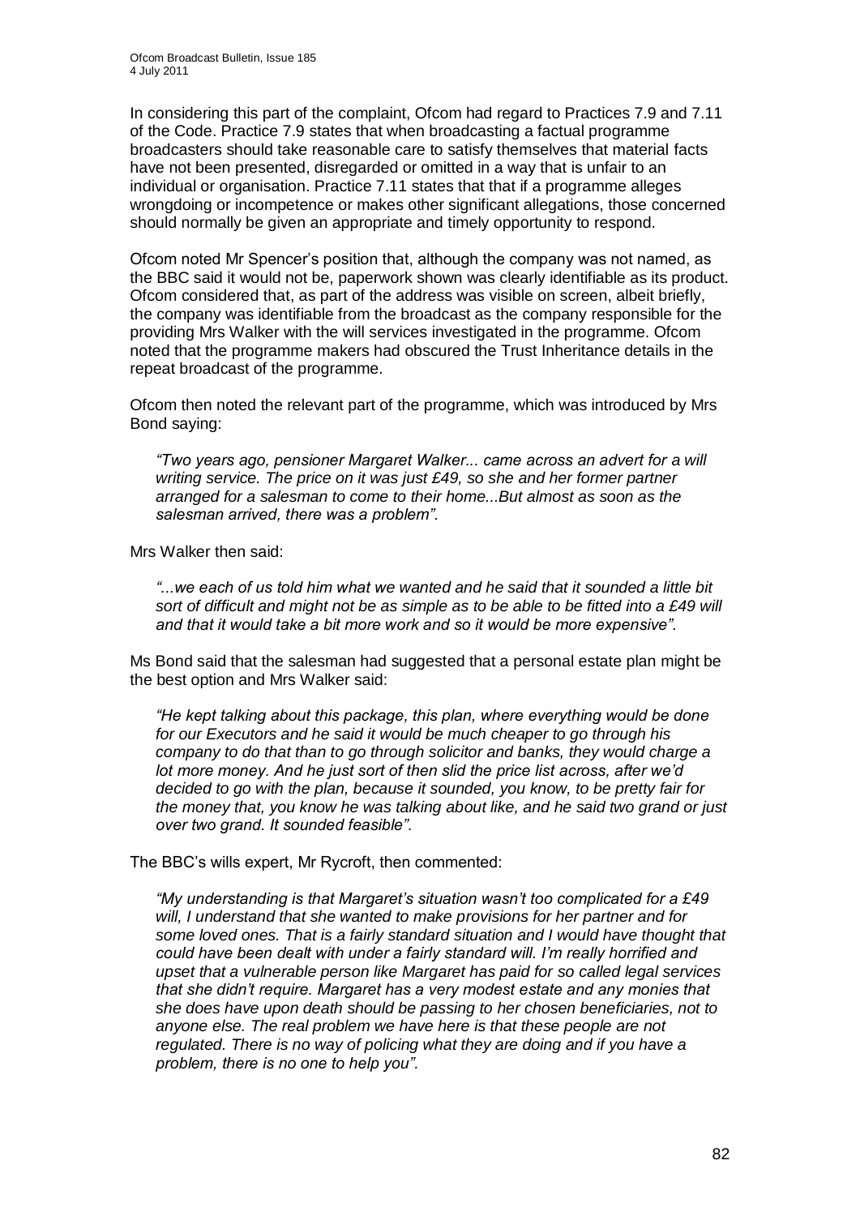In considering this part of the complaint, Ofcom had regard to Practices 7.9 and 7.11 of the Code. Practice 7.9 states that when broadcasting a factual programme broadcasters should take reasonable care to satisfy themselves that material facts have not been presented, disregarded or omitted in a way that is unfair to an individual or organisation. Practice 7.11 states that that if a programme alleges wrongdoing or incompetence or makes other significant allegations, those concerned should normally be given an appropriate and timely opportunity to respond.

Ofcom noted Mr Spencer's position that, although the company was not named, as the BBC said it would not be, paperwork shown was clearly identifiable as its product. Ofcom considered that, as part of the address was visible on screen, albeit briefly, the company was identifiable from the broadcast as the company responsible for the providing Mrs Walker with the will services investigated in the programme. Ofcom noted that the programme makers had obscured the Trust Inheritance details in the repeat broadcast of the programme.

Ofcom then noted the relevant part of the programme, which was introduced by Mrs Bond saying:

> *"Two years ago, pensioner Margaret Walker... came across an advert for a will writing service. The price on it was just £49, so she and her former partner arranged for a salesman to come to their home...But almost as soon as the salesman arrived, there was a problem".*

Mrs Walker then said:

> *"...we each of us told him what we wanted and he said that it sounded a little bit sort of difficult and might not be as simple as to be able to be fitted into a £49 will and that it would take a bit more work and so it would be more expensive".*

Ms Bond said that the salesman had suggested that a personal estate plan might be the best option and Mrs Walker said:

> *"He kept talking about this package, this plan, where everything would be done for our Executors and he said it would be much cheaper to go through his company to do that than to go through solicitor and banks, they would charge a lot more money. And he just sort of then slid the price list across, after we'd decided to go with the plan, because it sounded, you know, to be pretty fair for the money that, you know he was talking about like, and he said two grand or just over two grand. It sounded feasible".*

The BBC's wills expert, Mr Rycroft, then commented:

> *"My understanding is that Margaret's situation wasn't too complicated for a £49 will, I understand that she wanted to make provisions for her partner and for some loved ones. That is a fairly standard situation and I would have thought that could have been dealt with under a fairly standard will. I'm really horrified and upset that a vulnerable person like Margaret has paid for so called legal services that she didn't require. Margaret has a very modest estate and any monies that she does have upon death should be passing to her chosen beneficiaries, not to anyone else. The real problem we have here is that these people are not regulated. There is no way of policing what they are doing and if you have a problem, there is no one to help you".*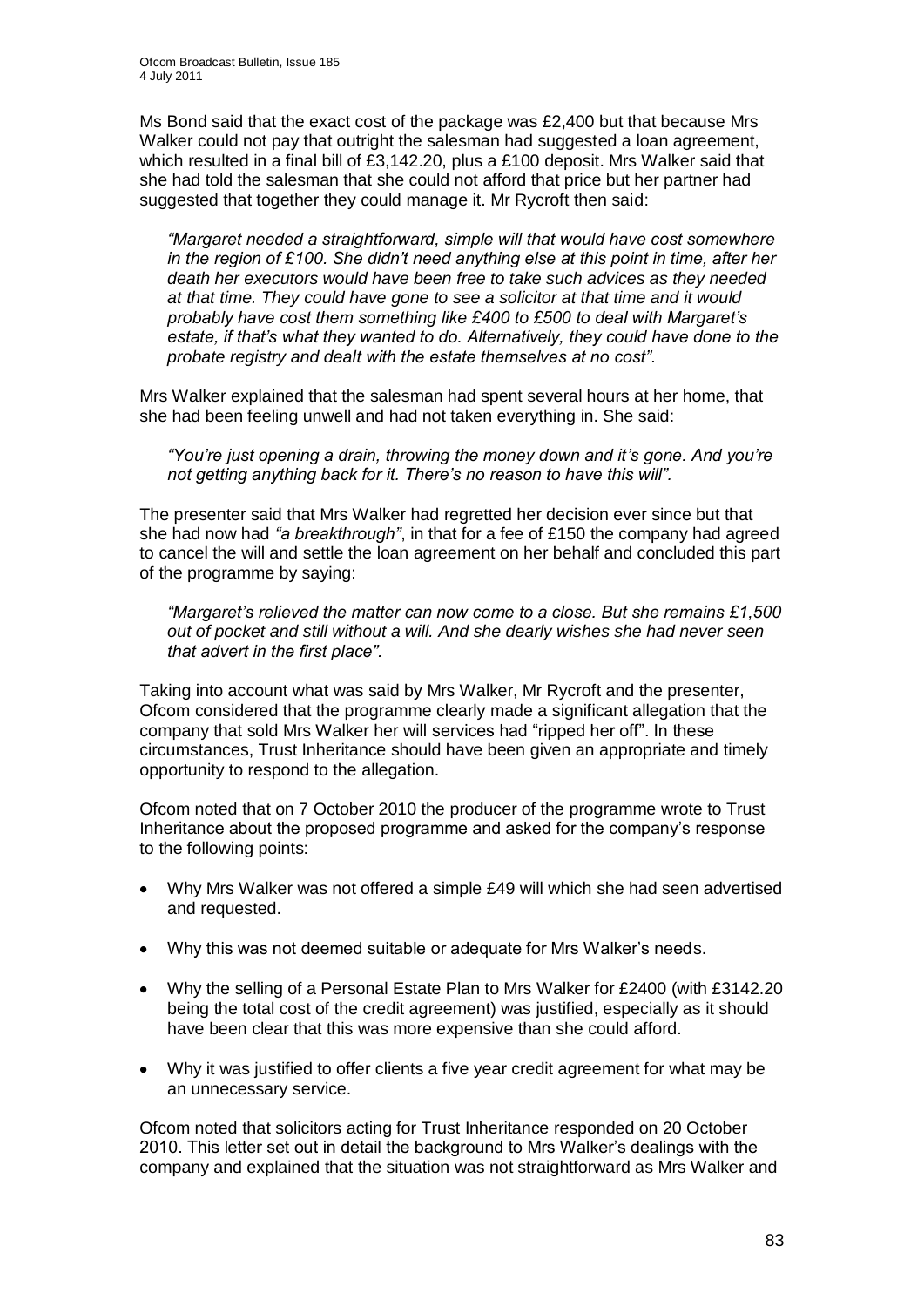Ms Bond said that the exact cost of the package was £2,400 but that because Mrs Walker could not pay that outright the salesman had suggested a loan agreement, which resulted in a final bill of £3,142.20, plus a £100 deposit. Mrs Walker said that she had told the salesman that she could not afford that price but her partner had suggested that together they could manage it. Mr Rycroft then said:

> *"Margaret needed a straightforward, simple will that would have cost somewhere in the region of £100. She didn't need anything else at this point in time, after her death her executors would have been free to take such advices as they needed at that time. They could have gone to see a solicitor at that time and it would probably have cost them something like £400 to £500 to deal with Margaret's estate, if that's what they wanted to do. Alternatively, they could have done to the probate registry and dealt with the estate themselves at no cost".*

Mrs Walker explained that the salesman had spent several hours at her home, that she had been feeling unwell and had not taken everything in. She said:

> *"You're just opening a drain, throwing the money down and it's gone. And you're not getting anything back for it. There's no reason to have this will".*

The presenter said that Mrs Walker had regretted her decision ever since but that she had now had *"a breakthrough"*, in that for a fee of £150 the company had agreed to cancel the will and settle the loan agreement on her behalf and concluded this part of the programme by saying:

> *"Margaret's relieved the matter can now come to a close. But she remains £1,500 out of pocket and still without a will. And she dearly wishes she had never seen that advert in the first place".*

Taking into account what was said by Mrs Walker, Mr Rycroft and the presenter, Ofcom considered that the programme clearly made a significant allegation that the company that sold Mrs Walker her will services had "ripped her off". In these circumstances, Trust Inheritance should have been given an appropriate and timely opportunity to respond to the allegation.

Ofcom noted that on 7 October 2010 the producer of the programme wrote to Trust Inheritance about the proposed programme and asked for the company's response to the following points:

- Why Mrs Walker was not offered a simple £49 will which she had seen advertised and requested.
- Why this was not deemed suitable or adequate for Mrs Walker's needs.
- Why the selling of a Personal Estate Plan to Mrs Walker for £2400 (with £3142.20 being the total cost of the credit agreement) was justified, especially as it should have been clear that this was more expensive than she could afford.
- Why it was justified to offer clients a five year credit agreement for what may be an unnecessary service.

Ofcom noted that solicitors acting for Trust Inheritance responded on 20 October 2010. This letter set out in detail the background to Mrs Walker's dealings with the company and explained that the situation was not straightforward as Mrs Walker and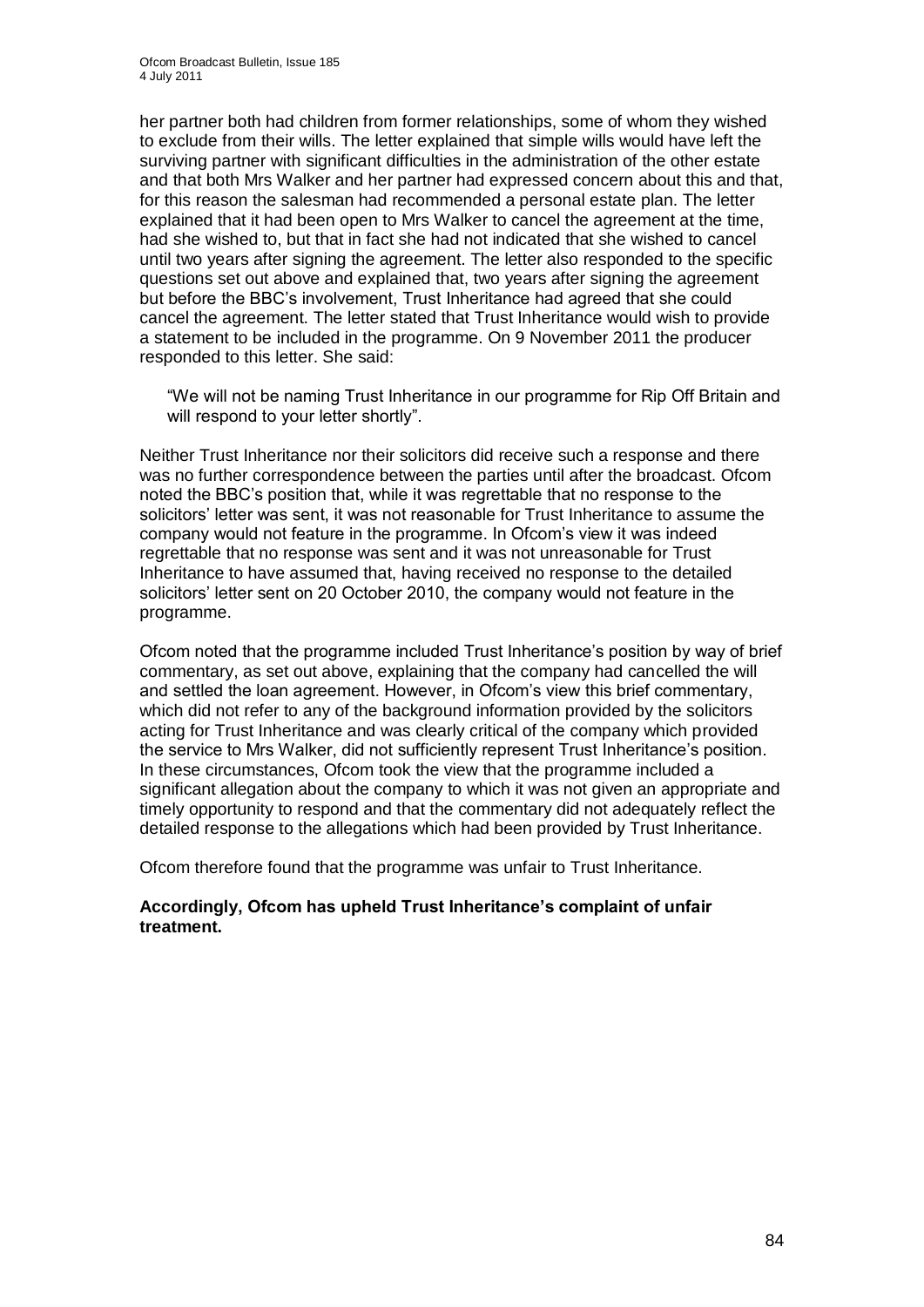her partner both had children from former relationships, some of whom they wished to exclude from their wills. The letter explained that simple wills would have left the surviving partner with significant difficulties in the administration of the other estate and that both Mrs Walker and her partner had expressed concern about this and that, for this reason the salesman had recommended a personal estate plan. The letter explained that it had been open to Mrs Walker to cancel the agreement at the time, had she wished to, but that in fact she had not indicated that she wished to cancel until two years after signing the agreement. The letter also responded to the specific questions set out above and explained that, two years after signing the agreement but before the BBC's involvement, Trust Inheritance had agreed that she could cancel the agreement. The letter stated that Trust Inheritance would wish to provide a statement to be included in the programme. On 9 November 2011 the producer responded to this letter. She said:

> "We will not be naming Trust Inheritance in our programme for Rip Off Britain and will respond to your letter shortly".

Neither Trust Inheritance nor their solicitors did receive such a response and there was no further correspondence between the parties until after the broadcast. Ofcom noted the BBC's position that, while it was regrettable that no response to the solicitors' letter was sent, it was not reasonable for Trust Inheritance to assume the company would not feature in the programme. In Ofcom's view it was indeed regrettable that no response was sent and it was not unreasonable for Trust Inheritance to have assumed that, having received no response to the detailed solicitors' letter sent on 20 October 2010, the company would not feature in the programme.

Ofcom noted that the programme included Trust Inheritance's position by way of brief commentary, as set out above, explaining that the company had cancelled the will and settled the loan agreement. However, in Ofcom's view this brief commentary, which did not refer to any of the background information provided by the solicitors acting for Trust Inheritance and was clearly critical of the company which provided the service to Mrs Walker, did not sufficiently represent Trust Inheritance's position. In these circumstances, Ofcom took the view that the programme included a significant allegation about the company to which it was not given an appropriate and timely opportunity to respond and that the commentary did not adequately reflect the detailed response to the allegations which had been provided by Trust Inheritance.

Ofcom therefore found that the programme was unfair to Trust Inheritance.

**Accordingly, Ofcom has upheld Trust Inheritance's complaint of unfair treatment.**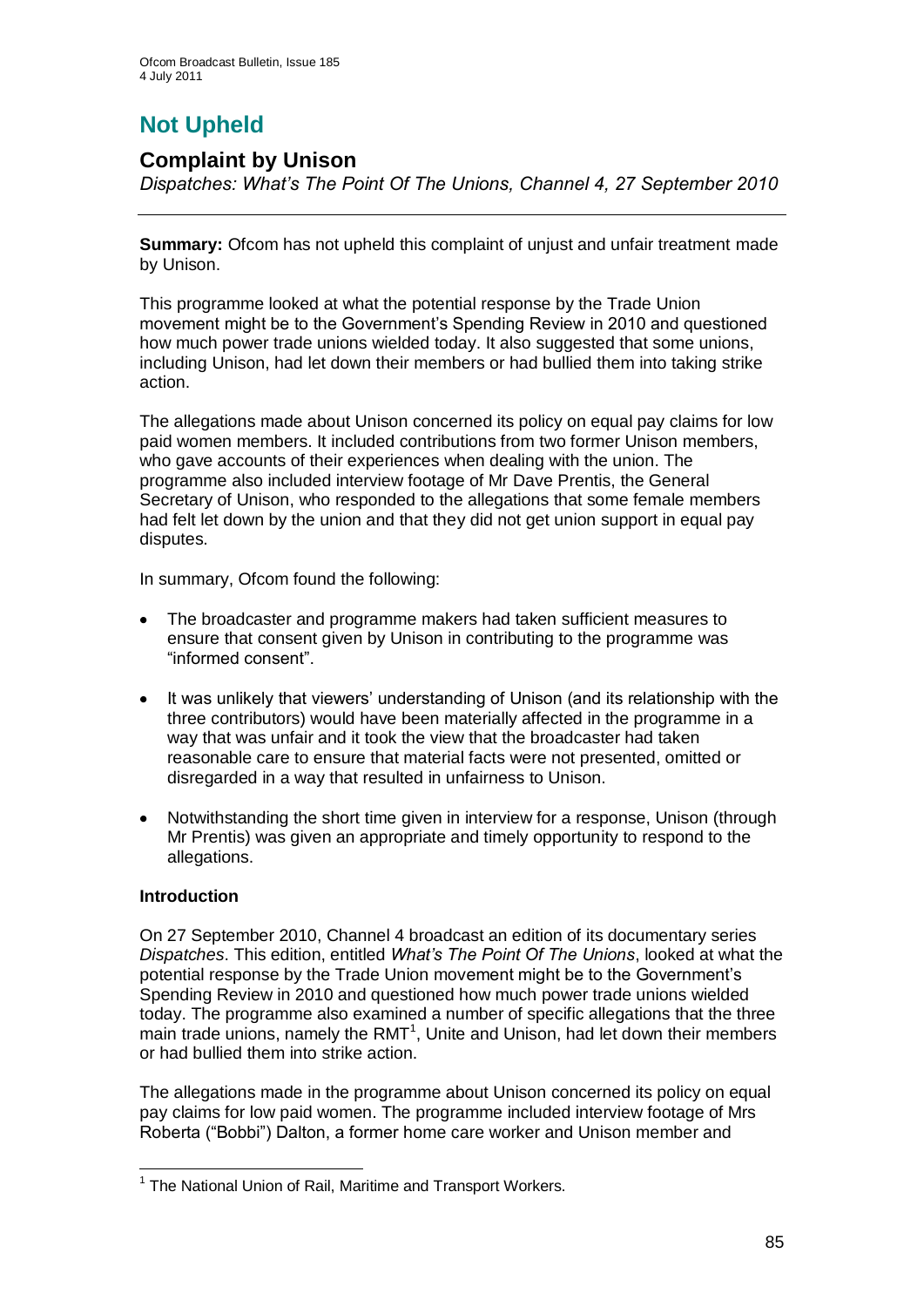# Not Upheld

## Complaint by Unison

*Dispatches: What's The Point Of The Unions, Channel 4, 27 September 2010*

**Summary:** Ofcom has not upheld this complaint of unjust and unfair treatment made by Unison.

This programme looked at what the potential response by the Trade Union movement might be to the Government's Spending Review in 2010 and questioned how much power trade unions wielded today. It also suggested that some unions, including Unison, had let down their members or had bullied them into taking strike action.

The allegations made about Unison concerned its policy on equal pay claims for low paid women members. It included contributions from two former Unison members, who gave accounts of their experiences when dealing with the union. The programme also included interview footage of Mr Dave Prentis, the General Secretary of Unison, who responded to the allegations that some female members had felt let down by the union and that they did not get union support in equal pay disputes.

In summary, Ofcom found the following:

- The broadcaster and programme makers had taken sufficient measures to ensure that consent given by Unison in contributing to the programme was "informed consent".
- It was unlikely that viewers' understanding of Unison (and its relationship with the three contributors) would have been materially affected in the programme in a way that was unfair and it took the view that the broadcaster had taken reasonable care to ensure that material facts were not presented, omitted or disregarded in a way that resulted in unfairness to Unison.
- Notwithstanding the short time given in interview for a response, Unison (through Mr Prentis) was given an appropriate and timely opportunity to respond to the allegations.

**Introduction**

On 27 September 2010, Channel 4 broadcast an edition of its documentary series *Dispatches*. This edition, entitled *What's The Point Of The Unions*, looked at what the potential response by the Trade Union movement might be to the Government's Spending Review in 2010 and questioned how much power trade unions wielded today. The programme also examined a number of specific allegations that the three main trade unions, namely the RMT[1], Unite and Unison, had let down their members or had bullied them into strike action.

The allegations made in the programme about Unison concerned its policy on equal pay claims for low paid women. The programme included interview footage of Mrs Roberta ("Bobbi") Dalton, a former home care worker and Unison member and

[1] The National Union of Rail, Maritime and Transport Workers.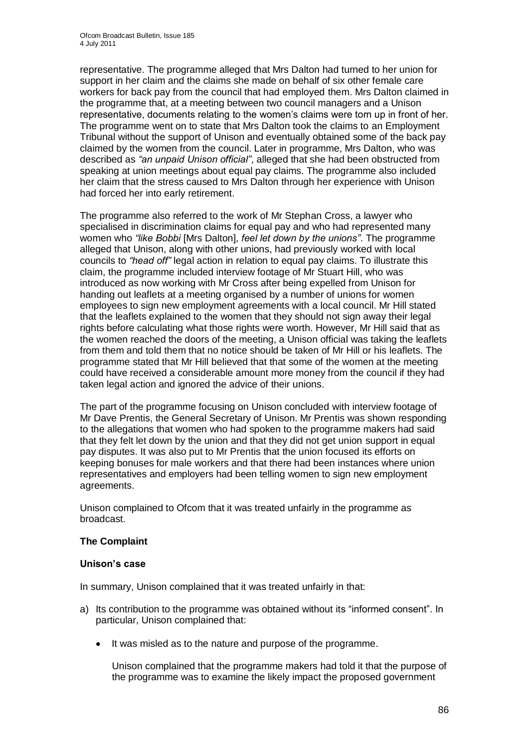representative. The programme alleged that Mrs Dalton had turned to her union for support in her claim and the claims she made on behalf of six other female care workers for back pay from the council that had employed them. Mrs Dalton claimed in the programme that, at a meeting between two council managers and a Unison representative, documents relating to the women's claims were torn up in front of her. The programme went on to state that Mrs Dalton took the claims to an Employment Tribunal without the support of Unison and eventually obtained some of the back pay claimed by the women from the council. Later in programme, Mrs Dalton, who was described as *"an unpaid Unison official"*, alleged that she had been obstructed from speaking at union meetings about equal pay claims. The programme also included her claim that the stress caused to Mrs Dalton through her experience with Unison had forced her into early retirement.

The programme also referred to the work of Mr Stephan Cross, a lawyer who specialised in discrimination claims for equal pay and who had represented many women who *"like Bobbi* [Mrs Dalton]*, feel let down by the unions"*. The programme alleged that Unison, along with other unions, had previously worked with local councils to *"head off"* legal action in relation to equal pay claims. To illustrate this claim, the programme included interview footage of Mr Stuart Hill, who was introduced as now working with Mr Cross after being expelled from Unison for handing out leaflets at a meeting organised by a number of unions for women employees to sign new employment agreements with a local council. Mr Hill stated that the leaflets explained to the women that they should not sign away their legal rights before calculating what those rights were worth. However, Mr Hill said that as the women reached the doors of the meeting, a Unison official was taking the leaflets from them and told them that no notice should be taken of Mr Hill or his leaflets. The programme stated that Mr Hill believed that that some of the women at the meeting could have received a considerable amount more money from the council if they had taken legal action and ignored the advice of their unions.

The part of the programme focusing on Unison concluded with interview footage of Mr Dave Prentis, the General Secretary of Unison. Mr Prentis was shown responding to the allegations that women who had spoken to the programme makers had said that they felt let down by the union and that they did not get union support in equal pay disputes. It was also put to Mr Prentis that the union focused its efforts on keeping bonuses for male workers and that there had been instances where union representatives and employers had been telling women to sign new employment agreements.

Unison complained to Ofcom that it was treated unfairly in the programme as broadcast.

## The Complaint

### Unison's case

In summary, Unison complained that it was treated unfairly in that:

a) Its contribution to the programme was obtained without its "informed consent". In particular, Unison complained that:

    - It was misled as to the nature and purpose of the programme.

      Unison complained that the programme makers had told it that the purpose of the programme was to examine the likely impact the proposed government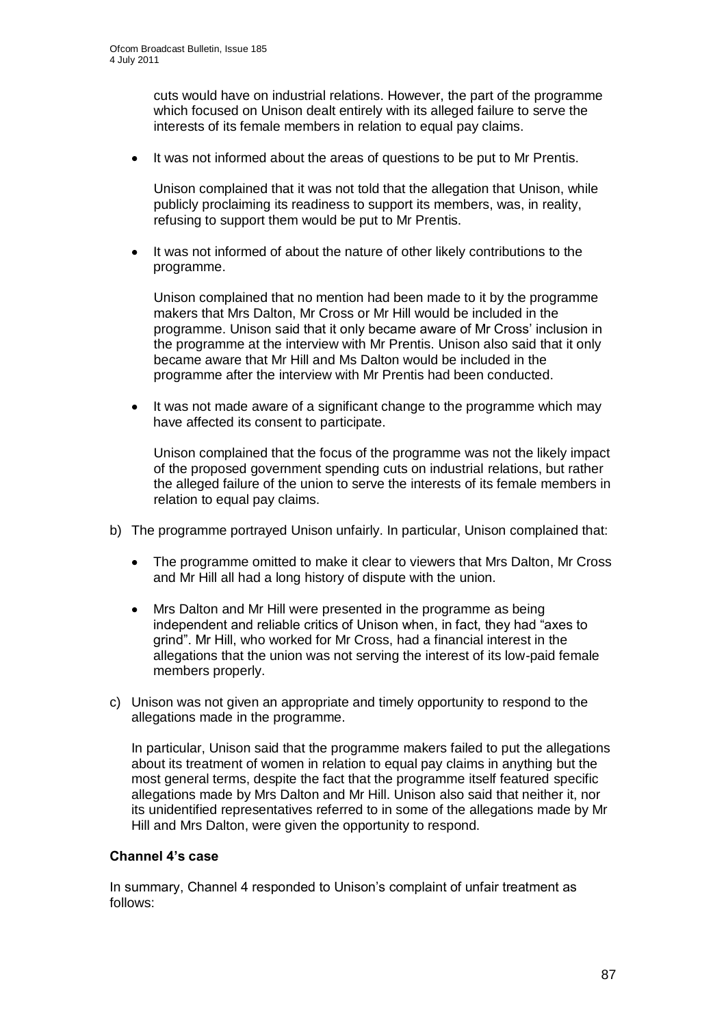cuts would have on industrial relations. However, the part of the programme which focused on Unison dealt entirely with its alleged failure to serve the interests of its female members in relation to equal pay claims.

- It was not informed about the areas of questions to be put to Mr Prentis.

  Unison complained that it was not told that the allegation that Unison, while publicly proclaiming its readiness to support its members, was, in reality, refusing to support them would be put to Mr Prentis.

- It was not informed of about the nature of other likely contributions to the programme.

  Unison complained that no mention had been made to it by the programme makers that Mrs Dalton, Mr Cross or Mr Hill would be included in the programme. Unison said that it only became aware of Mr Cross' inclusion in the programme at the interview with Mr Prentis. Unison also said that it only became aware that Mr Hill and Ms Dalton would be included in the programme after the interview with Mr Prentis had been conducted.

- It was not made aware of a significant change to the programme which may have affected its consent to participate.

  Unison complained that the focus of the programme was not the likely impact of the proposed government spending cuts on industrial relations, but rather the alleged failure of the union to serve the interests of its female members in relation to equal pay claims.

b) The programme portrayed Unison unfairly. In particular, Unison complained that:

- The programme omitted to make it clear to viewers that Mrs Dalton, Mr Cross and Mr Hill all had a long history of dispute with the union.

- Mrs Dalton and Mr Hill were presented in the programme as being independent and reliable critics of Unison when, in fact, they had "axes to grind". Mr Hill, who worked for Mr Cross, had a financial interest in the allegations that the union was not serving the interest of its low-paid female members properly.

c) Unison was not given an appropriate and timely opportunity to respond to the allegations made in the programme.

   In particular, Unison said that the programme makers failed to put the allegations about its treatment of women in relation to equal pay claims in anything but the most general terms, despite the fact that the programme itself featured specific allegations made by Mrs Dalton and Mr Hill. Unison also said that neither it, nor its unidentified representatives referred to in some of the allegations made by Mr Hill and Mrs Dalton, were given the opportunity to respond.

**Channel 4's case**

In summary, Channel 4 responded to Unison's complaint of unfair treatment as follows: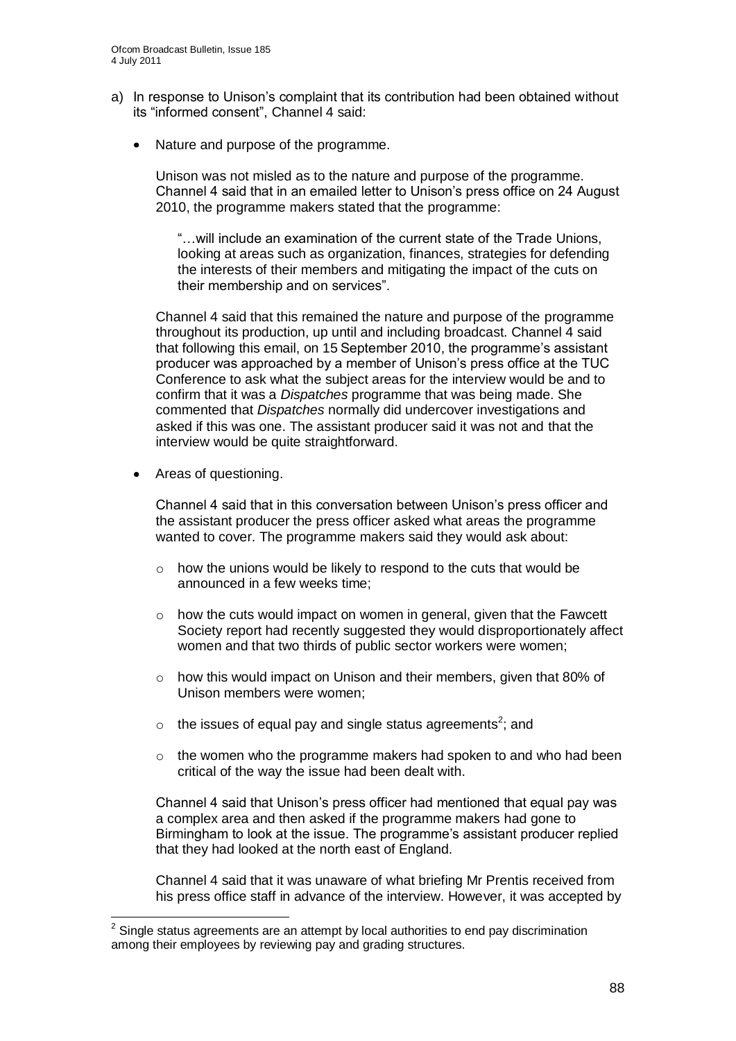a) In response to Unison's complaint that its contribution had been obtained without its "informed consent", Channel 4 said:

   - Nature and purpose of the programme.

     Unison was not misled as to the nature and purpose of the programme. Channel 4 said that in an emailed letter to Unison's press office on 24 August 2010, the programme makers stated that the programme:

     > "…will include an examination of the current state of the Trade Unions, looking at areas such as organization, finances, strategies for defending the interests of their members and mitigating the impact of the cuts on their membership and on services".

     Channel 4 said that this remained the nature and purpose of the programme throughout its production, up until and including broadcast. Channel 4 said that following this email, on 15 September 2010, the programme's assistant producer was approached by a member of Unison's press office at the TUC Conference to ask what the subject areas for the interview would be and to confirm that it was a *Dispatches* programme that was being made. She commented that *Dispatches* normally did undercover investigations and asked if this was one. The assistant producer said it was not and that the interview would be quite straightforward.

   - Areas of questioning.

     Channel 4 said that in this conversation between Unison's press officer and the assistant producer the press officer asked what areas the programme wanted to cover. The programme makers said they would ask about:

     - how the unions would be likely to respond to the cuts that would be announced in a few weeks time;
     - how the cuts would impact on women in general, given that the Fawcett Society report had recently suggested they would disproportionately affect women and that two thirds of public sector workers were women;
     - how this would impact on Unison and their members, given that 80% of Unison members were women;
     - the issues of equal pay and single status agreements[2]; and
     - the women who the programme makers had spoken to and who had been critical of the way the issue had been dealt with.

     Channel 4 said that Unison's press officer had mentioned that equal pay was a complex area and then asked if the programme makers had gone to Birmingham to look at the issue. The programme's assistant producer replied that they had looked at the north east of England.

     Channel 4 said that it was unaware of what briefing Mr Prentis received from his press office staff in advance of the interview. However, it was accepted by

[2] Single status agreements are an attempt by local authorities to end pay discrimination among their employees by reviewing pay and grading structures.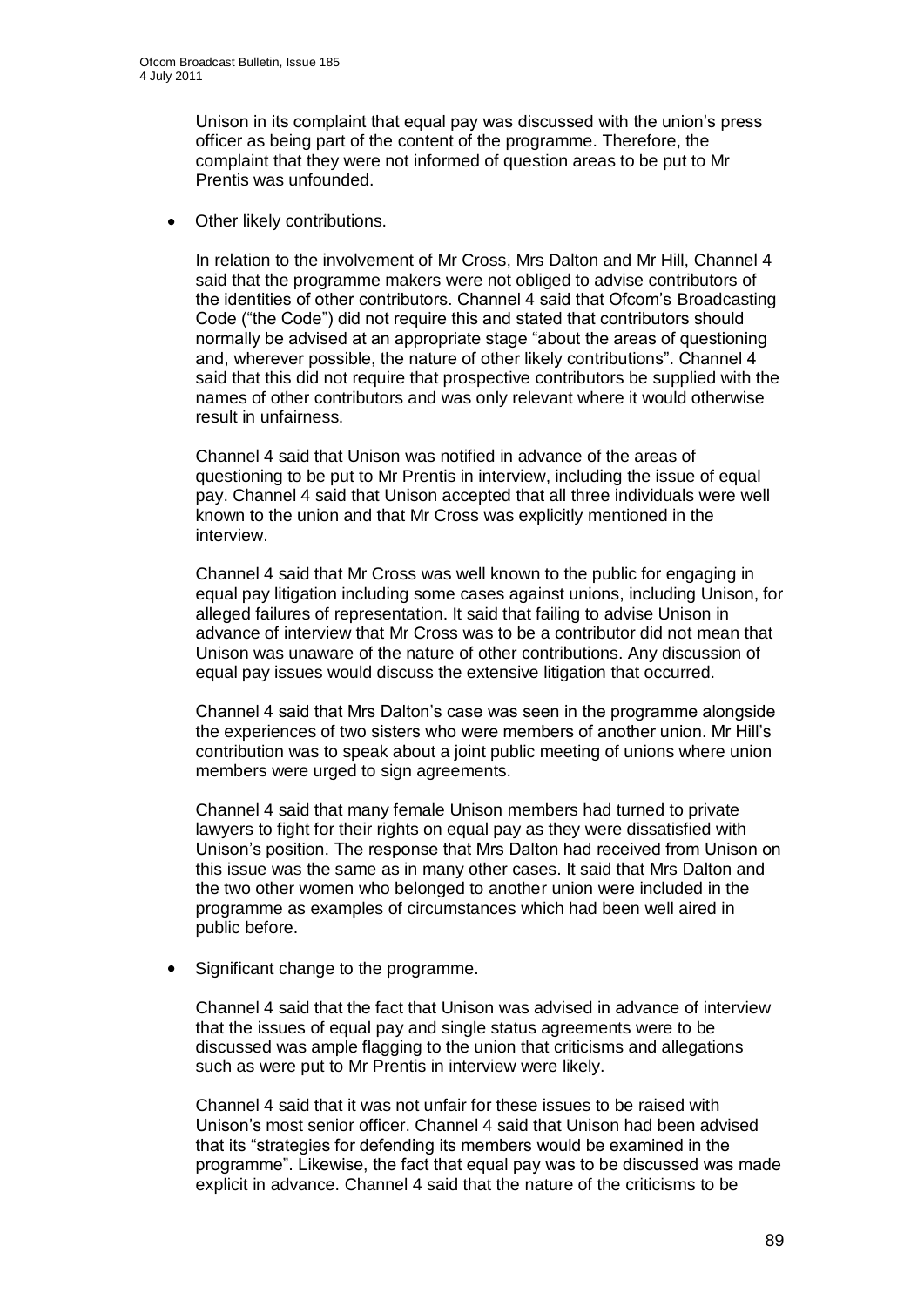Unison in its complaint that equal pay was discussed with the union's press officer as being part of the content of the programme. Therefore, the complaint that they were not informed of question areas to be put to Mr Prentis was unfounded.

- Other likely contributions.

  In relation to the involvement of Mr Cross, Mrs Dalton and Mr Hill, Channel 4 said that the programme makers were not obliged to advise contributors of the identities of other contributors. Channel 4 said that Ofcom's Broadcasting Code ("the Code") did not require this and stated that contributors should normally be advised at an appropriate stage "about the areas of questioning and, wherever possible, the nature of other likely contributions". Channel 4 said that this did not require that prospective contributors be supplied with the names of other contributors and was only relevant where it would otherwise result in unfairness.

  Channel 4 said that Unison was notified in advance of the areas of questioning to be put to Mr Prentis in interview, including the issue of equal pay. Channel 4 said that Unison accepted that all three individuals were well known to the union and that Mr Cross was explicitly mentioned in the interview.

  Channel 4 said that Mr Cross was well known to the public for engaging in equal pay litigation including some cases against unions, including Unison, for alleged failures of representation. It said that failing to advise Unison in advance of interview that Mr Cross was to be a contributor did not mean that Unison was unaware of the nature of other contributions. Any discussion of equal pay issues would discuss the extensive litigation that occurred.

  Channel 4 said that Mrs Dalton's case was seen in the programme alongside the experiences of two sisters who were members of another union. Mr Hill's contribution was to speak about a joint public meeting of unions where union members were urged to sign agreements.

  Channel 4 said that many female Unison members had turned to private lawyers to fight for their rights on equal pay as they were dissatisfied with Unison's position. The response that Mrs Dalton had received from Unison on this issue was the same as in many other cases. It said that Mrs Dalton and the two other women who belonged to another union were included in the programme as examples of circumstances which had been well aired in public before.

- Significant change to the programme.

  Channel 4 said that the fact that Unison was advised in advance of interview that the issues of equal pay and single status agreements were to be discussed was ample flagging to the union that criticisms and allegations such as were put to Mr Prentis in interview were likely.

  Channel 4 said that it was not unfair for these issues to be raised with Unison's most senior officer. Channel 4 said that Unison had been advised that its "strategies for defending its members would be examined in the programme". Likewise, the fact that equal pay was to be discussed was made explicit in advance. Channel 4 said that the nature of the criticisms to be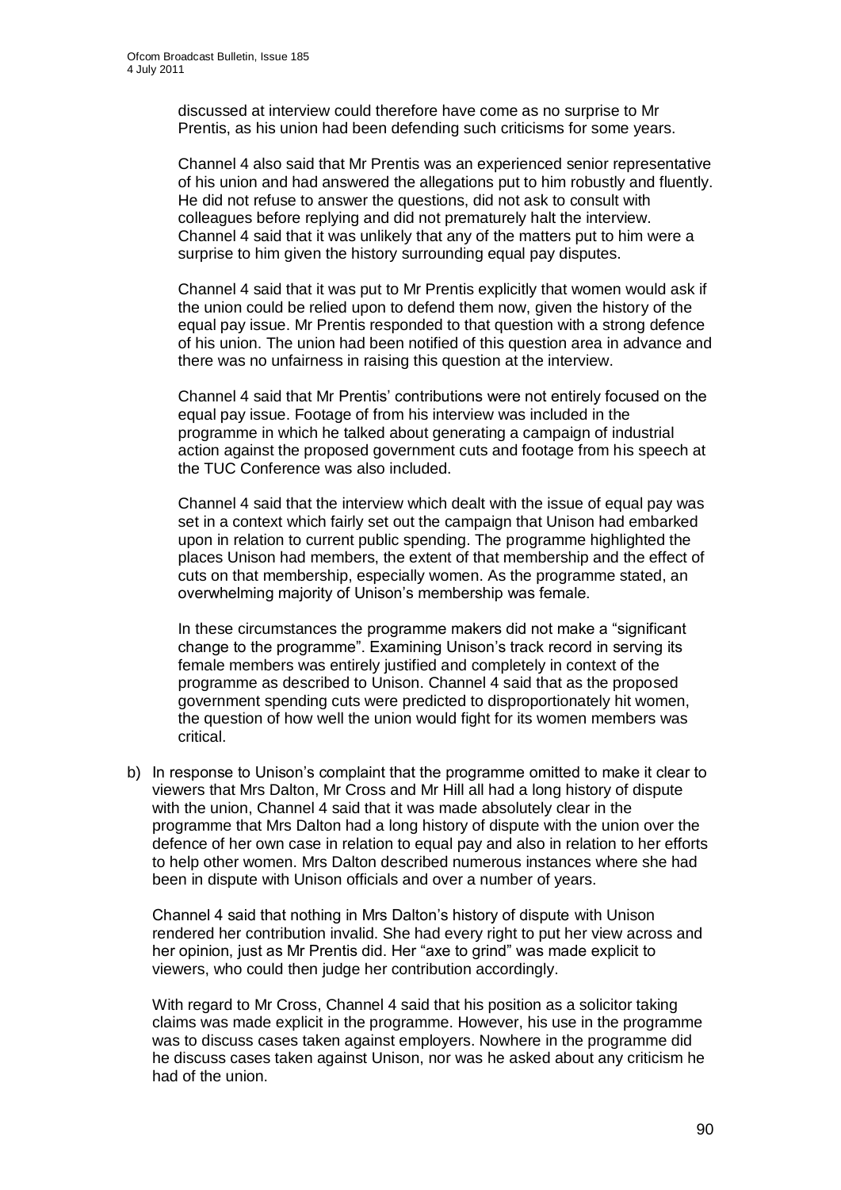discussed at interview could therefore have come as no surprise to Mr Prentis, as his union had been defending such criticisms for some years.

Channel 4 also said that Mr Prentis was an experienced senior representative of his union and had answered the allegations put to him robustly and fluently. He did not refuse to answer the questions, did not ask to consult with colleagues before replying and did not prematurely halt the interview. Channel 4 said that it was unlikely that any of the matters put to him were a surprise to him given the history surrounding equal pay disputes.

Channel 4 said that it was put to Mr Prentis explicitly that women would ask if the union could be relied upon to defend them now, given the history of the equal pay issue. Mr Prentis responded to that question with a strong defence of his union. The union had been notified of this question area in advance and there was no unfairness in raising this question at the interview.

Channel 4 said that Mr Prentis' contributions were not entirely focused on the equal pay issue. Footage of from his interview was included in the programme in which he talked about generating a campaign of industrial action against the proposed government cuts and footage from his speech at the TUC Conference was also included.

Channel 4 said that the interview which dealt with the issue of equal pay was set in a context which fairly set out the campaign that Unison had embarked upon in relation to current public spending. The programme highlighted the places Unison had members, the extent of that membership and the effect of cuts on that membership, especially women. As the programme stated, an overwhelming majority of Unison's membership was female.

In these circumstances the programme makers did not make a "significant change to the programme". Examining Unison's track record in serving its female members was entirely justified and completely in context of the programme as described to Unison. Channel 4 said that as the proposed government spending cuts were predicted to disproportionately hit women, the question of how well the union would fight for its women members was critical.

b) In response to Unison's complaint that the programme omitted to make it clear to viewers that Mrs Dalton, Mr Cross and Mr Hill all had a long history of dispute with the union, Channel 4 said that it was made absolutely clear in the programme that Mrs Dalton had a long history of dispute with the union over the defence of her own case in relation to equal pay and also in relation to her efforts to help other women. Mrs Dalton described numerous instances where she had been in dispute with Unison officials and over a number of years.

Channel 4 said that nothing in Mrs Dalton's history of dispute with Unison rendered her contribution invalid. She had every right to put her view across and her opinion, just as Mr Prentis did. Her "axe to grind" was made explicit to viewers, who could then judge her contribution accordingly.

With regard to Mr Cross, Channel 4 said that his position as a solicitor taking claims was made explicit in the programme. However, his use in the programme was to discuss cases taken against employers. Nowhere in the programme did he discuss cases taken against Unison, nor was he asked about any criticism he had of the union.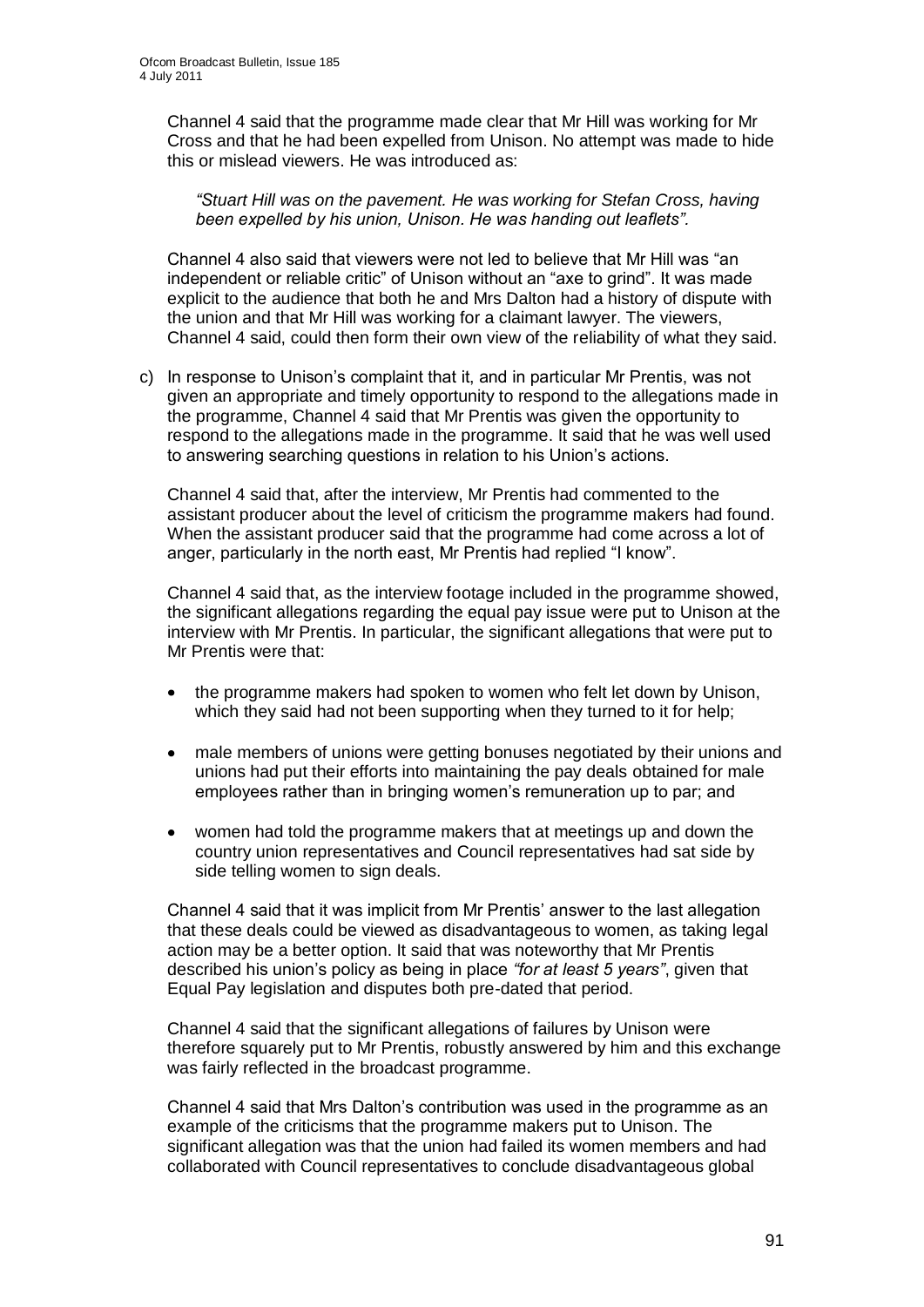Channel 4 said that the programme made clear that Mr Hill was working for Mr Cross and that he had been expelled from Unison. No attempt was made to hide this or mislead viewers. He was introduced as:

*"Stuart Hill was on the pavement. He was working for Stefan Cross, having been expelled by his union, Unison. He was handing out leaflets".*

Channel 4 also said that viewers were not led to believe that Mr Hill was "an independent or reliable critic" of Unison without an "axe to grind". It was made explicit to the audience that both he and Mrs Dalton had a history of dispute with the union and that Mr Hill was working for a claimant lawyer. The viewers, Channel 4 said, could then form their own view of the reliability of what they said.

c) In response to Unison's complaint that it, and in particular Mr Prentis, was not given an appropriate and timely opportunity to respond to the allegations made in the programme, Channel 4 said that Mr Prentis was given the opportunity to respond to the allegations made in the programme. It said that he was well used to answering searching questions in relation to his Union's actions.

Channel 4 said that, after the interview, Mr Prentis had commented to the assistant producer about the level of criticism the programme makers had found. When the assistant producer said that the programme had come across a lot of anger, particularly in the north east, Mr Prentis had replied "I know".

Channel 4 said that, as the interview footage included in the programme showed, the significant allegations regarding the equal pay issue were put to Unison at the interview with Mr Prentis. In particular, the significant allegations that were put to Mr Prentis were that:

- the programme makers had spoken to women who felt let down by Unison, which they said had not been supporting when they turned to it for help;
- male members of unions were getting bonuses negotiated by their unions and unions had put their efforts into maintaining the pay deals obtained for male employees rather than in bringing women's remuneration up to par; and
- women had told the programme makers that at meetings up and down the country union representatives and Council representatives had sat side by side telling women to sign deals.

Channel 4 said that it was implicit from Mr Prentis' answer to the last allegation that these deals could be viewed as disadvantageous to women, as taking legal action may be a better option. It said that was noteworthy that Mr Prentis described his union's policy as being in place *"for at least 5 years"*, given that Equal Pay legislation and disputes both pre-dated that period.

Channel 4 said that the significant allegations of failures by Unison were therefore squarely put to Mr Prentis, robustly answered by him and this exchange was fairly reflected in the broadcast programme.

Channel 4 said that Mrs Dalton's contribution was used in the programme as an example of the criticisms that the programme makers put to Unison. The significant allegation was that the union had failed its women members and had collaborated with Council representatives to conclude disadvantageous global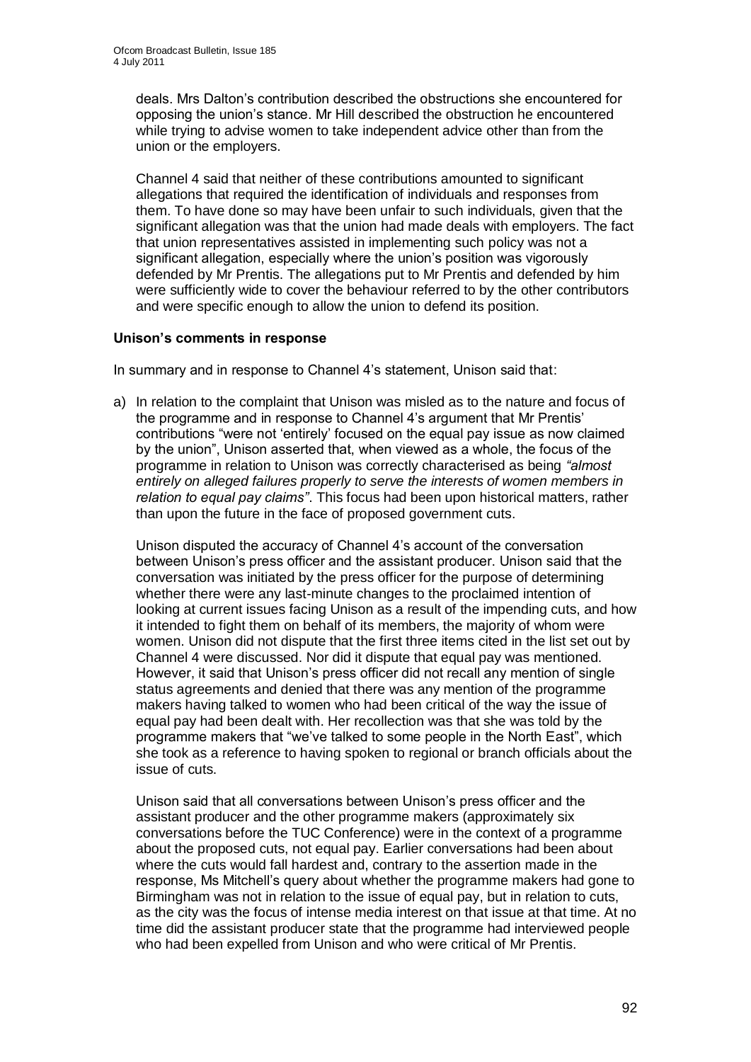deals. Mrs Dalton's contribution described the obstructions she encountered for opposing the union's stance. Mr Hill described the obstruction he encountered while trying to advise women to take independent advice other than from the union or the employers.

Channel 4 said that neither of these contributions amounted to significant allegations that required the identification of individuals and responses from them. To have done so may have been unfair to such individuals, given that the significant allegation was that the union had made deals with employers. The fact that union representatives assisted in implementing such policy was not a significant allegation, especially where the union's position was vigorously defended by Mr Prentis. The allegations put to Mr Prentis and defended by him were sufficiently wide to cover the behaviour referred to by the other contributors and were specific enough to allow the union to defend its position.

**Unison's comments in response**

In summary and in response to Channel 4's statement, Unison said that:

a) In relation to the complaint that Unison was misled as to the nature and focus of the programme and in response to Channel 4's argument that Mr Prentis' contributions "were not 'entirely' focused on the equal pay issue as now claimed by the union", Unison asserted that, when viewed as a whole, the focus of the programme in relation to Unison was correctly characterised as being *"almost entirely on alleged failures properly to serve the interests of women members in relation to equal pay claims"*. This focus had been upon historical matters, rather than upon the future in the face of proposed government cuts.

   Unison disputed the accuracy of Channel 4's account of the conversation between Unison's press officer and the assistant producer. Unison said that the conversation was initiated by the press officer for the purpose of determining whether there were any last-minute changes to the proclaimed intention of looking at current issues facing Unison as a result of the impending cuts, and how it intended to fight them on behalf of its members, the majority of whom were women. Unison did not dispute that the first three items cited in the list set out by Channel 4 were discussed. Nor did it dispute that equal pay was mentioned. However, it said that Unison's press officer did not recall any mention of single status agreements and denied that there was any mention of the programme makers having talked to women who had been critical of the way the issue of equal pay had been dealt with. Her recollection was that she was told by the programme makers that "we've talked to some people in the North East", which she took as a reference to having spoken to regional or branch officials about the issue of cuts.

   Unison said that all conversations between Unison's press officer and the assistant producer and the other programme makers (approximately six conversations before the TUC Conference) were in the context of a programme about the proposed cuts, not equal pay. Earlier conversations had been about where the cuts would fall hardest and, contrary to the assertion made in the response, Ms Mitchell's query about whether the programme makers had gone to Birmingham was not in relation to the issue of equal pay, but in relation to cuts, as the city was the focus of intense media interest on that issue at that time. At no time did the assistant producer state that the programme had interviewed people who had been expelled from Unison and who were critical of Mr Prentis.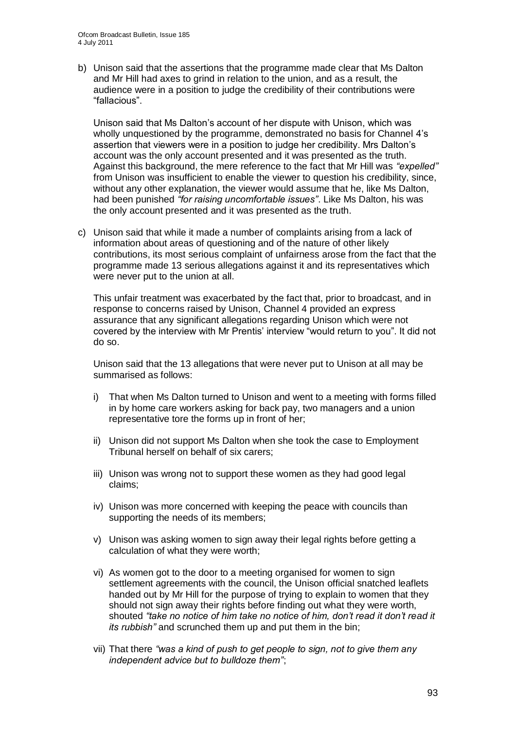b) Unison said that the assertions that the programme made clear that Ms Dalton and Mr Hill had axes to grind in relation to the union, and as a result, the audience were in a position to judge the credibility of their contributions were "fallacious".

   Unison said that Ms Dalton's account of her dispute with Unison, which was wholly unquestioned by the programme, demonstrated no basis for Channel 4's assertion that viewers were in a position to judge her credibility. Mrs Dalton's account was the only account presented and it was presented as the truth. Against this background, the mere reference to the fact that Mr Hill was *"expelled"* from Unison was insufficient to enable the viewer to question his credibility, since, without any other explanation, the viewer would assume that he, like Ms Dalton, had been punished *"for raising uncomfortable issues"*. Like Ms Dalton, his was the only account presented and it was presented as the truth.

c) Unison said that while it made a number of complaints arising from a lack of information about areas of questioning and of the nature of other likely contributions, its most serious complaint of unfairness arose from the fact that the programme made 13 serious allegations against it and its representatives which were never put to the union at all.

   This unfair treatment was exacerbated by the fact that, prior to broadcast, and in response to concerns raised by Unison, Channel 4 provided an express assurance that any significant allegations regarding Unison which were not covered by the interview with Mr Prentis' interview "would return to you". It did not do so.

   Unison said that the 13 allegations that were never put to Unison at all may be summarised as follows:

   i) That when Ms Dalton turned to Unison and went to a meeting with forms filled in by home care workers asking for back pay, two managers and a union representative tore the forms up in front of her;

   ii) Unison did not support Ms Dalton when she took the case to Employment Tribunal herself on behalf of six carers;

   iii) Unison was wrong not to support these women as they had good legal claims;

   iv) Unison was more concerned with keeping the peace with councils than supporting the needs of its members;

   v) Unison was asking women to sign away their legal rights before getting a calculation of what they were worth;

   vi) As women got to the door to a meeting organised for women to sign settlement agreements with the council, the Unison official snatched leaflets handed out by Mr Hill for the purpose of trying to explain to women that they should not sign away their rights before finding out what they were worth, shouted *"take no notice of him take no notice of him, don't read it don't read it its rubbish"* and scrunched them up and put them in the bin;

   vii) That there *"was a kind of push to get people to sign, not to give them any independent advice but to bulldoze them"*;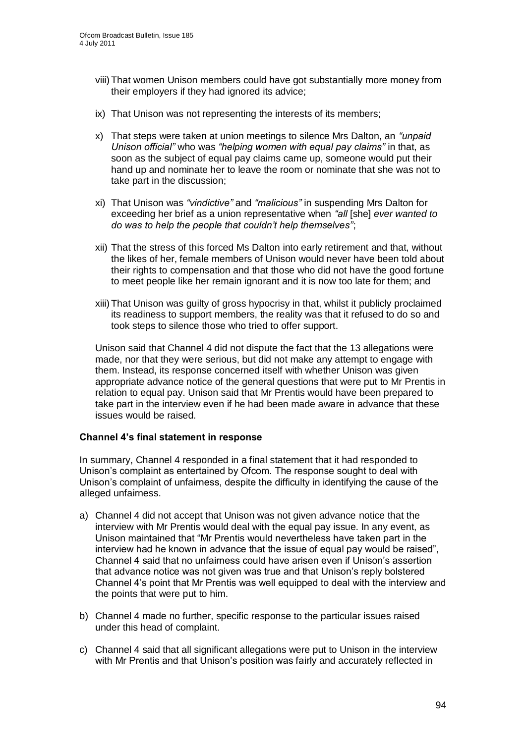viii) That women Unison members could have got substantially more money from their employers if they had ignored its advice;

ix) That Unison was not representing the interests of its members;

x) That steps were taken at union meetings to silence Mrs Dalton, an *"unpaid Unison official"* who was *"helping women with equal pay claims"* in that, as soon as the subject of equal pay claims came up, someone would put their hand up and nominate her to leave the room or nominate that she was not to take part in the discussion;

xi) That Unison was *"vindictive"* and *"malicious"* in suspending Mrs Dalton for exceeding her brief as a union representative when *"all* [she] *ever wanted to do was to help the people that couldn't help themselves"*;

xii) That the stress of this forced Ms Dalton into early retirement and that, without the likes of her, female members of Unison would never have been told about their rights to compensation and that those who did not have the good fortune to meet people like her remain ignorant and it is now too late for them; and

xiii) That Unison was guilty of gross hypocrisy in that, whilst it publicly proclaimed its readiness to support members, the reality was that it refused to do so and took steps to silence those who tried to offer support.

Unison said that Channel 4 did not dispute the fact that the 13 allegations were made, nor that they were serious, but did not make any attempt to engage with them. Instead, its response concerned itself with whether Unison was given appropriate advance notice of the general questions that were put to Mr Prentis in relation to equal pay. Unison said that Mr Prentis would have been prepared to take part in the interview even if he had been made aware in advance that these issues would be raised.

**Channel 4's final statement in response**

In summary, Channel 4 responded in a final statement that it had responded to Unison's complaint as entertained by Ofcom. The response sought to deal with Unison's complaint of unfairness, despite the difficulty in identifying the cause of the alleged unfairness.

a) Channel 4 did not accept that Unison was not given advance notice that the interview with Mr Prentis would deal with the equal pay issue. In any event, as Unison maintained that "Mr Prentis would nevertheless have taken part in the interview had he known in advance that the issue of equal pay would be raised", Channel 4 said that no unfairness could have arisen even if Unison's assertion that advance notice was not given was true and that Unison's reply bolstered Channel 4's point that Mr Prentis was well equipped to deal with the interview and the points that were put to him.

b) Channel 4 made no further, specific response to the particular issues raised under this head of complaint.

c) Channel 4 said that all significant allegations were put to Unison in the interview with Mr Prentis and that Unison's position was fairly and accurately reflected in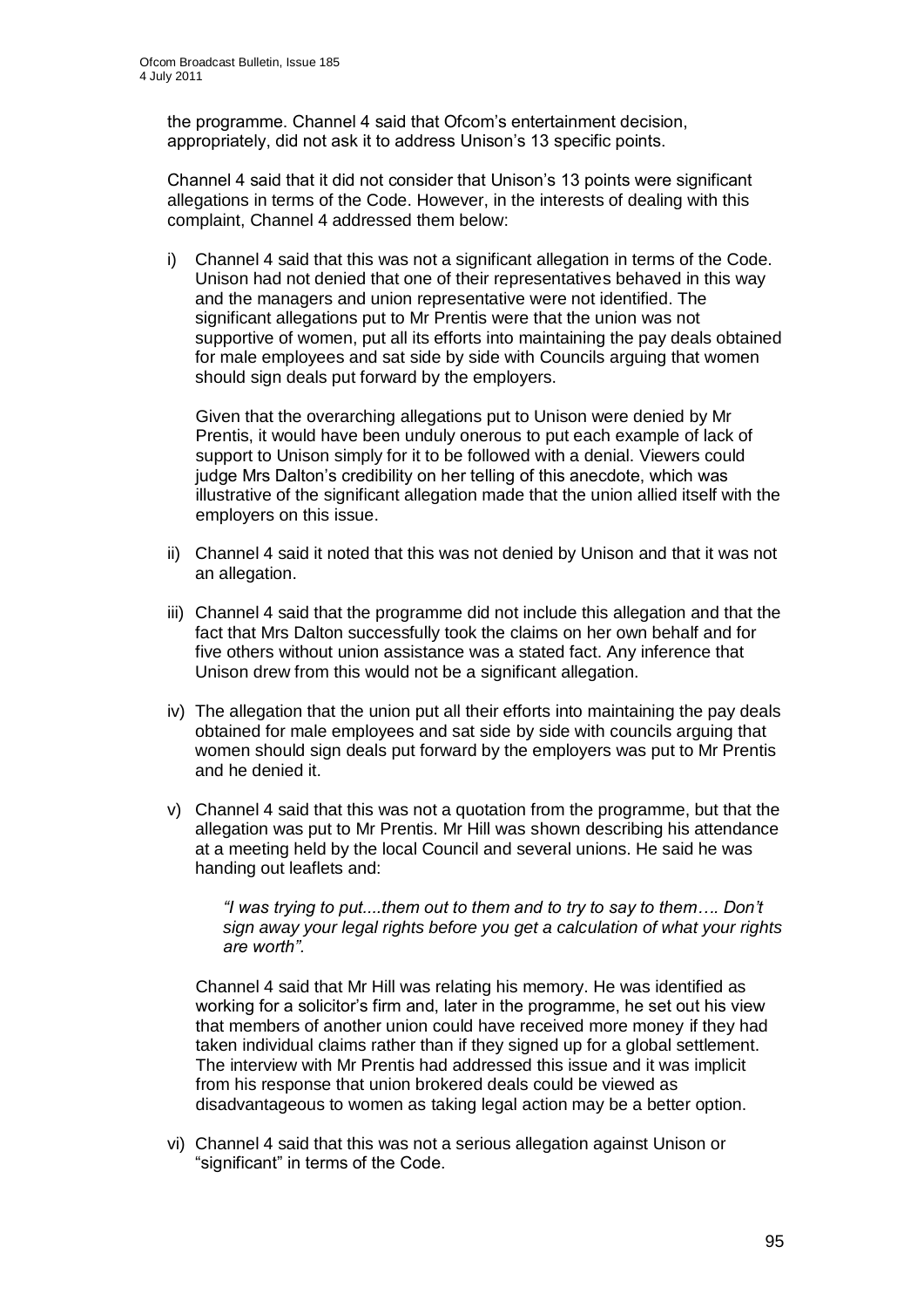the programme. Channel 4 said that Ofcom's entertainment decision, appropriately, did not ask it to address Unison's 13 specific points.

Channel 4 said that it did not consider that Unison's 13 points were significant allegations in terms of the Code. However, in the interests of dealing with this complaint, Channel 4 addressed them below:

i) Channel 4 said that this was not a significant allegation in terms of the Code. Unison had not denied that one of their representatives behaved in this way and the managers and union representative were not identified. The significant allegations put to Mr Prentis were that the union was not supportive of women, put all its efforts into maintaining the pay deals obtained for male employees and sat side by side with Councils arguing that women should sign deals put forward by the employers.

   Given that the overarching allegations put to Unison were denied by Mr Prentis, it would have been unduly onerous to put each example of lack of support to Unison simply for it to be followed with a denial. Viewers could judge Mrs Dalton's credibility on her telling of this anecdote, which was illustrative of the significant allegation made that the union allied itself with the employers on this issue.

ii) Channel 4 said it noted that this was not denied by Unison and that it was not an allegation.

iii) Channel 4 said that the programme did not include this allegation and that the fact that Mrs Dalton successfully took the claims on her own behalf and for five others without union assistance was a stated fact. Any inference that Unison drew from this would not be a significant allegation.

iv) The allegation that the union put all their efforts into maintaining the pay deals obtained for male employees and sat side by side with councils arguing that women should sign deals put forward by the employers was put to Mr Prentis and he denied it.

v) Channel 4 said that this was not a quotation from the programme, but that the allegation was put to Mr Prentis. Mr Hill was shown describing his attendance at a meeting held by the local Council and several unions. He said he was handing out leaflets and:

   > *"I was trying to put....them out to them and to try to say to them…. Don't sign away your legal rights before you get a calculation of what your rights are worth".*

   Channel 4 said that Mr Hill was relating his memory. He was identified as working for a solicitor's firm and, later in the programme, he set out his view that members of another union could have received more money if they had taken individual claims rather than if they signed up for a global settlement. The interview with Mr Prentis had addressed this issue and it was implicit from his response that union brokered deals could be viewed as disadvantageous to women as taking legal action may be a better option.

vi) Channel 4 said that this was not a serious allegation against Unison or "significant" in terms of the Code.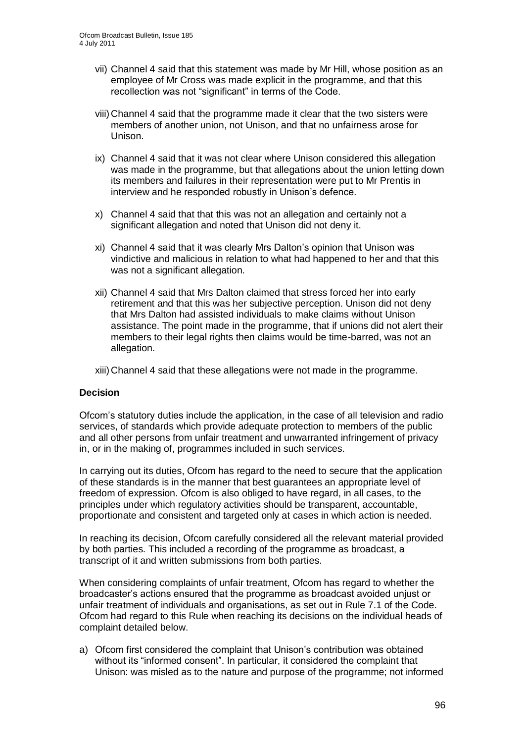vii) Channel 4 said that this statement was made by Mr Hill, whose position as an employee of Mr Cross was made explicit in the programme, and that this recollection was not "significant" in terms of the Code.

viii) Channel 4 said that the programme made it clear that the two sisters were members of another union, not Unison, and that no unfairness arose for Unison.

ix) Channel 4 said that it was not clear where Unison considered this allegation was made in the programme, but that allegations about the union letting down its members and failures in their representation were put to Mr Prentis in interview and he responded robustly in Unison's defence.

x) Channel 4 said that that this was not an allegation and certainly not a significant allegation and noted that Unison did not deny it.

xi) Channel 4 said that it was clearly Mrs Dalton's opinion that Unison was vindictive and malicious in relation to what had happened to her and that this was not a significant allegation.

xii) Channel 4 said that Mrs Dalton claimed that stress forced her into early retirement and that this was her subjective perception. Unison did not deny that Mrs Dalton had assisted individuals to make claims without Unison assistance. The point made in the programme, that if unions did not alert their members to their legal rights then claims would be time-barred, was not an allegation.

xiii) Channel 4 said that these allegations were not made in the programme.

**Decision**

Ofcom's statutory duties include the application, in the case of all television and radio services, of standards which provide adequate protection to members of the public and all other persons from unfair treatment and unwarranted infringement of privacy in, or in the making of, programmes included in such services.

In carrying out its duties, Ofcom has regard to the need to secure that the application of these standards is in the manner that best guarantees an appropriate level of freedom of expression. Ofcom is also obliged to have regard, in all cases, to the principles under which regulatory activities should be transparent, accountable, proportionate and consistent and targeted only at cases in which action is needed.

In reaching its decision, Ofcom carefully considered all the relevant material provided by both parties. This included a recording of the programme as broadcast, a transcript of it and written submissions from both parties.

When considering complaints of unfair treatment, Ofcom has regard to whether the broadcaster's actions ensured that the programme as broadcast avoided unjust or unfair treatment of individuals and organisations, as set out in Rule 7.1 of the Code. Ofcom had regard to this Rule when reaching its decisions on the individual heads of complaint detailed below.

a) Ofcom first considered the complaint that Unison's contribution was obtained without its "informed consent". In particular, it considered the complaint that Unison: was misled as to the nature and purpose of the programme; not informed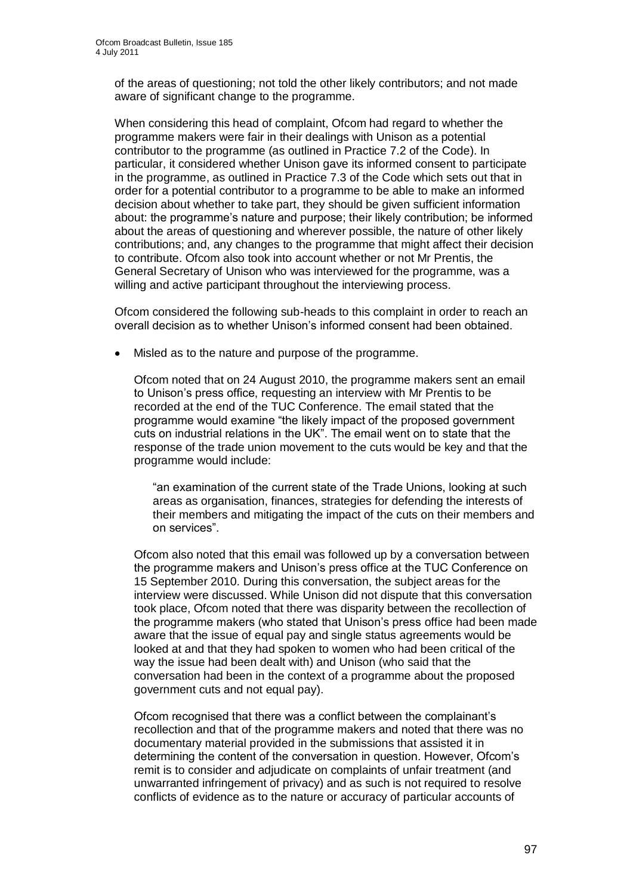of the areas of questioning; not told the other likely contributors; and not made aware of significant change to the programme.

When considering this head of complaint, Ofcom had regard to whether the programme makers were fair in their dealings with Unison as a potential contributor to the programme (as outlined in Practice 7.2 of the Code). In particular, it considered whether Unison gave its informed consent to participate in the programme, as outlined in Practice 7.3 of the Code which sets out that in order for a potential contributor to a programme to be able to make an informed decision about whether to take part, they should be given sufficient information about: the programme's nature and purpose; their likely contribution; be informed about the areas of questioning and wherever possible, the nature of other likely contributions; and, any changes to the programme that might affect their decision to contribute. Ofcom also took into account whether or not Mr Prentis, the General Secretary of Unison who was interviewed for the programme, was a willing and active participant throughout the interviewing process.

Ofcom considered the following sub-heads to this complaint in order to reach an overall decision as to whether Unison's informed consent had been obtained.

- Misled as to the nature and purpose of the programme.

  Ofcom noted that on 24 August 2010, the programme makers sent an email to Unison's press office, requesting an interview with Mr Prentis to be recorded at the end of the TUC Conference. The email stated that the programme would examine "the likely impact of the proposed government cuts on industrial relations in the UK". The email went on to state that the response of the trade union movement to the cuts would be key and that the programme would include:

  > "an examination of the current state of the Trade Unions, looking at such areas as organisation, finances, strategies for defending the interests of their members and mitigating the impact of the cuts on their members and on services".

  Ofcom also noted that this email was followed up by a conversation between the programme makers and Unison's press office at the TUC Conference on 15 September 2010. During this conversation, the subject areas for the interview were discussed. While Unison did not dispute that this conversation took place, Ofcom noted that there was disparity between the recollection of the programme makers (who stated that Unison's press office had been made aware that the issue of equal pay and single status agreements would be looked at and that they had spoken to women who had been critical of the way the issue had been dealt with) and Unison (who said that the conversation had been in the context of a programme about the proposed government cuts and not equal pay).

  Ofcom recognised that there was a conflict between the complainant's recollection and that of the programme makers and noted that there was no documentary material provided in the submissions that assisted it in determining the content of the conversation in question. However, Ofcom's remit is to consider and adjudicate on complaints of unfair treatment (and unwarranted infringement of privacy) and as such is not required to resolve conflicts of evidence as to the nature or accuracy of particular accounts of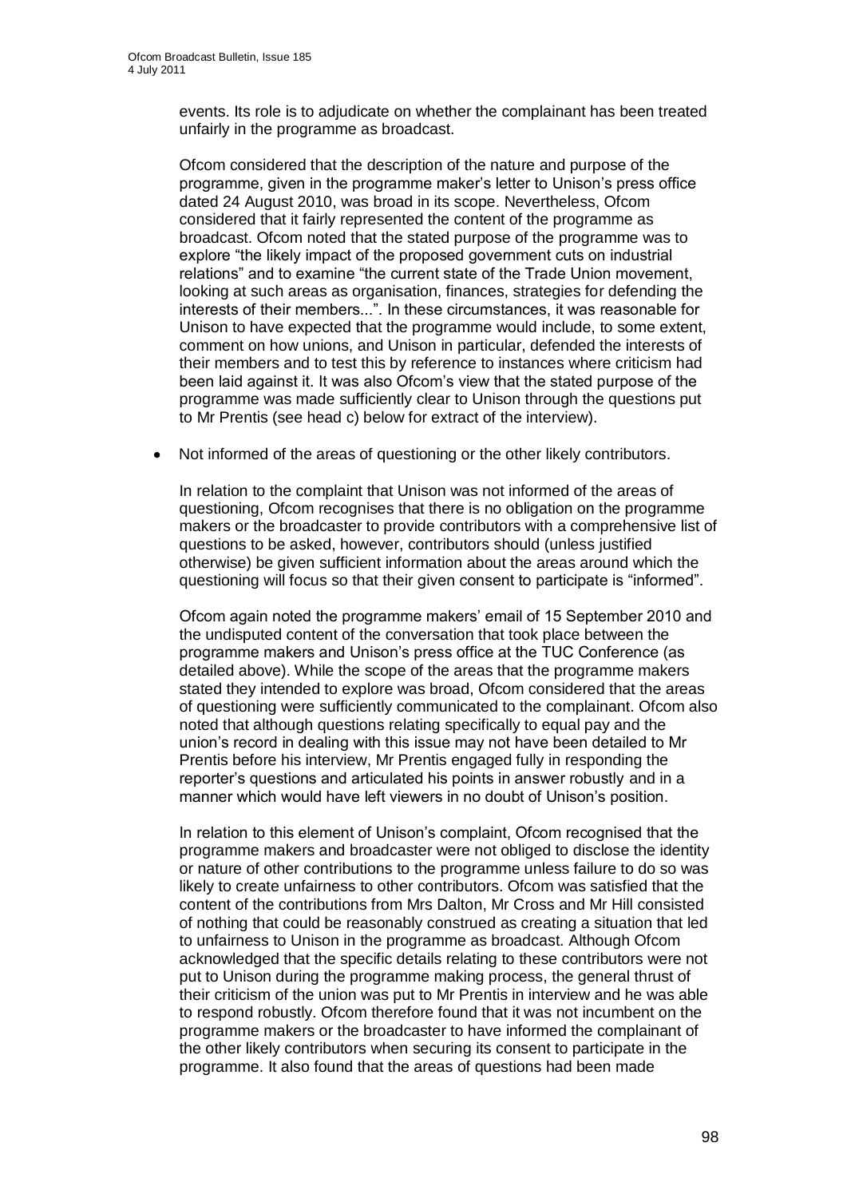events. Its role is to adjudicate on whether the complainant has been treated unfairly in the programme as broadcast.

Ofcom considered that the description of the nature and purpose of the programme, given in the programme maker's letter to Unison's press office dated 24 August 2010, was broad in its scope. Nevertheless, Ofcom considered that it fairly represented the content of the programme as broadcast. Ofcom noted that the stated purpose of the programme was to explore "the likely impact of the proposed government cuts on industrial relations" and to examine "the current state of the Trade Union movement, looking at such areas as organisation, finances, strategies for defending the interests of their members...". In these circumstances, it was reasonable for Unison to have expected that the programme would include, to some extent, comment on how unions, and Unison in particular, defended the interests of their members and to test this by reference to instances where criticism had been laid against it. It was also Ofcom's view that the stated purpose of the programme was made sufficiently clear to Unison through the questions put to Mr Prentis (see head c) below for extract of the interview).

- Not informed of the areas of questioning or the other likely contributors.

In relation to the complaint that Unison was not informed of the areas of questioning, Ofcom recognises that there is no obligation on the programme makers or the broadcaster to provide contributors with a comprehensive list of questions to be asked, however, contributors should (unless justified otherwise) be given sufficient information about the areas around which the questioning will focus so that their given consent to participate is "informed".

Ofcom again noted the programme makers' email of 15 September 2010 and the undisputed content of the conversation that took place between the programme makers and Unison's press office at the TUC Conference (as detailed above). While the scope of the areas that the programme makers stated they intended to explore was broad, Ofcom considered that the areas of questioning were sufficiently communicated to the complainant. Ofcom also noted that although questions relating specifically to equal pay and the union's record in dealing with this issue may not have been detailed to Mr Prentis before his interview, Mr Prentis engaged fully in responding the reporter's questions and articulated his points in answer robustly and in a manner which would have left viewers in no doubt of Unison's position.

In relation to this element of Unison's complaint, Ofcom recognised that the programme makers and broadcaster were not obliged to disclose the identity or nature of other contributions to the programme unless failure to do so was likely to create unfairness to other contributors. Ofcom was satisfied that the content of the contributions from Mrs Dalton, Mr Cross and Mr Hill consisted of nothing that could be reasonably construed as creating a situation that led to unfairness to Unison in the programme as broadcast. Although Ofcom acknowledged that the specific details relating to these contributors were not put to Unison during the programme making process, the general thrust of their criticism of the union was put to Mr Prentis in interview and he was able to respond robustly. Ofcom therefore found that it was not incumbent on the programme makers or the broadcaster to have informed the complainant of the other likely contributors when securing its consent to participate in the programme. It also found that the areas of questions had been made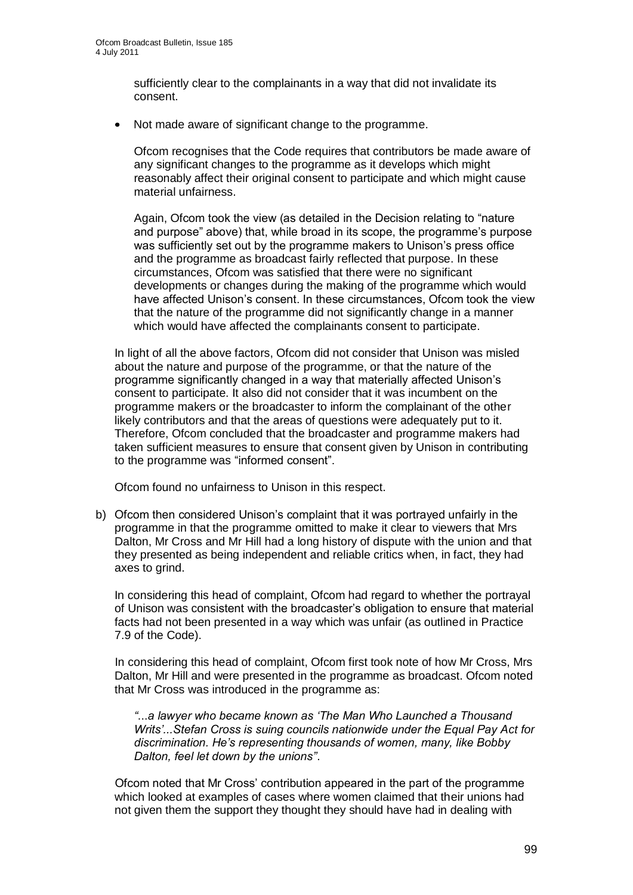sufficiently clear to the complainants in a way that did not invalidate its consent.

- Not made aware of significant change to the programme.

  Ofcom recognises that the Code requires that contributors be made aware of any significant changes to the programme as it develops which might reasonably affect their original consent to participate and which might cause material unfairness.

  Again, Ofcom took the view (as detailed in the Decision relating to "nature and purpose" above) that, while broad in its scope, the programme's purpose was sufficiently set out by the programme makers to Unison's press office and the programme as broadcast fairly reflected that purpose. In these circumstances, Ofcom was satisfied that there were no significant developments or changes during the making of the programme which would have affected Unison's consent. In these circumstances, Ofcom took the view that the nature of the programme did not significantly change in a manner which would have affected the complainants consent to participate.

In light of all the above factors, Ofcom did not consider that Unison was misled about the nature and purpose of the programme, or that the nature of the programme significantly changed in a way that materially affected Unison's consent to participate. It also did not consider that it was incumbent on the programme makers or the broadcaster to inform the complainant of the other likely contributors and that the areas of questions were adequately put to it. Therefore, Ofcom concluded that the broadcaster and programme makers had taken sufficient measures to ensure that consent given by Unison in contributing to the programme was "informed consent".

Ofcom found no unfairness to Unison in this respect.

b) Ofcom then considered Unison's complaint that it was portrayed unfairly in the programme in that the programme omitted to make it clear to viewers that Mrs Dalton, Mr Cross and Mr Hill had a long history of dispute with the union and that they presented as being independent and reliable critics when, in fact, they had axes to grind.

   In considering this head of complaint, Ofcom had regard to whether the portrayal of Unison was consistent with the broadcaster's obligation to ensure that material facts had not been presented in a way which was unfair (as outlined in Practice 7.9 of the Code).

   In considering this head of complaint, Ofcom first took note of how Mr Cross, Mrs Dalton, Mr Hill and were presented in the programme as broadcast. Ofcom noted that Mr Cross was introduced in the programme as:

   *"...a lawyer who became known as 'The Man Who Launched a Thousand Writs'...Stefan Cross is suing councils nationwide under the Equal Pay Act for discrimination. He's representing thousands of women, many, like Bobby Dalton, feel let down by the unions".*

   Ofcom noted that Mr Cross' contribution appeared in the part of the programme which looked at examples of cases where women claimed that their unions had not given them the support they thought they should have had in dealing with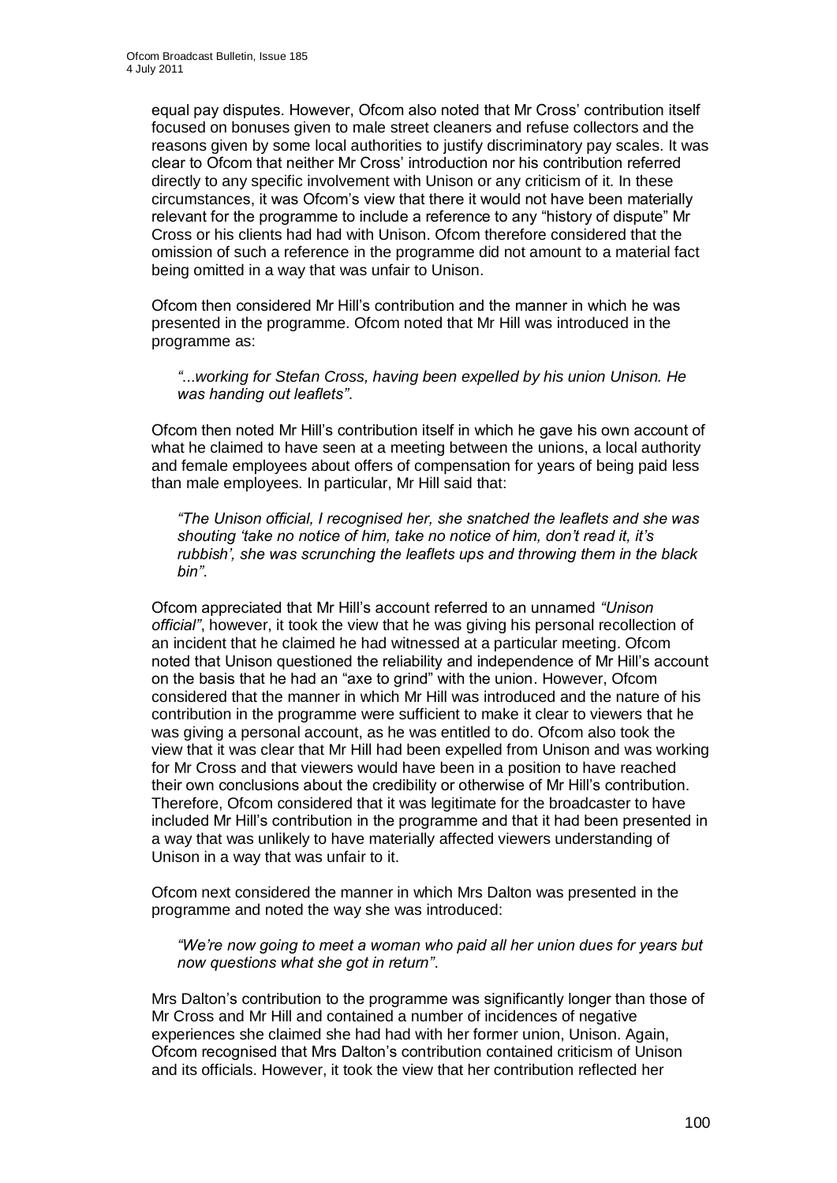equal pay disputes. However, Ofcom also noted that Mr Cross' contribution itself focused on bonuses given to male street cleaners and refuse collectors and the reasons given by some local authorities to justify discriminatory pay scales. It was clear to Ofcom that neither Mr Cross' introduction nor his contribution referred directly to any specific involvement with Unison or any criticism of it. In these circumstances, it was Ofcom's view that there it would not have been materially relevant for the programme to include a reference to any "history of dispute" Mr Cross or his clients had had with Unison. Ofcom therefore considered that the omission of such a reference in the programme did not amount to a material fact being omitted in a way that was unfair to Unison.

Ofcom then considered Mr Hill's contribution and the manner in which he was presented in the programme. Ofcom noted that Mr Hill was introduced in the programme as:

> *"...working for Stefan Cross, having been expelled by his union Unison. He was handing out leaflets"*.

Ofcom then noted Mr Hill's contribution itself in which he gave his own account of what he claimed to have seen at a meeting between the unions, a local authority and female employees about offers of compensation for years of being paid less than male employees. In particular, Mr Hill said that:

> *"The Unison official, I recognised her, she snatched the leaflets and she was shouting 'take no notice of him, take no notice of him, don't read it, it's rubbish', she was scrunching the leaflets ups and throwing them in the black bin"*.

Ofcom appreciated that Mr Hill's account referred to an unnamed *"Unison official"*, however, it took the view that he was giving his personal recollection of an incident that he claimed he had witnessed at a particular meeting. Ofcom noted that Unison questioned the reliability and independence of Mr Hill's account on the basis that he had an "axe to grind" with the union. However, Ofcom considered that the manner in which Mr Hill was introduced and the nature of his contribution in the programme were sufficient to make it clear to viewers that he was giving a personal account, as he was entitled to do. Ofcom also took the view that it was clear that Mr Hill had been expelled from Unison and was working for Mr Cross and that viewers would have been in a position to have reached their own conclusions about the credibility or otherwise of Mr Hill's contribution. Therefore, Ofcom considered that it was legitimate for the broadcaster to have included Mr Hill's contribution in the programme and that it had been presented in a way that was unlikely to have materially affected viewers understanding of Unison in a way that was unfair to it.

Ofcom next considered the manner in which Mrs Dalton was presented in the programme and noted the way she was introduced:

> *"We're now going to meet a woman who paid all her union dues for years but now questions what she got in return"*.

Mrs Dalton's contribution to the programme was significantly longer than those of Mr Cross and Mr Hill and contained a number of incidences of negative experiences she claimed she had had with her former union, Unison. Again, Ofcom recognised that Mrs Dalton's contribution contained criticism of Unison and its officials. However, it took the view that her contribution reflected her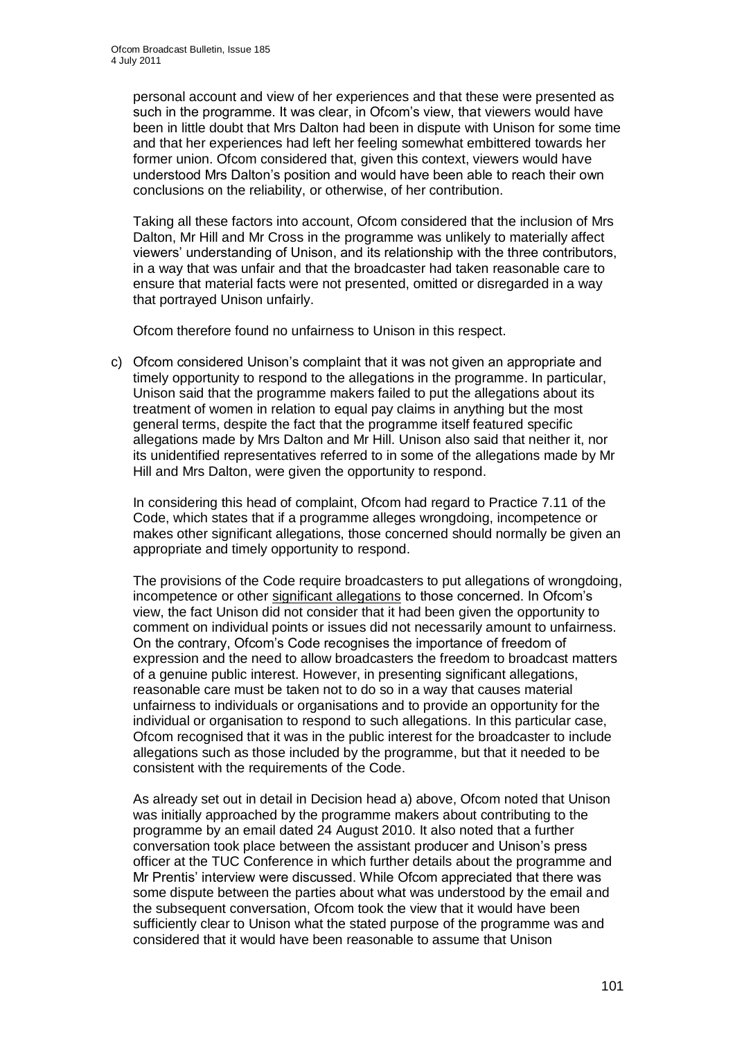personal account and view of her experiences and that these were presented as such in the programme. It was clear, in Ofcom's view, that viewers would have been in little doubt that Mrs Dalton had been in dispute with Unison for some time and that her experiences had left her feeling somewhat embittered towards her former union. Ofcom considered that, given this context, viewers would have understood Mrs Dalton's position and would have been able to reach their own conclusions on the reliability, or otherwise, of her contribution.

Taking all these factors into account, Ofcom considered that the inclusion of Mrs Dalton, Mr Hill and Mr Cross in the programme was unlikely to materially affect viewers' understanding of Unison, and its relationship with the three contributors, in a way that was unfair and that the broadcaster had taken reasonable care to ensure that material facts were not presented, omitted or disregarded in a way that portrayed Unison unfairly.

Ofcom therefore found no unfairness to Unison in this respect.

c) Ofcom considered Unison's complaint that it was not given an appropriate and timely opportunity to respond to the allegations in the programme. In particular, Unison said that the programme makers failed to put the allegations about its treatment of women in relation to equal pay claims in anything but the most general terms, despite the fact that the programme itself featured specific allegations made by Mrs Dalton and Mr Hill. Unison also said that neither it, nor its unidentified representatives referred to in some of the allegations made by Mr Hill and Mrs Dalton, were given the opportunity to respond.

In considering this head of complaint, Ofcom had regard to Practice 7.11 of the Code, which states that if a programme alleges wrongdoing, incompetence or makes other significant allegations, those concerned should normally be given an appropriate and timely opportunity to respond.

The provisions of the Code require broadcasters to put allegations of wrongdoing, incompetence or other <u>significant allegations</u> to those concerned. In Ofcom's view, the fact Unison did not consider that it had been given the opportunity to comment on individual points or issues did not necessarily amount to unfairness. On the contrary, Ofcom's Code recognises the importance of freedom of expression and the need to allow broadcasters the freedom to broadcast matters of a genuine public interest. However, in presenting significant allegations, reasonable care must be taken not to do so in a way that causes material unfairness to individuals or organisations and to provide an opportunity for the individual or organisation to respond to such allegations. In this particular case, Ofcom recognised that it was in the public interest for the broadcaster to include allegations such as those included by the programme, but that it needed to be consistent with the requirements of the Code.

As already set out in detail in Decision head a) above, Ofcom noted that Unison was initially approached by the programme makers about contributing to the programme by an email dated 24 August 2010. It also noted that a further conversation took place between the assistant producer and Unison's press officer at the TUC Conference in which further details about the programme and Mr Prentis' interview were discussed. While Ofcom appreciated that there was some dispute between the parties about what was understood by the email and the subsequent conversation, Ofcom took the view that it would have been sufficiently clear to Unison what the stated purpose of the programme was and considered that it would have been reasonable to assume that Unison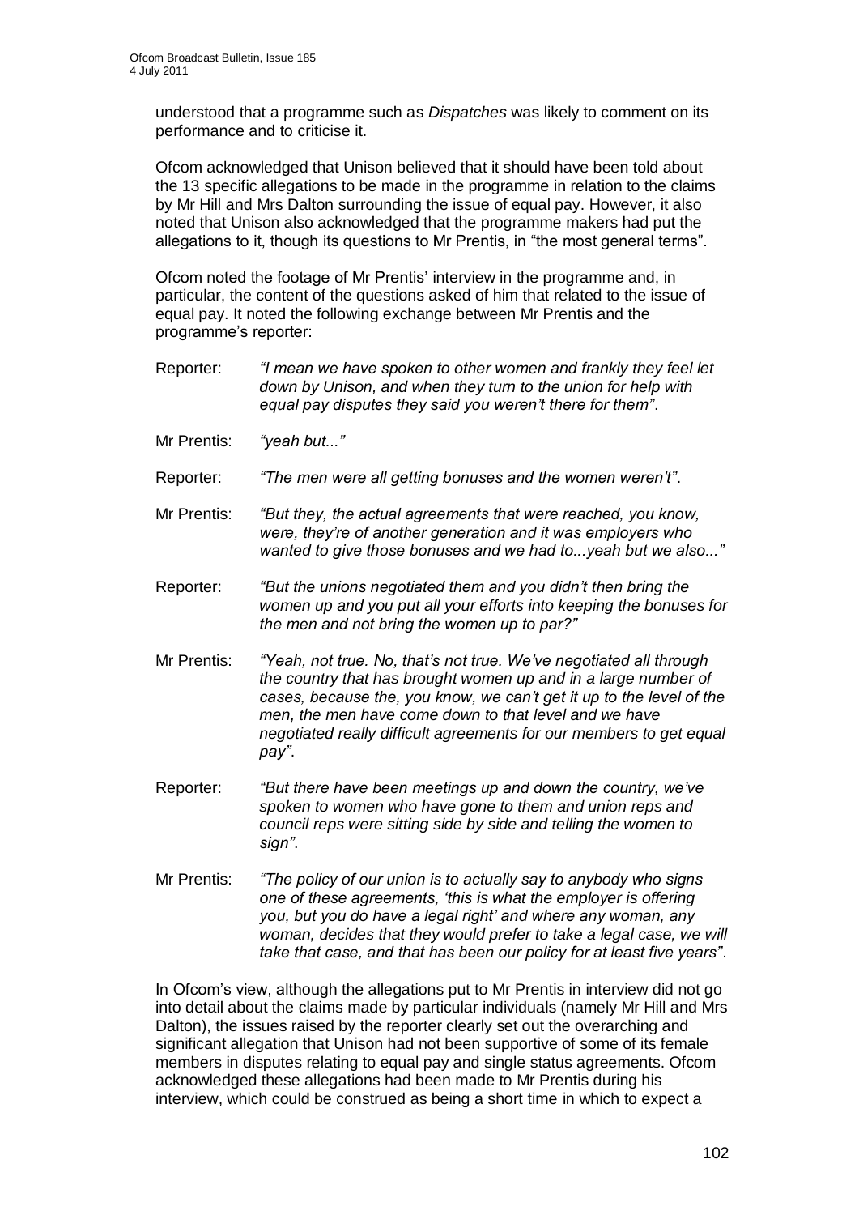understood that a programme such as *Dispatches* was likely to comment on its performance and to criticise it.

Ofcom acknowledged that Unison believed that it should have been told about the 13 specific allegations to be made in the programme in relation to the claims by Mr Hill and Mrs Dalton surrounding the issue of equal pay. However, it also noted that Unison also acknowledged that the programme makers had put the allegations to it, though its questions to Mr Prentis, in "the most general terms".

Ofcom noted the footage of Mr Prentis' interview in the programme and, in particular, the content of the questions asked of him that related to the issue of equal pay. It noted the following exchange between Mr Prentis and the programme's reporter:

Reporter: *"I mean we have spoken to other women and frankly they feel let down by Unison, and when they turn to the union for help with equal pay disputes they said you weren't there for them"*.

Mr Prentis: *"yeah but..."*

Reporter: *"The men were all getting bonuses and the women weren't"*.

Mr Prentis: *"But they, the actual agreements that were reached, you know, were, they're of another generation and it was employers who wanted to give those bonuses and we had to...yeah but we also..."*

Reporter: *"But the unions negotiated them and you didn't then bring the women up and you put all your efforts into keeping the bonuses for the men and not bring the women up to par?"*

Mr Prentis: *"Yeah, not true. No, that's not true. We've negotiated all through the country that has brought women up and in a large number of cases, because the, you know, we can't get it up to the level of the men, the men have come down to that level and we have negotiated really difficult agreements for our members to get equal pay"*.

Reporter: *"But there have been meetings up and down the country, we've spoken to women who have gone to them and union reps and council reps were sitting side by side and telling the women to sign"*.

Mr Prentis: *"The policy of our union is to actually say to anybody who signs one of these agreements, 'this is what the employer is offering you, but you do have a legal right' and where any woman, any woman, decides that they would prefer to take a legal case, we will take that case, and that has been our policy for at least five years"*.

In Ofcom's view, although the allegations put to Mr Prentis in interview did not go into detail about the claims made by particular individuals (namely Mr Hill and Mrs Dalton), the issues raised by the reporter clearly set out the overarching and significant allegation that Unison had not been supportive of some of its female members in disputes relating to equal pay and single status agreements. Ofcom acknowledged these allegations had been made to Mr Prentis during his interview, which could be construed as being a short time in which to expect a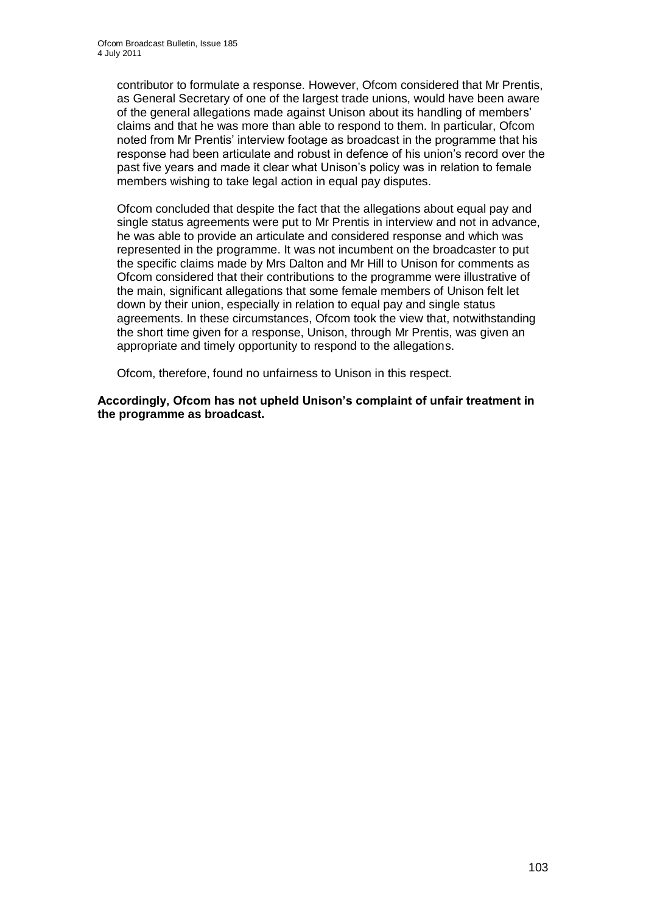contributor to formulate a response. However, Ofcom considered that Mr Prentis, as General Secretary of one of the largest trade unions, would have been aware of the general allegations made against Unison about its handling of members' claims and that he was more than able to respond to them. In particular, Ofcom noted from Mr Prentis' interview footage as broadcast in the programme that his response had been articulate and robust in defence of his union's record over the past five years and made it clear what Unison's policy was in relation to female members wishing to take legal action in equal pay disputes.

Ofcom concluded that despite the fact that the allegations about equal pay and single status agreements were put to Mr Prentis in interview and not in advance, he was able to provide an articulate and considered response and which was represented in the programme. It was not incumbent on the broadcaster to put the specific claims made by Mrs Dalton and Mr Hill to Unison for comments as Ofcom considered that their contributions to the programme were illustrative of the main, significant allegations that some female members of Unison felt let down by their union, especially in relation to equal pay and single status agreements. In these circumstances, Ofcom took the view that, notwithstanding the short time given for a response, Unison, through Mr Prentis, was given an appropriate and timely opportunity to respond to the allegations.

Ofcom, therefore, found no unfairness to Unison in this respect.

**Accordingly, Ofcom has not upheld Unison's complaint of unfair treatment in the programme as broadcast.**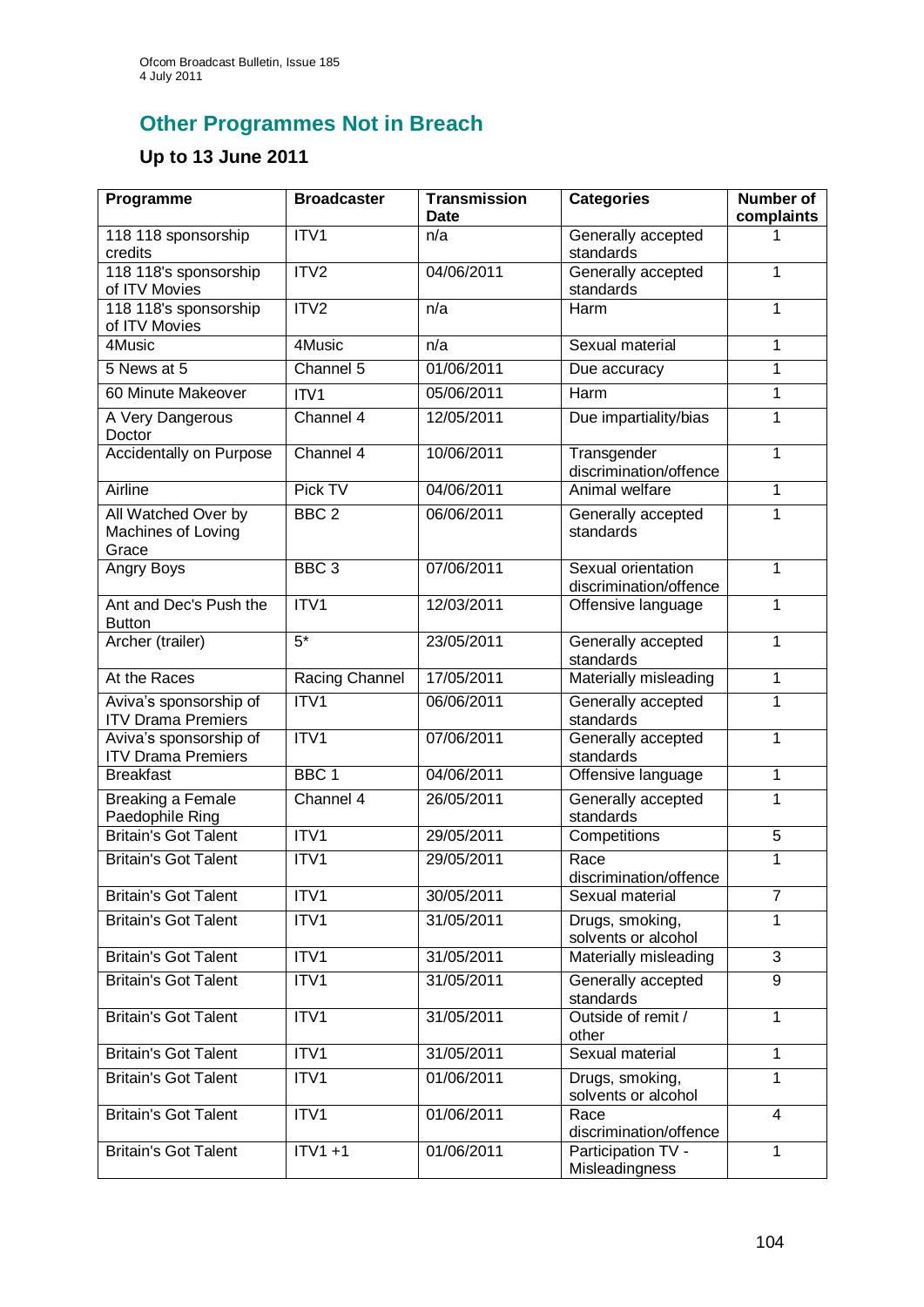## Other Programmes Not in Breach

### Up to 13 June 2011

| Programme | Broadcaster | Transmission Date | Categories | Number of complaints |
|---|---|---|---|---|
| 118 118 sponsorship credits | ITV1 | n/a | Generally accepted standards | 1 |
| 118 118's sponsorship of ITV Movies | ITV2 | 04/06/2011 | Generally accepted standards | 1 |
| 118 118's sponsorship of ITV Movies | ITV2 | n/a | Harm | 1 |
| 4Music | 4Music | n/a | Sexual material | 1 |
| 5 News at 5 | Channel 5 | 01/06/2011 | Due accuracy | 1 |
| 60 Minute Makeover | ITV1 | 05/06/2011 | Harm | 1 |
| A Very Dangerous Doctor | Channel 4 | 12/05/2011 | Due impartiality/bias | 1 |
| Accidentally on Purpose | Channel 4 | 10/06/2011 | Transgender discrimination/offence | 1 |
| Airline | Pick TV | 04/06/2011 | Animal welfare | 1 |
| All Watched Over by Machines of Loving Grace | BBC 2 | 06/06/2011 | Generally accepted standards | 1 |
| Angry Boys | BBC 3 | 07/06/2011 | Sexual orientation discrimination/offence | 1 |
| Ant and Dec's Push the Button | ITV1 | 12/03/2011 | Offensive language | 1 |
| Archer (trailer) | 5* | 23/05/2011 | Generally accepted standards | 1 |
| At the Races | Racing Channel | 17/05/2011 | Materially misleading | 1 |
| Aviva's sponsorship of ITV Drama Premiers | ITV1 | 06/06/2011 | Generally accepted standards | 1 |
| Aviva's sponsorship of ITV Drama Premiers | ITV1 | 07/06/2011 | Generally accepted standards | 1 |
| Breakfast | BBC 1 | 04/06/2011 | Offensive language | 1 |
| Breaking a Female Paedophile Ring | Channel 4 | 26/05/2011 | Generally accepted standards | 1 |
| Britain's Got Talent | ITV1 | 29/05/2011 | Competitions | 5 |
| Britain's Got Talent | ITV1 | 29/05/2011 | Race discrimination/offence | 1 |
| Britain's Got Talent | ITV1 | 30/05/2011 | Sexual material | 7 |
| Britain's Got Talent | ITV1 | 31/05/2011 | Drugs, smoking, solvents or alcohol | 1 |
| Britain's Got Talent | ITV1 | 31/05/2011 | Materially misleading | 3 |
| Britain's Got Talent | ITV1 | 31/05/2011 | Generally accepted standards | 9 |
| Britain's Got Talent | ITV1 | 31/05/2011 | Outside of remit / other | 1 |
| Britain's Got Talent | ITV1 | 31/05/2011 | Sexual material | 1 |
| Britain's Got Talent | ITV1 | 01/06/2011 | Drugs, smoking, solvents or alcohol | 1 |
| Britain's Got Talent | ITV1 | 01/06/2011 | Race discrimination/offence | 4 |
| Britain's Got Talent | ITV1 +1 | 01/06/2011 | Participation TV - Misleadingness | 1 |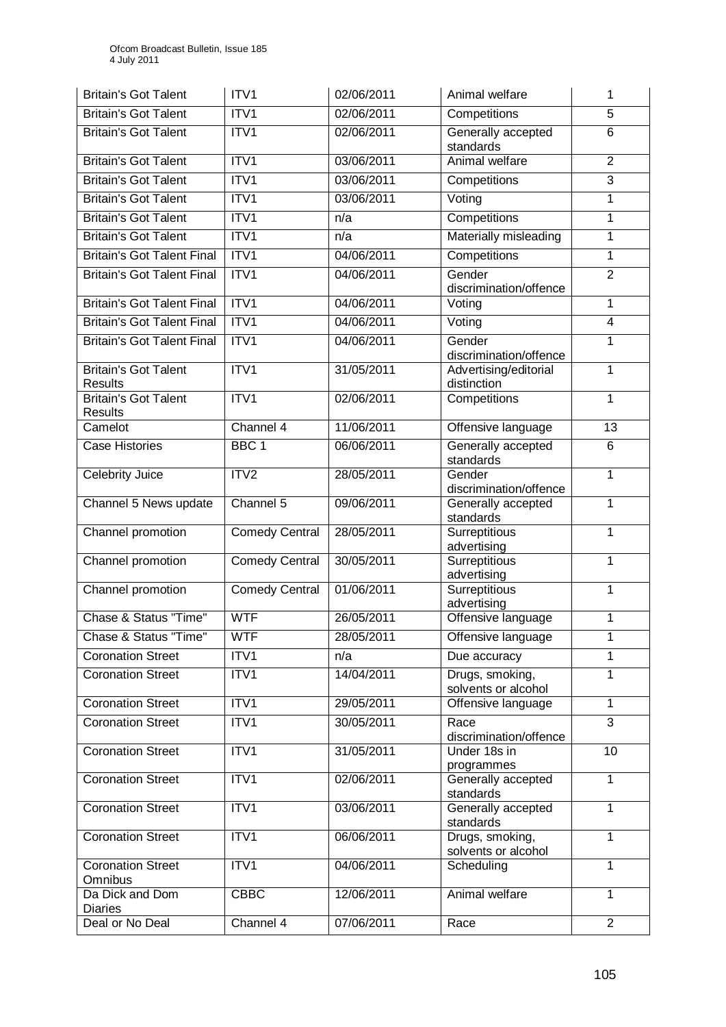| | | | | |
|---|---|---|---|---|
| Britain's Got Talent | ITV1 | 02/06/2011 | Animal welfare | 1 |
| Britain's Got Talent | ITV1 | 02/06/2011 | Competitions | 5 |
| Britain's Got Talent | ITV1 | 02/06/2011 | Generally accepted standards | 6 |
| Britain's Got Talent | ITV1 | 03/06/2011 | Animal welfare | 2 |
| Britain's Got Talent | ITV1 | 03/06/2011 | Competitions | 3 |
| Britain's Got Talent | ITV1 | 03/06/2011 | Voting | 1 |
| Britain's Got Talent | ITV1 | n/a | Competitions | 1 |
| Britain's Got Talent | ITV1 | n/a | Materially misleading | 1 |
| Britain's Got Talent Final | ITV1 | 04/06/2011 | Competitions | 1 |
| Britain's Got Talent Final | ITV1 | 04/06/2011 | Gender discrimination/offence | 2 |
| Britain's Got Talent Final | ITV1 | 04/06/2011 | Voting | 1 |
| Britain's Got Talent Final | ITV1 | 04/06/2011 | Voting | 4 |
| Britain's Got Talent Final | ITV1 | 04/06/2011 | Gender discrimination/offence | 1 |
| Britain's Got Talent Results | ITV1 | 31/05/2011 | Advertising/editorial distinction | 1 |
| Britain's Got Talent Results | ITV1 | 02/06/2011 | Competitions | 1 |
| Camelot | Channel 4 | 11/06/2011 | Offensive language | 13 |
| Case Histories | BBC 1 | 06/06/2011 | Generally accepted standards | 6 |
| Celebrity Juice | ITV2 | 28/05/2011 | Gender discrimination/offence | 1 |
| Channel 5 News update | Channel 5 | 09/06/2011 | Generally accepted standards | 1 |
| Channel promotion | Comedy Central | 28/05/2011 | Surreptitious advertising | 1 |
| Channel promotion | Comedy Central | 30/05/2011 | Surreptitious advertising | 1 |
| Channel promotion | Comedy Central | 01/06/2011 | Surreptitious advertising | 1 |
| Chase & Status "Time" | WTF | 26/05/2011 | Offensive language | 1 |
| Chase & Status "Time" | WTF | 28/05/2011 | Offensive language | 1 |
| Coronation Street | ITV1 | n/a | Due accuracy | 1 |
| Coronation Street | ITV1 | 14/04/2011 | Drugs, smoking, solvents or alcohol | 1 |
| Coronation Street | ITV1 | 29/05/2011 | Offensive language | 1 |
| Coronation Street | ITV1 | 30/05/2011 | Race discrimination/offence | 3 |
| Coronation Street | ITV1 | 31/05/2011 | Under 18s in programmes | 10 |
| Coronation Street | ITV1 | 02/06/2011 | Generally accepted standards | 1 |
| Coronation Street | ITV1 | 03/06/2011 | Generally accepted standards | 1 |
| Coronation Street | ITV1 | 06/06/2011 | Drugs, smoking, solvents or alcohol | 1 |
| Coronation Street Omnibus | ITV1 | 04/06/2011 | Scheduling | 1 |
| Da Dick and Dom Diaries | CBBC | 12/06/2011 | Animal welfare | 1 |
| Deal or No Deal | Channel 4 | 07/06/2011 | Race | 2 |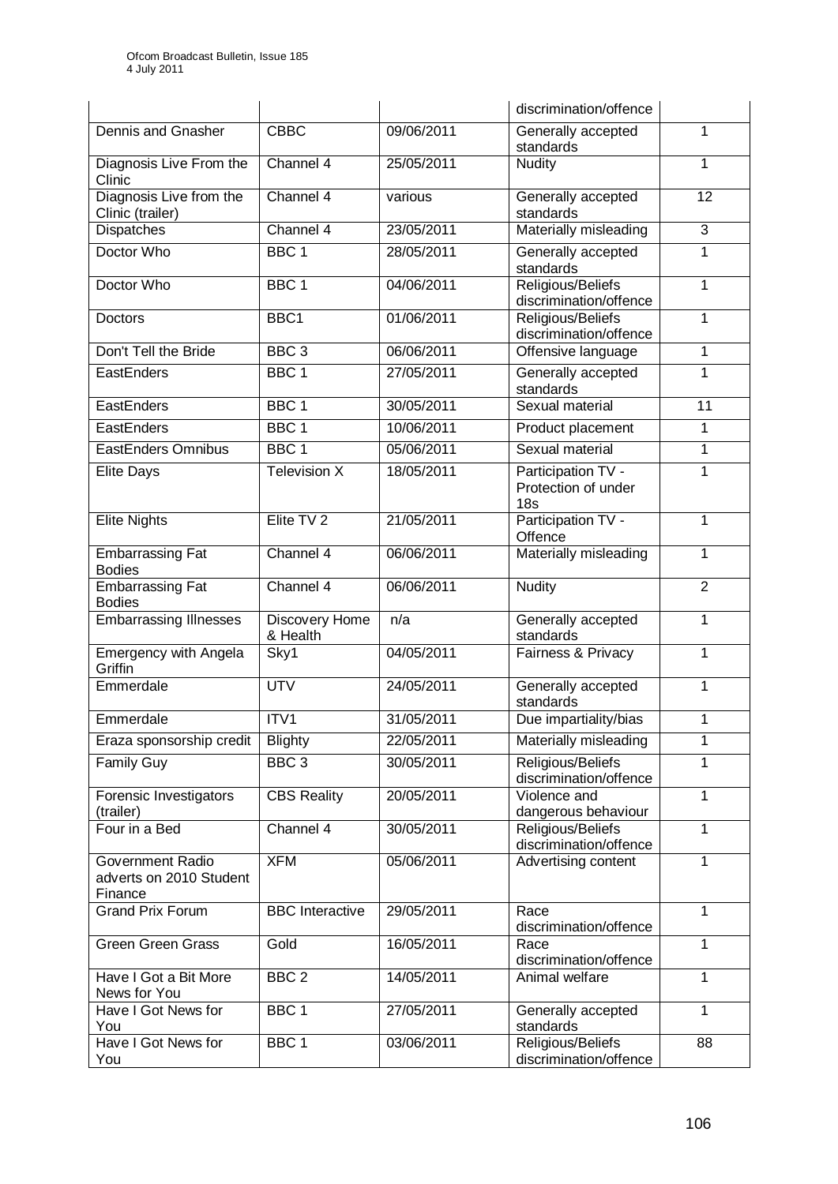| | | | discrimination/offence | |
|---|---|---|---|---|
| Dennis and Gnasher | CBBC | 09/06/2011 | Generally accepted standards | 1 |
| Diagnosis Live From the Clinic | Channel 4 | 25/05/2011 | Nudity | 1 |
| Diagnosis Live from the Clinic (trailer) | Channel 4 | various | Generally accepted standards | 12 |
| Dispatches | Channel 4 | 23/05/2011 | Materially misleading | 3 |
| Doctor Who | BBC 1 | 28/05/2011 | Generally accepted standards | 1 |
| Doctor Who | BBC 1 | 04/06/2011 | Religious/Beliefs discrimination/offence | 1 |
| Doctors | BBC1 | 01/06/2011 | Religious/Beliefs discrimination/offence | 1 |
| Don't Tell the Bride | BBC 3 | 06/06/2011 | Offensive language | 1 |
| EastEnders | BBC 1 | 27/05/2011 | Generally accepted standards | 1 |
| EastEnders | BBC 1 | 30/05/2011 | Sexual material | 11 |
| EastEnders | BBC 1 | 10/06/2011 | Product placement | 1 |
| EastEnders Omnibus | BBC 1 | 05/06/2011 | Sexual material | 1 |
| Elite Days | Television X | 18/05/2011 | Participation TV - Protection of under 18s | 1 |
| Elite Nights | Elite TV 2 | 21/05/2011 | Participation TV - Offence | 1 |
| Embarrassing Fat Bodies | Channel 4 | 06/06/2011 | Materially misleading | 1 |
| Embarrassing Fat Bodies | Channel 4 | 06/06/2011 | Nudity | 2 |
| Embarrassing Illnesses | Discovery Home & Health | n/a | Generally accepted standards | 1 |
| Emergency with Angela Griffin | Sky1 | 04/05/2011 | Fairness & Privacy | 1 |
| Emmerdale | UTV | 24/05/2011 | Generally accepted standards | 1 |
| Emmerdale | ITV1 | 31/05/2011 | Due impartiality/bias | 1 |
| Eraza sponsorship credit | Blighty | 22/05/2011 | Materially misleading | 1 |
| Family Guy | BBC 3 | 30/05/2011 | Religious/Beliefs discrimination/offence | 1 |
| Forensic Investigators (trailer) | CBS Reality | 20/05/2011 | Violence and dangerous behaviour | 1 |
| Four in a Bed | Channel 4 | 30/05/2011 | Religious/Beliefs discrimination/offence | 1 |
| Government Radio adverts on 2010 Student Finance | XFM | 05/06/2011 | Advertising content | 1 |
| Grand Prix Forum | BBC Interactive | 29/05/2011 | Race discrimination/offence | 1 |
| Green Green Grass | Gold | 16/05/2011 | Race discrimination/offence | 1 |
| Have I Got a Bit More News for You | BBC 2 | 14/05/2011 | Animal welfare | 1 |
| Have I Got News for You | BBC 1 | 27/05/2011 | Generally accepted standards | 1 |
| Have I Got News for You | BBC 1 | 03/06/2011 | Religious/Beliefs discrimination/offence | 88 |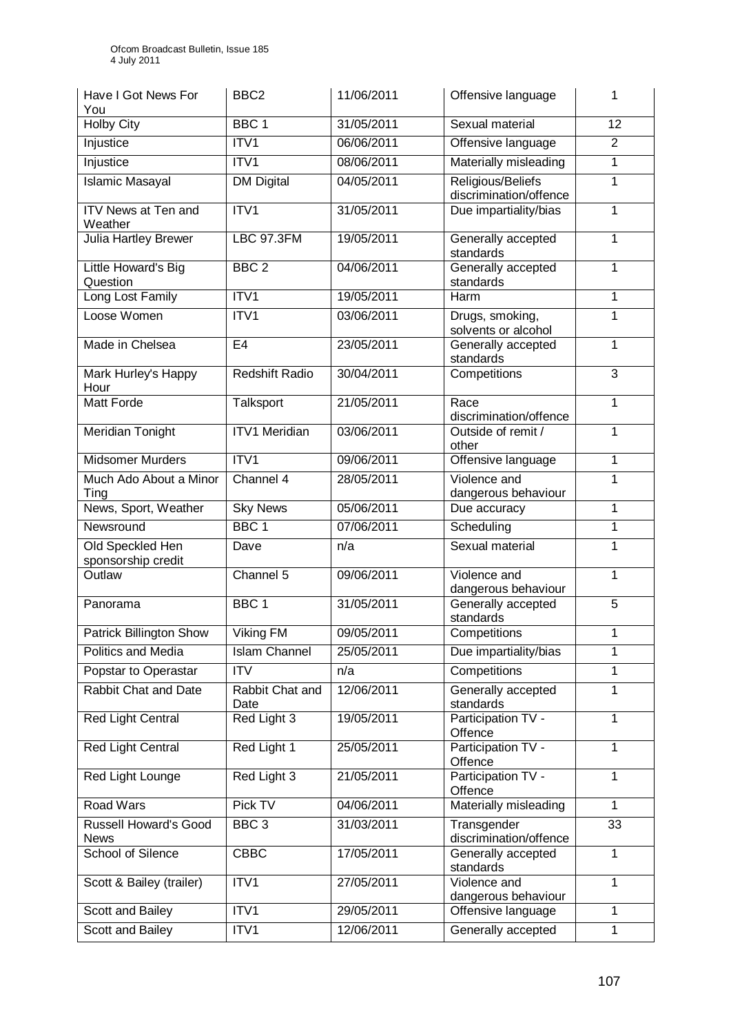| Have I Got News For You | BBC2 | 11/06/2011 | Offensive language | 1 |
|---|---|---|---|---|
| Holby City | BBC 1 | 31/05/2011 | Sexual material | 12 |
| Injustice | ITV1 | 06/06/2011 | Offensive language | 2 |
| Injustice | ITV1 | 08/06/2011 | Materially misleading | 1 |
| Islamic Masayal | DM Digital | 04/05/2011 | Religious/Beliefs discrimination/offence | 1 |
| ITV News at Ten and Weather | ITV1 | 31/05/2011 | Due impartiality/bias | 1 |
| Julia Hartley Brewer | LBC 97.3FM | 19/05/2011 | Generally accepted standards | 1 |
| Little Howard's Big Question | BBC 2 | 04/06/2011 | Generally accepted standards | 1 |
| Long Lost Family | ITV1 | 19/05/2011 | Harm | 1 |
| Loose Women | ITV1 | 03/06/2011 | Drugs, smoking, solvents or alcohol | 1 |
| Made in Chelsea | E4 | 23/05/2011 | Generally accepted standards | 1 |
| Mark Hurley's Happy Hour | Redshift Radio | 30/04/2011 | Competitions | 3 |
| Matt Forde | Talksport | 21/05/2011 | Race discrimination/offence | 1 |
| Meridian Tonight | ITV1 Meridian | 03/06/2011 | Outside of remit / other | 1 |
| Midsomer Murders | ITV1 | 09/06/2011 | Offensive language | 1 |
| Much Ado About a Minor Ting | Channel 4 | 28/05/2011 | Violence and dangerous behaviour | 1 |
| News, Sport, Weather | Sky News | 05/06/2011 | Due accuracy | 1 |
| Newsround | BBC 1 | 07/06/2011 | Scheduling | 1 |
| Old Speckled Hen sponsorship credit | Dave | n/a | Sexual material | 1 |
| Outlaw | Channel 5 | 09/06/2011 | Violence and dangerous behaviour | 1 |
| Panorama | BBC 1 | 31/05/2011 | Generally accepted standards | 5 |
| Patrick Billington Show | Viking FM | 09/05/2011 | Competitions | 1 |
| Politics and Media | Islam Channel | 25/05/2011 | Due impartiality/bias | 1 |
| Popstar to Operastar | ITV | n/a | Competitions | 1 |
| Rabbit Chat and Date | Rabbit Chat and Date | 12/06/2011 | Generally accepted standards | 1 |
| Red Light Central | Red Light 3 | 19/05/2011 | Participation TV - Offence | 1 |
| Red Light Central | Red Light 1 | 25/05/2011 | Participation TV - Offence | 1 |
| Red Light Lounge | Red Light 3 | 21/05/2011 | Participation TV - Offence | 1 |
| Road Wars | Pick TV | 04/06/2011 | Materially misleading | 1 |
| Russell Howard's Good News | BBC 3 | 31/03/2011 | Transgender discrimination/offence | 33 |
| School of Silence | CBBC | 17/05/2011 | Generally accepted standards | 1 |
| Scott & Bailey (trailer) | ITV1 | 27/05/2011 | Violence and dangerous behaviour | 1 |
| Scott and Bailey | ITV1 | 29/05/2011 | Offensive language | 1 |
| Scott and Bailey | ITV1 | 12/06/2011 | Generally accepted | 1 |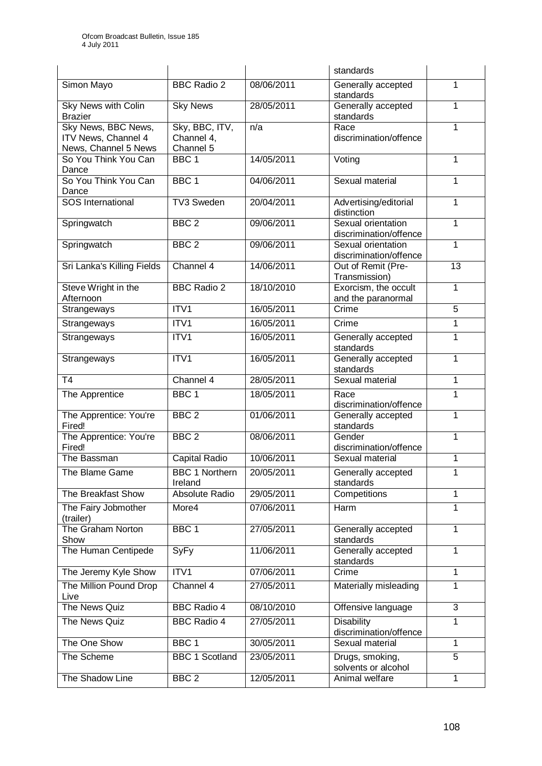| | | | | |
|---|---|---|---|---|
| | | | standards | |
| Simon Mayo | BBC Radio 2 | 08/06/2011 | Generally accepted standards | 1 |
| Sky News with Colin Brazier | Sky News | 28/05/2011 | Generally accepted standards | 1 |
| Sky News, BBC News, ITV News, Channel 4 News, Channel 5 News | Sky, BBC, ITV, Channel 4, Channel 5 | n/a | Race discrimination/offence | 1 |
| So You Think You Can Dance | BBC 1 | 14/05/2011 | Voting | 1 |
| So You Think You Can Dance | BBC 1 | 04/06/2011 | Sexual material | 1 |
| SOS International | TV3 Sweden | 20/04/2011 | Advertising/editorial distinction | 1 |
| Springwatch | BBC 2 | 09/06/2011 | Sexual orientation discrimination/offence | 1 |
| Springwatch | BBC 2 | 09/06/2011 | Sexual orientation discrimination/offence | 1 |
| Sri Lanka's Killing Fields | Channel 4 | 14/06/2011 | Out of Remit (Pre-Transmission) | 13 |
| Steve Wright in the Afternoon | BBC Radio 2 | 18/10/2010 | Exorcism, the occult and the paranormal | 1 |
| Strangeways | ITV1 | 16/05/2011 | Crime | 5 |
| Strangeways | ITV1 | 16/05/2011 | Crime | 1 |
| Strangeways | ITV1 | 16/05/2011 | Generally accepted standards | 1 |
| Strangeways | ITV1 | 16/05/2011 | Generally accepted standards | 1 |
| T4 | Channel 4 | 28/05/2011 | Sexual material | 1 |
| The Apprentice | BBC 1 | 18/05/2011 | Race discrimination/offence | 1 |
| The Apprentice: You're Fired! | BBC 2 | 01/06/2011 | Generally accepted standards | 1 |
| The Apprentice: You're Fired! | BBC 2 | 08/06/2011 | Gender discrimination/offence | 1 |
| The Bassman | Capital Radio | 10/06/2011 | Sexual material | 1 |
| The Blame Game | BBC 1 Northern Ireland | 20/05/2011 | Generally accepted standards | 1 |
| The Breakfast Show | Absolute Radio | 29/05/2011 | Competitions | 1 |
| The Fairy Jobmother (trailer) | More4 | 07/06/2011 | Harm | 1 |
| The Graham Norton Show | BBC 1 | 27/05/2011 | Generally accepted standards | 1 |
| The Human Centipede | SyFy | 11/06/2011 | Generally accepted standards | 1 |
| The Jeremy Kyle Show | ITV1 | 07/06/2011 | Crime | 1 |
| The Million Pound Drop Live | Channel 4 | 27/05/2011 | Materially misleading | 1 |
| The News Quiz | BBC Radio 4 | 08/10/2010 | Offensive language | 3 |
| The News Quiz | BBC Radio 4 | 27/05/2011 | Disability discrimination/offence | 1 |
| The One Show | BBC 1 | 30/05/2011 | Sexual material | 1 |
| The Scheme | BBC 1 Scotland | 23/05/2011 | Drugs, smoking, solvents or alcohol | 5 |
| The Shadow Line | BBC 2 | 12/05/2011 | Animal welfare | 1 |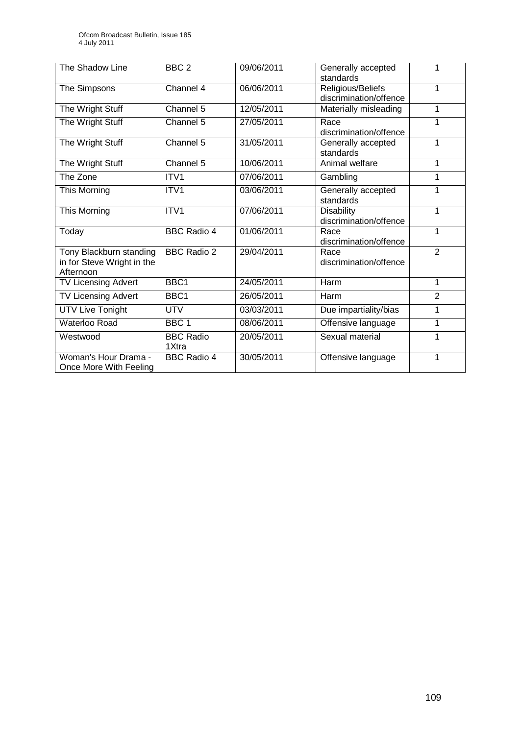| | | | | |
|---|---|---|---|---|
| The Shadow Line | BBC 2 | 09/06/2011 | Generally accepted standards | 1 |
| The Simpsons | Channel 4 | 06/06/2011 | Religious/Beliefs discrimination/offence | 1 |
| The Wright Stuff | Channel 5 | 12/05/2011 | Materially misleading | 1 |
| The Wright Stuff | Channel 5 | 27/05/2011 | Race discrimination/offence | 1 |
| The Wright Stuff | Channel 5 | 31/05/2011 | Generally accepted standards | 1 |
| The Wright Stuff | Channel 5 | 10/06/2011 | Animal welfare | 1 |
| The Zone | ITV1 | 07/06/2011 | Gambling | 1 |
| This Morning | ITV1 | 03/06/2011 | Generally accepted standards | 1 |
| This Morning | ITV1 | 07/06/2011 | Disability discrimination/offence | 1 |
| Today | BBC Radio 4 | 01/06/2011 | Race discrimination/offence | 1 |
| Tony Blackburn standing in for Steve Wright in the Afternoon | BBC Radio 2 | 29/04/2011 | Race discrimination/offence | 2 |
| TV Licensing Advert | BBC1 | 24/05/2011 | Harm | 1 |
| TV Licensing Advert | BBC1 | 26/05/2011 | Harm | 2 |
| UTV Live Tonight | UTV | 03/03/2011 | Due impartiality/bias | 1 |
| Waterloo Road | BBC 1 | 08/06/2011 | Offensive language | 1 |
| Westwood | BBC Radio 1Xtra | 20/05/2011 | Sexual material | 1 |
| Woman's Hour Drama - Once More With Feeling | BBC Radio 4 | 30/05/2011 | Offensive language | 1 |